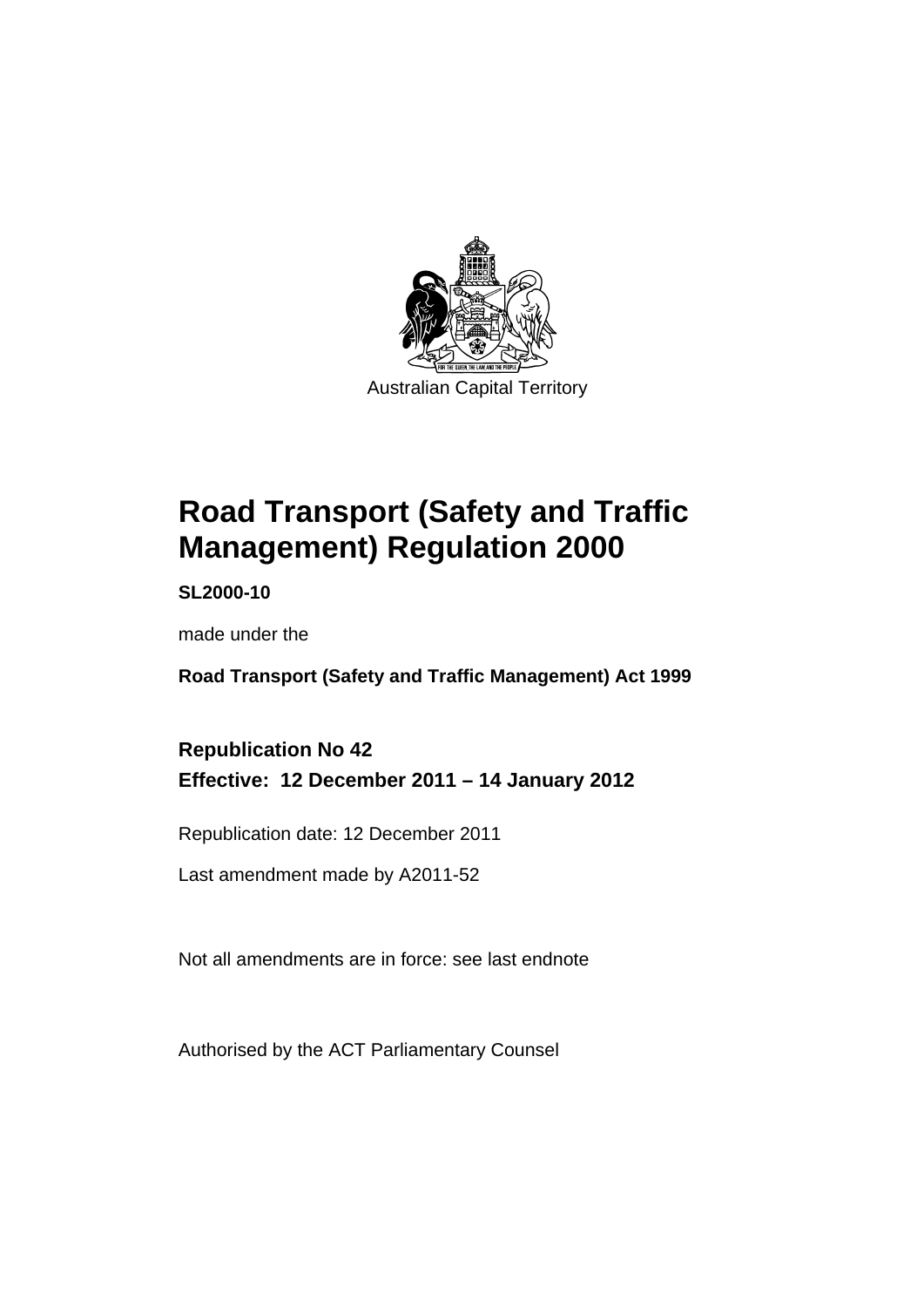Australian Capital Territory

# Road Transport (Safety and Traffic Management) Regulation 2000

**SL2000-10**

made under the

**Road Transport (Safety and Traffic Management) Act 1999**

**Republication No 42**
**Effective: 12 December 2011 – 14 January 2012**

Republication date: 12 December 2011

Last amendment made by A2011-52

Not all amendments are in force: see last endnote

Authorised by the ACT Parliamentary Counsel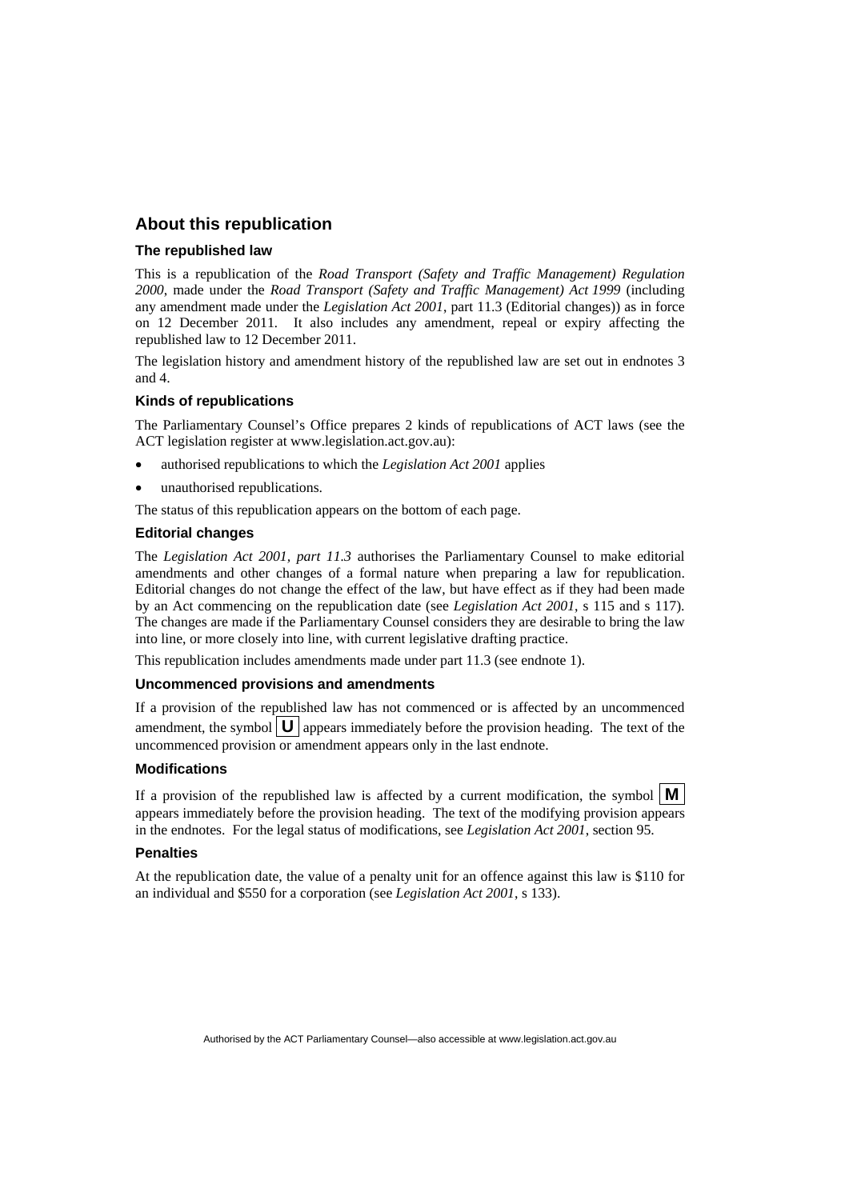## About this republication

### The republished law

This is a republication of the *Road Transport (Safety and Traffic Management) Regulation 2000*, made under the *Road Transport (Safety and Traffic Management) Act 1999* (including any amendment made under the *Legislation Act 2001*, part 11.3 (Editorial changes)) as in force on 12 December 2011. It also includes any amendment, repeal or expiry affecting the republished law to 12 December 2011.

The legislation history and amendment history of the republished law are set out in endnotes 3 and 4.

### Kinds of republications

The Parliamentary Counsel's Office prepares 2 kinds of republications of ACT laws (see the ACT legislation register at www.legislation.act.gov.au):

- authorised republications to which the *Legislation Act 2001* applies
- unauthorised republications.

The status of this republication appears on the bottom of each page.

### Editorial changes

The *Legislation Act 2001, part 11.3* authorises the Parliamentary Counsel to make editorial amendments and other changes of a formal nature when preparing a law for republication. Editorial changes do not change the effect of the law, but have effect as if they had been made by an Act commencing on the republication date (see *Legislation Act 2001*, s 115 and s 117). The changes are made if the Parliamentary Counsel considers they are desirable to bring the law into line, or more closely into line, with current legislative drafting practice.

This republication includes amendments made under part 11.3 (see endnote 1).

### Uncommenced provisions and amendments

If a provision of the republished law has not commenced or is affected by an uncommenced amendment, the symbol **U** appears immediately before the provision heading. The text of the uncommenced provision or amendment appears only in the last endnote.

### Modifications

If a provision of the republished law is affected by a current modification, the symbol **M** appears immediately before the provision heading. The text of the modifying provision appears in the endnotes. For the legal status of modifications, see *Legislation Act 2001*, section 95.

### Penalties

At the republication date, the value of a penalty unit for an offence against this law is $110 for an individual and $550 for a corporation (see *Legislation Act 2001*, s 133).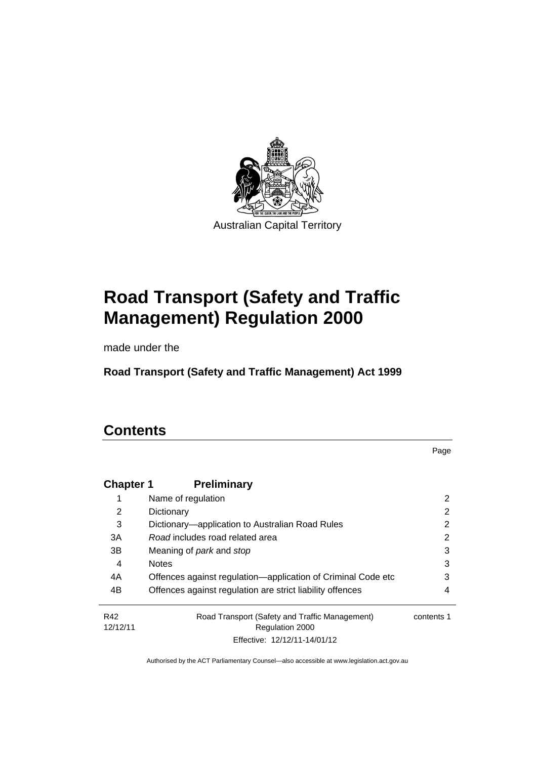Australian Capital Territory

# Road Transport (Safety and Traffic Management) Regulation 2000

made under the

**Road Transport (Safety and Traffic Management) Act 1999**

# Contents

Page

| | | |
|---|---|---|
| **Chapter 1** | **Preliminary** | |
| 1 | Name of regulation | 2 |
| 2 | Dictionary | 2 |
| 3 | Dictionary—application to Australian Road Rules | 2 |
| 3A | *Road* includes road related area | 2 |
| 3B | Meaning of *park* and *stop* | 3 |
| 4 | Notes | 3 |
| 4A | Offences against regulation—application of Criminal Code etc | 3 |
| 4B | Offences against regulation are strict liability offences | 4 |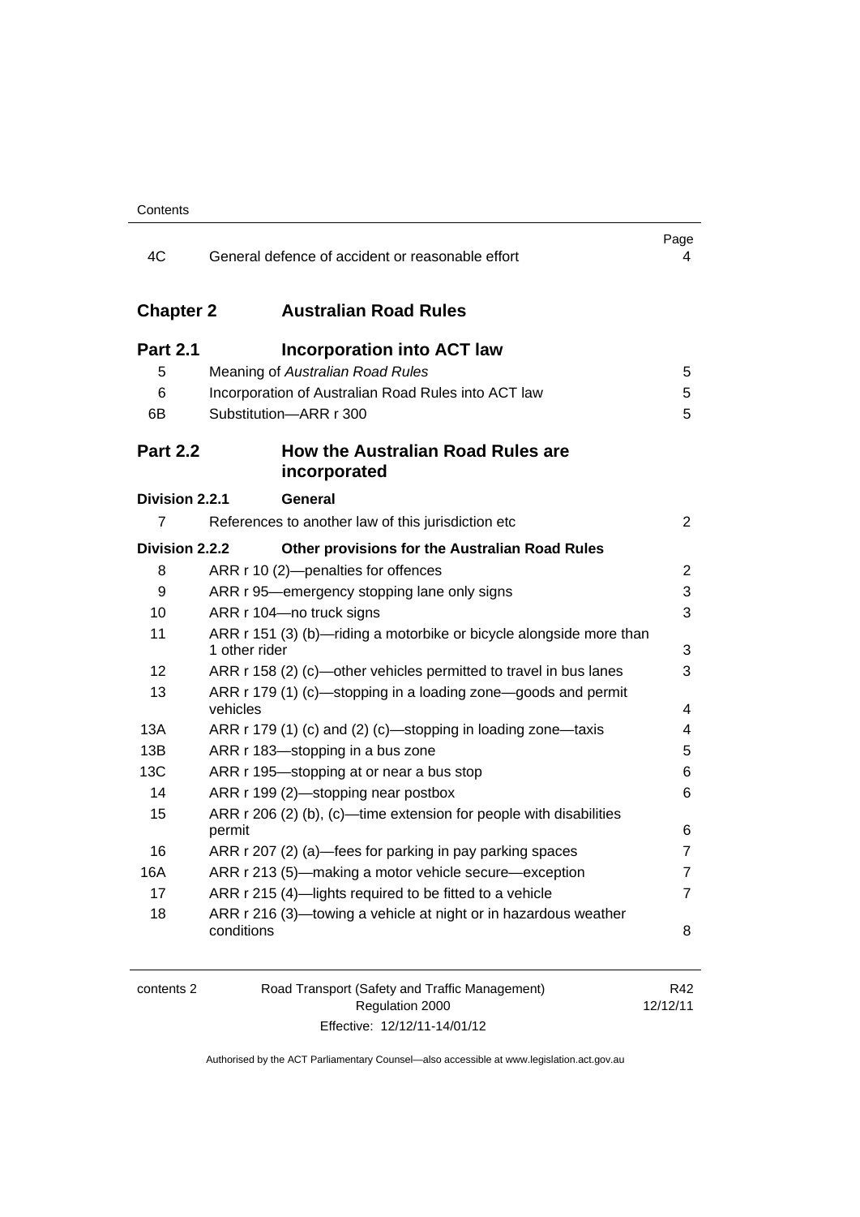| | | Page |
|---|---|---|
| 4C | General defence of accident or reasonable effort | 4 |

## Chapter 2 Australian Road Rules

### Part 2.1 Incorporation into ACT law

| | | |
|---|---|---|
| 5 | Meaning of *Australian Road Rules* | 5 |
| 6 | Incorporation of Australian Road Rules into ACT law | 5 |
| 6B | Substitution—ARR r 300 | 5 |

### Part 2.2 How the Australian Road Rules are incorporated

**Division 2.2.1 General**

| | | |
|---|---|---|
| 7 | References to another law of this jurisdiction etc | 2 |

**Division 2.2.2 Other provisions for the Australian Road Rules**

| | | |
|---|---|---|
| 8 | ARR r 10 (2)—penalties for offences | 2 |
| 9 | ARR r 95—emergency stopping lane only signs | 3 |
| 10 | ARR r 104—no truck signs | 3 |
| 11 | ARR r 151 (3) (b)—riding a motorbike or bicycle alongside more than 1 other rider | 3 |
| 12 | ARR r 158 (2) (c)—other vehicles permitted to travel in bus lanes | 3 |
| 13 | ARR r 179 (1) (c)—stopping in a loading zone—goods and permit vehicles | 4 |
| 13A | ARR r 179 (1) (c) and (2) (c)—stopping in loading zone—taxis | 4 |
| 13B | ARR r 183—stopping in a bus zone | 5 |
| 13C | ARR r 195—stopping at or near a bus stop | 6 |
| 14 | ARR r 199 (2)—stopping near postbox | 6 |
| 15 | ARR r 206 (2) (b), (c)—time extension for people with disabilities permit | 6 |
| 16 | ARR r 207 (2) (a)—fees for parking in pay parking spaces | 7 |
| 16A | ARR r 213 (5)—making a motor vehicle secure—exception | 7 |
| 17 | ARR r 215 (4)—lights required to be fitted to a vehicle | 7 |
| 18 | ARR r 216 (3)—towing a vehicle at night or in hazardous weather conditions | 8 |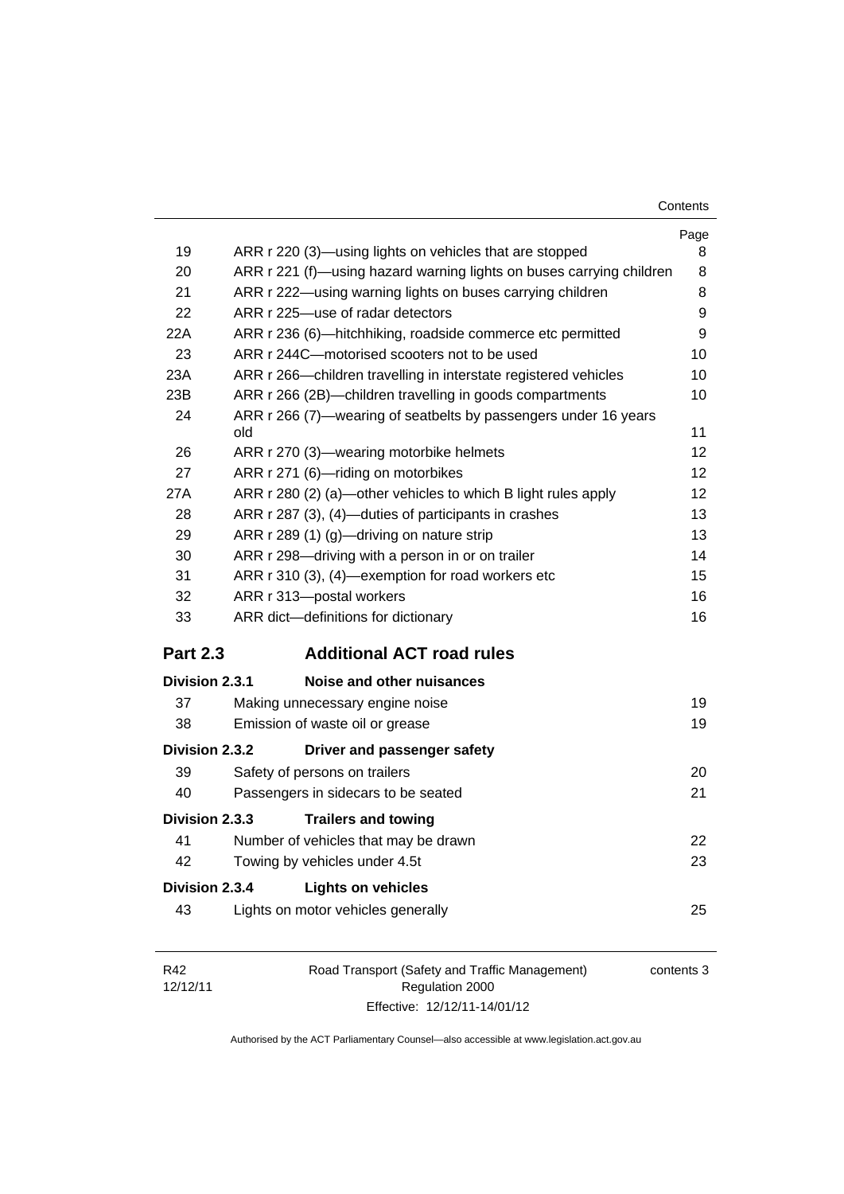| | | Page |
|---|---|---|
| 19 | ARR r 220 (3)—using lights on vehicles that are stopped | 8 |
| 20 | ARR r 221 (f)—using hazard warning lights on buses carrying children | 8 |
| 21 | ARR r 222—using warning lights on buses carrying children | 8 |
| 22 | ARR r 225—use of radar detectors | 9 |
| 22A | ARR r 236 (6)—hitchhiking, roadside commerce etc permitted | 9 |
| 23 | ARR r 244C—motorised scooters not to be used | 10 |
| 23A | ARR r 266—children travelling in interstate registered vehicles | 10 |
| 23B | ARR r 266 (2B)—children travelling in goods compartments | 10 |
| 24 | ARR r 266 (7)—wearing of seatbelts by passengers under 16 years old | 11 |
| 26 | ARR r 270 (3)—wearing motorbike helmets | 12 |
| 27 | ARR r 271 (6)—riding on motorbikes | 12 |
| 27A | ARR r 280 (2) (a)—other vehicles to which B light rules apply | 12 |
| 28 | ARR r 287 (3), (4)—duties of participants in crashes | 13 |
| 29 | ARR r 289 (1) (g)—driving on nature strip | 13 |
| 30 | ARR r 298—driving with a person in or on trailer | 14 |
| 31 | ARR r 310 (3), (4)—exemption for road workers etc | 15 |
| 32 | ARR r 313—postal workers | 16 |
| 33 | ARR dict—definitions for dictionary | 16 |

## Part 2.3 Additional ACT road rules

**Division 2.3.1 Noise and other nuisances**

| | | |
|---|---|---|
| 37 | Making unnecessary engine noise | 19 |
| 38 | Emission of waste oil or grease | 19 |

**Division 2.3.2 Driver and passenger safety**

| | | |
|---|---|---|
| 39 | Safety of persons on trailers | 20 |
| 40 | Passengers in sidecars to be seated | 21 |

**Division 2.3.3 Trailers and towing**

| | | |
|---|---|---|
| 41 | Number of vehicles that may be drawn | 22 |
| 42 | Towing by vehicles under 4.5t | 23 |

**Division 2.3.4 Lights on vehicles**

| | | |
|---|---|---|
| 43 | Lights on motor vehicles generally | 25 |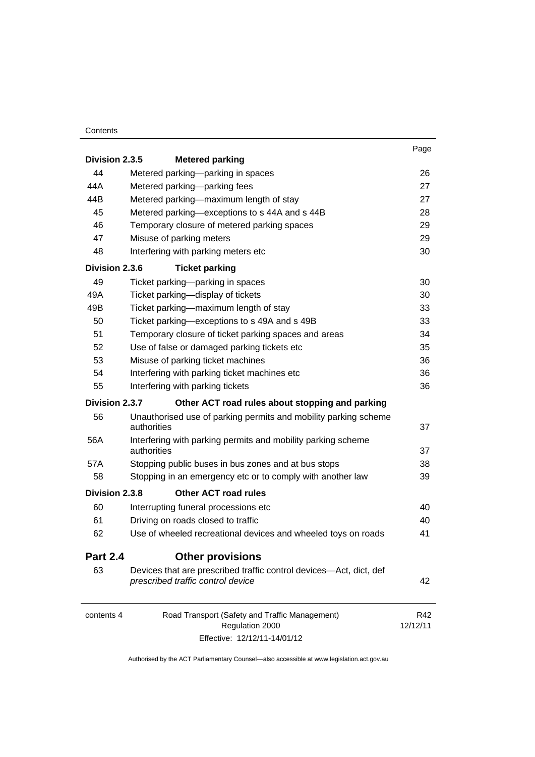| | | Page |
|---|---|---|
| **Division 2.3.5** | **Metered parking** | |
| 44 | Metered parking—parking in spaces | 26 |
| 44A | Metered parking—parking fees | 27 |
| 44B | Metered parking—maximum length of stay | 27 |
| 45 | Metered parking—exceptions to s 44A and s 44B | 28 |
| 46 | Temporary closure of metered parking spaces | 29 |
| 47 | Misuse of parking meters | 29 |
| 48 | Interfering with parking meters etc | 30 |
| **Division 2.3.6** | **Ticket parking** | |
| 49 | Ticket parking—parking in spaces | 30 |
| 49A | Ticket parking—display of tickets | 30 |
| 49B | Ticket parking—maximum length of stay | 33 |
| 50 | Ticket parking—exceptions to s 49A and s 49B | 33 |
| 51 | Temporary closure of ticket parking spaces and areas | 34 |
| 52 | Use of false or damaged parking tickets etc | 35 |
| 53 | Misuse of parking ticket machines | 36 |
| 54 | Interfering with parking ticket machines etc | 36 |
| 55 | Interfering with parking tickets | 36 |
| **Division 2.3.7** | **Other ACT road rules about stopping and parking** | |
| 56 | Unauthorised use of parking permits and mobility parking scheme authorities | 37 |
| 56A | Interfering with parking permits and mobility parking scheme authorities | 37 |
| 57A | Stopping public buses in bus zones and at bus stops | 38 |
| 58 | Stopping in an emergency etc or to comply with another law | 39 |
| **Division 2.3.8** | **Other ACT road rules** | |
| 60 | Interrupting funeral processions etc | 40 |
| 61 | Driving on roads closed to traffic | 40 |
| 62 | Use of wheeled recreational devices and wheeled toys on roads | 41 |
| **Part 2.4** | **Other provisions** | |
| 63 | Devices that are prescribed traffic control devices—Act, dict, def *prescribed traffic control device* | 42 |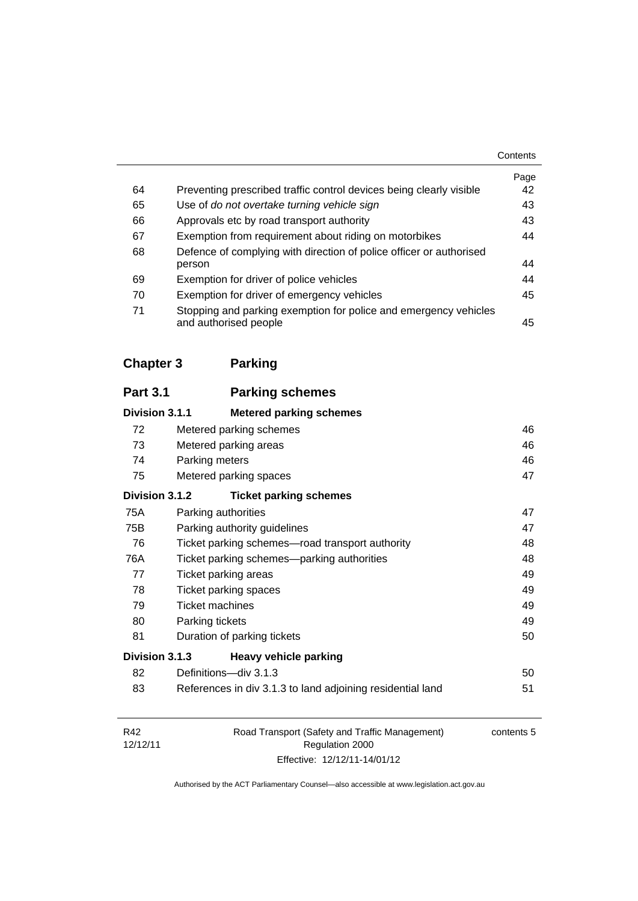| | | Page |
|---|---|---|
| 64 | Preventing prescribed traffic control devices being clearly visible | 42 |
| 65 | Use of *do not overtake turning vehicle sign* | 43 |
| 66 | Approvals etc by road transport authority | 43 |
| 67 | Exemption from requirement about riding on motorbikes | 44 |
| 68 | Defence of complying with direction of police officer or authorised person | 44 |
| 69 | Exemption for driver of police vehicles | 44 |
| 70 | Exemption for driver of emergency vehicles | 45 |
| 71 | Stopping and parking exemption for police and emergency vehicles and authorised people | 45 |

## Chapter 3 Parking

### Part 3.1 Parking schemes

#### Division 3.1.1 Metered parking schemes

| | | |
|---|---|---|
| 72 | Metered parking schemes | 46 |
| 73 | Metered parking areas | 46 |
| 74 | Parking meters | 46 |
| 75 | Metered parking spaces | 47 |

#### Division 3.1.2 Ticket parking schemes

| | | |
|---|---|---|
| 75A | Parking authorities | 47 |
| 75B | Parking authority guidelines | 47 |
| 76 | Ticket parking schemes—road transport authority | 48 |
| 76A | Ticket parking schemes—parking authorities | 48 |
| 77 | Ticket parking areas | 49 |
| 78 | Ticket parking spaces | 49 |
| 79 | Ticket machines | 49 |
| 80 | Parking tickets | 49 |
| 81 | Duration of parking tickets | 50 |

#### Division 3.1.3 Heavy vehicle parking

| | | |
|---|---|---|
| 82 | Definitions—div 3.1.3 | 50 |
| 83 | References in div 3.1.3 to land adjoining residential land | 51 |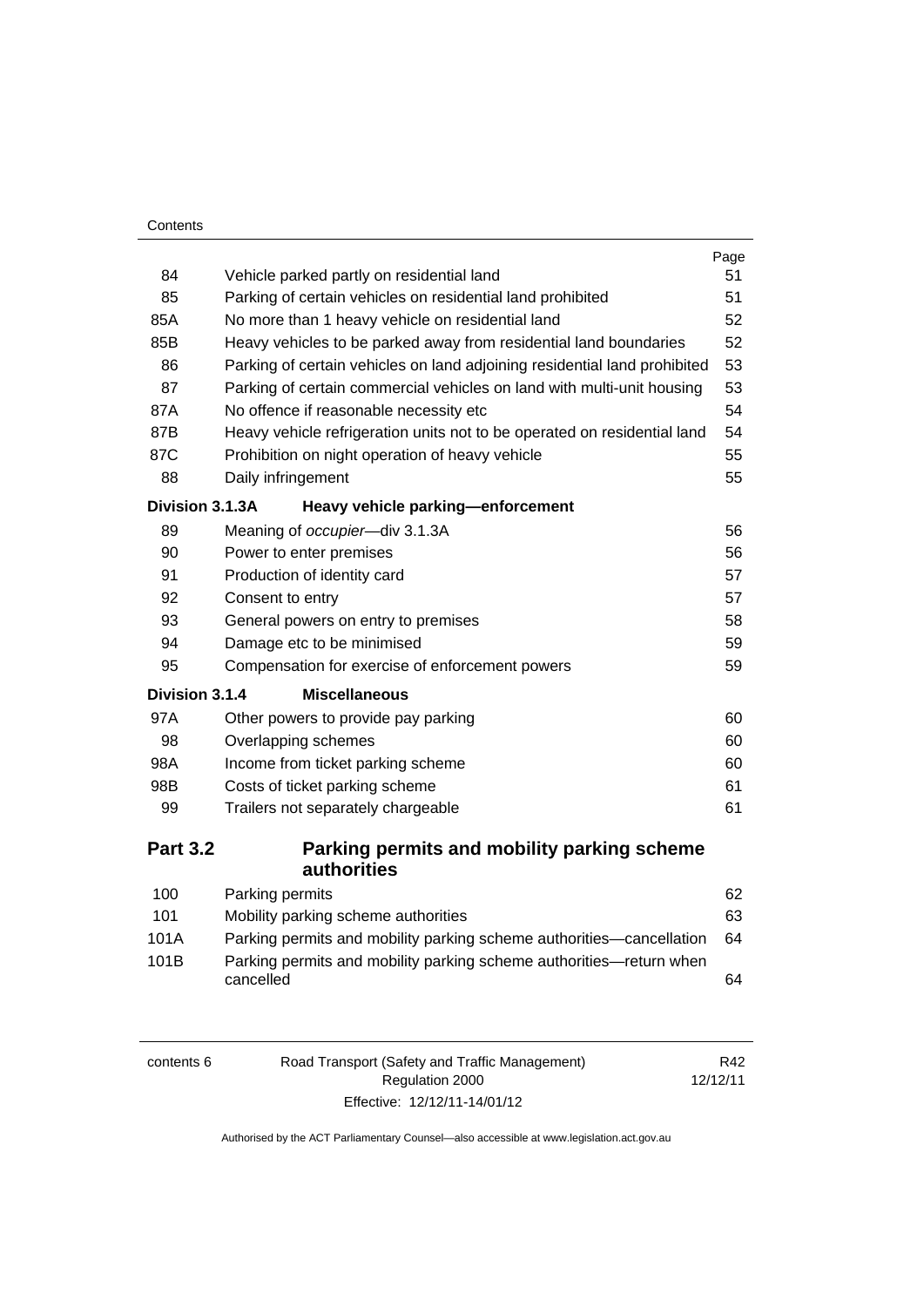| | | Page |
|---|---|---|
| 84 | Vehicle parked partly on residential land | 51 |
| 85 | Parking of certain vehicles on residential land prohibited | 51 |
| 85A | No more than 1 heavy vehicle on residential land | 52 |
| 85B | Heavy vehicles to be parked away from residential land boundaries | 52 |
| 86 | Parking of certain vehicles on land adjoining residential land prohibited | 53 |
| 87 | Parking of certain commercial vehicles on land with multi-unit housing | 53 |
| 87A | No offence if reasonable necessity etc | 54 |
| 87B | Heavy vehicle refrigeration units not to be operated on residential land | 54 |
| 87C | Prohibition on night operation of heavy vehicle | 55 |
| 88 | Daily infringement | 55 |

**Division 3.1.3A Heavy vehicle parking—enforcement**

| | | |
|---|---|---|
| 89 | Meaning of *occupier*—div 3.1.3A | 56 |
| 90 | Power to enter premises | 56 |
| 91 | Production of identity card | 57 |
| 92 | Consent to entry | 57 |
| 93 | General powers on entry to premises | 58 |
| 94 | Damage etc to be minimised | 59 |
| 95 | Compensation for exercise of enforcement powers | 59 |

**Division 3.1.4 Miscellaneous**

| | | |
|---|---|---|
| 97A | Other powers to provide pay parking | 60 |
| 98 | Overlapping schemes | 60 |
| 98A | Income from ticket parking scheme | 60 |
| 98B | Costs of ticket parking scheme | 61 |
| 99 | Trailers not separately chargeable | 61 |

## Part 3.2 Parking permits and mobility parking scheme authorities

| | | |
|---|---|---|
| 100 | Parking permits | 62 |
| 101 | Mobility parking scheme authorities | 63 |
| 101A | Parking permits and mobility parking scheme authorities—cancellation | 64 |
| 101B | Parking permits and mobility parking scheme authorities—return when cancelled | 64 |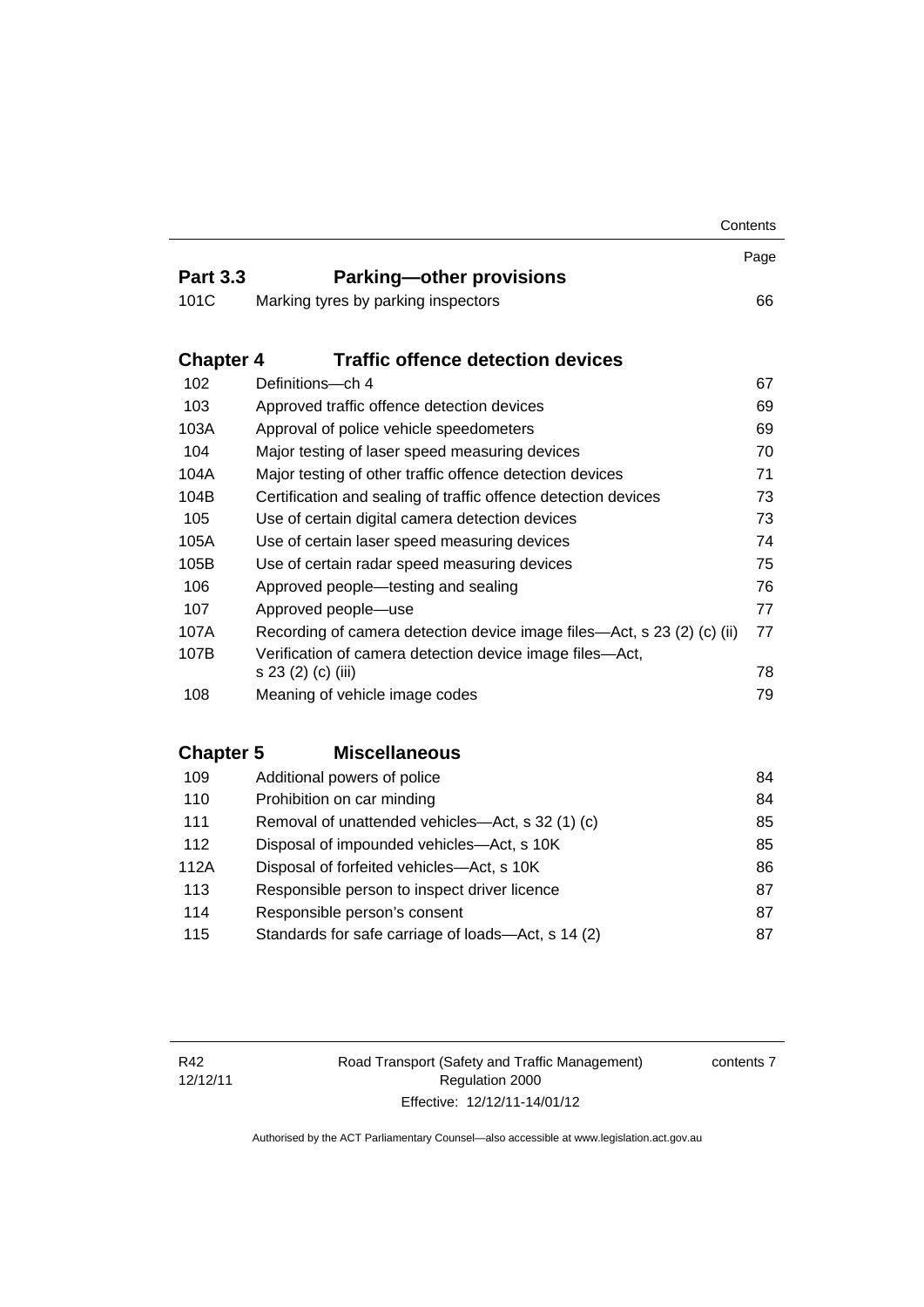| | | Page |
|---|---|---|
| **Part 3.3** | **Parking—other provisions** | |
| 101C | Marking tyres by parking inspectors | 66 |
| **Chapter 4** | **Traffic offence detection devices** | |
| 102 | Definitions—ch 4 | 67 |
| 103 | Approved traffic offence detection devices | 69 |
| 103A | Approval of police vehicle speedometers | 69 |
| 104 | Major testing of laser speed measuring devices | 70 |
| 104A | Major testing of other traffic offence detection devices | 71 |
| 104B | Certification and sealing of traffic offence detection devices | 73 |
| 105 | Use of certain digital camera detection devices | 73 |
| 105A | Use of certain laser speed measuring devices | 74 |
| 105B | Use of certain radar speed measuring devices | 75 |
| 106 | Approved people—testing and sealing | 76 |
| 107 | Approved people—use | 77 |
| 107A | Recording of camera detection device image files—Act, s 23 (2) (c) (ii) | 77 |
| 107B | Verification of camera detection device image files—Act, s 23 (2) (c) (iii) | 78 |
| 108 | Meaning of vehicle image codes | 79 |
| **Chapter 5** | **Miscellaneous** | |
| 109 | Additional powers of police | 84 |
| 110 | Prohibition on car minding | 84 |
| 111 | Removal of unattended vehicles—Act, s 32 (1) (c) | 85 |
| 112 | Disposal of impounded vehicles—Act, s 10K | 85 |
| 112A | Disposal of forfeited vehicles—Act, s 10K | 86 |
| 113 | Responsible person to inspect driver licence | 87 |
| 114 | Responsible person's consent | 87 |
| 115 | Standards for safe carriage of loads—Act, s 14 (2) | 87 |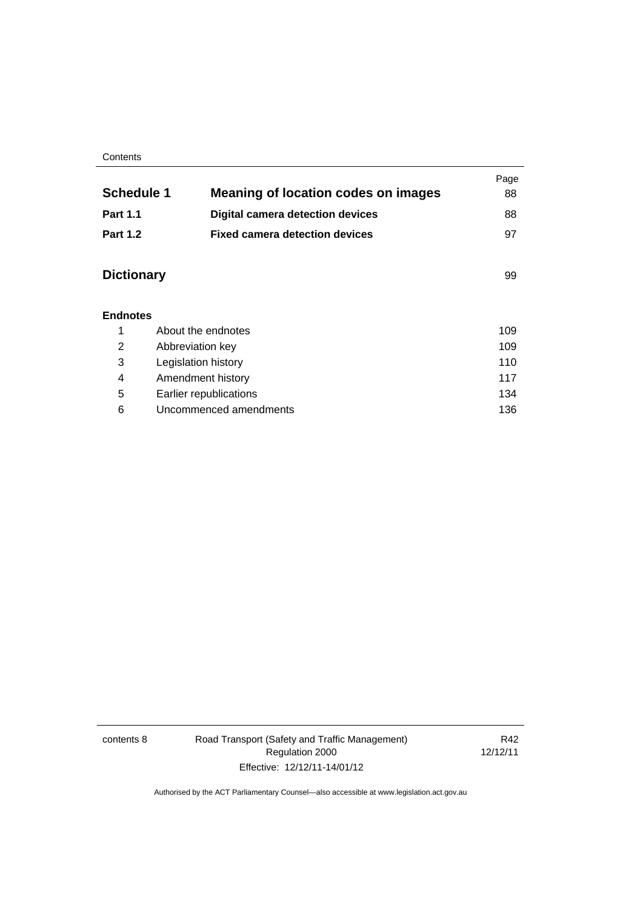| | | Page |
|---|---|---|
| **Schedule 1** | **Meaning of location codes on images** | 88 |
| **Part 1.1** | **Digital camera detection devices** | 88 |
| **Part 1.2** | **Fixed camera detection devices** | 97 |
| **Dictionary** | | 99 |

**Endnotes**

| | | |
|---|---|---|
| 1 | About the endnotes | 109 |
| 2 | Abbreviation key | 109 |
| 3 | Legislation history | 110 |
| 4 | Amendment history | 117 |
| 5 | Earlier republications | 134 |
| 6 | Uncommenced amendments | 136 |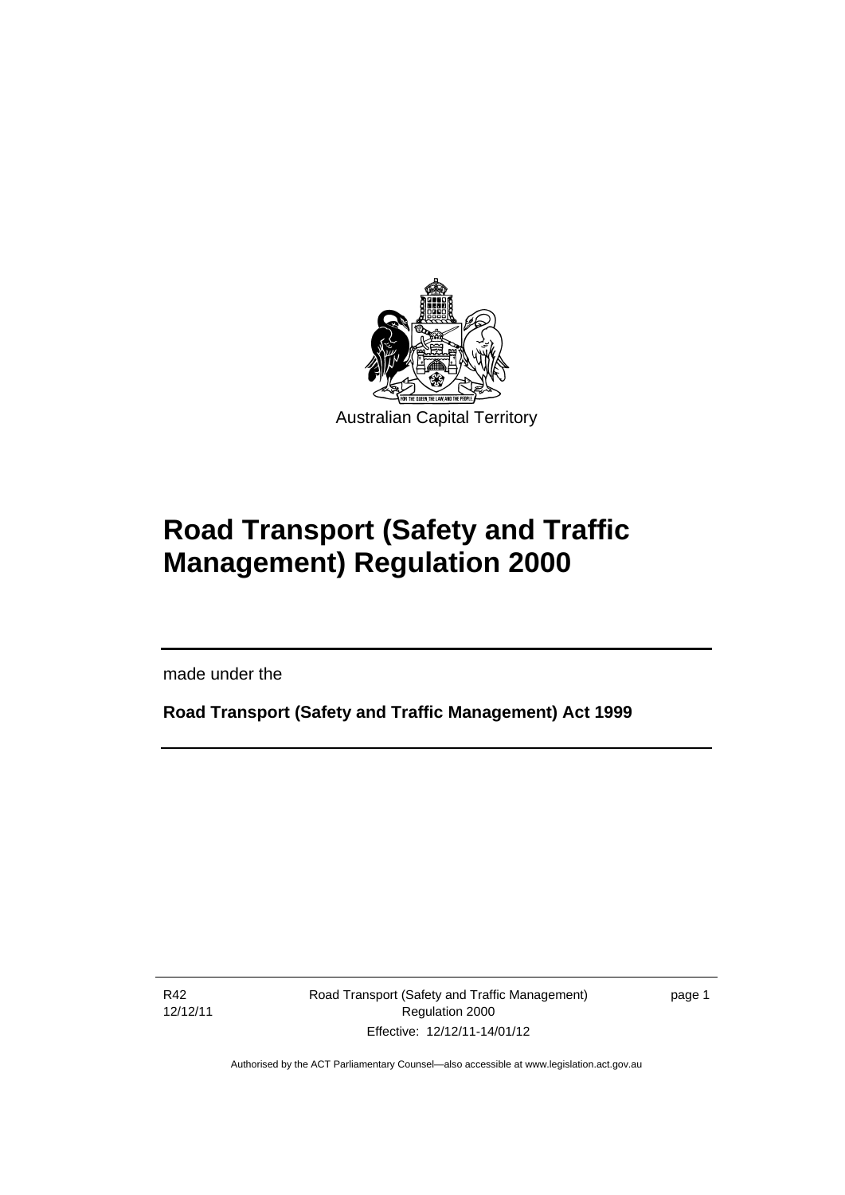Australian Capital Territory

# Road Transport (Safety and Traffic Management) Regulation 2000

made under the

**Road Transport (Safety and Traffic Management) Act 1999**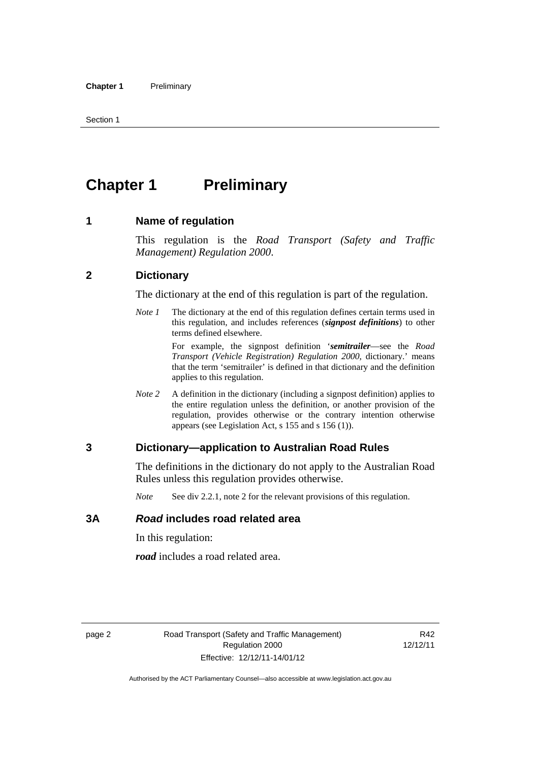# Chapter 1 Preliminary

## 1 Name of regulation

This regulation is the *Road Transport (Safety and Traffic Management) Regulation 2000*.

## 2 Dictionary

The dictionary at the end of this regulation is part of the regulation.

*Note 1* The dictionary at the end of this regulation defines certain terms used in this regulation, and includes references (***signpost definitions***) to other terms defined elsewhere.

For example, the signpost definition '***semitrailer***—see the *Road Transport (Vehicle Registration) Regulation 2000*, dictionary.' means that the term 'semitrailer' is defined in that dictionary and the definition applies to this regulation.

*Note 2* A definition in the dictionary (including a signpost definition) applies to the entire regulation unless the definition, or another provision of the regulation, provides otherwise or the contrary intention otherwise appears (see Legislation Act, s 155 and s 156 (1)).

## 3 Dictionary—application to Australian Road Rules

The definitions in the dictionary do not apply to the Australian Road Rules unless this regulation provides otherwise.

*Note* See div 2.2.1, note 2 for the relevant provisions of this regulation.

## 3A *Road* includes road related area

In this regulation:

***road*** includes a road related area.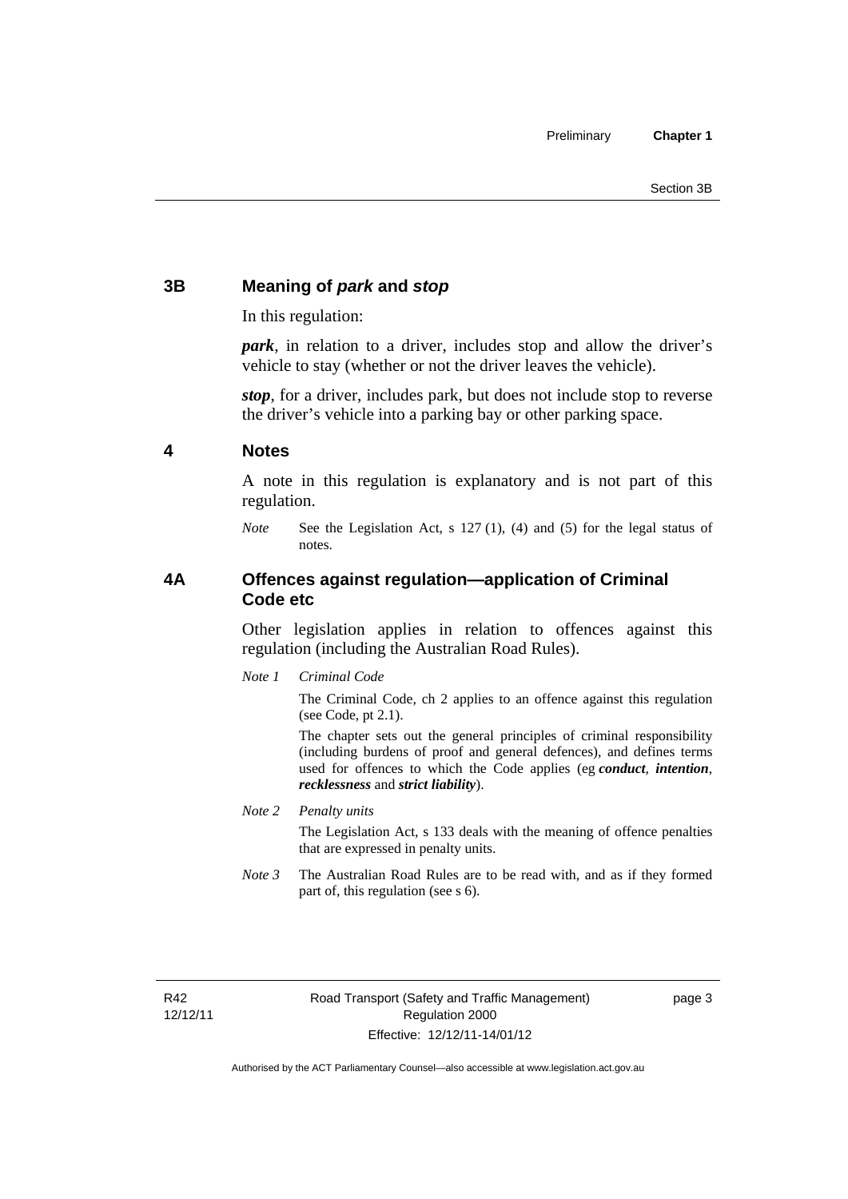### 3B Meaning of *park* and *stop*

In this regulation:

***park***, in relation to a driver, includes stop and allow the driver's vehicle to stay (whether or not the driver leaves the vehicle).

***stop***, for a driver, includes park, but does not include stop to reverse the driver's vehicle into a parking bay or other parking space.

### 4 Notes

A note in this regulation is explanatory and is not part of this regulation.

*Note* See the Legislation Act, s 127 (1), (4) and (5) for the legal status of notes.

### 4A Offences against regulation—application of Criminal Code etc

Other legislation applies in relation to offences against this regulation (including the Australian Road Rules).

*Note 1* *Criminal Code*

The Criminal Code, ch 2 applies to an offence against this regulation (see Code, pt 2.1).

The chapter sets out the general principles of criminal responsibility (including burdens of proof and general defences), and defines terms used for offences to which the Code applies (eg ***conduct***, ***intention***, ***recklessness*** and ***strict liability***).

*Note 2* *Penalty units*

The Legislation Act, s 133 deals with the meaning of offence penalties that are expressed in penalty units.

*Note 3* The Australian Road Rules are to be read with, and as if they formed part of, this regulation (see s 6).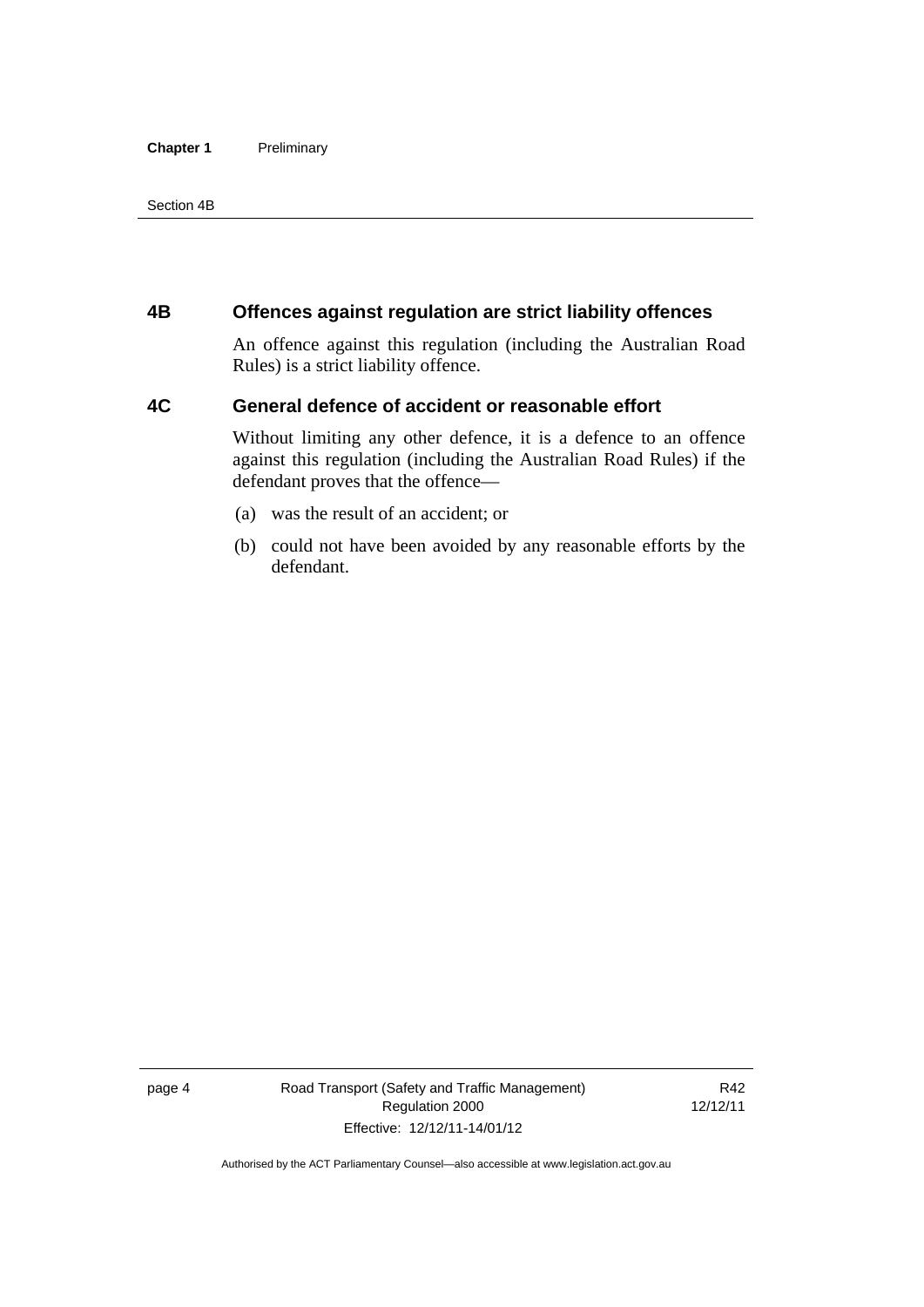## 4B Offences against regulation are strict liability offences

An offence against this regulation (including the Australian Road Rules) is a strict liability offence.

## 4C General defence of accident or reasonable effort

Without limiting any other defence, it is a defence to an offence against this regulation (including the Australian Road Rules) if the defendant proves that the offence—

(a) was the result of an accident; or

(b) could not have been avoided by any reasonable efforts by the defendant.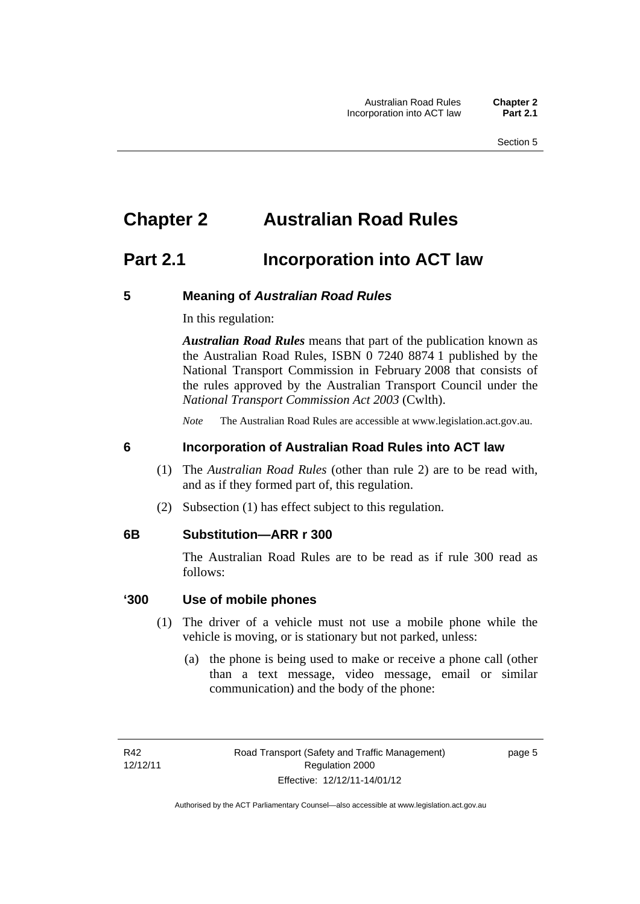# Chapter 2 Australian Road Rules

## Part 2.1 Incorporation into ACT law

### 5 Meaning of *Australian Road Rules*

In this regulation:

***Australian Road Rules*** means that part of the publication known as the Australian Road Rules, ISBN 0 7240 8874 1 published by the National Transport Commission in February 2008 that consists of the rules approved by the Australian Transport Council under the *National Transport Commission Act 2003* (Cwlth).

*Note* The Australian Road Rules are accessible at www.legislation.act.gov.au.

### 6 Incorporation of Australian Road Rules into ACT law

(1) The *Australian Road Rules* (other than rule 2) are to be read with, and as if they formed part of, this regulation.

(2) Subsection (1) has effect subject to this regulation.

### 6B Substitution—ARR r 300

The Australian Road Rules are to be read as if rule 300 read as follows:

### '300 Use of mobile phones

(1) The driver of a vehicle must not use a mobile phone while the vehicle is moving, or is stationary but not parked, unless:

(a) the phone is being used to make or receive a phone call (other than a text message, video message, email or similar communication) and the body of the phone: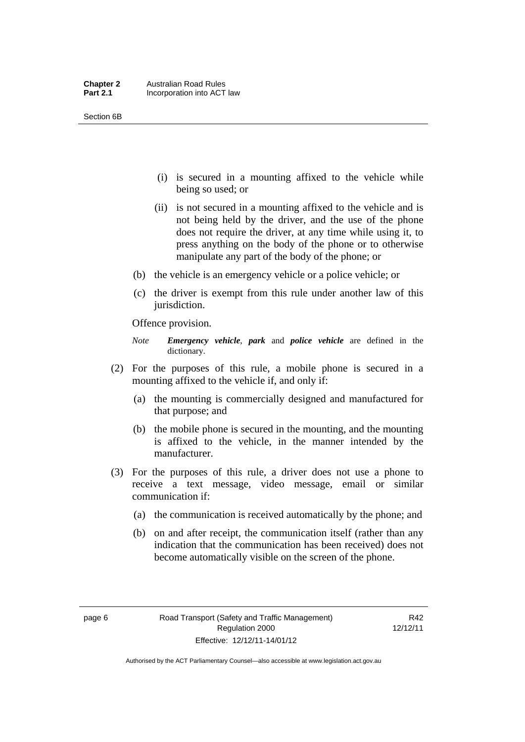(i) is secured in a mounting affixed to the vehicle while being so used; or

(ii) is not secured in a mounting affixed to the vehicle and is not being held by the driver, and the use of the phone does not require the driver, at any time while using it, to press anything on the body of the phone or to otherwise manipulate any part of the body of the phone; or

(b) the vehicle is an emergency vehicle or a police vehicle; or

(c) the driver is exempt from this rule under another law of this jurisdiction.

Offence provision.

*Note* ***Emergency vehicle***, ***park*** and ***police vehicle*** are defined in the dictionary.

(2) For the purposes of this rule, a mobile phone is secured in a mounting affixed to the vehicle if, and only if:

(a) the mounting is commercially designed and manufactured for that purpose; and

(b) the mobile phone is secured in the mounting, and the mounting is affixed to the vehicle, in the manner intended by the manufacturer.

(3) For the purposes of this rule, a driver does not use a phone to receive a text message, video message, email or similar communication if:

(a) the communication is received automatically by the phone; and

(b) on and after receipt, the communication itself (rather than any indication that the communication has been received) does not become automatically visible on the screen of the phone.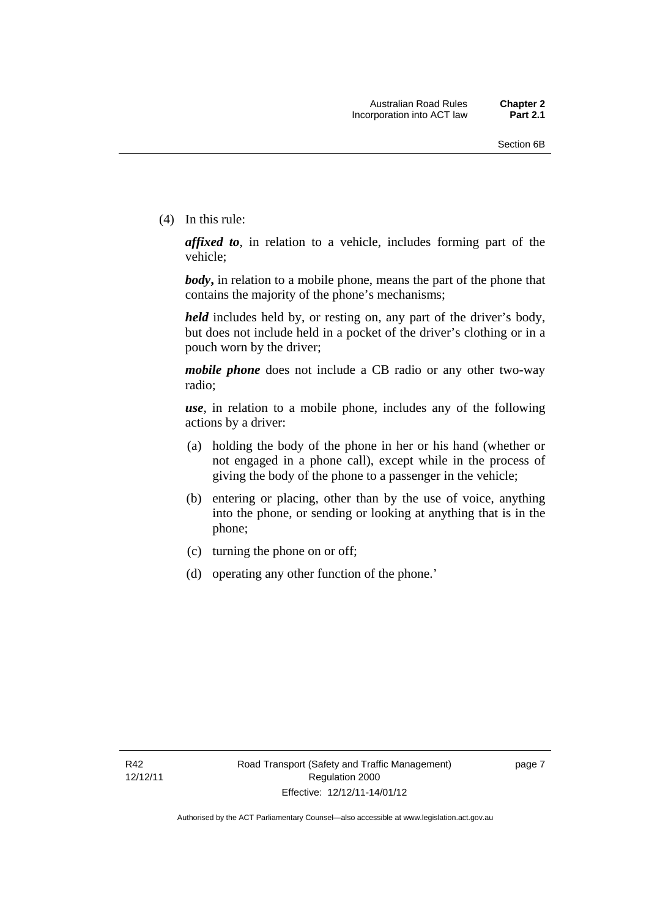(4) In this rule:

***affixed to***, in relation to a vehicle, includes forming part of the vehicle;

***body***, in relation to a mobile phone, means the part of the phone that contains the majority of the phone's mechanisms;

***held*** includes held by, or resting on, any part of the driver's body, but does not include held in a pocket of the driver's clothing or in a pouch worn by the driver;

***mobile phone*** does not include a CB radio or any other two-way radio;

***use***, in relation to a mobile phone, includes any of the following actions by a driver:

(a) holding the body of the phone in her or his hand (whether or not engaged in a phone call), except while in the process of giving the body of the phone to a passenger in the vehicle;

(b) entering or placing, other than by the use of voice, anything into the phone, or sending or looking at anything that is in the phone;

(c) turning the phone on or off;

(d) operating any other function of the phone.'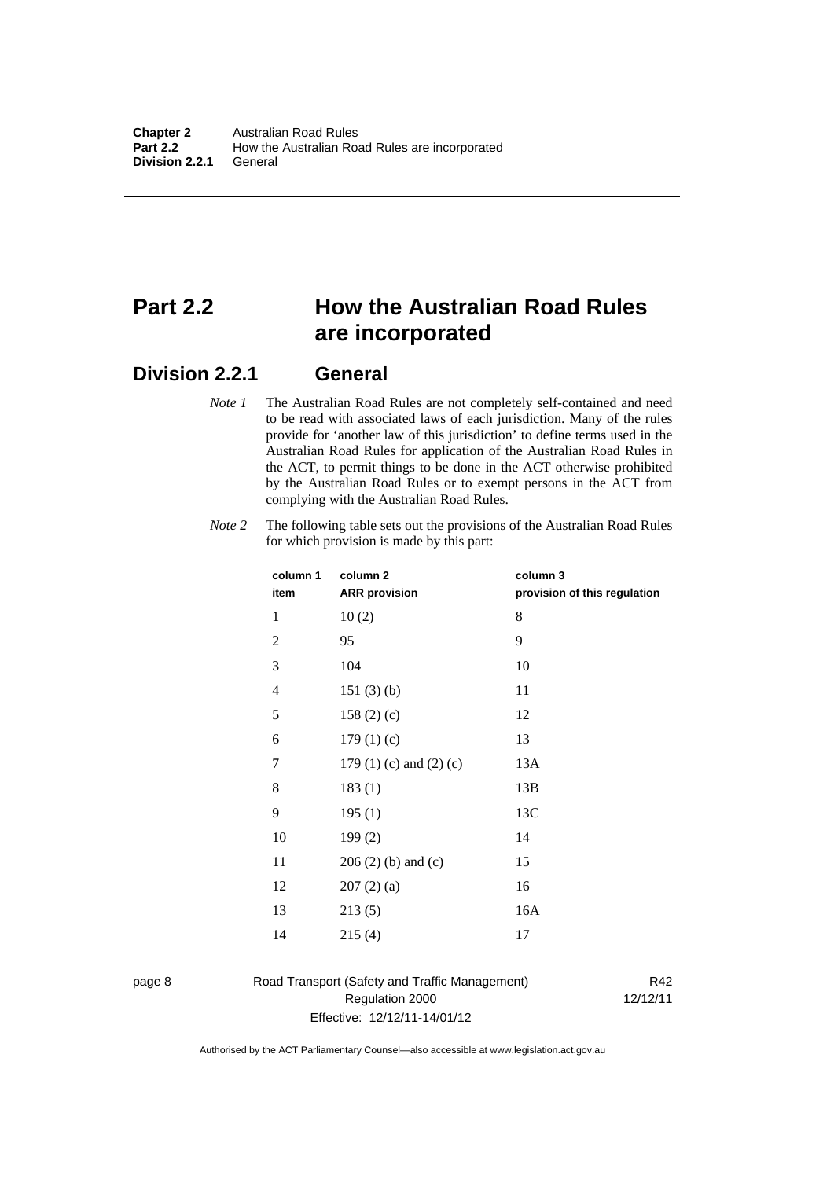# Part 2.2 How the Australian Road Rules are incorporated

## Division 2.2.1 General

*Note 1* The Australian Road Rules are not completely self-contained and need to be read with associated laws of each jurisdiction. Many of the rules provide for 'another law of this jurisdiction' to define terms used in the Australian Road Rules for application of the Australian Road Rules in the ACT, to permit things to be done in the ACT otherwise prohibited by the Australian Road Rules or to exempt persons in the ACT from complying with the Australian Road Rules.

*Note 2* The following table sets out the provisions of the Australian Road Rules for which provision is made by this part:

| column 1 item | column 2 ARR provision | column 3 provision of this regulation |
|---|---|---|
| 1 | 10 (2) | 8 |
| 2 | 95 | 9 |
| 3 | 104 | 10 |
| 4 | 151 (3) (b) | 11 |
| 5 | 158 (2) (c) | 12 |
| 6 | 179 (1) (c) | 13 |
| 7 | 179 (1) (c) and (2) (c) | 13A |
| 8 | 183 (1) | 13B |
| 9 | 195 (1) | 13C |
| 10 | 199 (2) | 14 |
| 11 | 206 (2) (b) and (c) | 15 |
| 12 | 207 (2) (a) | 16 |
| 13 | 213 (5) | 16A |
| 14 | 215 (4) | 17 |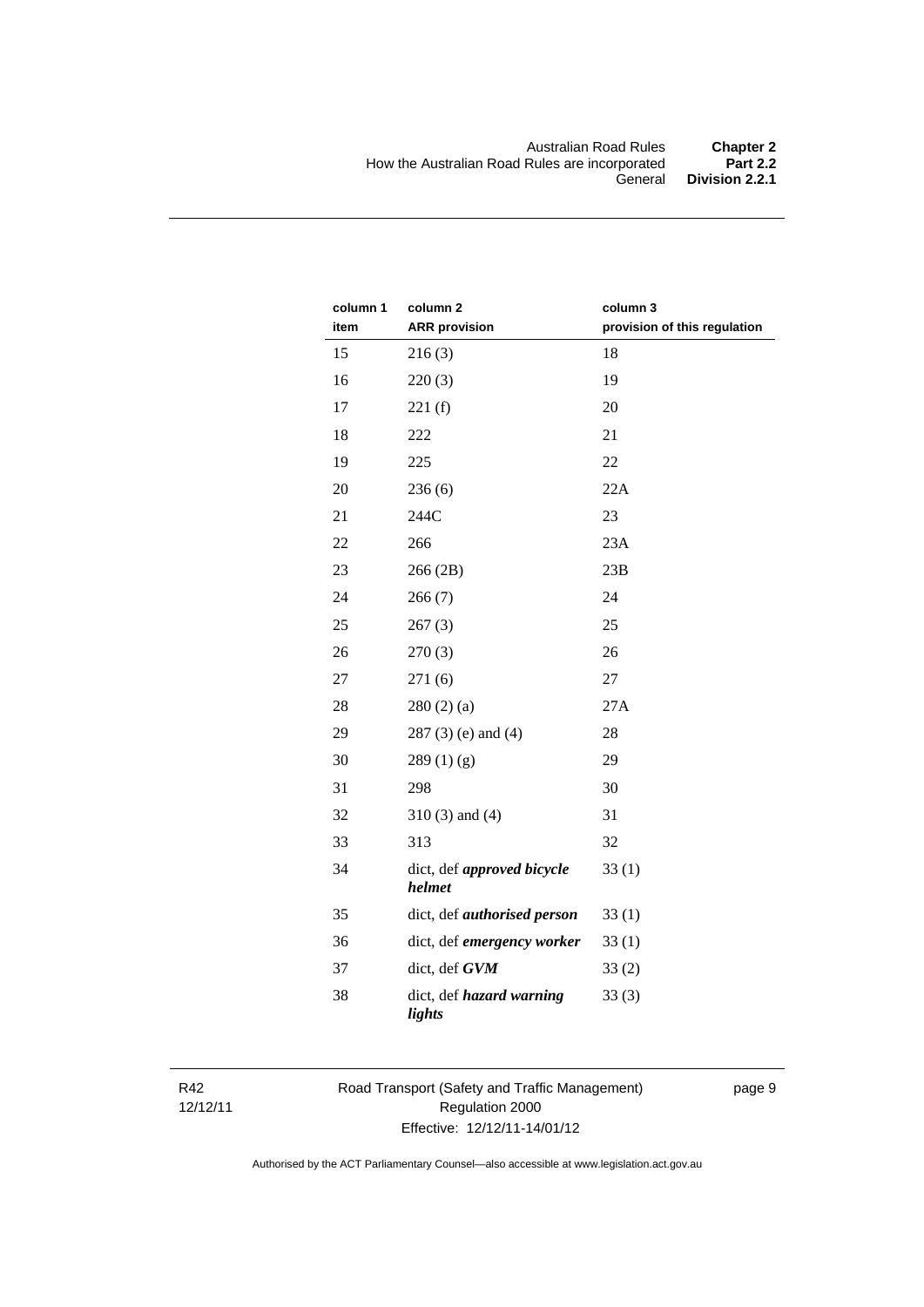| column 1 item | column 2 ARR provision | column 3 provision of this regulation |
|---|---|---|
| 15 | 216 (3) | 18 |
| 16 | 220 (3) | 19 |
| 17 | 221 (f) | 20 |
| 18 | 222 | 21 |
| 19 | 225 | 22 |
| 20 | 236 (6) | 22A |
| 21 | 244C | 23 |
| 22 | 266 | 23A |
| 23 | 266 (2B) | 23B |
| 24 | 266 (7) | 24 |
| 25 | 267 (3) | 25 |
| 26 | 270 (3) | 26 |
| 27 | 271 (6) | 27 |
| 28 | 280 (2) (a) | 27A |
| 29 | 287 (3) (e) and (4) | 28 |
| 30 | 289 (1) (g) | 29 |
| 31 | 298 | 30 |
| 32 | 310 (3) and (4) | 31 |
| 33 | 313 | 32 |
| 34 | dict, def ***approved bicycle helmet*** | 33 (1) |
| 35 | dict, def ***authorised person*** | 33 (1) |
| 36 | dict, def ***emergency worker*** | 33 (1) |
| 37 | dict, def ***GVM*** | 33 (2) |
| 38 | dict, def ***hazard warning lights*** | 33 (3) |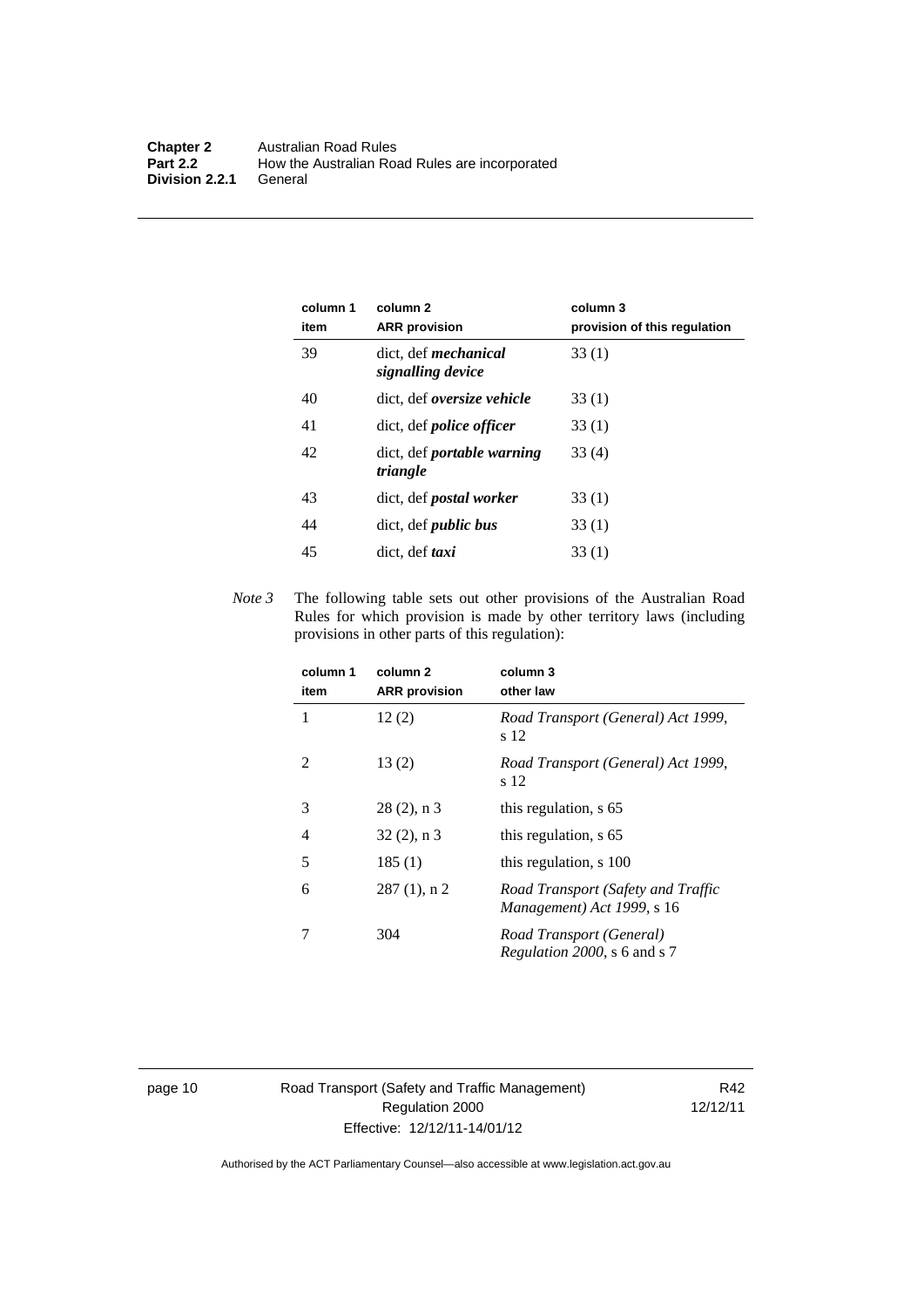| column 1 item | column 2 ARR provision | column 3 provision of this regulation |
|---|---|---|
| 39 | dict, def ***mechanical signalling device*** | 33 (1) |
| 40 | dict, def ***oversize vehicle*** | 33 (1) |
| 41 | dict, def ***police officer*** | 33 (1) |
| 42 | dict, def ***portable warning triangle*** | 33 (4) |
| 43 | dict, def ***postal worker*** | 33 (1) |
| 44 | dict, def ***public bus*** | 33 (1) |
| 45 | dict, def ***taxi*** | 33 (1) |

*Note 3* The following table sets out other provisions of the Australian Road Rules for which provision is made by other territory laws (including provisions in other parts of this regulation):

| column 1 item | column 2 ARR provision | column 3 other law |
|---|---|---|
| 1 | 12 (2) | *Road Transport (General) Act 1999*, s 12 |
| 2 | 13 (2) | *Road Transport (General) Act 1999*, s 12 |
| 3 | 28 (2), n 3 | this regulation, s 65 |
| 4 | 32 (2), n 3 | this regulation, s 65 |
| 5 | 185 (1) | this regulation, s 100 |
| 6 | 287 (1), n 2 | *Road Transport (Safety and Traffic Management) Act 1999*, s 16 |
| 7 | 304 | *Road Transport (General) Regulation 2000*, s 6 and s 7 |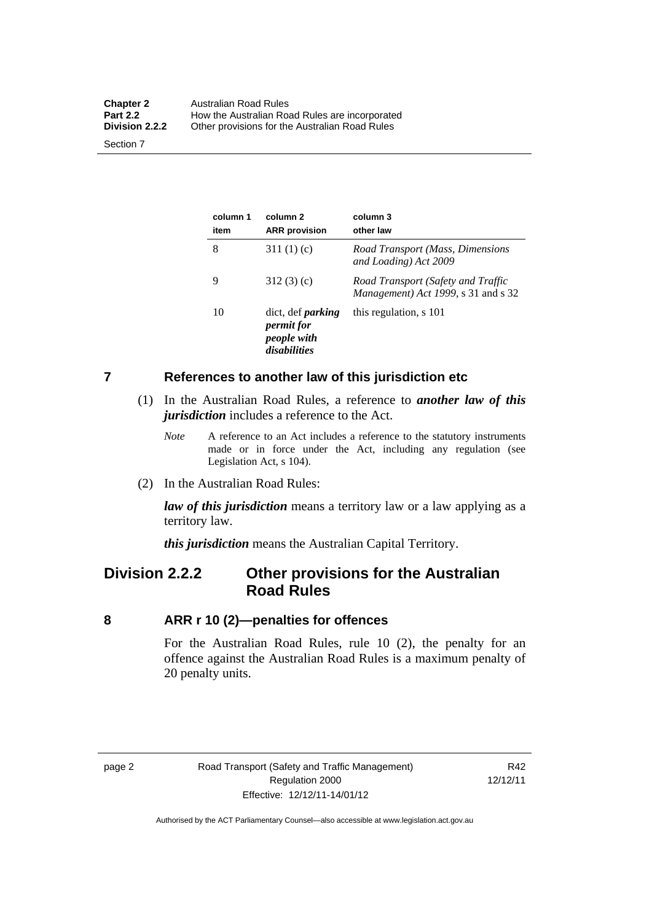| column 1 item | column 2 ARR provision | column 3 other law |
|---|---|---|
| 8 | 311 (1) (c) | *Road Transport (Mass, Dimensions and Loading) Act 2009* |
| 9 | 312 (3) (c) | *Road Transport (Safety and Traffic Management) Act 1999*, s 31 and s 32 |
| 10 | dict, def ***parking permit for people with disabilities*** | this regulation, s 101 |

## 7 References to another law of this jurisdiction etc

(1) In the Australian Road Rules, a reference to ***another law of this jurisdiction*** includes a reference to the Act.

*Note* A reference to an Act includes a reference to the statutory instruments made or in force under the Act, including any regulation (see Legislation Act, s 104).

(2) In the Australian Road Rules:

***law of this jurisdiction*** means a territory law or a law applying as a territory law.

***this jurisdiction*** means the Australian Capital Territory.

# Division 2.2.2 Other provisions for the Australian Road Rules

## 8 ARR r 10 (2)—penalties for offences

For the Australian Road Rules, rule 10 (2), the penalty for an offence against the Australian Road Rules is a maximum penalty of 20 penalty units.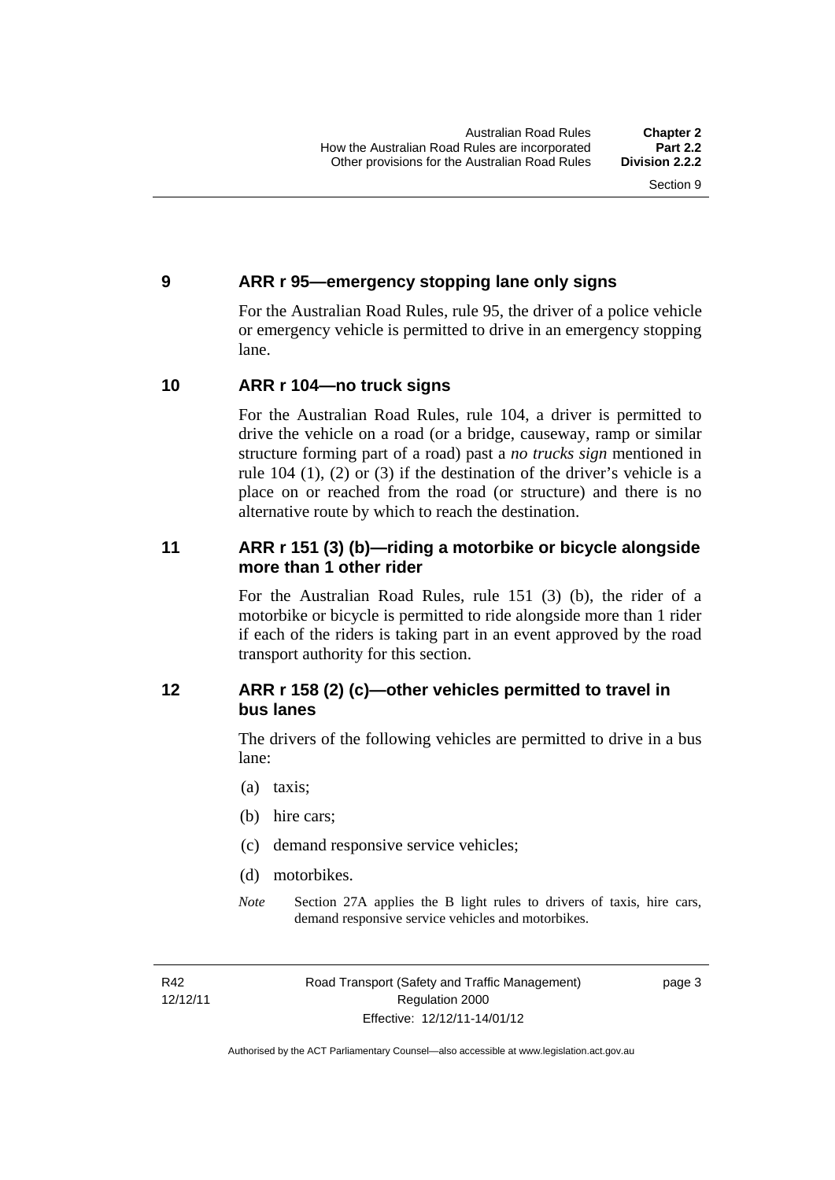## 9 ARR r 95—emergency stopping lane only signs

For the Australian Road Rules, rule 95, the driver of a police vehicle or emergency vehicle is permitted to drive in an emergency stopping lane.

## 10 ARR r 104—no truck signs

For the Australian Road Rules, rule 104, a driver is permitted to drive the vehicle on a road (or a bridge, causeway, ramp or similar structure forming part of a road) past a *no trucks sign* mentioned in rule 104 (1), (2) or (3) if the destination of the driver's vehicle is a place on or reached from the road (or structure) and there is no alternative route by which to reach the destination.

## 11 ARR r 151 (3) (b)—riding a motorbike or bicycle alongside more than 1 other rider

For the Australian Road Rules, rule 151 (3) (b), the rider of a motorbike or bicycle is permitted to ride alongside more than 1 rider if each of the riders is taking part in an event approved by the road transport authority for this section.

## 12 ARR r 158 (2) (c)—other vehicles permitted to travel in bus lanes

The drivers of the following vehicles are permitted to drive in a bus lane:

(a) taxis;

(b) hire cars;

(c) demand responsive service vehicles;

(d) motorbikes.

*Note* Section 27A applies the B light rules to drivers of taxis, hire cars, demand responsive service vehicles and motorbikes.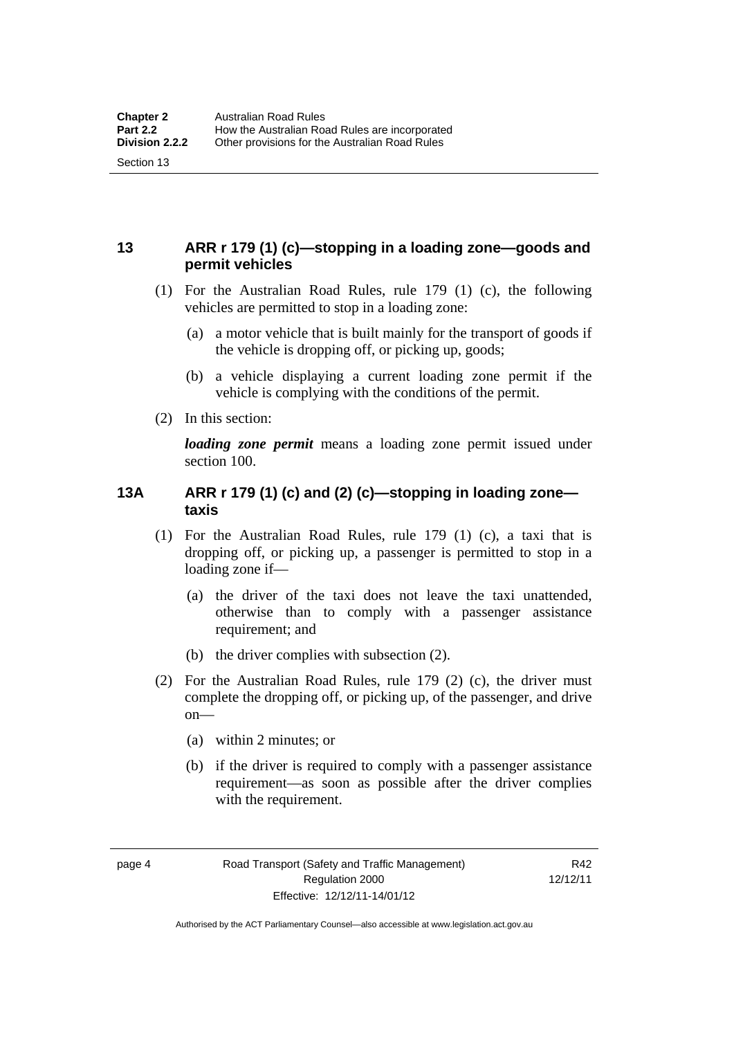## 13 ARR r 179 (1) (c)—stopping in a loading zone—goods and permit vehicles

(1) For the Australian Road Rules, rule 179 (1) (c), the following vehicles are permitted to stop in a loading zone:

(a) a motor vehicle that is built mainly for the transport of goods if the vehicle is dropping off, or picking up, goods;

(b) a vehicle displaying a current loading zone permit if the vehicle is complying with the conditions of the permit.

(2) In this section:

***loading zone permit*** means a loading zone permit issued under section 100.

## 13A ARR r 179 (1) (c) and (2) (c)—stopping in loading zone—taxis

(1) For the Australian Road Rules, rule 179 (1) (c), a taxi that is dropping off, or picking up, a passenger is permitted to stop in a loading zone if—

(a) the driver of the taxi does not leave the taxi unattended, otherwise than to comply with a passenger assistance requirement; and

(b) the driver complies with subsection (2).

(2) For the Australian Road Rules, rule 179 (2) (c), the driver must complete the dropping off, or picking up, of the passenger, and drive on—

(a) within 2 minutes; or

(b) if the driver is required to comply with a passenger assistance requirement—as soon as possible after the driver complies with the requirement.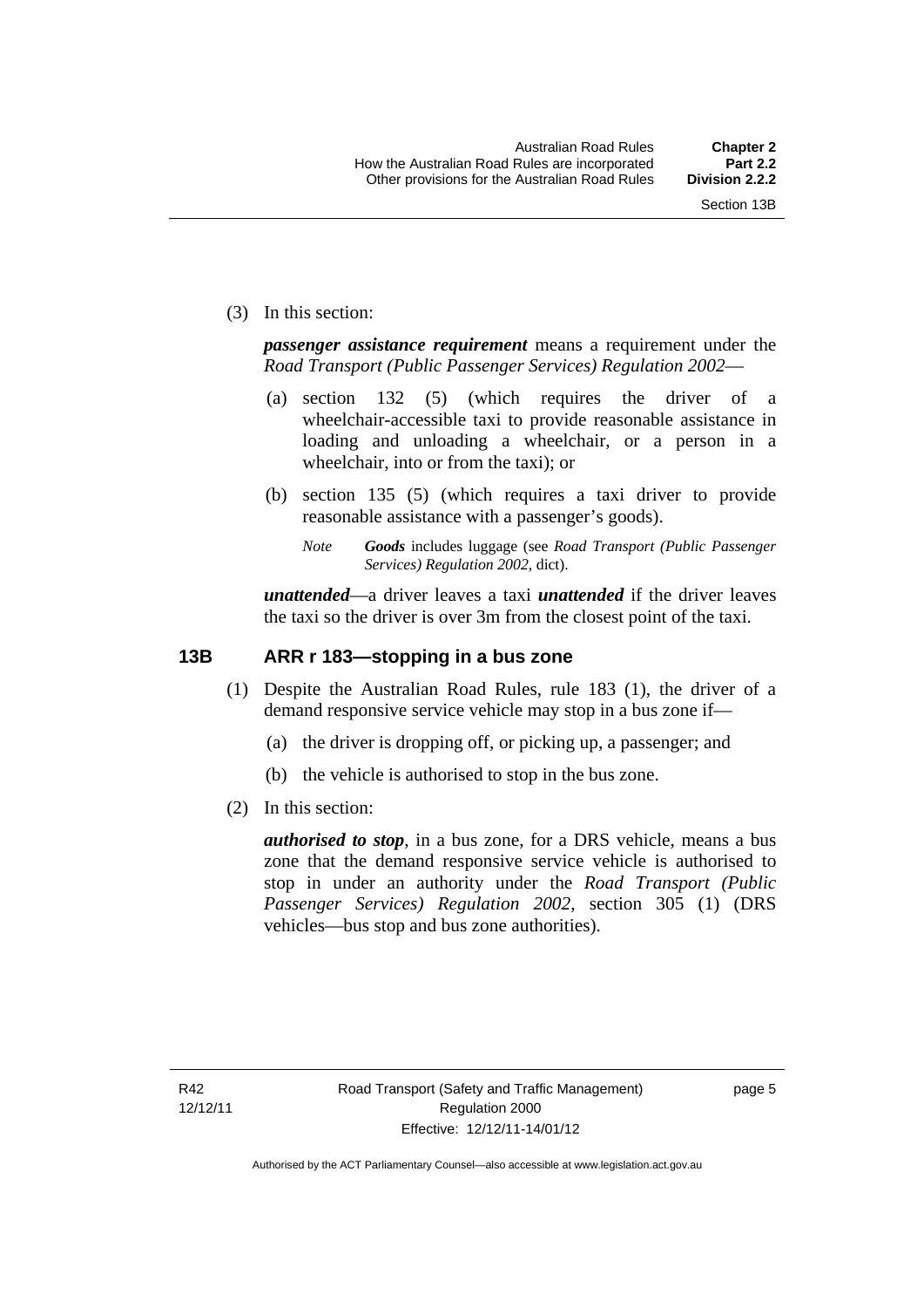(3) In this section:

***passenger assistance requirement*** means a requirement under the *Road Transport (Public Passenger Services) Regulation 2002*—

(a) section 132 (5) (which requires the driver of a wheelchair-accessible taxi to provide reasonable assistance in loading and unloading a wheelchair, or a person in a wheelchair, into or from the taxi); or

(b) section 135 (5) (which requires a taxi driver to provide reasonable assistance with a passenger's goods).

*Note* ***Goods*** includes luggage (see *Road Transport (Public Passenger Services) Regulation 2002*, dict).

***unattended***—a driver leaves a taxi ***unattended*** if the driver leaves the taxi so the driver is over 3m from the closest point of the taxi.

### 13B ARR r 183—stopping in a bus zone

(1) Despite the Australian Road Rules, rule 183 (1), the driver of a demand responsive service vehicle may stop in a bus zone if—

(a) the driver is dropping off, or picking up, a passenger; and

(b) the vehicle is authorised to stop in the bus zone.

(2) In this section:

***authorised to stop***, in a bus zone, for a DRS vehicle, means a bus zone that the demand responsive service vehicle is authorised to stop in under an authority under the *Road Transport (Public Passenger Services) Regulation 2002*, section 305 (1) (DRS vehicles—bus stop and bus zone authorities).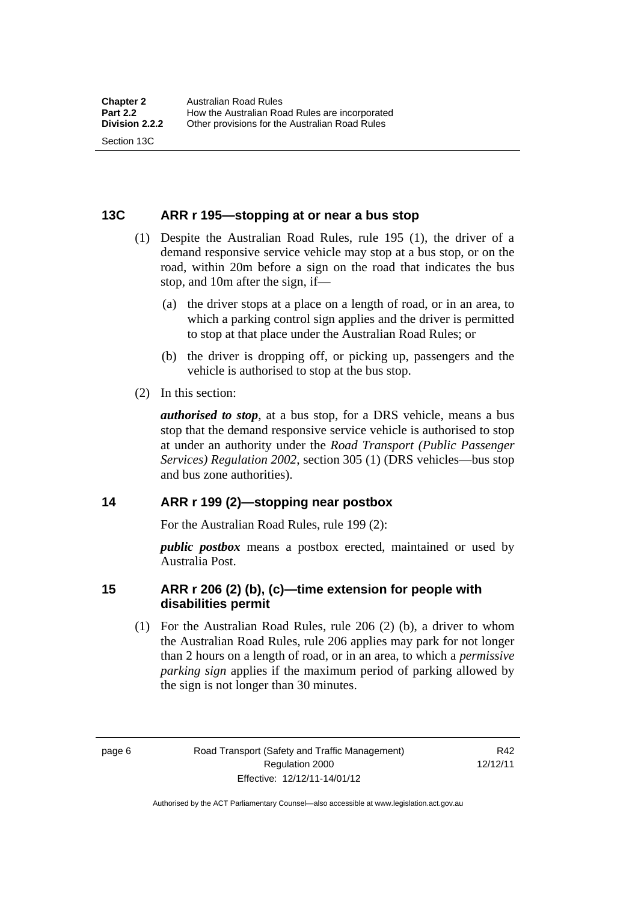### 13C ARR r 195—stopping at or near a bus stop

(1) Despite the Australian Road Rules, rule 195 (1), the driver of a demand responsive service vehicle may stop at a bus stop, or on the road, within 20m before a sign on the road that indicates the bus stop, and 10m after the sign, if—

(a) the driver stops at a place on a length of road, or in an area, to which a parking control sign applies and the driver is permitted to stop at that place under the Australian Road Rules; or

(b) the driver is dropping off, or picking up, passengers and the vehicle is authorised to stop at the bus stop.

(2) In this section:

***authorised to stop***, at a bus stop, for a DRS vehicle, means a bus stop that the demand responsive service vehicle is authorised to stop at under an authority under the *Road Transport (Public Passenger Services) Regulation 2002*, section 305 (1) (DRS vehicles—bus stop and bus zone authorities).

### 14 ARR r 199 (2)—stopping near postbox

For the Australian Road Rules, rule 199 (2):

***public postbox*** means a postbox erected, maintained or used by Australia Post.

### 15 ARR r 206 (2) (b), (c)—time extension for people with disabilities permit

(1) For the Australian Road Rules, rule 206 (2) (b), a driver to whom the Australian Road Rules, rule 206 applies may park for not longer than 2 hours on a length of road, or in an area, to which a *permissive parking sign* applies if the maximum period of parking allowed by the sign is not longer than 30 minutes.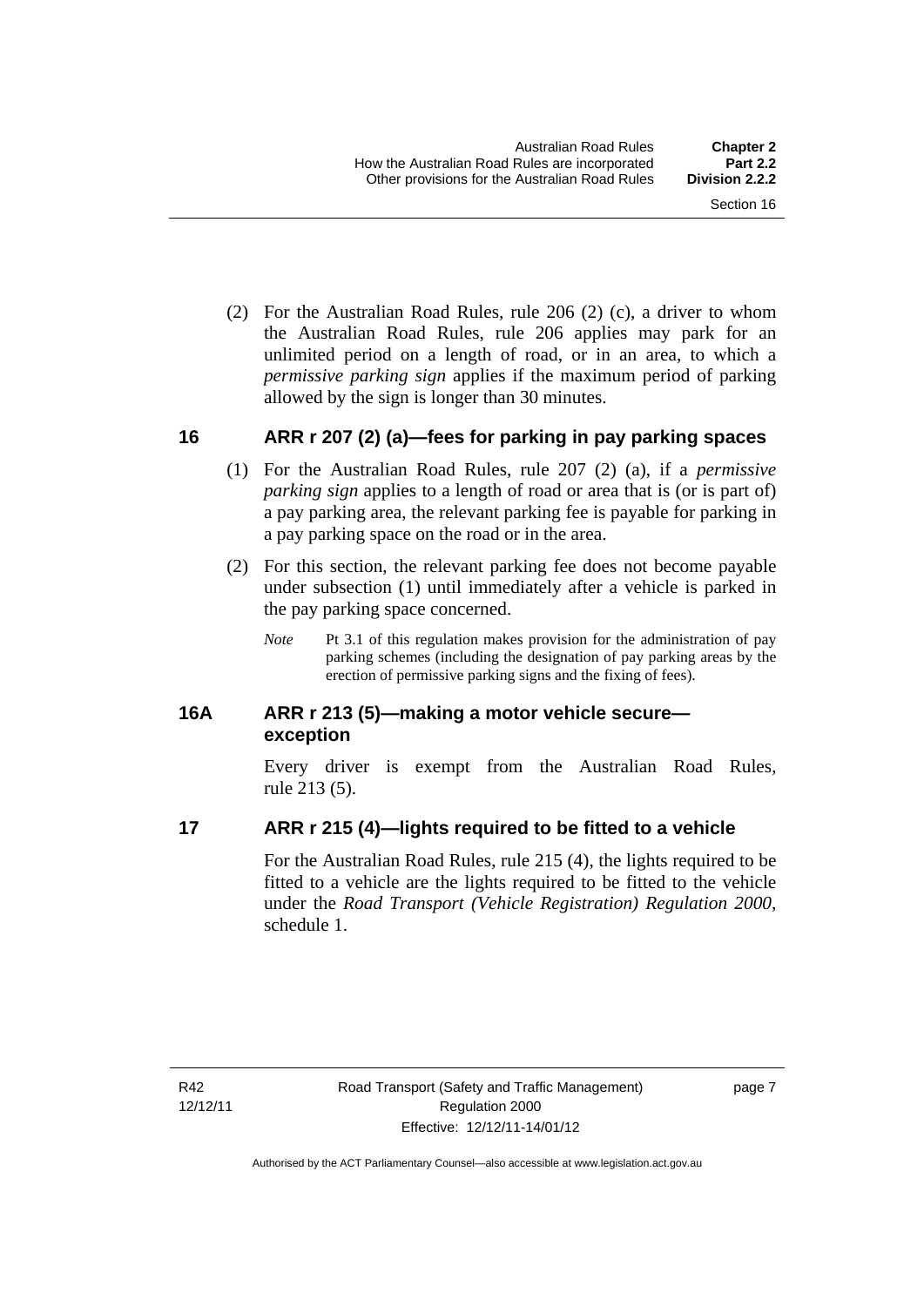(2) For the Australian Road Rules, rule 206 (2) (c), a driver to whom the Australian Road Rules, rule 206 applies may park for an unlimited period on a length of road, or in an area, to which a *permissive parking sign* applies if the maximum period of parking allowed by the sign is longer than 30 minutes.

## 16 ARR r 207 (2) (a)—fees for parking in pay parking spaces

(1) For the Australian Road Rules, rule 207 (2) (a), if a *permissive parking sign* applies to a length of road or area that is (or is part of) a pay parking area, the relevant parking fee is payable for parking in a pay parking space on the road or in the area.

(2) For this section, the relevant parking fee does not become payable under subsection (1) until immediately after a vehicle is parked in the pay parking space concerned.

*Note* Pt 3.1 of this regulation makes provision for the administration of pay parking schemes (including the designation of pay parking areas by the erection of permissive parking signs and the fixing of fees).

## 16A ARR r 213 (5)—making a motor vehicle secure—exception

Every driver is exempt from the Australian Road Rules, rule 213 (5).

## 17 ARR r 215 (4)—lights required to be fitted to a vehicle

For the Australian Road Rules, rule 215 (4), the lights required to be fitted to a vehicle are the lights required to be fitted to the vehicle under the *Road Transport (Vehicle Registration) Regulation 2000*, schedule 1.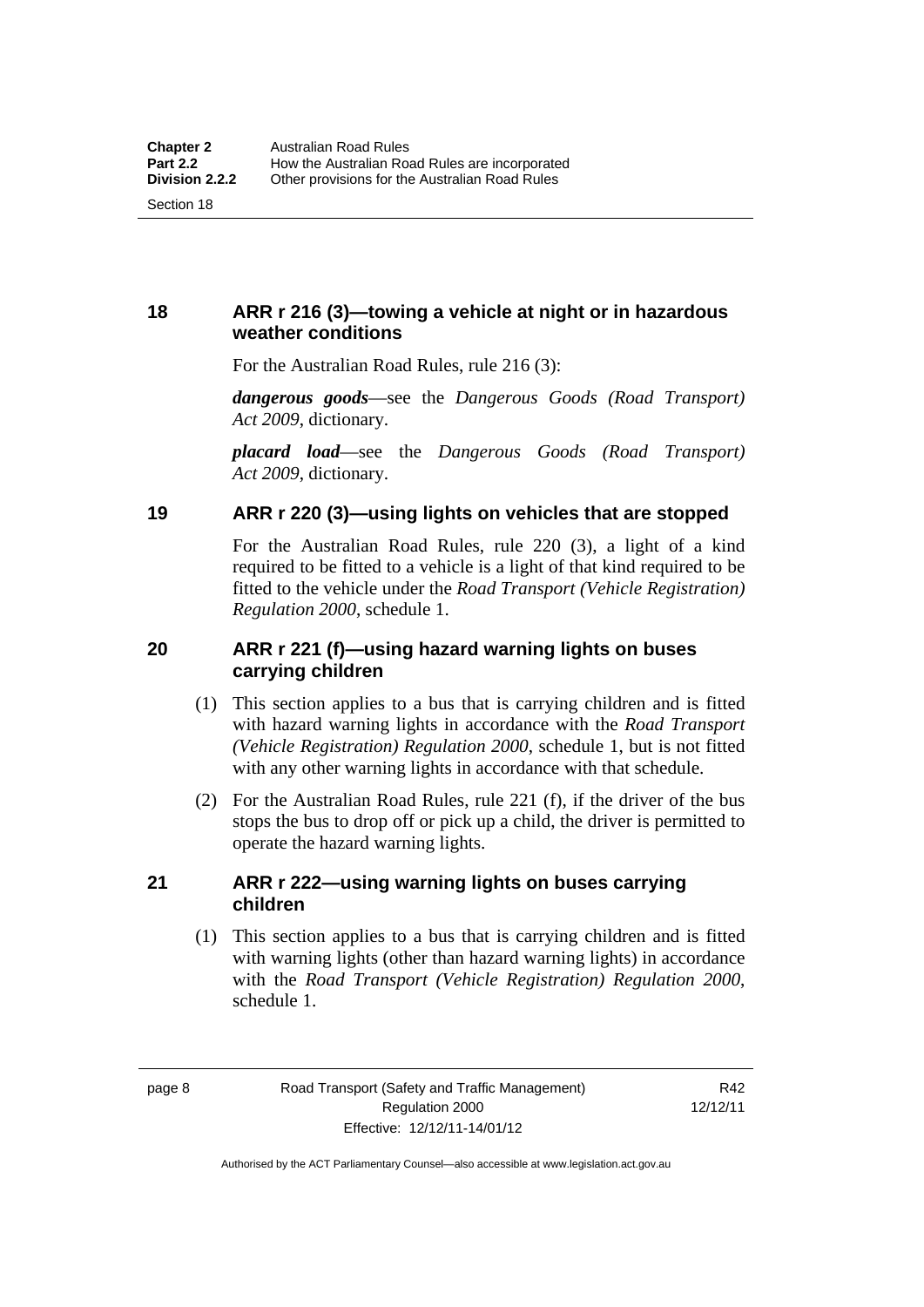## 18 ARR r 216 (3)—towing a vehicle at night or in hazardous weather conditions

For the Australian Road Rules, rule 216 (3):

***dangerous goods***—see the *Dangerous Goods (Road Transport) Act 2009*, dictionary.

***placard load***—see the *Dangerous Goods (Road Transport) Act 2009*, dictionary.

## 19 ARR r 220 (3)—using lights on vehicles that are stopped

For the Australian Road Rules, rule 220 (3), a light of a kind required to be fitted to a vehicle is a light of that kind required to be fitted to the vehicle under the *Road Transport (Vehicle Registration) Regulation 2000*, schedule 1.

## 20 ARR r 221 (f)—using hazard warning lights on buses carrying children

(1) This section applies to a bus that is carrying children and is fitted with hazard warning lights in accordance with the *Road Transport (Vehicle Registration) Regulation 2000*, schedule 1, but is not fitted with any other warning lights in accordance with that schedule.

(2) For the Australian Road Rules, rule 221 (f), if the driver of the bus stops the bus to drop off or pick up a child, the driver is permitted to operate the hazard warning lights.

## 21 ARR r 222—using warning lights on buses carrying children

(1) This section applies to a bus that is carrying children and is fitted with warning lights (other than hazard warning lights) in accordance with the *Road Transport (Vehicle Registration) Regulation 2000*, schedule 1.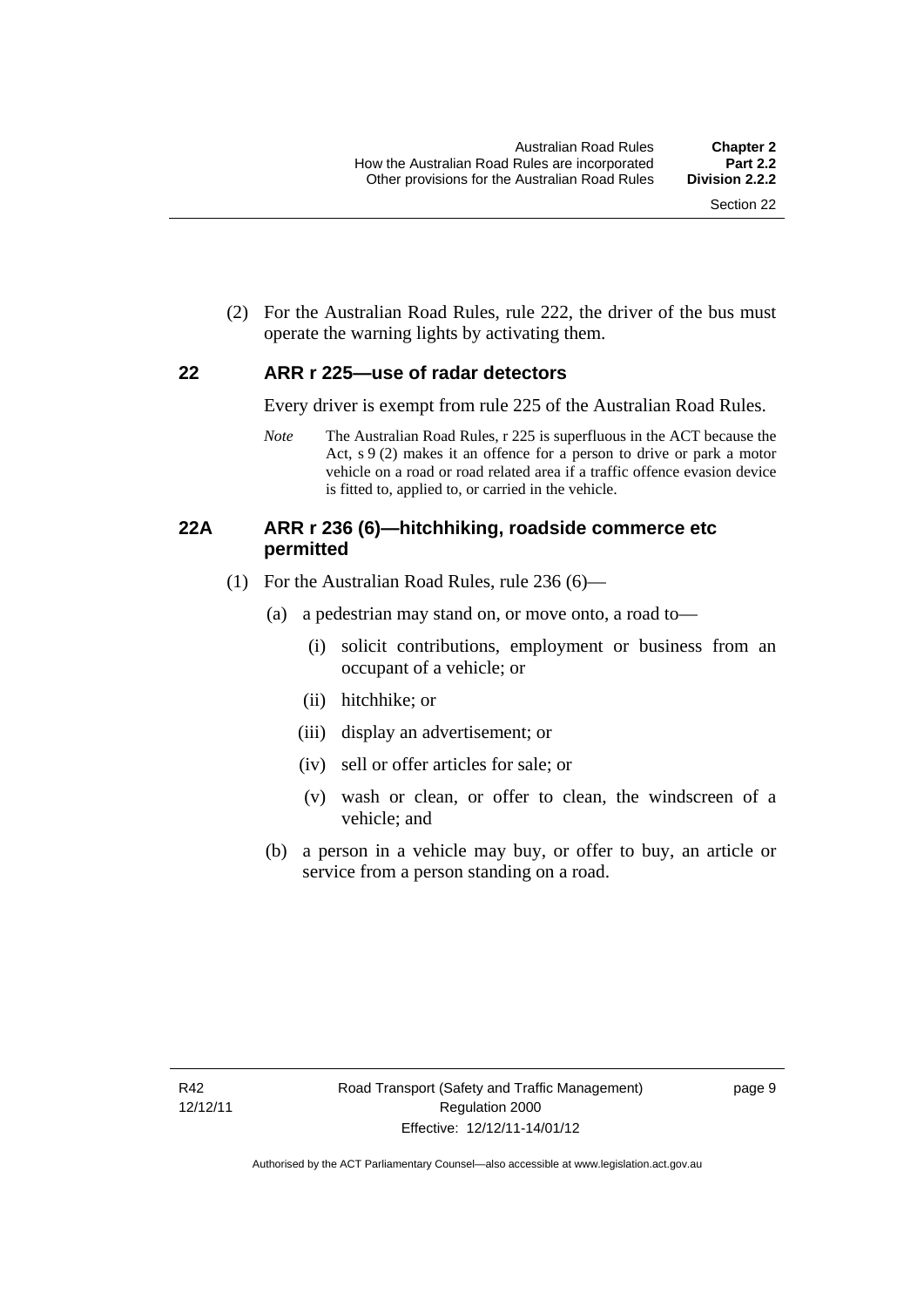(2) For the Australian Road Rules, rule 222, the driver of the bus must operate the warning lights by activating them.

## 22 ARR r 225—use of radar detectors

Every driver is exempt from rule 225 of the Australian Road Rules.

*Note* The Australian Road Rules, r 225 is superfluous in the ACT because the Act, s 9 (2) makes it an offence for a person to drive or park a motor vehicle on a road or road related area if a traffic offence evasion device is fitted to, applied to, or carried in the vehicle.

## 22A ARR r 236 (6)—hitchhiking, roadside commerce etc permitted

(1) For the Australian Road Rules, rule 236 (6)—

(a) a pedestrian may stand on, or move onto, a road to—

(i) solicit contributions, employment or business from an occupant of a vehicle; or

(ii) hitchhike; or

(iii) display an advertisement; or

(iv) sell or offer articles for sale; or

(v) wash or clean, or offer to clean, the windscreen of a vehicle; and

(b) a person in a vehicle may buy, or offer to buy, an article or service from a person standing on a road.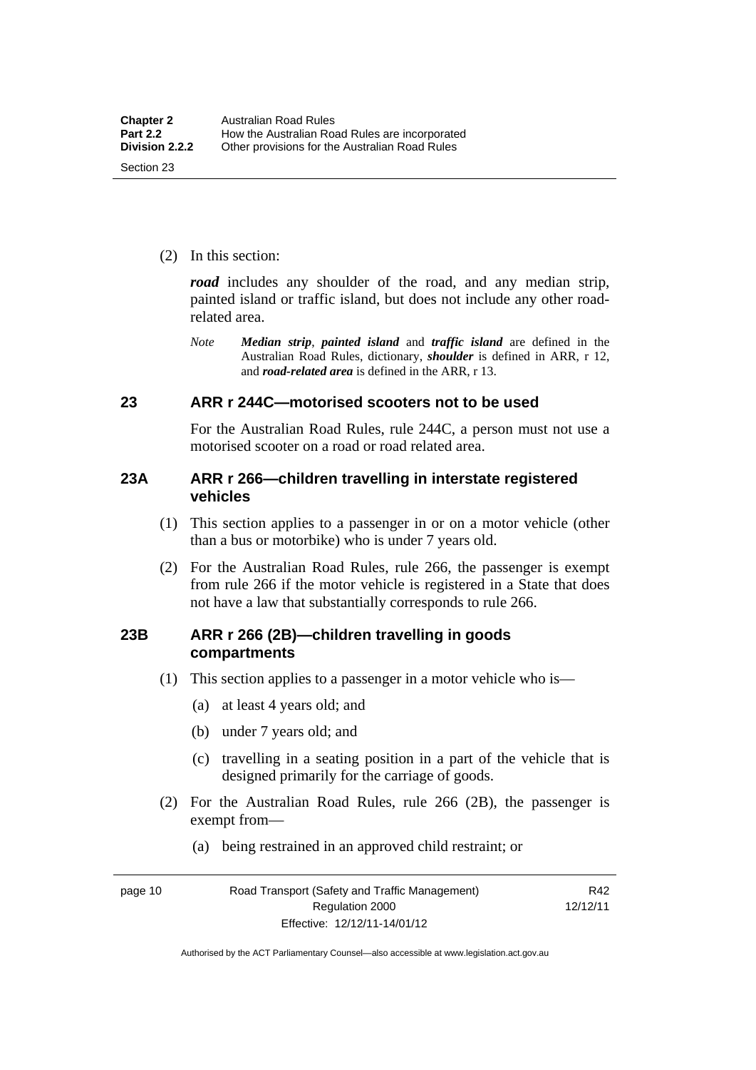(2) In this section:

***road*** includes any shoulder of the road, and any median strip, painted island or traffic island, but does not include any other road-related area.

*Note* ***Median strip***, ***painted island*** and ***traffic island*** are defined in the Australian Road Rules, dictionary, ***shoulder*** is defined in ARR, r 12, and ***road-related area*** is defined in the ARR, r 13.

## 23 ARR r 244C—motorised scooters not to be used

For the Australian Road Rules, rule 244C, a person must not use a motorised scooter on a road or road related area.

## 23A ARR r 266—children travelling in interstate registered vehicles

(1) This section applies to a passenger in or on a motor vehicle (other than a bus or motorbike) who is under 7 years old.

(2) For the Australian Road Rules, rule 266, the passenger is exempt from rule 266 if the motor vehicle is registered in a State that does not have a law that substantially corresponds to rule 266.

## 23B ARR r 266 (2B)—children travelling in goods compartments

(1) This section applies to a passenger in a motor vehicle who is—

(a) at least 4 years old; and

(b) under 7 years old; and

(c) travelling in a seating position in a part of the vehicle that is designed primarily for the carriage of goods.

(2) For the Australian Road Rules, rule 266 (2B), the passenger is exempt from—

(a) being restrained in an approved child restraint; or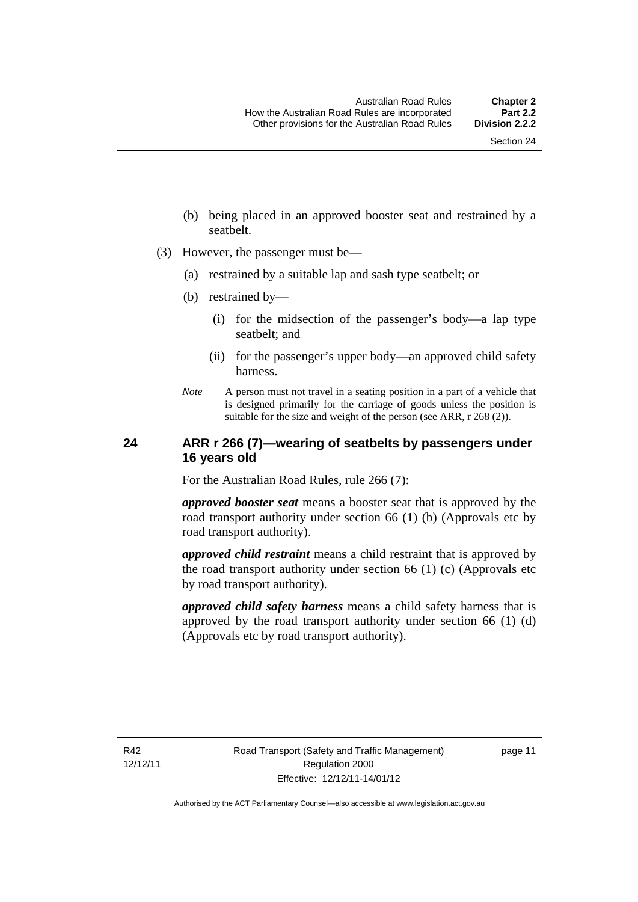(b) being placed in an approved booster seat and restrained by a seatbelt.

(3) However, the passenger must be—

(a) restrained by a suitable lap and sash type seatbelt; or

(b) restrained by—

(i) for the midsection of the passenger's body—a lap type seatbelt; and

(ii) for the passenger's upper body—an approved child safety harness.

*Note* A person must not travel in a seating position in a part of a vehicle that is designed primarily for the carriage of goods unless the position is suitable for the size and weight of the person (see ARR, r 268 (2)).

## 24 ARR r 266 (7)—wearing of seatbelts by passengers under 16 years old

For the Australian Road Rules, rule 266 (7):

***approved booster seat*** means a booster seat that is approved by the road transport authority under section 66 (1) (b) (Approvals etc by road transport authority).

***approved child restraint*** means a child restraint that is approved by the road transport authority under section 66 (1) (c) (Approvals etc by road transport authority).

***approved child safety harness*** means a child safety harness that is approved by the road transport authority under section 66 (1) (d) (Approvals etc by road transport authority).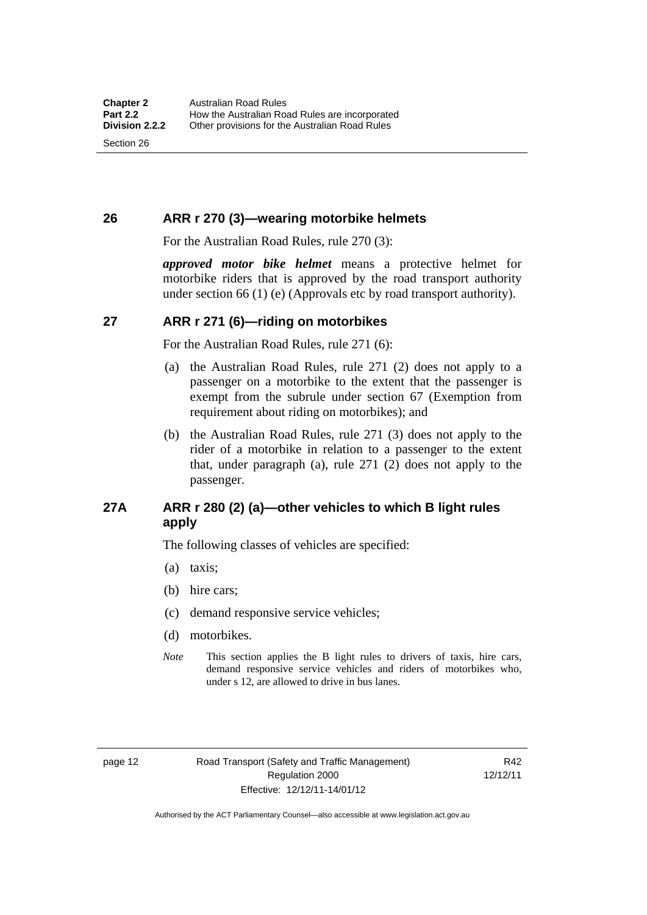## 26 ARR r 270 (3)—wearing motorbike helmets

For the Australian Road Rules, rule 270 (3):

***approved motor bike helmet*** means a protective helmet for motorbike riders that is approved by the road transport authority under section 66 (1) (e) (Approvals etc by road transport authority).

## 27 ARR r 271 (6)—riding on motorbikes

For the Australian Road Rules, rule 271 (6):

(a) the Australian Road Rules, rule 271 (2) does not apply to a passenger on a motorbike to the extent that the passenger is exempt from the subrule under section 67 (Exemption from requirement about riding on motorbikes); and

(b) the Australian Road Rules, rule 271 (3) does not apply to the rider of a motorbike in relation to a passenger to the extent that, under paragraph (a), rule 271 (2) does not apply to the passenger.

## 27A ARR r 280 (2) (a)—other vehicles to which B light rules apply

The following classes of vehicles are specified:

(a) taxis;

(b) hire cars;

(c) demand responsive service vehicles;

(d) motorbikes.

*Note* This section applies the B light rules to drivers of taxis, hire cars, demand responsive service vehicles and riders of motorbikes who, under s 12, are allowed to drive in bus lanes.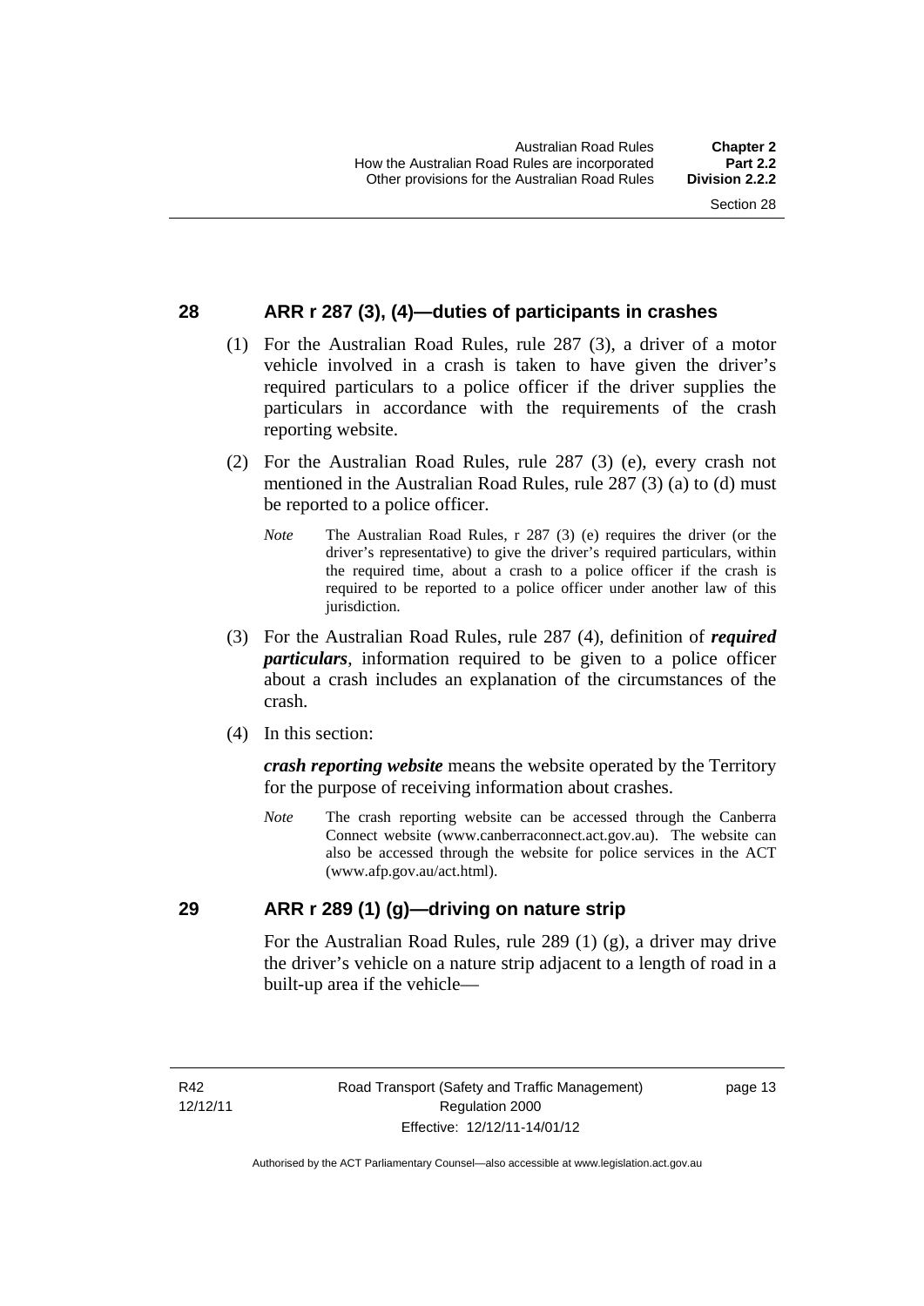## 28 ARR r 287 (3), (4)—duties of participants in crashes

(1) For the Australian Road Rules, rule 287 (3), a driver of a motor vehicle involved in a crash is taken to have given the driver's required particulars to a police officer if the driver supplies the particulars in accordance with the requirements of the crash reporting website.

(2) For the Australian Road Rules, rule 287 (3) (e), every crash not mentioned in the Australian Road Rules, rule 287 (3) (a) to (d) must be reported to a police officer.

*Note* The Australian Road Rules, r 287 (3) (e) requires the driver (or the driver's representative) to give the driver's required particulars, within the required time, about a crash to a police officer if the crash is required to be reported to a police officer under another law of this jurisdiction.

(3) For the Australian Road Rules, rule 287 (4), definition of ***required particulars***, information required to be given to a police officer about a crash includes an explanation of the circumstances of the crash.

(4) In this section:

***crash reporting website*** means the website operated by the Territory for the purpose of receiving information about crashes.

*Note* The crash reporting website can be accessed through the Canberra Connect website (www.canberraconnect.act.gov.au). The website can also be accessed through the website for police services in the ACT (www.afp.gov.au/act.html).

## 29 ARR r 289 (1) (g)—driving on nature strip

For the Australian Road Rules, rule 289 (1) (g), a driver may drive the driver's vehicle on a nature strip adjacent to a length of road in a built-up area if the vehicle—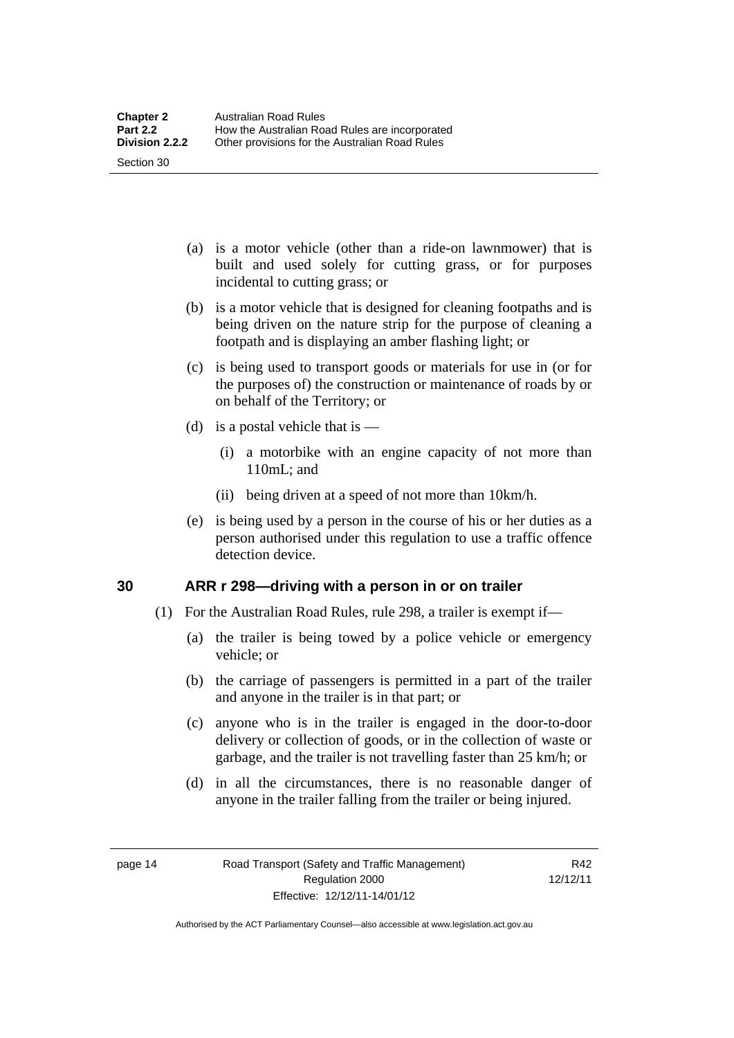(a) is a motor vehicle (other than a ride-on lawnmower) that is built and used solely for cutting grass, or for purposes incidental to cutting grass; or

(b) is a motor vehicle that is designed for cleaning footpaths and is being driven on the nature strip for the purpose of cleaning a footpath and is displaying an amber flashing light; or

(c) is being used to transport goods or materials for use in (or for the purposes of) the construction or maintenance of roads by or on behalf of the Territory; or

(d) is a postal vehicle that is —

(i) a motorbike with an engine capacity of not more than 110mL; and

(ii) being driven at a speed of not more than 10km/h.

(e) is being used by a person in the course of his or her duties as a person authorised under this regulation to use a traffic offence detection device.

## 30 ARR r 298—driving with a person in or on trailer

(1) For the Australian Road Rules, rule 298, a trailer is exempt if—

(a) the trailer is being towed by a police vehicle or emergency vehicle; or

(b) the carriage of passengers is permitted in a part of the trailer and anyone in the trailer is in that part; or

(c) anyone who is in the trailer is engaged in the door-to-door delivery or collection of goods, or in the collection of waste or garbage, and the trailer is not travelling faster than 25 km/h; or

(d) in all the circumstances, there is no reasonable danger of anyone in the trailer falling from the trailer or being injured.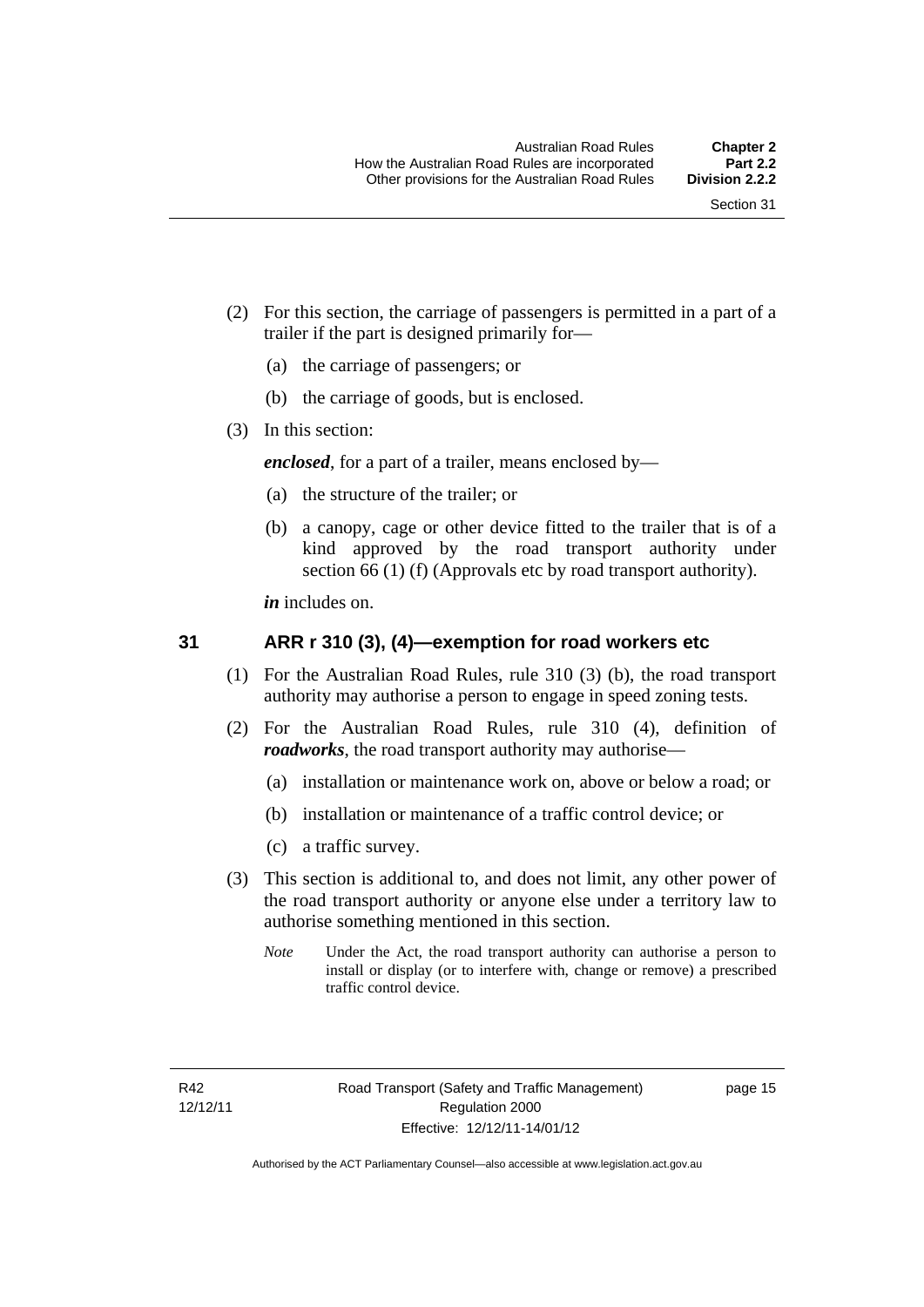(2) For this section, the carriage of passengers is permitted in a part of a trailer if the part is designed primarily for—

(a) the carriage of passengers; or

(b) the carriage of goods, but is enclosed.

(3) In this section:

***enclosed***, for a part of a trailer, means enclosed by—

(a) the structure of the trailer; or

(b) a canopy, cage or other device fitted to the trailer that is of a kind approved by the road transport authority under section 66 (1) (f) (Approvals etc by road transport authority).

***in*** includes on.

## 31 ARR r 310 (3), (4)—exemption for road workers etc

(1) For the Australian Road Rules, rule 310 (3) (b), the road transport authority may authorise a person to engage in speed zoning tests.

(2) For the Australian Road Rules, rule 310 (4), definition of ***roadworks***, the road transport authority may authorise—

(a) installation or maintenance work on, above or below a road; or

(b) installation or maintenance of a traffic control device; or

(c) a traffic survey.

(3) This section is additional to, and does not limit, any other power of the road transport authority or anyone else under a territory law to authorise something mentioned in this section.

*Note* Under the Act, the road transport authority can authorise a person to install or display (or to interfere with, change or remove) a prescribed traffic control device.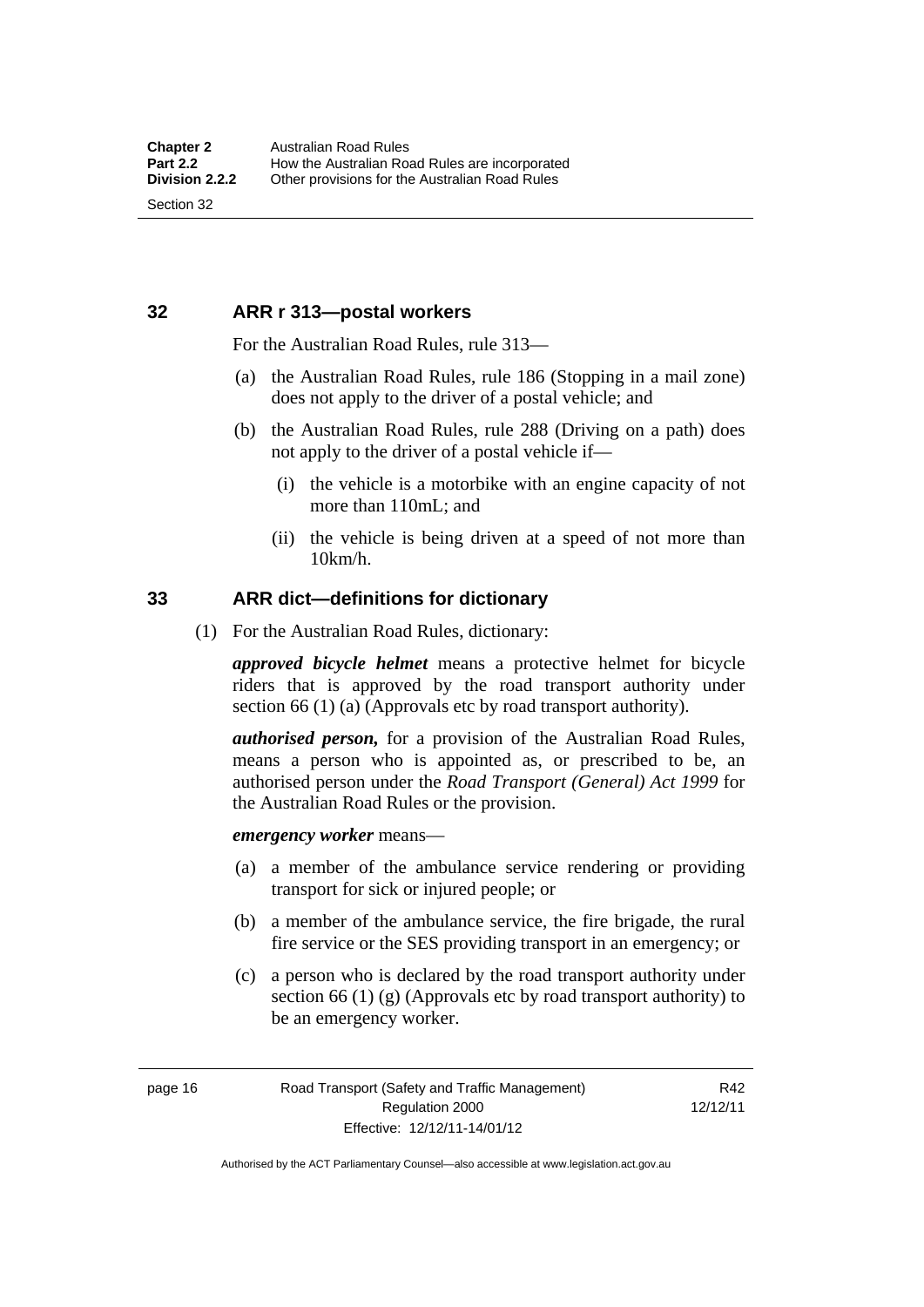## 32 ARR r 313—postal workers

For the Australian Road Rules, rule 313—

(a) the Australian Road Rules, rule 186 (Stopping in a mail zone) does not apply to the driver of a postal vehicle; and

(b) the Australian Road Rules, rule 288 (Driving on a path) does not apply to the driver of a postal vehicle if—

  (i) the vehicle is a motorbike with an engine capacity of not more than 110mL; and

  (ii) the vehicle is being driven at a speed of not more than 10km/h.

## 33 ARR dict—definitions for dictionary

(1) For the Australian Road Rules, dictionary:

***approved bicycle helmet*** means a protective helmet for bicycle riders that is approved by the road transport authority under section 66 (1) (a) (Approvals etc by road transport authority).

***authorised person,*** for a provision of the Australian Road Rules, means a person who is appointed as, or prescribed to be, an authorised person under the *Road Transport (General) Act 1999* for the Australian Road Rules or the provision.

***emergency worker*** means—

(a) a member of the ambulance service rendering or providing transport for sick or injured people; or

(b) a member of the ambulance service, the fire brigade, the rural fire service or the SES providing transport in an emergency; or

(c) a person who is declared by the road transport authority under section 66 (1) (g) (Approvals etc by road transport authority) to be an emergency worker.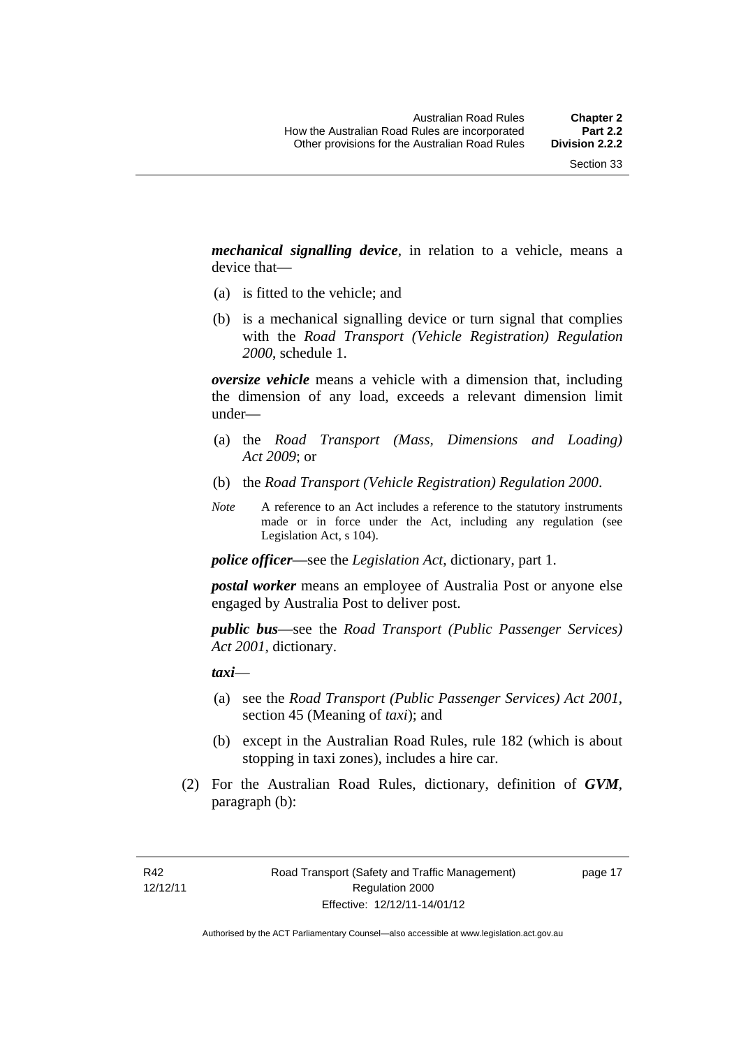***mechanical signalling device***, in relation to a vehicle, means a device that—

(a) is fitted to the vehicle; and

(b) is a mechanical signalling device or turn signal that complies with the *Road Transport (Vehicle Registration) Regulation 2000*, schedule 1.

***oversize vehicle*** means a vehicle with a dimension that, including the dimension of any load, exceeds a relevant dimension limit under—

(a) the *Road Transport (Mass, Dimensions and Loading) Act 2009*; or

(b) the *Road Transport (Vehicle Registration) Regulation 2000*.

*Note* A reference to an Act includes a reference to the statutory instruments made or in force under the Act, including any regulation (see Legislation Act, s 104).

***police officer***—see the *Legislation Act*, dictionary, part 1.

***postal worker*** means an employee of Australia Post or anyone else engaged by Australia Post to deliver post.

***public bus***—see the *Road Transport (Public Passenger Services) Act 2001*, dictionary.

***taxi***—

(a) see the *Road Transport (Public Passenger Services) Act 2001*, section 45 (Meaning of *taxi*); and

(b) except in the Australian Road Rules, rule 182 (which is about stopping in taxi zones), includes a hire car.

(2) For the Australian Road Rules, dictionary, definition of ***GVM***, paragraph (b):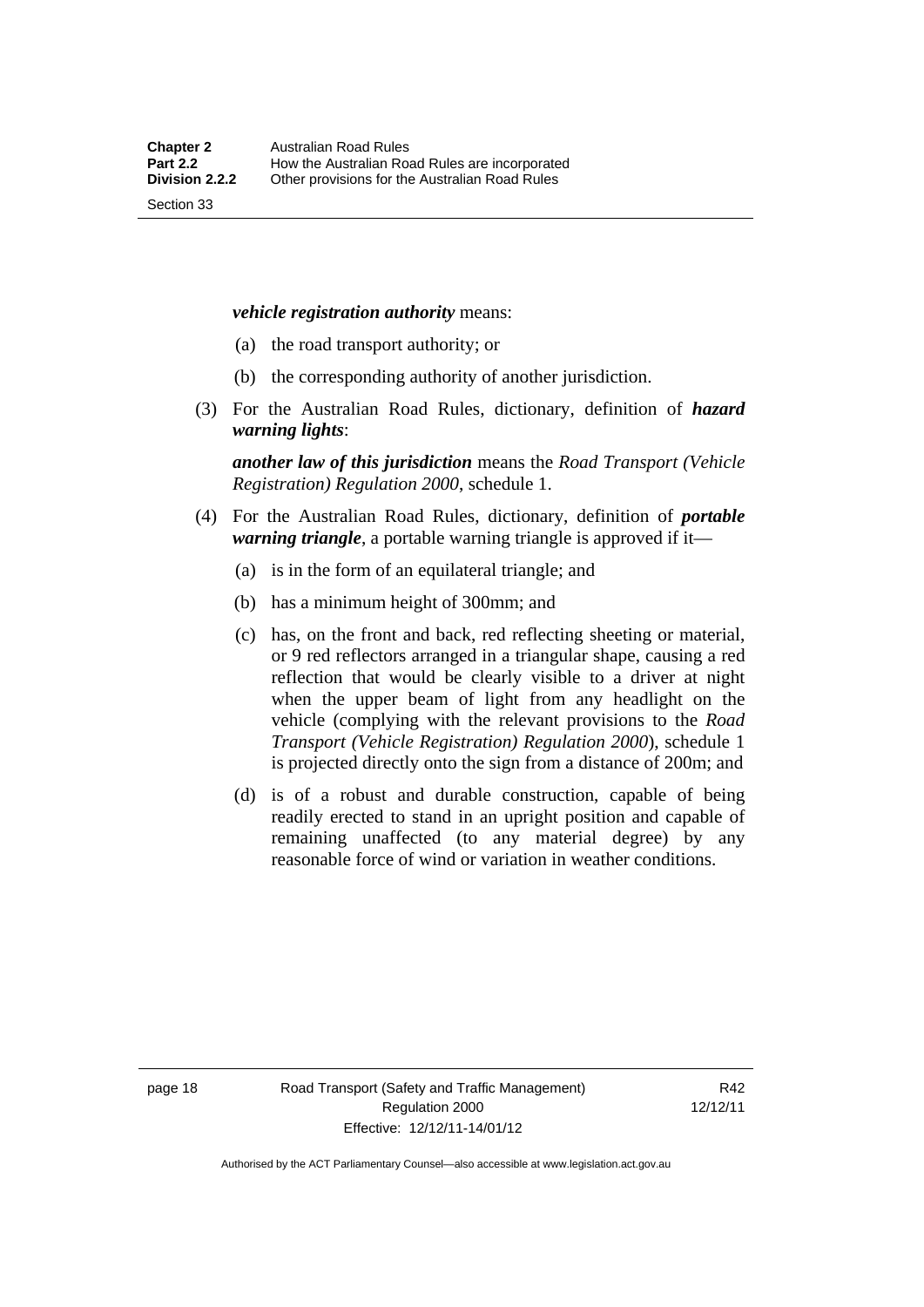***vehicle registration authority*** means:

(a) the road transport authority; or

(b) the corresponding authority of another jurisdiction.

(3) For the Australian Road Rules, dictionary, definition of ***hazard warning lights***:

***another law of this jurisdiction*** means the *Road Transport (Vehicle Registration) Regulation 2000*, schedule 1.

(4) For the Australian Road Rules, dictionary, definition of ***portable warning triangle***, a portable warning triangle is approved if it—

(a) is in the form of an equilateral triangle; and

(b) has a minimum height of 300mm; and

(c) has, on the front and back, red reflecting sheeting or material, or 9 red reflectors arranged in a triangular shape, causing a red reflection that would be clearly visible to a driver at night when the upper beam of light from any headlight on the vehicle (complying with the relevant provisions to the *Road Transport (Vehicle Registration) Regulation 2000*), schedule 1 is projected directly onto the sign from a distance of 200m; and

(d) is of a robust and durable construction, capable of being readily erected to stand in an upright position and capable of remaining unaffected (to any material degree) by any reasonable force of wind or variation in weather conditions.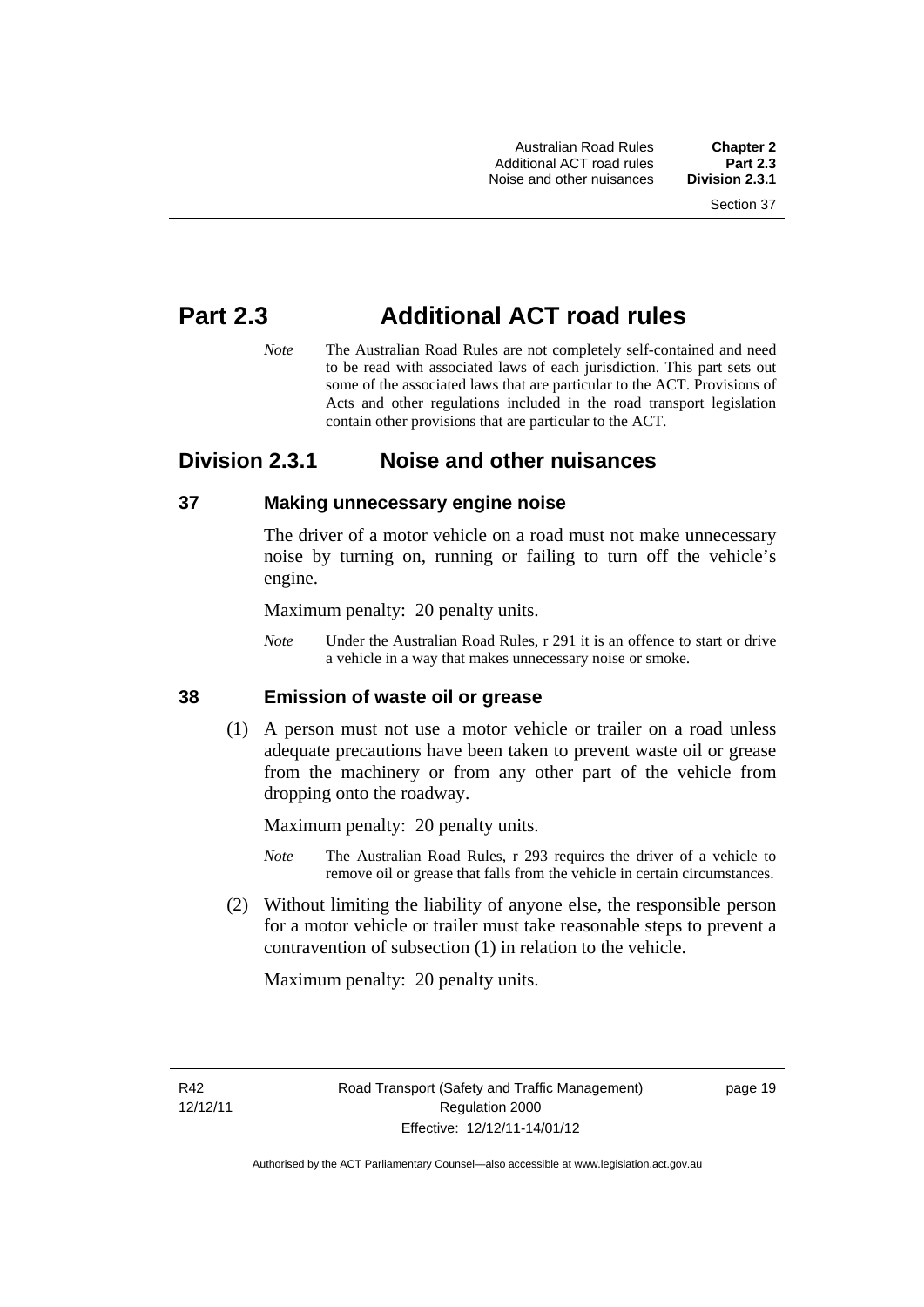# Part 2.3 Additional ACT road rules

*Note* The Australian Road Rules are not completely self-contained and need to be read with associated laws of each jurisdiction. This part sets out some of the associated laws that are particular to the ACT. Provisions of Acts and other regulations included in the road transport legislation contain other provisions that are particular to the ACT.

## Division 2.3.1 Noise and other nuisances

### 37 Making unnecessary engine noise

The driver of a motor vehicle on a road must not make unnecessary noise by turning on, running or failing to turn off the vehicle's engine.

Maximum penalty: 20 penalty units.

*Note* Under the Australian Road Rules, r 291 it is an offence to start or drive a vehicle in a way that makes unnecessary noise or smoke.

### 38 Emission of waste oil or grease

(1) A person must not use a motor vehicle or trailer on a road unless adequate precautions have been taken to prevent waste oil or grease from the machinery or from any other part of the vehicle from dropping onto the roadway.

Maximum penalty: 20 penalty units.

*Note* The Australian Road Rules, r 293 requires the driver of a vehicle to remove oil or grease that falls from the vehicle in certain circumstances.

(2) Without limiting the liability of anyone else, the responsible person for a motor vehicle or trailer must take reasonable steps to prevent a contravention of subsection (1) in relation to the vehicle.

Maximum penalty: 20 penalty units.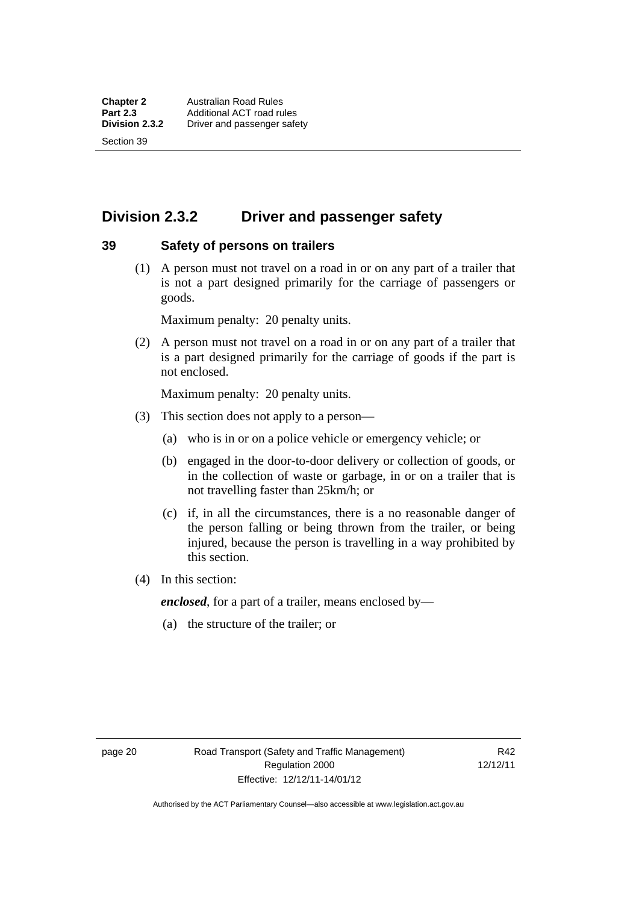## Division 2.3.2 Driver and passenger safety

### 39 Safety of persons on trailers

(1) A person must not travel on a road in or on any part of a trailer that is not a part designed primarily for the carriage of passengers or goods.

Maximum penalty: 20 penalty units.

(2) A person must not travel on a road in or on any part of a trailer that is a part designed primarily for the carriage of goods if the part is not enclosed.

Maximum penalty: 20 penalty units.

(3) This section does not apply to a person—

(a) who is in or on a police vehicle or emergency vehicle; or

(b) engaged in the door-to-door delivery or collection of goods, or in the collection of waste or garbage, in or on a trailer that is not travelling faster than 25km/h; or

(c) if, in all the circumstances, there is a no reasonable danger of the person falling or being thrown from the trailer, or being injured, because the person is travelling in a way prohibited by this section.

(4) In this section:

***enclosed***, for a part of a trailer, means enclosed by—

(a) the structure of the trailer; or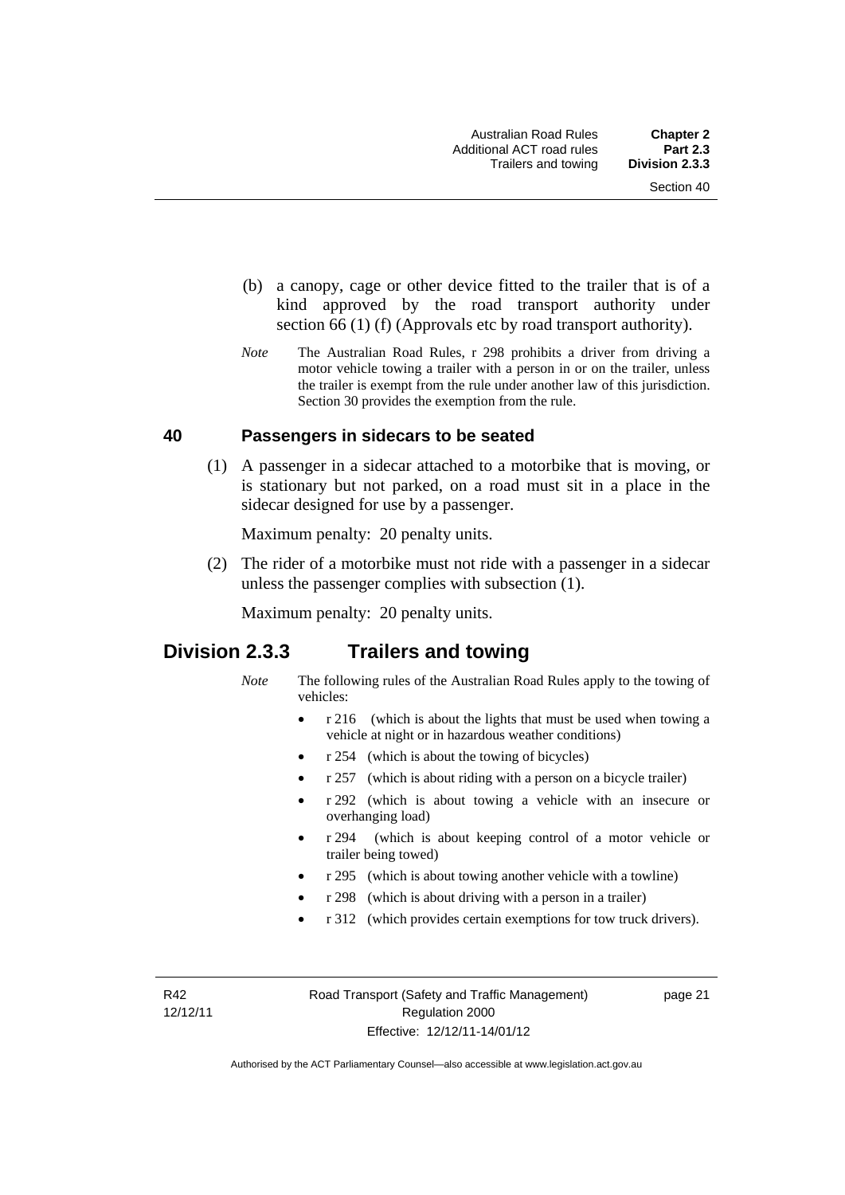(b) a canopy, cage or other device fitted to the trailer that is of a kind approved by the road transport authority under section 66 (1) (f) (Approvals etc by road transport authority).

*Note* The Australian Road Rules, r 298 prohibits a driver from driving a motor vehicle towing a trailer with a person in or on the trailer, unless the trailer is exempt from the rule under another law of this jurisdiction. Section 30 provides the exemption from the rule.

### 40 Passengers in sidecars to be seated

(1) A passenger in a sidecar attached to a motorbike that is moving, or is stationary but not parked, on a road must sit in a place in the sidecar designed for use by a passenger.

Maximum penalty: 20 penalty units.

(2) The rider of a motorbike must not ride with a passenger in a sidecar unless the passenger complies with subsection (1).

Maximum penalty: 20 penalty units.

## Division 2.3.3 Trailers and towing

*Note* The following rules of the Australian Road Rules apply to the towing of vehicles:

- r 216 (which is about the lights that must be used when towing a vehicle at night or in hazardous weather conditions)
- r 254 (which is about the towing of bicycles)
- r 257 (which is about riding with a person on a bicycle trailer)
- r 292 (which is about towing a vehicle with an insecure or overhanging load)
- r 294 (which is about keeping control of a motor vehicle or trailer being towed)
- r 295 (which is about towing another vehicle with a towline)
- r 298 (which is about driving with a person in a trailer)
- r 312 (which provides certain exemptions for tow truck drivers).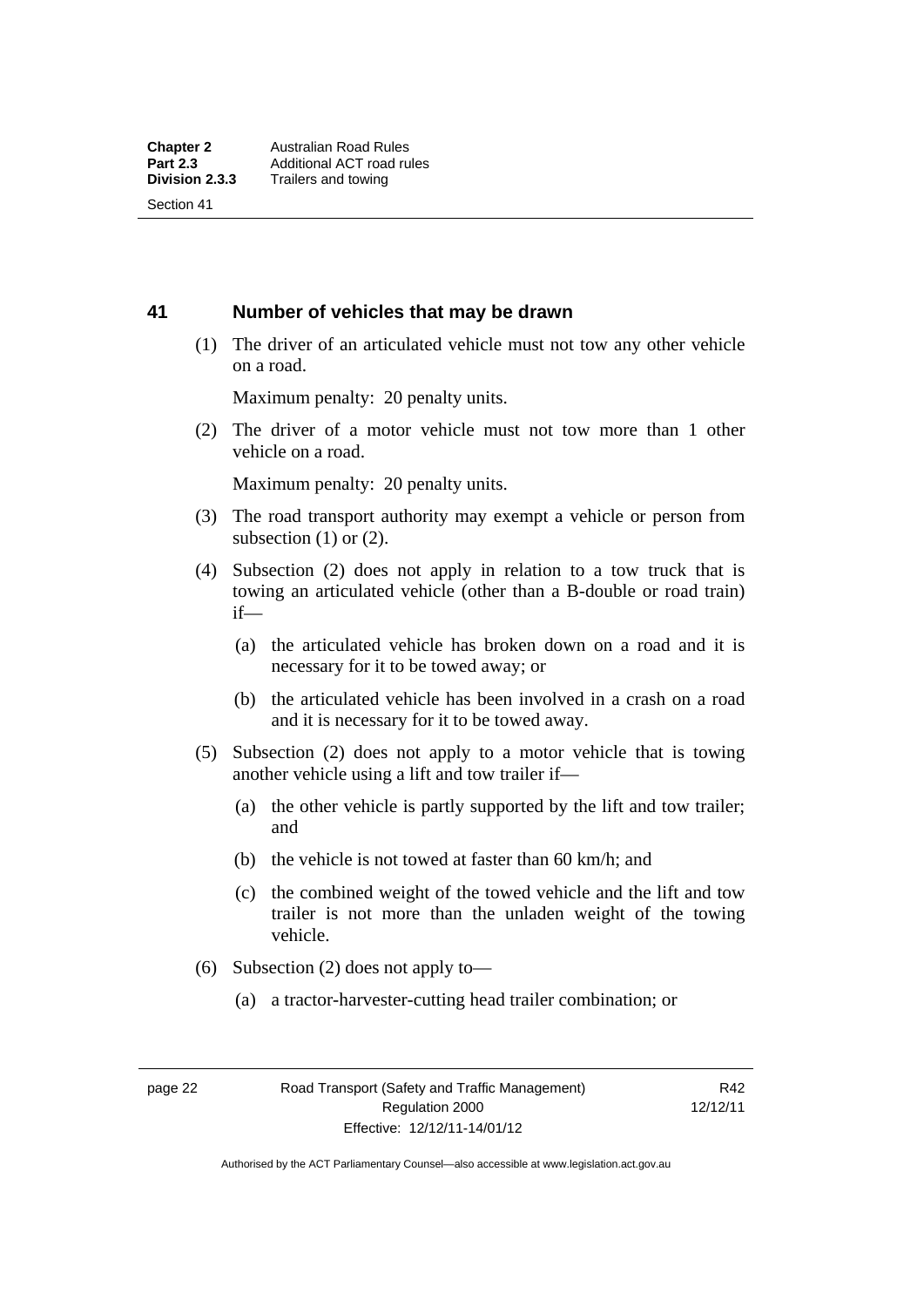## 41 Number of vehicles that may be drawn

(1) The driver of an articulated vehicle must not tow any other vehicle on a road.

Maximum penalty: 20 penalty units.

(2) The driver of a motor vehicle must not tow more than 1 other vehicle on a road.

Maximum penalty: 20 penalty units.

(3) The road transport authority may exempt a vehicle or person from subsection (1) or (2).

(4) Subsection (2) does not apply in relation to a tow truck that is towing an articulated vehicle (other than a B-double or road train) if—

(a) the articulated vehicle has broken down on a road and it is necessary for it to be towed away; or

(b) the articulated vehicle has been involved in a crash on a road and it is necessary for it to be towed away.

(5) Subsection (2) does not apply to a motor vehicle that is towing another vehicle using a lift and tow trailer if—

(a) the other vehicle is partly supported by the lift and tow trailer; and

(b) the vehicle is not towed at faster than 60 km/h; and

(c) the combined weight of the towed vehicle and the lift and tow trailer is not more than the unladen weight of the towing vehicle.

(6) Subsection (2) does not apply to—

(a) a tractor-harvester-cutting head trailer combination; or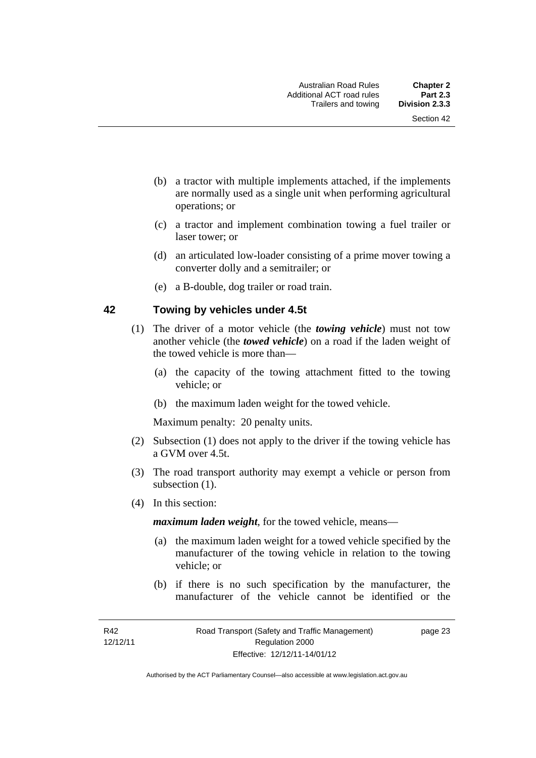(b) a tractor with multiple implements attached, if the implements are normally used as a single unit when performing agricultural operations; or

(c) a tractor and implement combination towing a fuel trailer or laser tower; or

(d) an articulated low-loader consisting of a prime mover towing a converter dolly and a semitrailer; or

(e) a B-double, dog trailer or road train.

## 42 Towing by vehicles under 4.5t

(1) The driver of a motor vehicle (the ***towing vehicle***) must not tow another vehicle (the ***towed vehicle***) on a road if the laden weight of the towed vehicle is more than—

(a) the capacity of the towing attachment fitted to the towing vehicle; or

(b) the maximum laden weight for the towed vehicle.

Maximum penalty: 20 penalty units.

(2) Subsection (1) does not apply to the driver if the towing vehicle has a GVM over 4.5t.

(3) The road transport authority may exempt a vehicle or person from subsection (1).

(4) In this section:

***maximum laden weight***, for the towed vehicle, means—

(a) the maximum laden weight for a towed vehicle specified by the manufacturer of the towing vehicle in relation to the towing vehicle; or

(b) if there is no such specification by the manufacturer, the manufacturer of the vehicle cannot be identified or the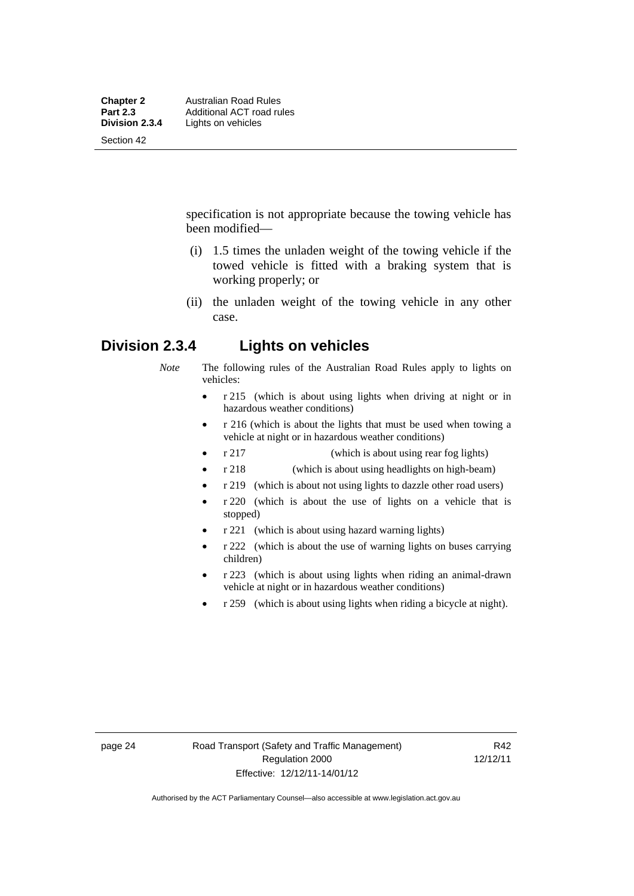specification is not appropriate because the towing vehicle has been modified—

(i) 1.5 times the unladen weight of the towing vehicle if the towed vehicle is fitted with a braking system that is working properly; or

(ii) the unladen weight of the towing vehicle in any other case.

## Division 2.3.4 Lights on vehicles

*Note* The following rules of the Australian Road Rules apply to lights on vehicles:

- r 215 (which is about using lights when driving at night or in hazardous weather conditions)
- r 216 (which is about the lights that must be used when towing a vehicle at night or in hazardous weather conditions)
- r 217 (which is about using rear fog lights)
- r 218 (which is about using headlights on high-beam)
- r 219 (which is about not using lights to dazzle other road users)
- r 220 (which is about the use of lights on a vehicle that is stopped)
- r 221 (which is about using hazard warning lights)
- r 222 (which is about the use of warning lights on buses carrying children)
- r 223 (which is about using lights when riding an animal-drawn vehicle at night or in hazardous weather conditions)
- r 259 (which is about using lights when riding a bicycle at night).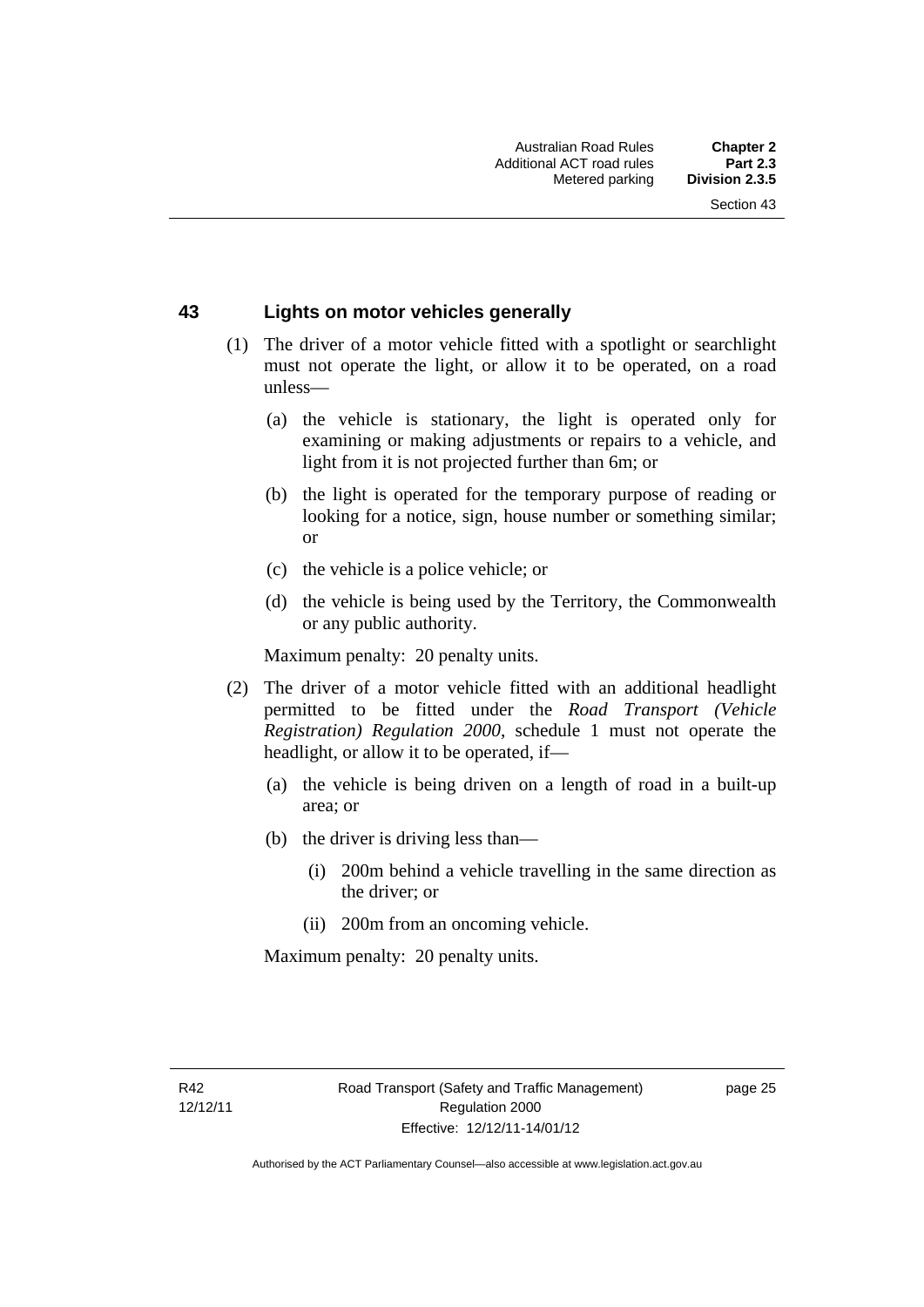## 43 Lights on motor vehicles generally

(1) The driver of a motor vehicle fitted with a spotlight or searchlight must not operate the light, or allow it to be operated, on a road unless—

(a) the vehicle is stationary, the light is operated only for examining or making adjustments or repairs to a vehicle, and light from it is not projected further than 6m; or

(b) the light is operated for the temporary purpose of reading or looking for a notice, sign, house number or something similar; or

(c) the vehicle is a police vehicle; or

(d) the vehicle is being used by the Territory, the Commonwealth or any public authority.

Maximum penalty: 20 penalty units.

(2) The driver of a motor vehicle fitted with an additional headlight permitted to be fitted under the *Road Transport (Vehicle Registration) Regulation 2000*, schedule 1 must not operate the headlight, or allow it to be operated, if—

(a) the vehicle is being driven on a length of road in a built-up area; or

(b) the driver is driving less than—

(i) 200m behind a vehicle travelling in the same direction as the driver; or

(ii) 200m from an oncoming vehicle.

Maximum penalty: 20 penalty units.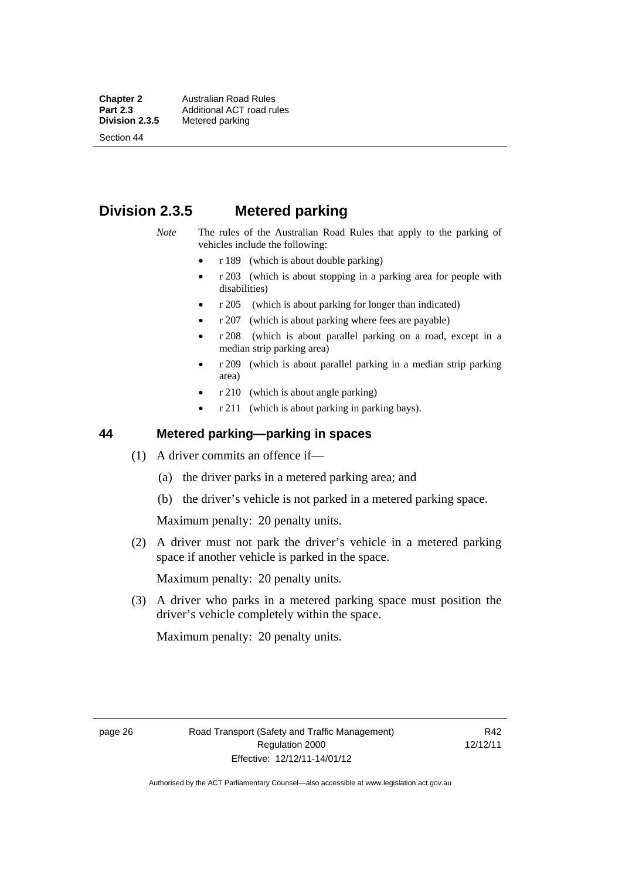## Division 2.3.5 Metered parking

*Note* The rules of the Australian Road Rules that apply to the parking of vehicles include the following:

- r 189 (which is about double parking)
- r 203 (which is about stopping in a parking area for people with disabilities)
- r 205 (which is about parking for longer than indicated)
- r 207 (which is about parking where fees are payable)
- r 208 (which is about parallel parking on a road, except in a median strip parking area)
- r 209 (which is about parallel parking in a median strip parking area)
- r 210 (which is about angle parking)
- r 211 (which is about parking in parking bays).

### 44 Metered parking—parking in spaces

(1) A driver commits an offence if—

(a) the driver parks in a metered parking area; and

(b) the driver's vehicle is not parked in a metered parking space.

Maximum penalty: 20 penalty units.

(2) A driver must not park the driver's vehicle in a metered parking space if another vehicle is parked in the space.

Maximum penalty: 20 penalty units.

(3) A driver who parks in a metered parking space must position the driver's vehicle completely within the space.

Maximum penalty: 20 penalty units.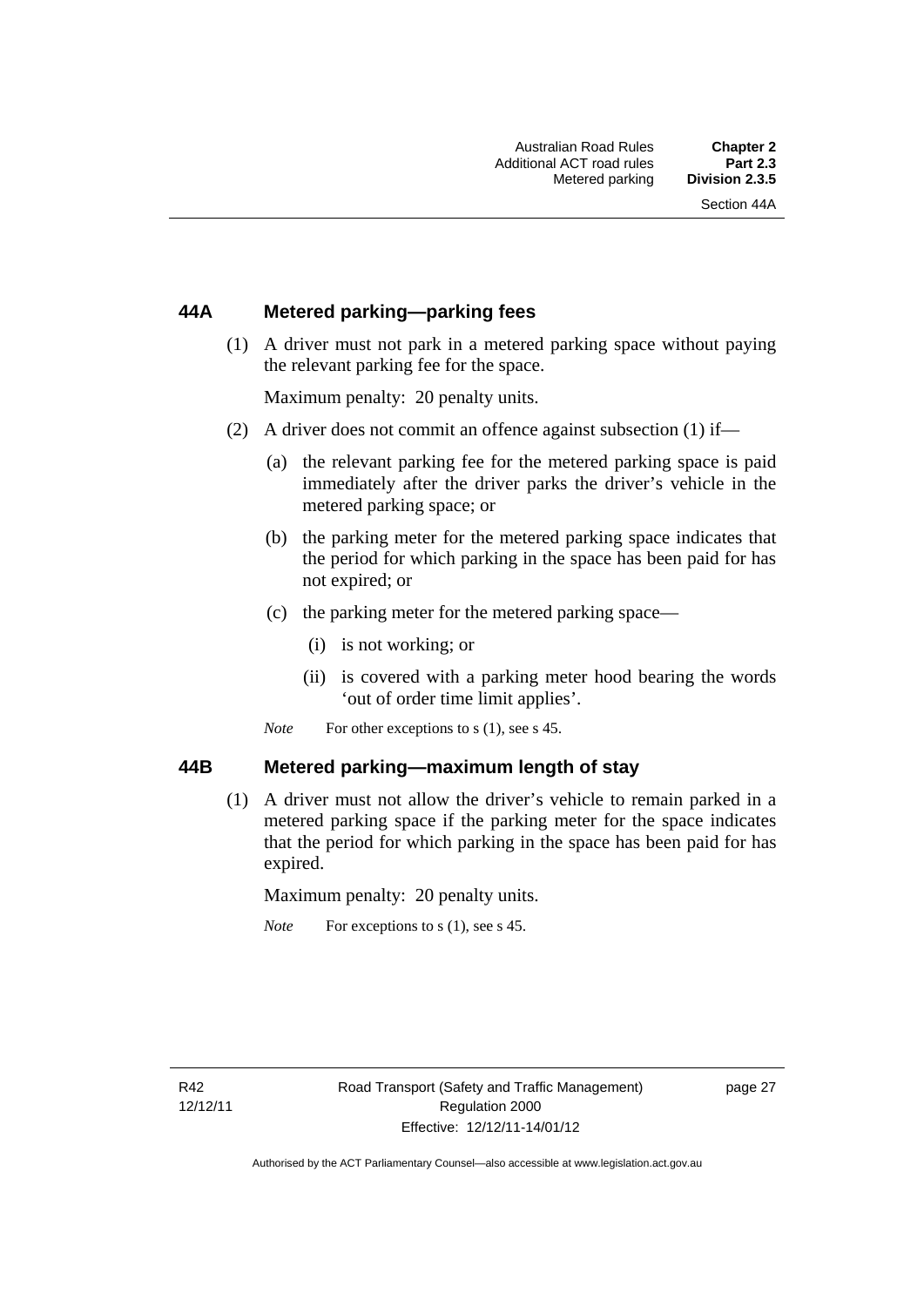### 44A Metered parking—parking fees

(1) A driver must not park in a metered parking space without paying the relevant parking fee for the space.

Maximum penalty: 20 penalty units.

(2) A driver does not commit an offence against subsection (1) if—

(a) the relevant parking fee for the metered parking space is paid immediately after the driver parks the driver's vehicle in the metered parking space; or

(b) the parking meter for the metered parking space indicates that the period for which parking in the space has been paid for has not expired; or

(c) the parking meter for the metered parking space—

(i) is not working; or

(ii) is covered with a parking meter hood bearing the words 'out of order time limit applies'.

*Note* For other exceptions to s (1), see s 45.

### 44B Metered parking—maximum length of stay

(1) A driver must not allow the driver's vehicle to remain parked in a metered parking space if the parking meter for the space indicates that the period for which parking in the space has been paid for has expired.

Maximum penalty: 20 penalty units.

*Note* For exceptions to s (1), see s 45.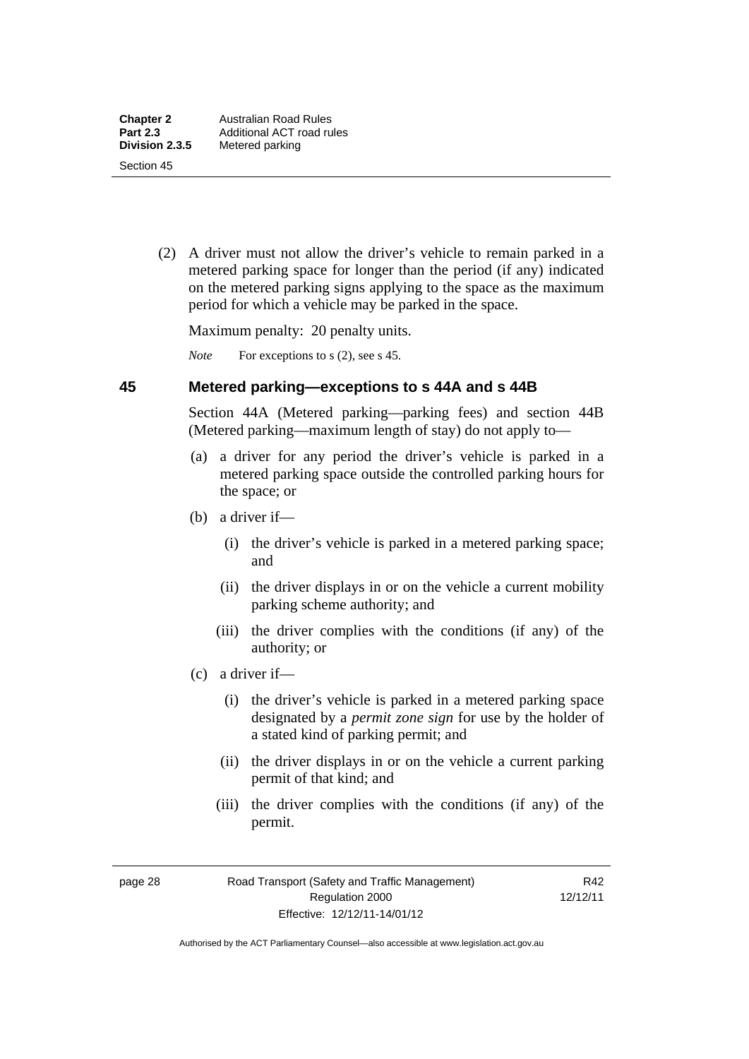(2) A driver must not allow the driver's vehicle to remain parked in a metered parking space for longer than the period (if any) indicated on the metered parking signs applying to the space as the maximum period for which a vehicle may be parked in the space.

Maximum penalty: 20 penalty units.

*Note* For exceptions to s (2), see s 45.

## 45 Metered parking—exceptions to s 44A and s 44B

Section 44A (Metered parking—parking fees) and section 44B (Metered parking—maximum length of stay) do not apply to—

(a) a driver for any period the driver's vehicle is parked in a metered parking space outside the controlled parking hours for the space; or

(b) a driver if—

(i) the driver's vehicle is parked in a metered parking space; and

(ii) the driver displays in or on the vehicle a current mobility parking scheme authority; and

(iii) the driver complies with the conditions (if any) of the authority; or

(c) a driver if—

(i) the driver's vehicle is parked in a metered parking space designated by a ***permit zone sign*** for use by the holder of a stated kind of parking permit; and

(ii) the driver displays in or on the vehicle a current parking permit of that kind; and

(iii) the driver complies with the conditions (if any) of the permit.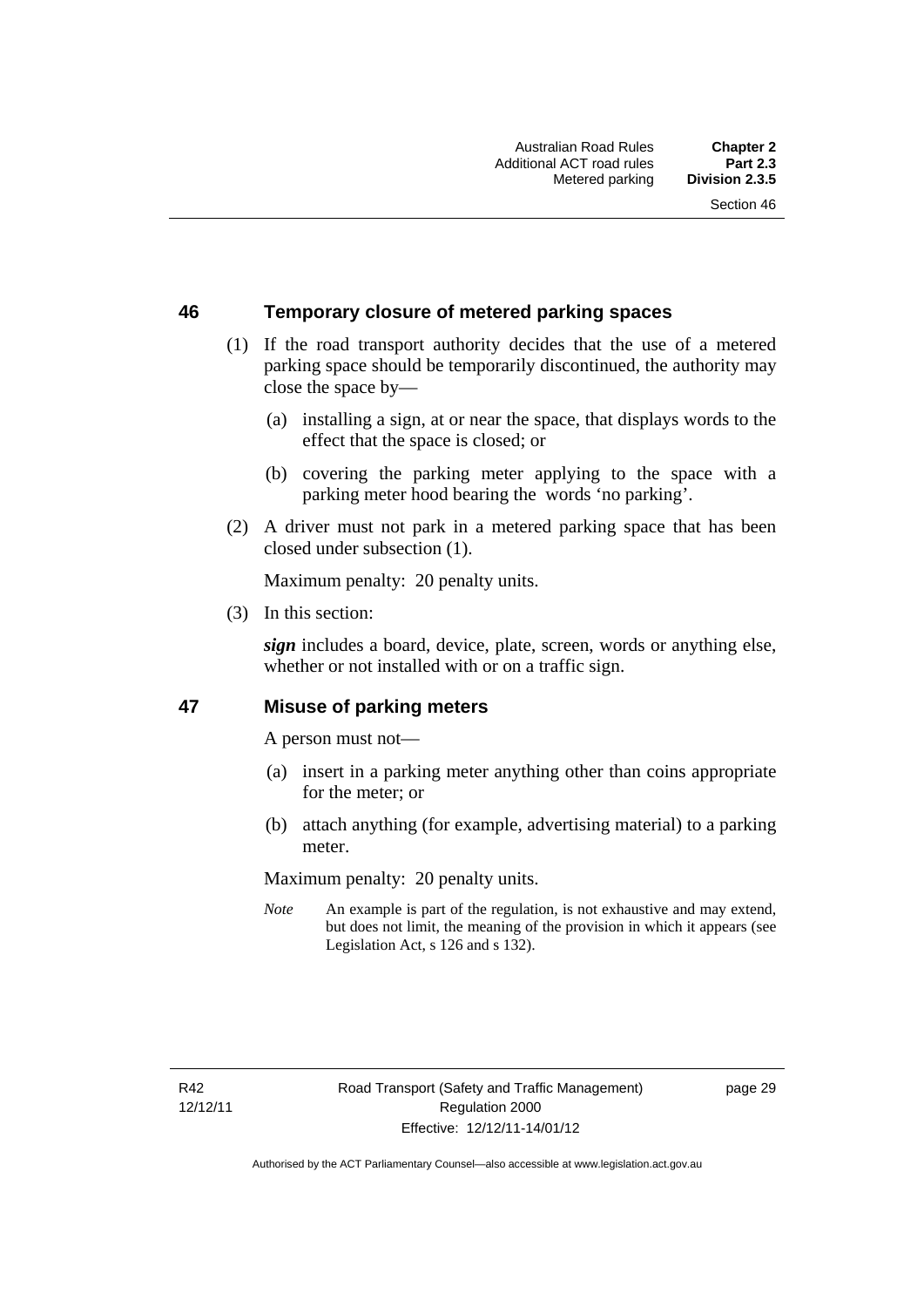## 46 Temporary closure of metered parking spaces

(1) If the road transport authority decides that the use of a metered parking space should be temporarily discontinued, the authority may close the space by—

(a) installing a sign, at or near the space, that displays words to the effect that the space is closed; or

(b) covering the parking meter applying to the space with a parking meter hood bearing the words 'no parking'.

(2) A driver must not park in a metered parking space that has been closed under subsection (1).

Maximum penalty: 20 penalty units.

(3) In this section:

***sign*** includes a board, device, plate, screen, words or anything else, whether or not installed with or on a traffic sign.

## 47 Misuse of parking meters

A person must not—

(a) insert in a parking meter anything other than coins appropriate for the meter; or

(b) attach anything (for example, advertising material) to a parking meter.

Maximum penalty: 20 penalty units.

*Note* An example is part of the regulation, is not exhaustive and may extend, but does not limit, the meaning of the provision in which it appears (see Legislation Act, s 126 and s 132).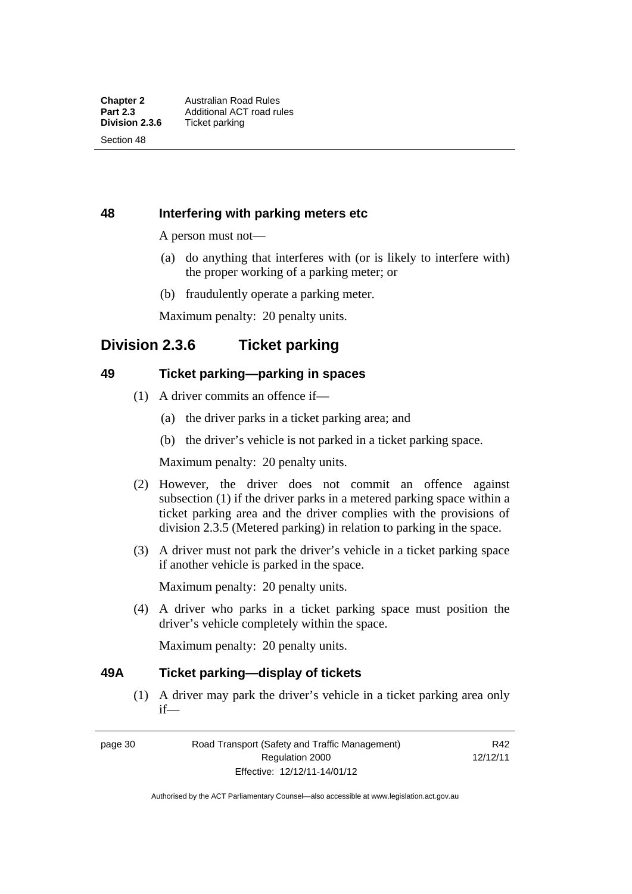### 48 Interfering with parking meters etc

A person must not—

(a) do anything that interferes with (or is likely to interfere with) the proper working of a parking meter; or

(b) fraudulently operate a parking meter.

Maximum penalty: 20 penalty units.

## Division 2.3.6 Ticket parking

### 49 Ticket parking—parking in spaces

(1) A driver commits an offence if—

(a) the driver parks in a ticket parking area; and

(b) the driver's vehicle is not parked in a ticket parking space.

Maximum penalty: 20 penalty units.

(2) However, the driver does not commit an offence against subsection (1) if the driver parks in a metered parking space within a ticket parking area and the driver complies with the provisions of division 2.3.5 (Metered parking) in relation to parking in the space.

(3) A driver must not park the driver's vehicle in a ticket parking space if another vehicle is parked in the space.

Maximum penalty: 20 penalty units.

(4) A driver who parks in a ticket parking space must position the driver's vehicle completely within the space.

Maximum penalty: 20 penalty units.

### 49A Ticket parking—display of tickets

(1) A driver may park the driver's vehicle in a ticket parking area only if—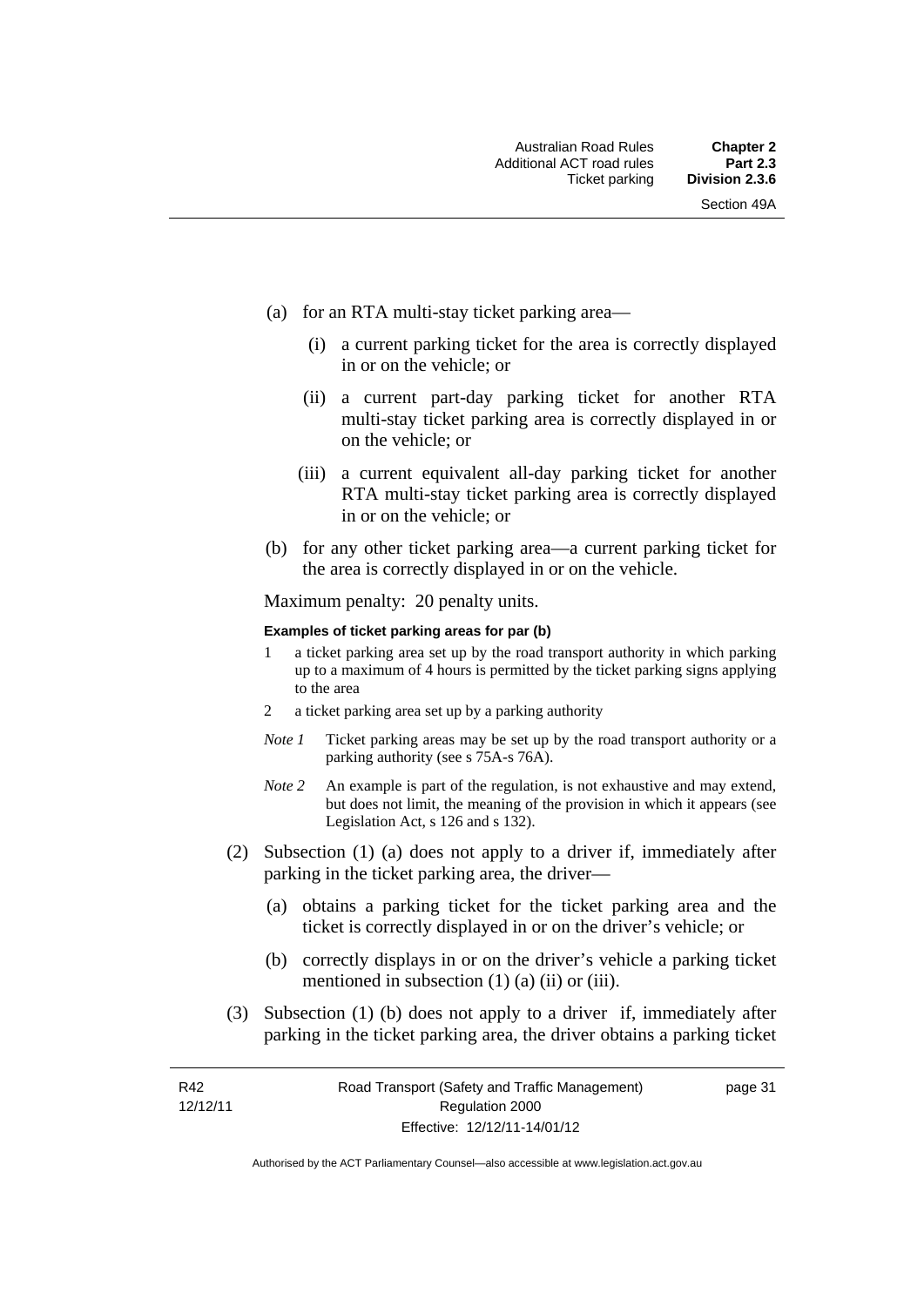(a) for an RTA multi-stay ticket parking area—

  (i) a current parking ticket for the area is correctly displayed in or on the vehicle; or

  (ii) a current part-day parking ticket for another RTA multi-stay ticket parking area is correctly displayed in or on the vehicle; or

  (iii) a current equivalent all-day parking ticket for another RTA multi-stay ticket parking area is correctly displayed in or on the vehicle; or

(b) for any other ticket parking area—a current parking ticket for the area is correctly displayed in or on the vehicle.

Maximum penalty: 20 penalty units.

**Examples of ticket parking areas for par (b)**

1 a ticket parking area set up by the road transport authority in which parking up to a maximum of 4 hours is permitted by the ticket parking signs applying to the area

2 a ticket parking area set up by a parking authority

*Note 1* Ticket parking areas may be set up by the road transport authority or a parking authority (see s 75A-s 76A).

*Note 2* An example is part of the regulation, is not exhaustive and may extend, but does not limit, the meaning of the provision in which it appears (see Legislation Act, s 126 and s 132).

(2) Subsection (1) (a) does not apply to a driver if, immediately after parking in the ticket parking area, the driver—

  (a) obtains a parking ticket for the ticket parking area and the ticket is correctly displayed in or on the driver's vehicle; or

  (b) correctly displays in or on the driver's vehicle a parking ticket mentioned in subsection (1) (a) (ii) or (iii).

(3) Subsection (1) (b) does not apply to a driver if, immediately after parking in the ticket parking area, the driver obtains a parking ticket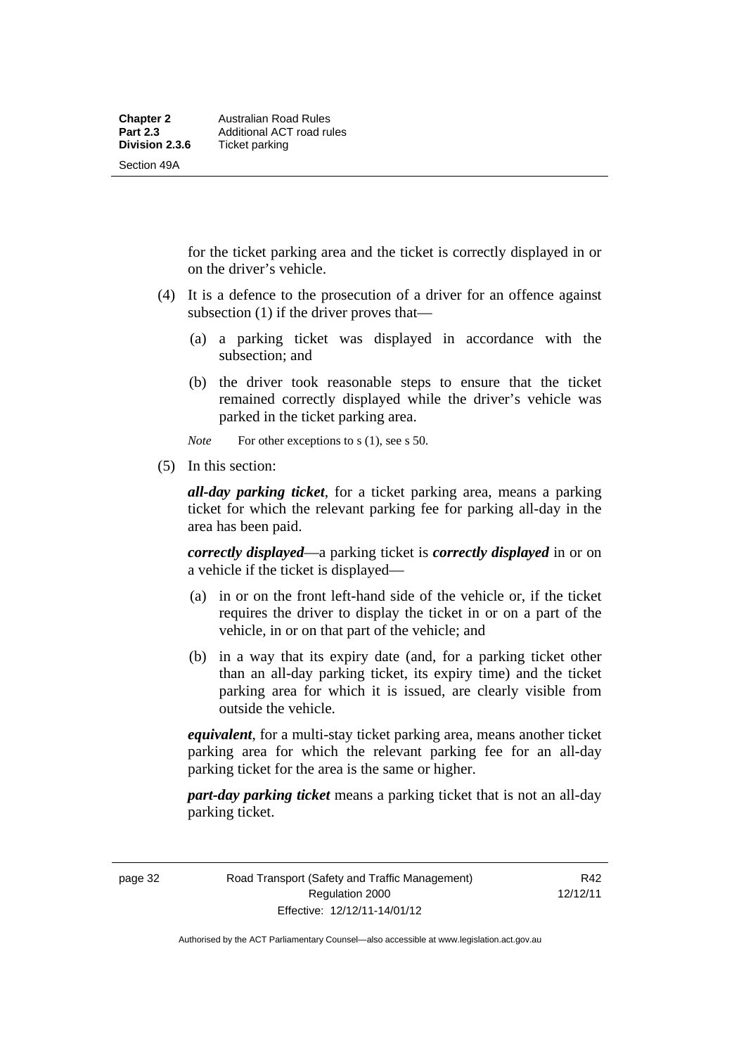for the ticket parking area and the ticket is correctly displayed in or on the driver's vehicle.

(4) It is a defence to the prosecution of a driver for an offence against subsection (1) if the driver proves that—

(a) a parking ticket was displayed in accordance with the subsection; and

(b) the driver took reasonable steps to ensure that the ticket remained correctly displayed while the driver's vehicle was parked in the ticket parking area.

*Note* For other exceptions to s (1), see s 50.

(5) In this section:

***all-day parking ticket***, for a ticket parking area, means a parking ticket for which the relevant parking fee for parking all-day in the area has been paid.

***correctly displayed***—a parking ticket is ***correctly displayed*** in or on a vehicle if the ticket is displayed—

(a) in or on the front left-hand side of the vehicle or, if the ticket requires the driver to display the ticket in or on a part of the vehicle, in or on that part of the vehicle; and

(b) in a way that its expiry date (and, for a parking ticket other than an all-day parking ticket, its expiry time) and the ticket parking area for which it is issued, are clearly visible from outside the vehicle.

***equivalent***, for a multi-stay ticket parking area, means another ticket parking area for which the relevant parking fee for an all-day parking ticket for the area is the same or higher.

***part-day parking ticket*** means a parking ticket that is not an all-day parking ticket.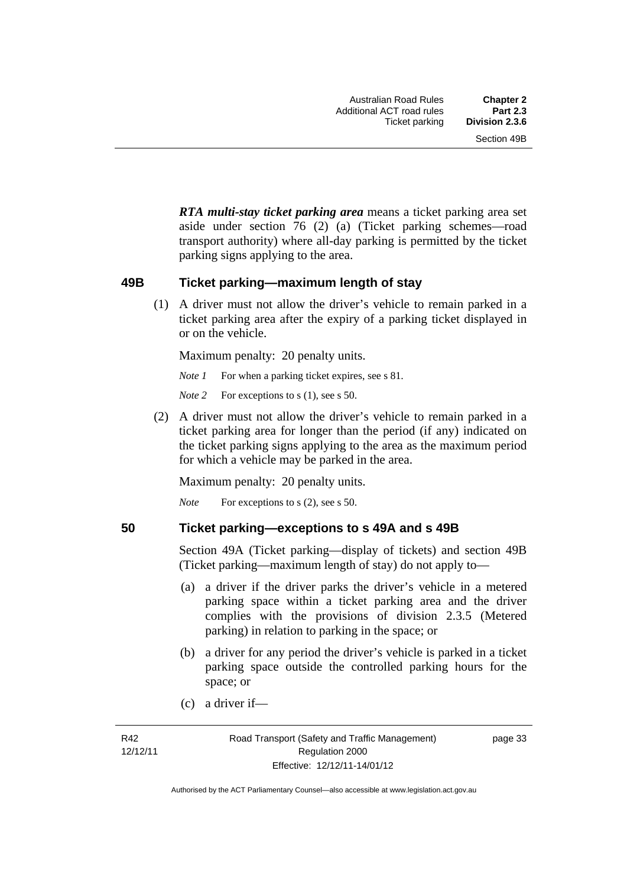***RTA multi-stay ticket parking area*** means a ticket parking area set aside under section 76 (2) (a) (Ticket parking schemes—road transport authority) where all-day parking is permitted by the ticket parking signs applying to the area.

### 49B Ticket parking—maximum length of stay

(1) A driver must not allow the driver's vehicle to remain parked in a ticket parking area after the expiry of a parking ticket displayed in or on the vehicle.

Maximum penalty: 20 penalty units.

*Note 1* For when a parking ticket expires, see s 81.

*Note 2* For exceptions to s (1), see s 50.

(2) A driver must not allow the driver's vehicle to remain parked in a ticket parking area for longer than the period (if any) indicated on the ticket parking signs applying to the area as the maximum period for which a vehicle may be parked in the area.

Maximum penalty: 20 penalty units.

*Note* For exceptions to s (2), see s 50.

### 50 Ticket parking—exceptions to s 49A and s 49B

Section 49A (Ticket parking—display of tickets) and section 49B (Ticket parking—maximum length of stay) do not apply to—

(a) a driver if the driver parks the driver's vehicle in a metered parking space within a ticket parking area and the driver complies with the provisions of division 2.3.5 (Metered parking) in relation to parking in the space; or

(b) a driver for any period the driver's vehicle is parked in a ticket parking space outside the controlled parking hours for the space; or

(c) a driver if—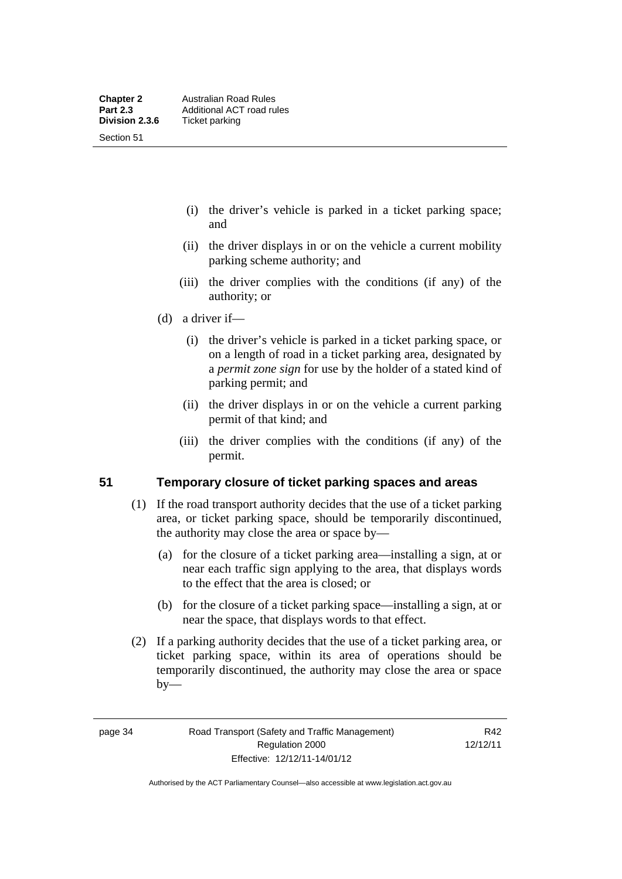(i) the driver's vehicle is parked in a ticket parking space; and

(ii) the driver displays in or on the vehicle a current mobility parking scheme authority; and

(iii) the driver complies with the conditions (if any) of the authority; or

(d) a driver if—

(i) the driver's vehicle is parked in a ticket parking space, or on a length of road in a ticket parking area, designated by a *permit zone sign* for use by the holder of a stated kind of parking permit; and

(ii) the driver displays in or on the vehicle a current parking permit of that kind; and

(iii) the driver complies with the conditions (if any) of the permit.

## 51 Temporary closure of ticket parking spaces and areas

(1) If the road transport authority decides that the use of a ticket parking area, or ticket parking space, should be temporarily discontinued, the authority may close the area or space by—

(a) for the closure of a ticket parking area—installing a sign, at or near each traffic sign applying to the area, that displays words to the effect that the area is closed; or

(b) for the closure of a ticket parking space—installing a sign, at or near the space, that displays words to that effect.

(2) If a parking authority decides that the use of a ticket parking area, or ticket parking space, within its area of operations should be temporarily discontinued, the authority may close the area or space by—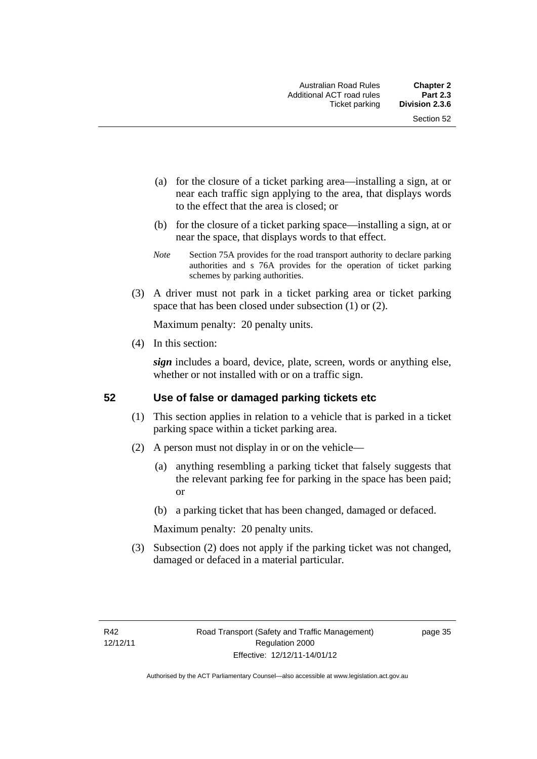(a) for the closure of a ticket parking area—installing a sign, at or near each traffic sign applying to the area, that displays words to the effect that the area is closed; or

(b) for the closure of a ticket parking space—installing a sign, at or near the space, that displays words to that effect.

*Note* Section 75A provides for the road transport authority to declare parking authorities and s 76A provides for the operation of ticket parking schemes by parking authorities.

(3) A driver must not park in a ticket parking area or ticket parking space that has been closed under subsection (1) or (2).

Maximum penalty: 20 penalty units.

(4) In this section:

***sign*** includes a board, device, plate, screen, words or anything else, whether or not installed with or on a traffic sign.

## 52 Use of false or damaged parking tickets etc

(1) This section applies in relation to a vehicle that is parked in a ticket parking space within a ticket parking area.

(2) A person must not display in or on the vehicle—

(a) anything resembling a parking ticket that falsely suggests that the relevant parking fee for parking in the space has been paid; or

(b) a parking ticket that has been changed, damaged or defaced.

Maximum penalty: 20 penalty units.

(3) Subsection (2) does not apply if the parking ticket was not changed, damaged or defaced in a material particular.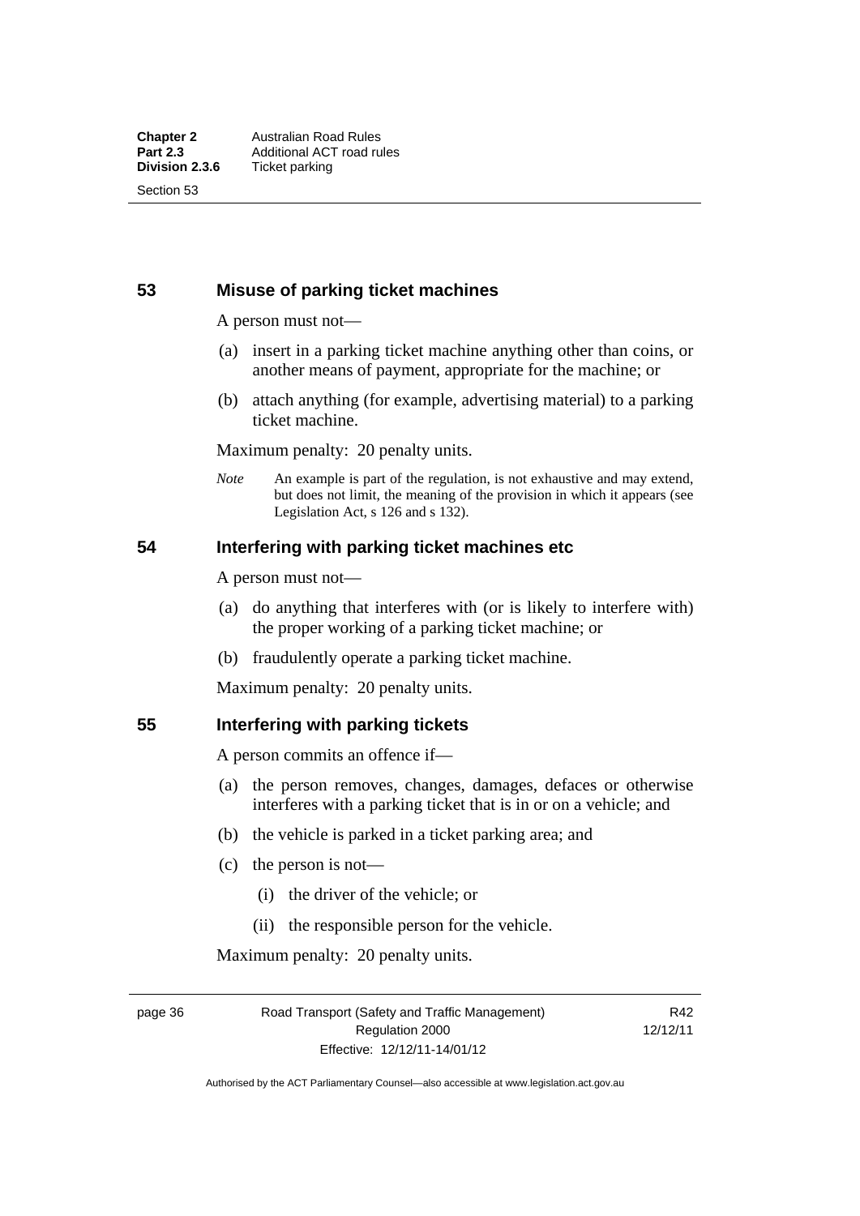## 53 Misuse of parking ticket machines

A person must not—

(a) insert in a parking ticket machine anything other than coins, or another means of payment, appropriate for the machine; or

(b) attach anything (for example, advertising material) to a parking ticket machine.

Maximum penalty: 20 penalty units.

*Note* An example is part of the regulation, is not exhaustive and may extend, but does not limit, the meaning of the provision in which it appears (see Legislation Act, s 126 and s 132).

## 54 Interfering with parking ticket machines etc

A person must not—

(a) do anything that interferes with (or is likely to interfere with) the proper working of a parking ticket machine; or

(b) fraudulently operate a parking ticket machine.

Maximum penalty: 20 penalty units.

## 55 Interfering with parking tickets

A person commits an offence if—

(a) the person removes, changes, damages, defaces or otherwise interferes with a parking ticket that is in or on a vehicle; and

(b) the vehicle is parked in a ticket parking area; and

(c) the person is not—

(i) the driver of the vehicle; or

(ii) the responsible person for the vehicle.

Maximum penalty: 20 penalty units.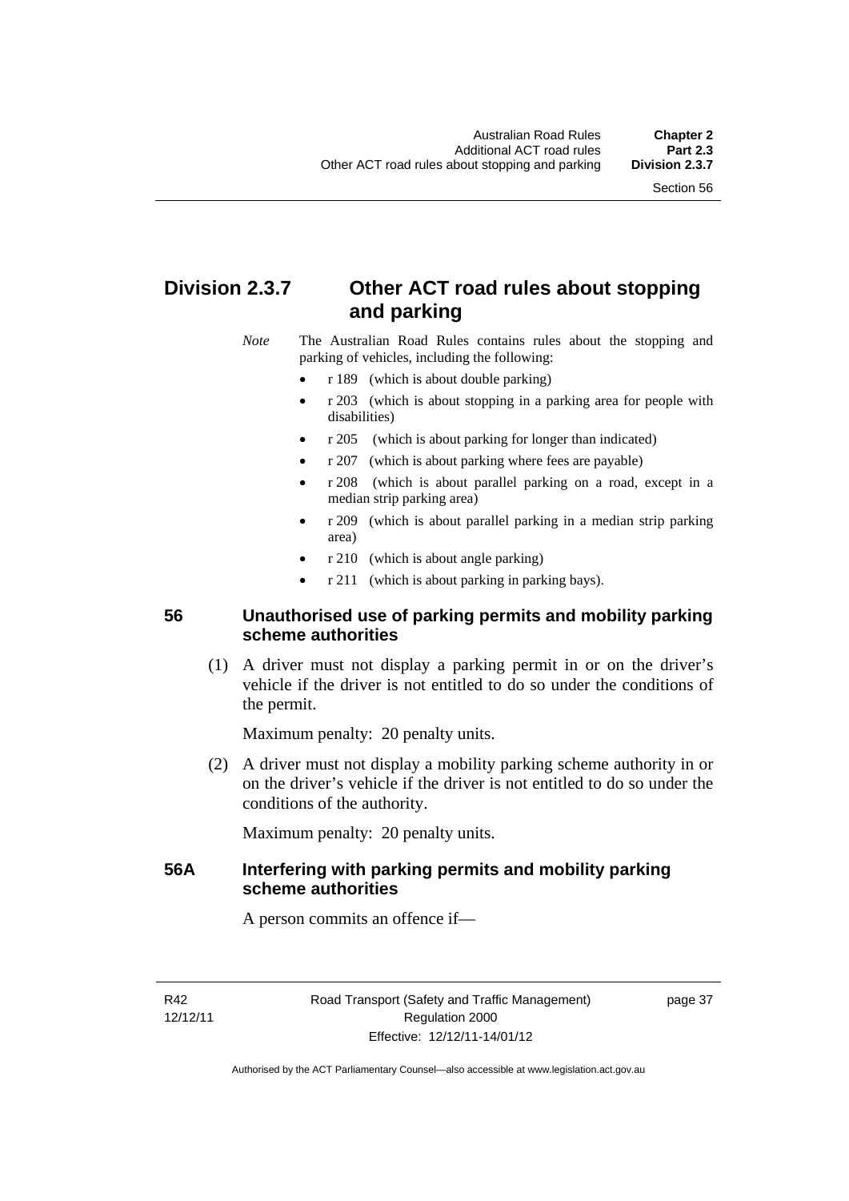## Division 2.3.7 Other ACT road rules about stopping and parking

*Note* The Australian Road Rules contains rules about the stopping and parking of vehicles, including the following:

- r 189 (which is about double parking)
- r 203 (which is about stopping in a parking area for people with disabilities)
- r 205 (which is about parking for longer than indicated)
- r 207 (which is about parking where fees are payable)
- r 208 (which is about parallel parking on a road, except in a median strip parking area)
- r 209 (which is about parallel parking in a median strip parking area)
- r 210 (which is about angle parking)
- r 211 (which is about parking in parking bays).

### 56 Unauthorised use of parking permits and mobility parking scheme authorities

(1) A driver must not display a parking permit in or on the driver's vehicle if the driver is not entitled to do so under the conditions of the permit.

Maximum penalty: 20 penalty units.

(2) A driver must not display a mobility parking scheme authority in or on the driver's vehicle if the driver is not entitled to do so under the conditions of the authority.

Maximum penalty: 20 penalty units.

### 56A Interfering with parking permits and mobility parking scheme authorities

A person commits an offence if—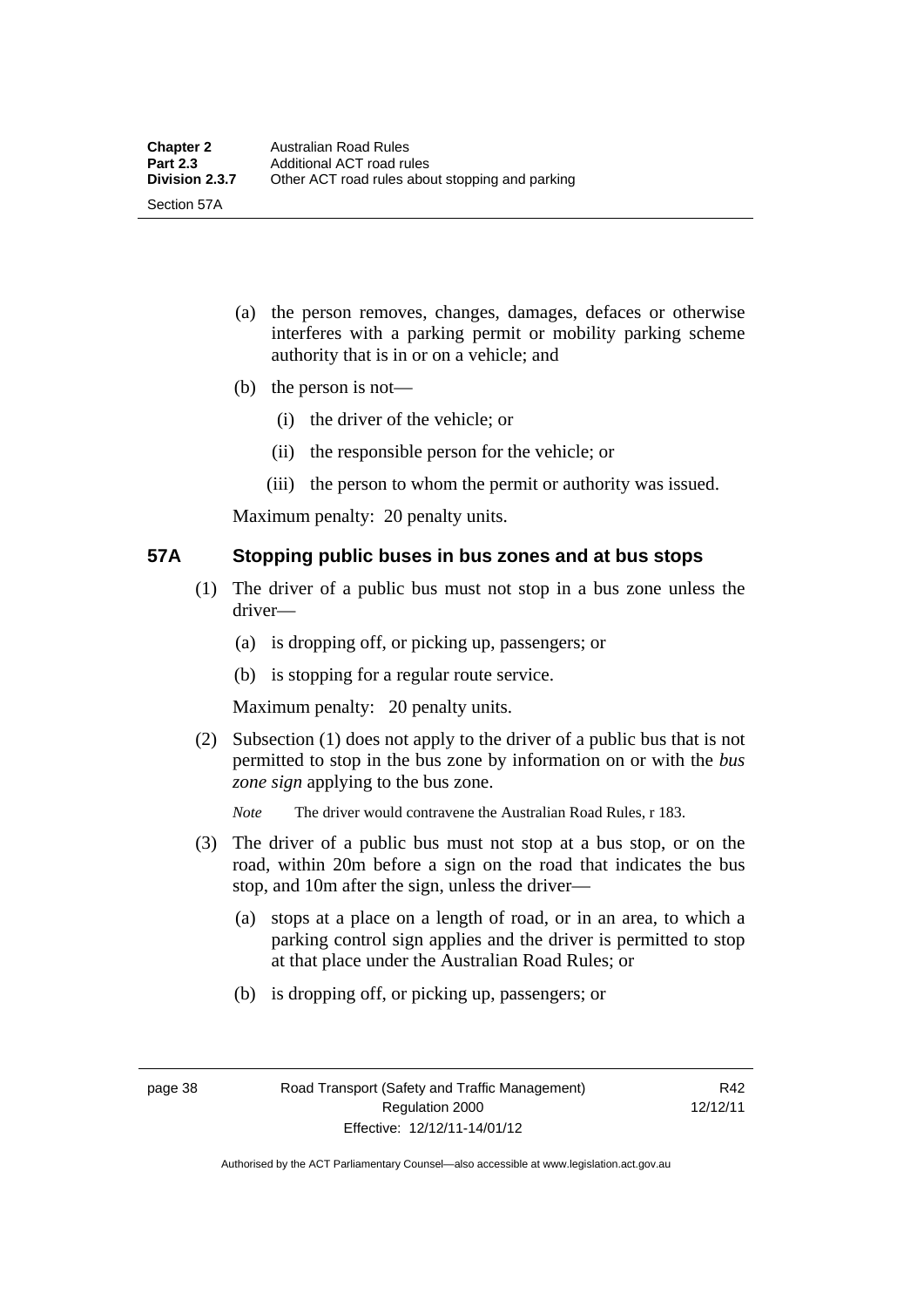(a) the person removes, changes, damages, defaces or otherwise interferes with a parking permit or mobility parking scheme authority that is in or on a vehicle; and

(b) the person is not—

(i) the driver of the vehicle; or

(ii) the responsible person for the vehicle; or

(iii) the person to whom the permit or authority was issued.

Maximum penalty: 20 penalty units.

## 57A Stopping public buses in bus zones and at bus stops

(1) The driver of a public bus must not stop in a bus zone unless the driver—

(a) is dropping off, or picking up, passengers; or

(b) is stopping for a regular route service.

Maximum penalty: 20 penalty units.

(2) Subsection (1) does not apply to the driver of a public bus that is not permitted to stop in the bus zone by information on or with the *bus zone sign* applying to the bus zone.

*Note* The driver would contravene the Australian Road Rules, r 183.

(3) The driver of a public bus must not stop at a bus stop, or on the road, within 20m before a sign on the road that indicates the bus stop, and 10m after the sign, unless the driver—

(a) stops at a place on a length of road, or in an area, to which a parking control sign applies and the driver is permitted to stop at that place under the Australian Road Rules; or

(b) is dropping off, or picking up, passengers; or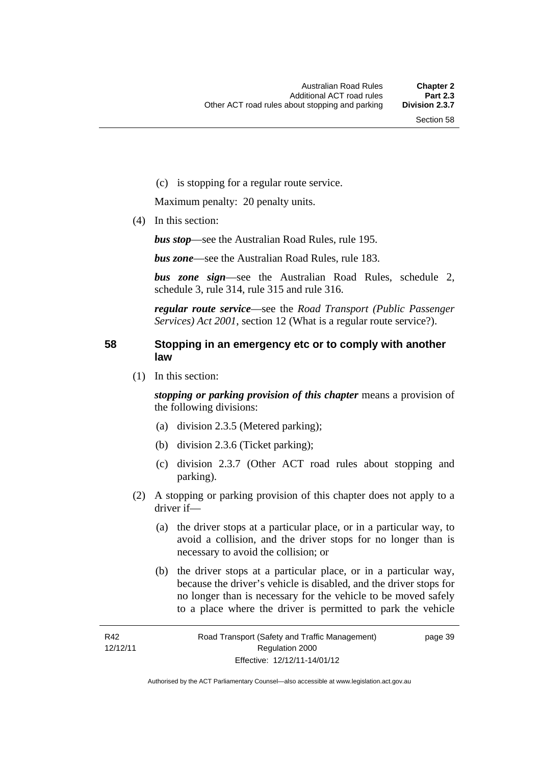(c) is stopping for a regular route service.

Maximum penalty: 20 penalty units.

(4) In this section:

***bus stop***—see the Australian Road Rules, rule 195.

***bus zone***—see the Australian Road Rules, rule 183.

***bus zone sign***—see the Australian Road Rules, schedule 2, schedule 3, rule 314, rule 315 and rule 316.

***regular route service***—see the *Road Transport (Public Passenger Services) Act 2001*, section 12 (What is a regular route service?).

## 58 Stopping in an emergency etc or to comply with another law

(1) In this section:

***stopping or parking provision of this chapter*** means a provision of the following divisions:

(a) division 2.3.5 (Metered parking);

(b) division 2.3.6 (Ticket parking);

(c) division 2.3.7 (Other ACT road rules about stopping and parking).

(2) A stopping or parking provision of this chapter does not apply to a driver if—

(a) the driver stops at a particular place, or in a particular way, to avoid a collision, and the driver stops for no longer than is necessary to avoid the collision; or

(b) the driver stops at a particular place, or in a particular way, because the driver's vehicle is disabled, and the driver stops for no longer than is necessary for the vehicle to be moved safely to a place where the driver is permitted to park the vehicle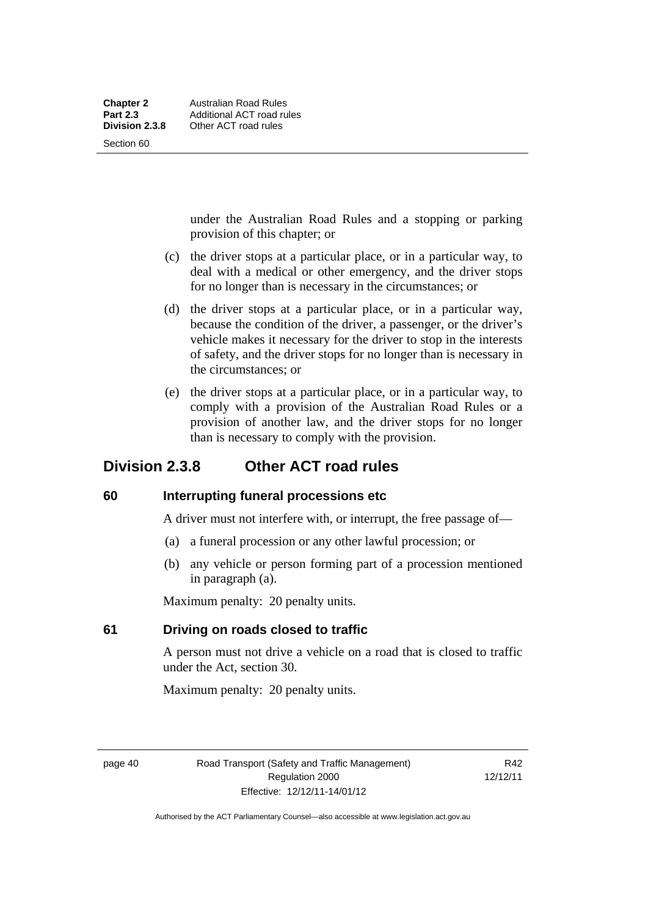under the Australian Road Rules and a stopping or parking provision of this chapter; or

(c) the driver stops at a particular place, or in a particular way, to deal with a medical or other emergency, and the driver stops for no longer than is necessary in the circumstances; or

(d) the driver stops at a particular place, or in a particular way, because the condition of the driver, a passenger, or the driver's vehicle makes it necessary for the driver to stop in the interests of safety, and the driver stops for no longer than is necessary in the circumstances; or

(e) the driver stops at a particular place, or in a particular way, to comply with a provision of the Australian Road Rules or a provision of another law, and the driver stops for no longer than is necessary to comply with the provision.

## Division 2.3.8 Other ACT road rules

### 60 Interrupting funeral processions etc

A driver must not interfere with, or interrupt, the free passage of—

(a) a funeral procession or any other lawful procession; or

(b) any vehicle or person forming part of a procession mentioned in paragraph (a).

Maximum penalty: 20 penalty units.

### 61 Driving on roads closed to traffic

A person must not drive a vehicle on a road that is closed to traffic under the Act, section 30.

Maximum penalty: 20 penalty units.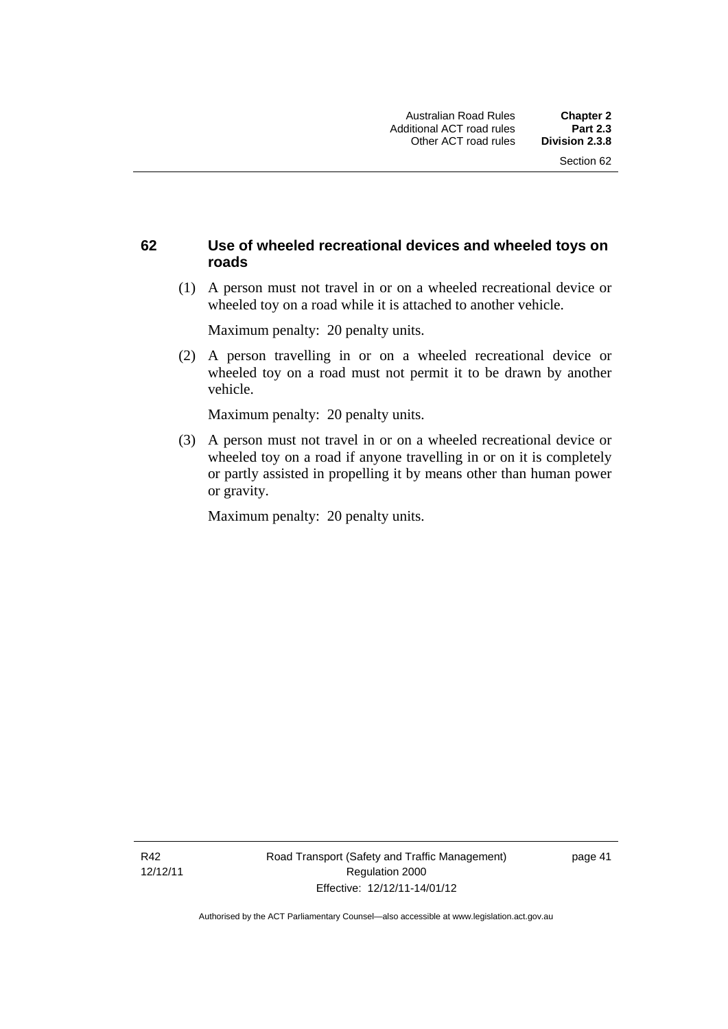## 62 Use of wheeled recreational devices and wheeled toys on roads

(1) A person must not travel in or on a wheeled recreational device or wheeled toy on a road while it is attached to another vehicle.

Maximum penalty: 20 penalty units.

(2) A person travelling in or on a wheeled recreational device or wheeled toy on a road must not permit it to be drawn by another vehicle.

Maximum penalty: 20 penalty units.

(3) A person must not travel in or on a wheeled recreational device or wheeled toy on a road if anyone travelling in or on it is completely or partly assisted in propelling it by means other than human power or gravity.

Maximum penalty: 20 penalty units.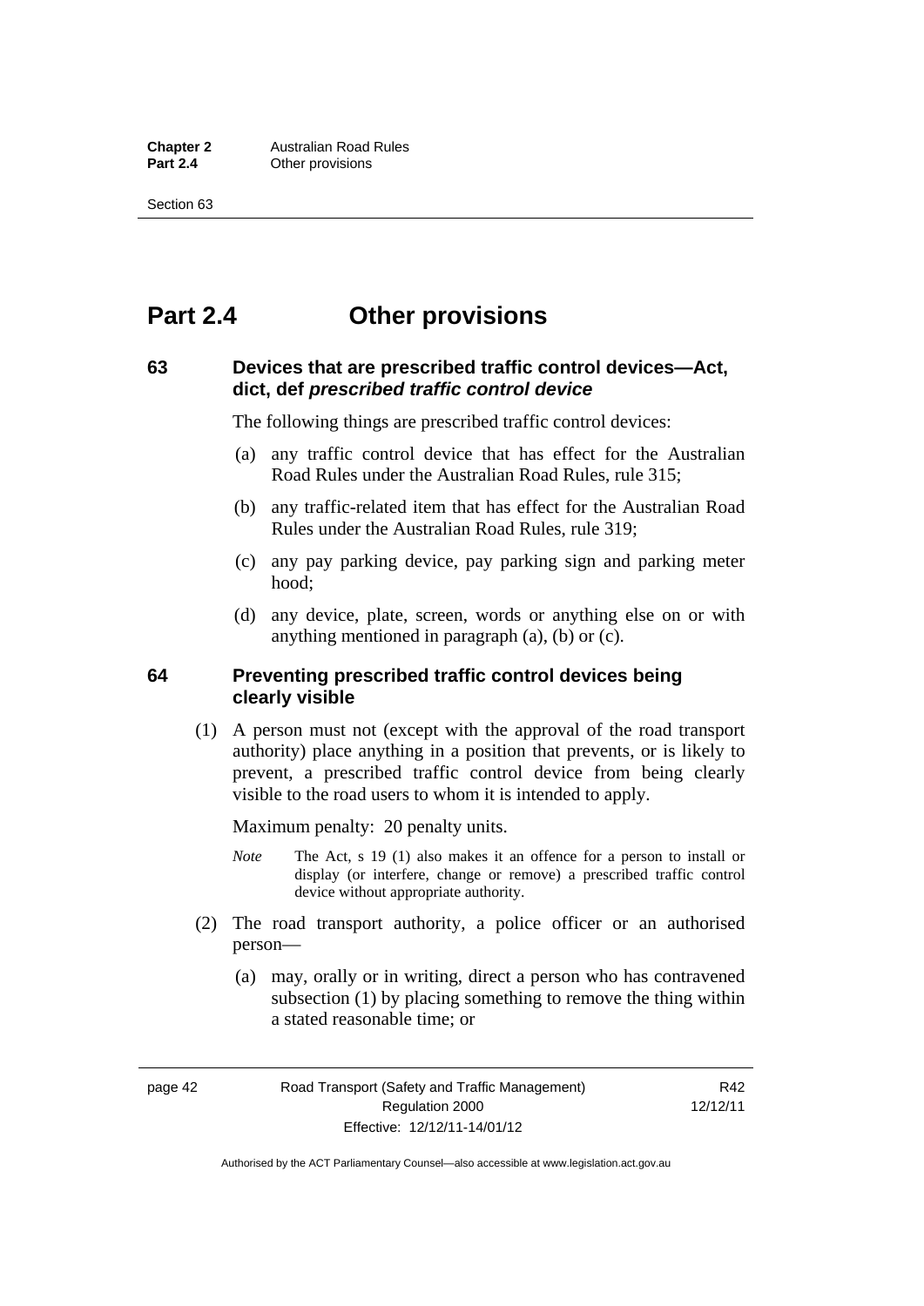# Part 2.4 Other provisions

### 63 Devices that are prescribed traffic control devices—Act, dict, def *prescribed traffic control device*

The following things are prescribed traffic control devices:

(a) any traffic control device that has effect for the Australian Road Rules under the Australian Road Rules, rule 315;

(b) any traffic-related item that has effect for the Australian Road Rules under the Australian Road Rules, rule 319;

(c) any pay parking device, pay parking sign and parking meter hood;

(d) any device, plate, screen, words or anything else on or with anything mentioned in paragraph (a), (b) or (c).

### 64 Preventing prescribed traffic control devices being clearly visible

(1) A person must not (except with the approval of the road transport authority) place anything in a position that prevents, or is likely to prevent, a prescribed traffic control device from being clearly visible to the road users to whom it is intended to apply.

Maximum penalty: 20 penalty units.

*Note* The Act, s 19 (1) also makes it an offence for a person to install or display (or interfere, change or remove) a prescribed traffic control device without appropriate authority.

(2) The road transport authority, a police officer or an authorised person—

(a) may, orally or in writing, direct a person who has contravened subsection (1) by placing something to remove the thing within a stated reasonable time; or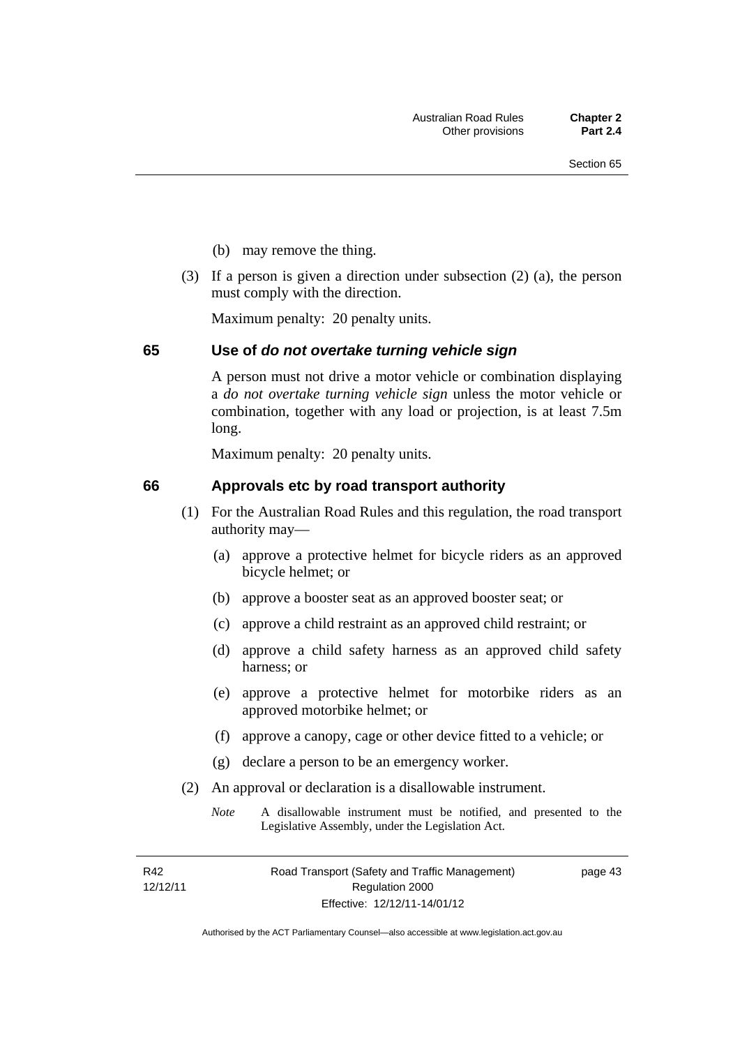(b) may remove the thing.

(3) If a person is given a direction under subsection (2) (a), the person must comply with the direction.

Maximum penalty: 20 penalty units.

## 65 Use of *do not overtake turning vehicle sign*

A person must not drive a motor vehicle or combination displaying a *do not overtake turning vehicle sign* unless the motor vehicle or combination, together with any load or projection, is at least 7.5m long.

Maximum penalty: 20 penalty units.

## 66 Approvals etc by road transport authority

(1) For the Australian Road Rules and this regulation, the road transport authority may—

(a) approve a protective helmet for bicycle riders as an approved bicycle helmet; or

(b) approve a booster seat as an approved booster seat; or

(c) approve a child restraint as an approved child restraint; or

(d) approve a child safety harness as an approved child safety harness; or

(e) approve a protective helmet for motorbike riders as an approved motorbike helmet; or

(f) approve a canopy, cage or other device fitted to a vehicle; or

(g) declare a person to be an emergency worker.

(2) An approval or declaration is a disallowable instrument.

*Note* A disallowable instrument must be notified, and presented to the Legislative Assembly, under the Legislation Act.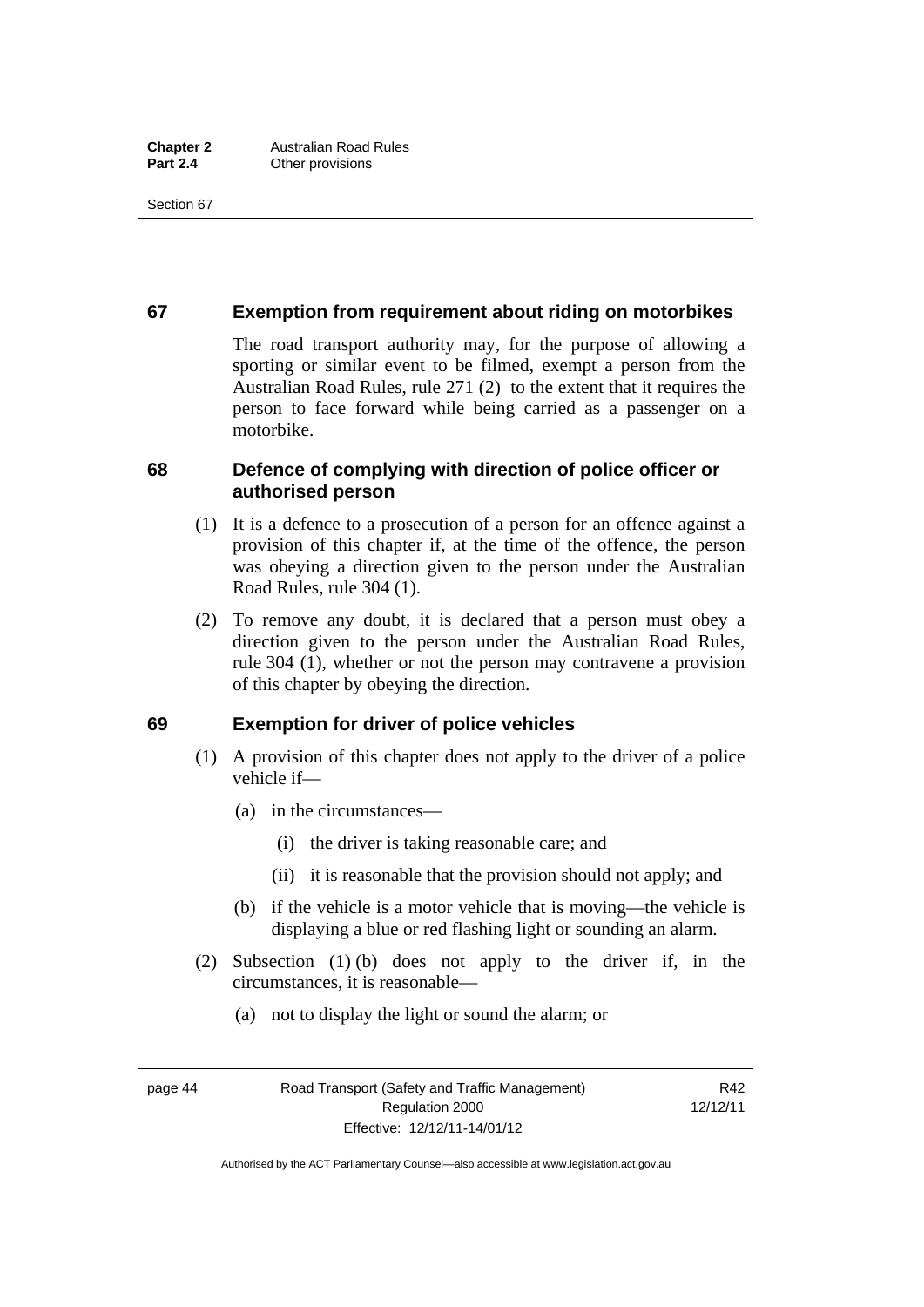## 67 Exemption from requirement about riding on motorbikes

The road transport authority may, for the purpose of allowing a sporting or similar event to be filmed, exempt a person from the Australian Road Rules, rule 271 (2) to the extent that it requires the person to face forward while being carried as a passenger on a motorbike.

## 68 Defence of complying with direction of police officer or authorised person

(1) It is a defence to a prosecution of a person for an offence against a provision of this chapter if, at the time of the offence, the person was obeying a direction given to the person under the Australian Road Rules, rule 304 (1).

(2) To remove any doubt, it is declared that a person must obey a direction given to the person under the Australian Road Rules, rule 304 (1), whether or not the person may contravene a provision of this chapter by obeying the direction.

## 69 Exemption for driver of police vehicles

(1) A provision of this chapter does not apply to the driver of a police vehicle if—

(a) in the circumstances—

(i) the driver is taking reasonable care; and

(ii) it is reasonable that the provision should not apply; and

(b) if the vehicle is a motor vehicle that is moving—the vehicle is displaying a blue or red flashing light or sounding an alarm.

(2) Subsection (1) (b) does not apply to the driver if, in the circumstances, it is reasonable—

(a) not to display the light or sound the alarm; or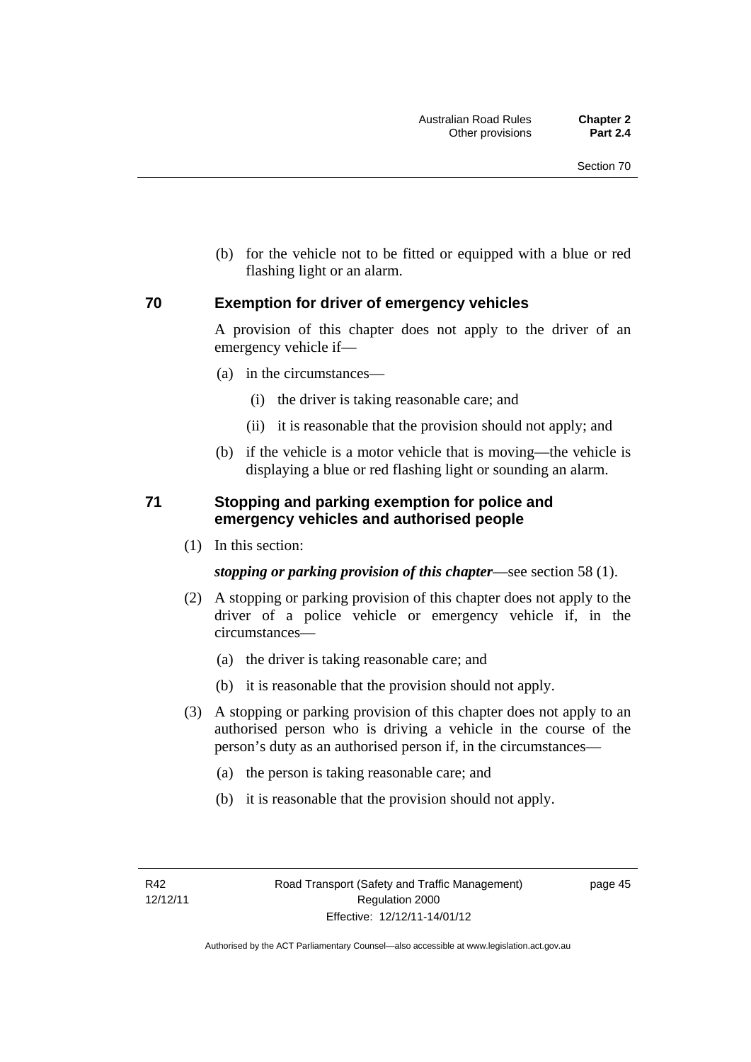(b) for the vehicle not to be fitted or equipped with a blue or red flashing light or an alarm.

## 70 Exemption for driver of emergency vehicles

A provision of this chapter does not apply to the driver of an emergency vehicle if—

(a) in the circumstances—

(i) the driver is taking reasonable care; and

(ii) it is reasonable that the provision should not apply; and

(b) if the vehicle is a motor vehicle that is moving—the vehicle is displaying a blue or red flashing light or sounding an alarm.

## 71 Stopping and parking exemption for police and emergency vehicles and authorised people

(1) In this section:

***stopping or parking provision of this chapter***—see section 58 (1).

(2) A stopping or parking provision of this chapter does not apply to the driver of a police vehicle or emergency vehicle if, in the circumstances—

(a) the driver is taking reasonable care; and

(b) it is reasonable that the provision should not apply.

(3) A stopping or parking provision of this chapter does not apply to an authorised person who is driving a vehicle in the course of the person's duty as an authorised person if, in the circumstances—

(a) the person is taking reasonable care; and

(b) it is reasonable that the provision should not apply.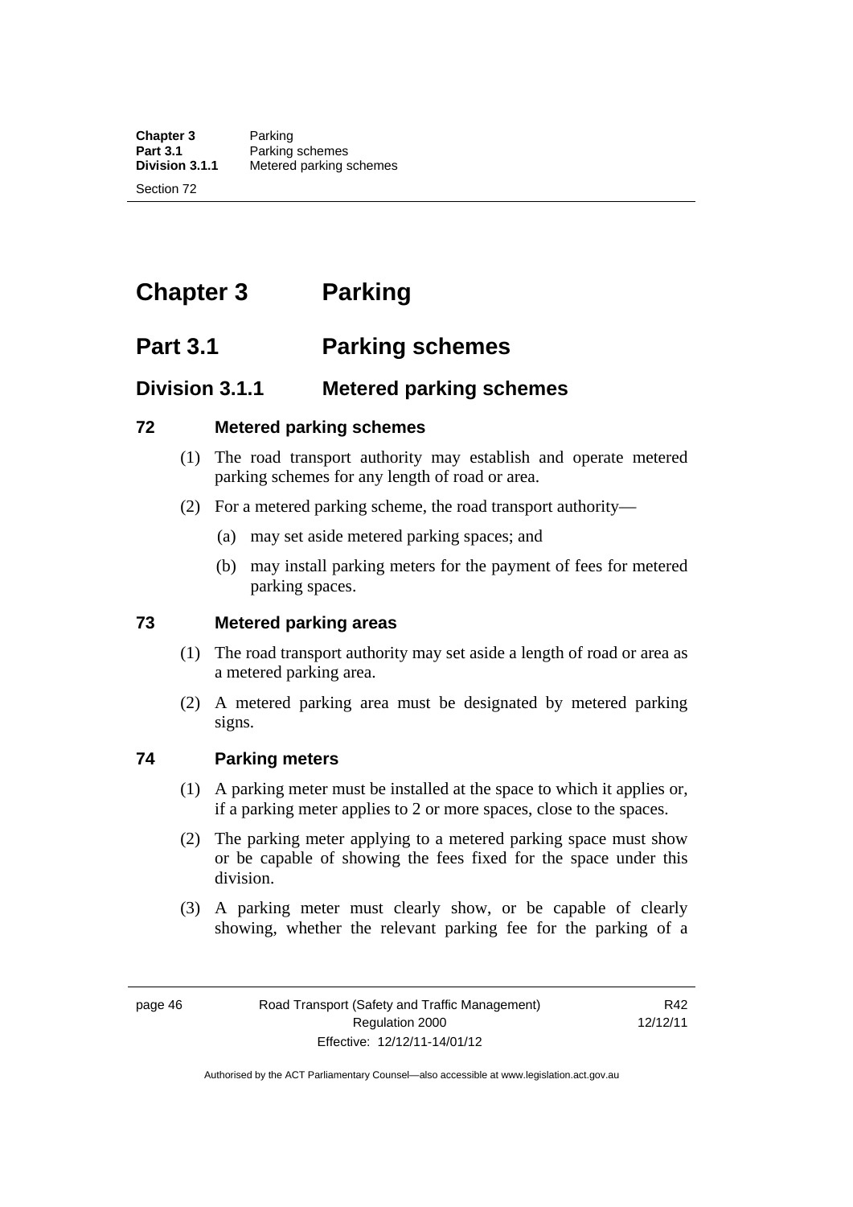# Chapter 3 Parking

## Part 3.1 Parking schemes

### Division 3.1.1 Metered parking schemes

**72 Metered parking schemes**

(1) The road transport authority may establish and operate metered parking schemes for any length of road or area.

(2) For a metered parking scheme, the road transport authority—

(a) may set aside metered parking spaces; and

(b) may install parking meters for the payment of fees for metered parking spaces.

**73 Metered parking areas**

(1) The road transport authority may set aside a length of road or area as a metered parking area.

(2) A metered parking area must be designated by metered parking signs.

**74 Parking meters**

(1) A parking meter must be installed at the space to which it applies or, if a parking meter applies to 2 or more spaces, close to the spaces.

(2) The parking meter applying to a metered parking space must show or be capable of showing the fees fixed for the space under this division.

(3) A parking meter must clearly show, or be capable of clearly showing, whether the relevant parking fee for the parking of a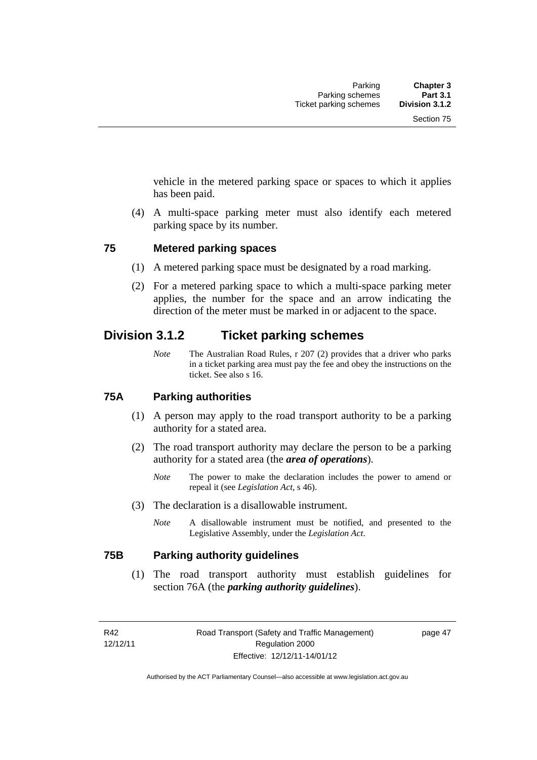vehicle in the metered parking space or spaces to which it applies has been paid.

(4) A multi-space parking meter must also identify each metered parking space by its number.

### 75 Metered parking spaces

(1) A metered parking space must be designated by a road marking.

(2) For a metered parking space to which a multi-space parking meter applies, the number for the space and an arrow indicating the direction of the meter must be marked in or adjacent to the space.

## Division 3.1.2 Ticket parking schemes

*Note* The Australian Road Rules, r 207 (2) provides that a driver who parks in a ticket parking area must pay the fee and obey the instructions on the ticket. See also s 16.

### 75A Parking authorities

(1) A person may apply to the road transport authority to be a parking authority for a stated area.

(2) The road transport authority may declare the person to be a parking authority for a stated area (the ***area of operations***).

*Note* The power to make the declaration includes the power to amend or repeal it (see *Legislation Act*, s 46).

(3) The declaration is a disallowable instrument.

*Note* A disallowable instrument must be notified, and presented to the Legislative Assembly, under the *Legislation Act*.

### 75B Parking authority guidelines

(1) The road transport authority must establish guidelines for section 76A (the ***parking authority guidelines***).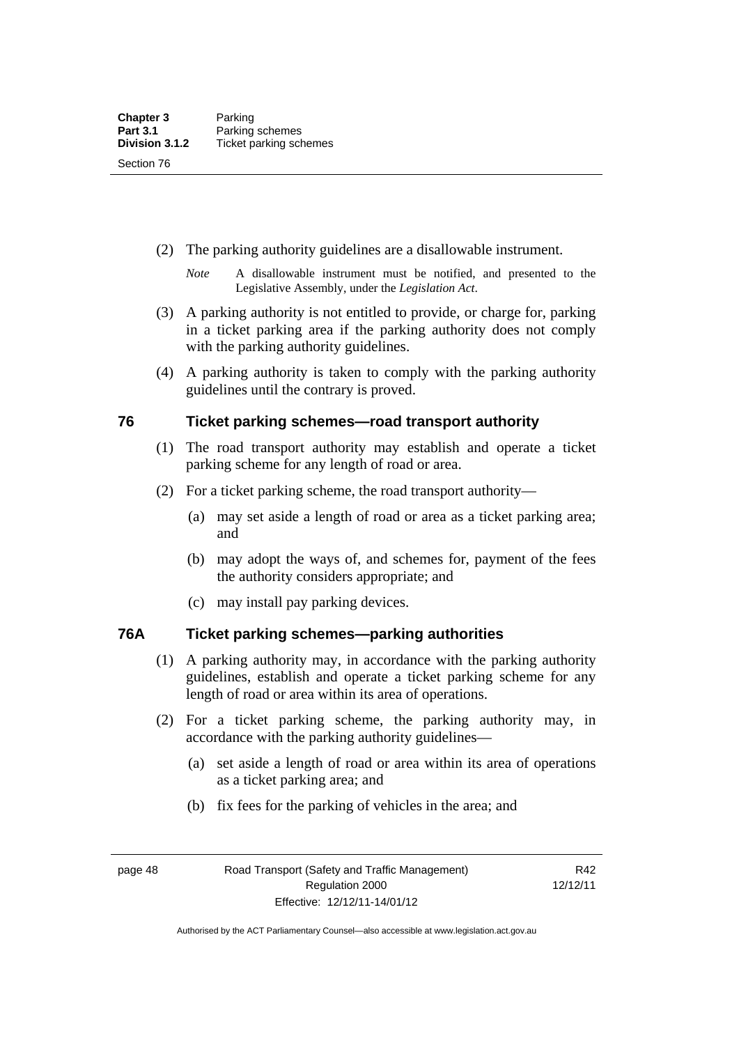(2) The parking authority guidelines are a disallowable instrument.

*Note* A disallowable instrument must be notified, and presented to the Legislative Assembly, under the *Legislation Act*.

(3) A parking authority is not entitled to provide, or charge for, parking in a ticket parking area if the parking authority does not comply with the parking authority guidelines.

(4) A parking authority is taken to comply with the parking authority guidelines until the contrary is proved.

## 76 Ticket parking schemes—road transport authority

(1) The road transport authority may establish and operate a ticket parking scheme for any length of road or area.

(2) For a ticket parking scheme, the road transport authority—

(a) may set aside a length of road or area as a ticket parking area; and

(b) may adopt the ways of, and schemes for, payment of the fees the authority considers appropriate; and

(c) may install pay parking devices.

## 76A Ticket parking schemes—parking authorities

(1) A parking authority may, in accordance with the parking authority guidelines, establish and operate a ticket parking scheme for any length of road or area within its area of operations.

(2) For a ticket parking scheme, the parking authority may, in accordance with the parking authority guidelines—

(a) set aside a length of road or area within its area of operations as a ticket parking area; and

(b) fix fees for the parking of vehicles in the area; and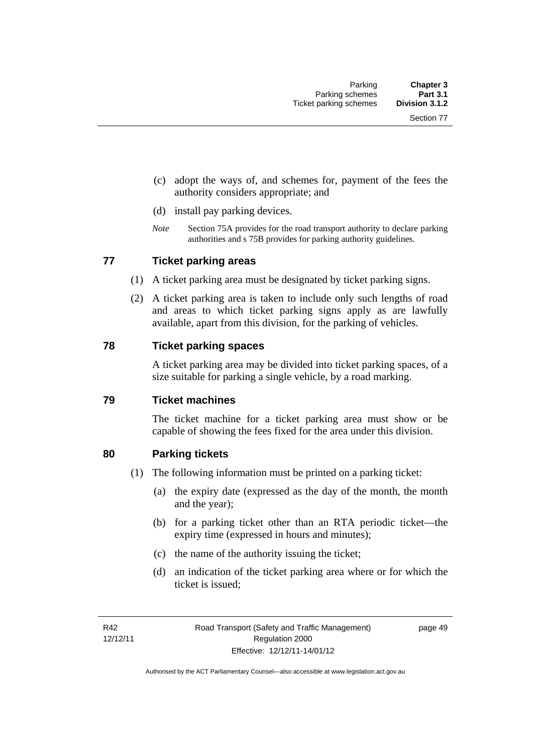(c) adopt the ways of, and schemes for, payment of the fees the authority considers appropriate; and

(d) install pay parking devices.

*Note* Section 75A provides for the road transport authority to declare parking authorities and s 75B provides for parking authority guidelines.

## 77 Ticket parking areas

(1) A ticket parking area must be designated by ticket parking signs.

(2) A ticket parking area is taken to include only such lengths of road and areas to which ticket parking signs apply as are lawfully available, apart from this division, for the parking of vehicles.

## 78 Ticket parking spaces

A ticket parking area may be divided into ticket parking spaces, of a size suitable for parking a single vehicle, by a road marking.

## 79 Ticket machines

The ticket machine for a ticket parking area must show or be capable of showing the fees fixed for the area under this division.

## 80 Parking tickets

(1) The following information must be printed on a parking ticket:

(a) the expiry date (expressed as the day of the month, the month and the year);

(b) for a parking ticket other than an RTA periodic ticket—the expiry time (expressed in hours and minutes);

(c) the name of the authority issuing the ticket;

(d) an indication of the ticket parking area where or for which the ticket is issued;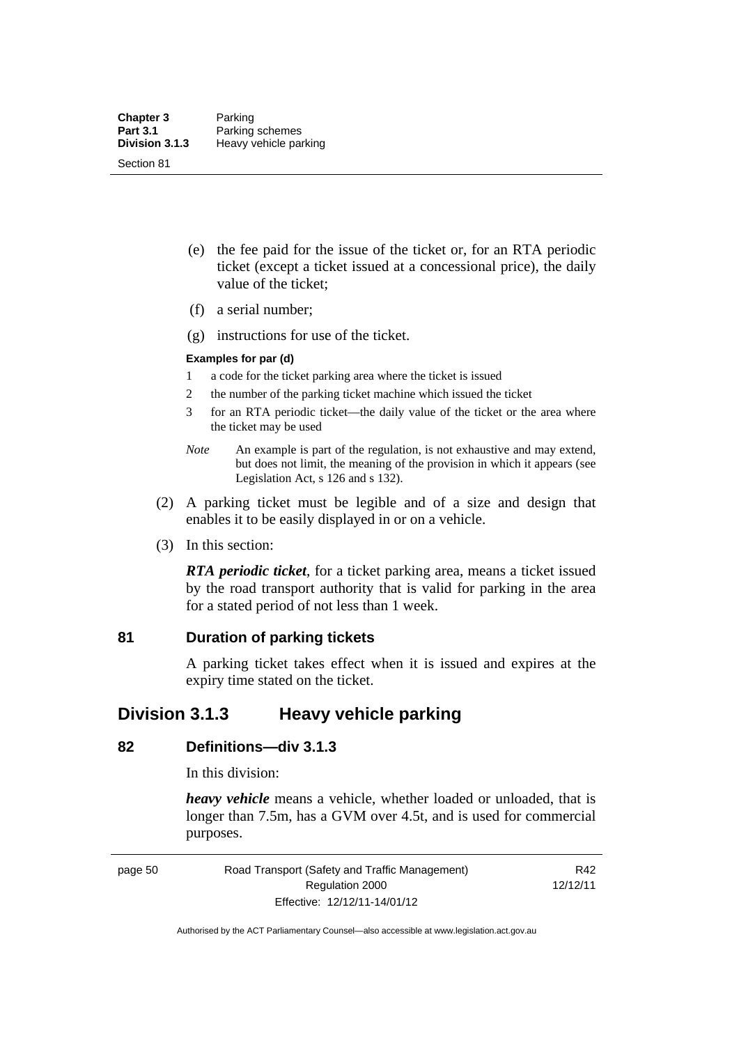(e) the fee paid for the issue of the ticket or, for an RTA periodic ticket (except a ticket issued at a concessional price), the daily value of the ticket;

(f) a serial number;

(g) instructions for use of the ticket.

**Examples for par (d)**

1 a code for the ticket parking area where the ticket is issued

2 the number of the parking ticket machine which issued the ticket

3 for an RTA periodic ticket—the daily value of the ticket or the area where the ticket may be used

*Note* An example is part of the regulation, is not exhaustive and may extend, but does not limit, the meaning of the provision in which it appears (see Legislation Act, s 126 and s 132).

(2) A parking ticket must be legible and of a size and design that enables it to be easily displayed in or on a vehicle.

(3) In this section:

***RTA periodic ticket***, for a ticket parking area, means a ticket issued by the road transport authority that is valid for parking in the area for a stated period of not less than 1 week.

### 81 Duration of parking tickets

A parking ticket takes effect when it is issued and expires at the expiry time stated on the ticket.

## Division 3.1.3 Heavy vehicle parking

### 82 Definitions—div 3.1.3

In this division:

***heavy vehicle*** means a vehicle, whether loaded or unloaded, that is longer than 7.5m, has a GVM over 4.5t, and is used for commercial purposes.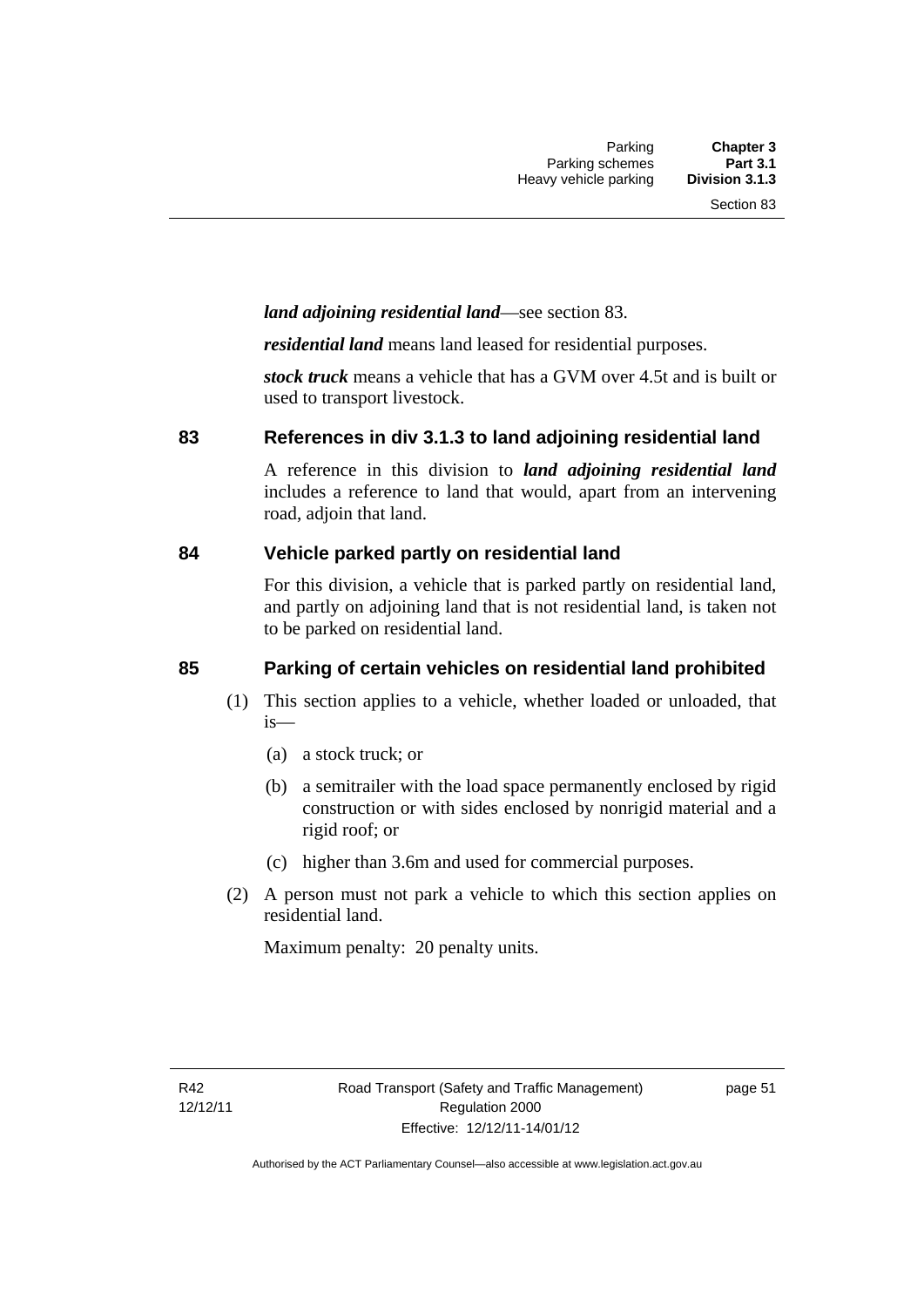***land adjoining residential land***—see section 83.

***residential land*** means land leased for residential purposes.

***stock truck*** means a vehicle that has a GVM over 4.5t and is built or used to transport livestock.

## 83 References in div 3.1.3 to land adjoining residential land

A reference in this division to ***land adjoining residential land*** includes a reference to land that would, apart from an intervening road, adjoin that land.

## 84 Vehicle parked partly on residential land

For this division, a vehicle that is parked partly on residential land, and partly on adjoining land that is not residential land, is taken not to be parked on residential land.

## 85 Parking of certain vehicles on residential land prohibited

(1) This section applies to a vehicle, whether loaded or unloaded, that is—

(a) a stock truck; or

(b) a semitrailer with the load space permanently enclosed by rigid construction or with sides enclosed by nonrigid material and a rigid roof; or

(c) higher than 3.6m and used for commercial purposes.

(2) A person must not park a vehicle to which this section applies on residential land.

Maximum penalty: 20 penalty units.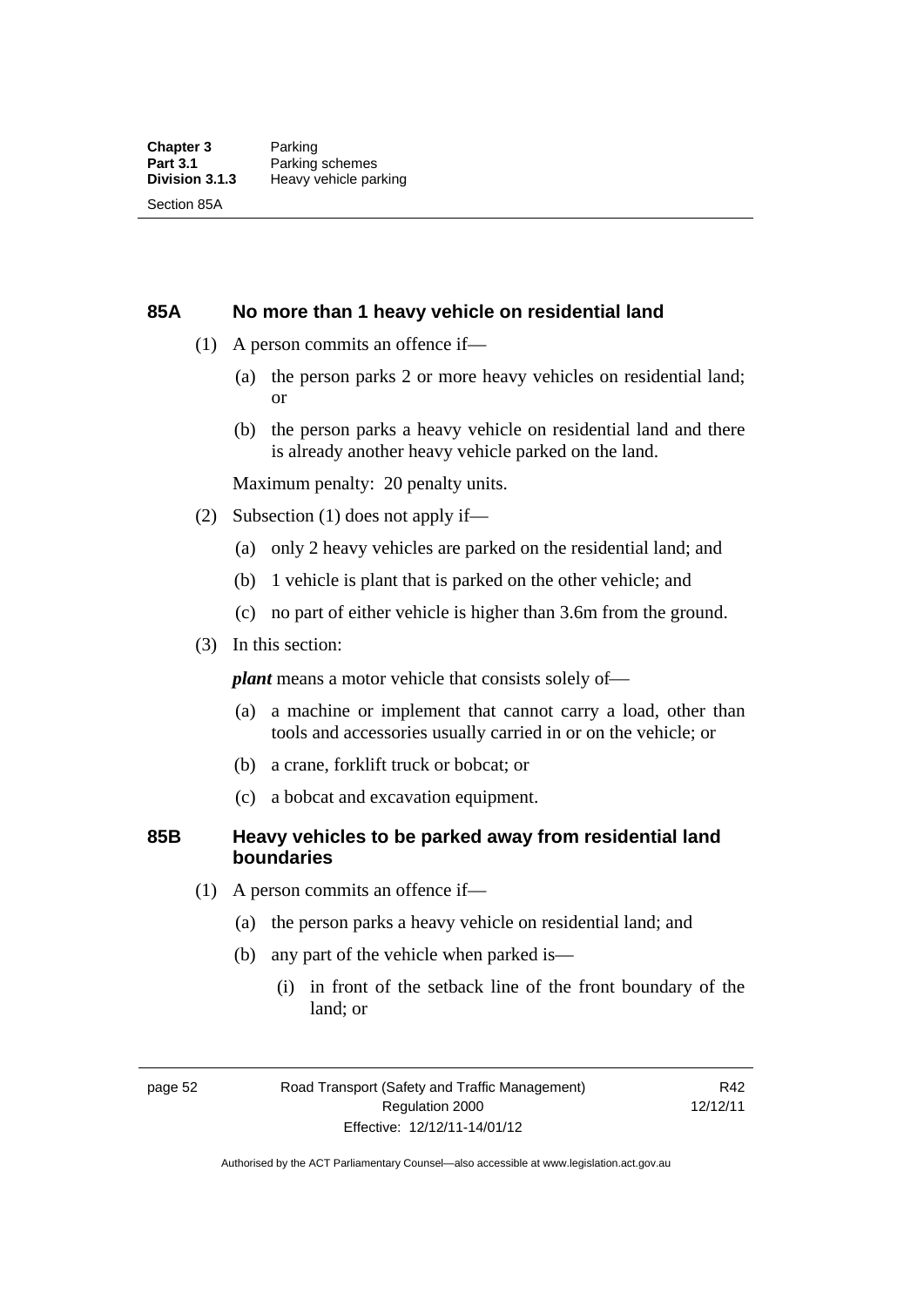## 85A No more than 1 heavy vehicle on residential land

(1) A person commits an offence if—

  (a) the person parks 2 or more heavy vehicles on residential land; or

  (b) the person parks a heavy vehicle on residential land and there is already another heavy vehicle parked on the land.

Maximum penalty: 20 penalty units.

(2) Subsection (1) does not apply if—

  (a) only 2 heavy vehicles are parked on the residential land; and

  (b) 1 vehicle is plant that is parked on the other vehicle; and

  (c) no part of either vehicle is higher than 3.6m from the ground.

(3) In this section:

***plant*** means a motor vehicle that consists solely of—

  (a) a machine or implement that cannot carry a load, other than tools and accessories usually carried in or on the vehicle; or

  (b) a crane, forklift truck or bobcat; or

  (c) a bobcat and excavation equipment.

## 85B Heavy vehicles to be parked away from residential land boundaries

(1) A person commits an offence if—

  (a) the person parks a heavy vehicle on residential land; and

  (b) any part of the vehicle when parked is—

    (i) in front of the setback line of the front boundary of the land; or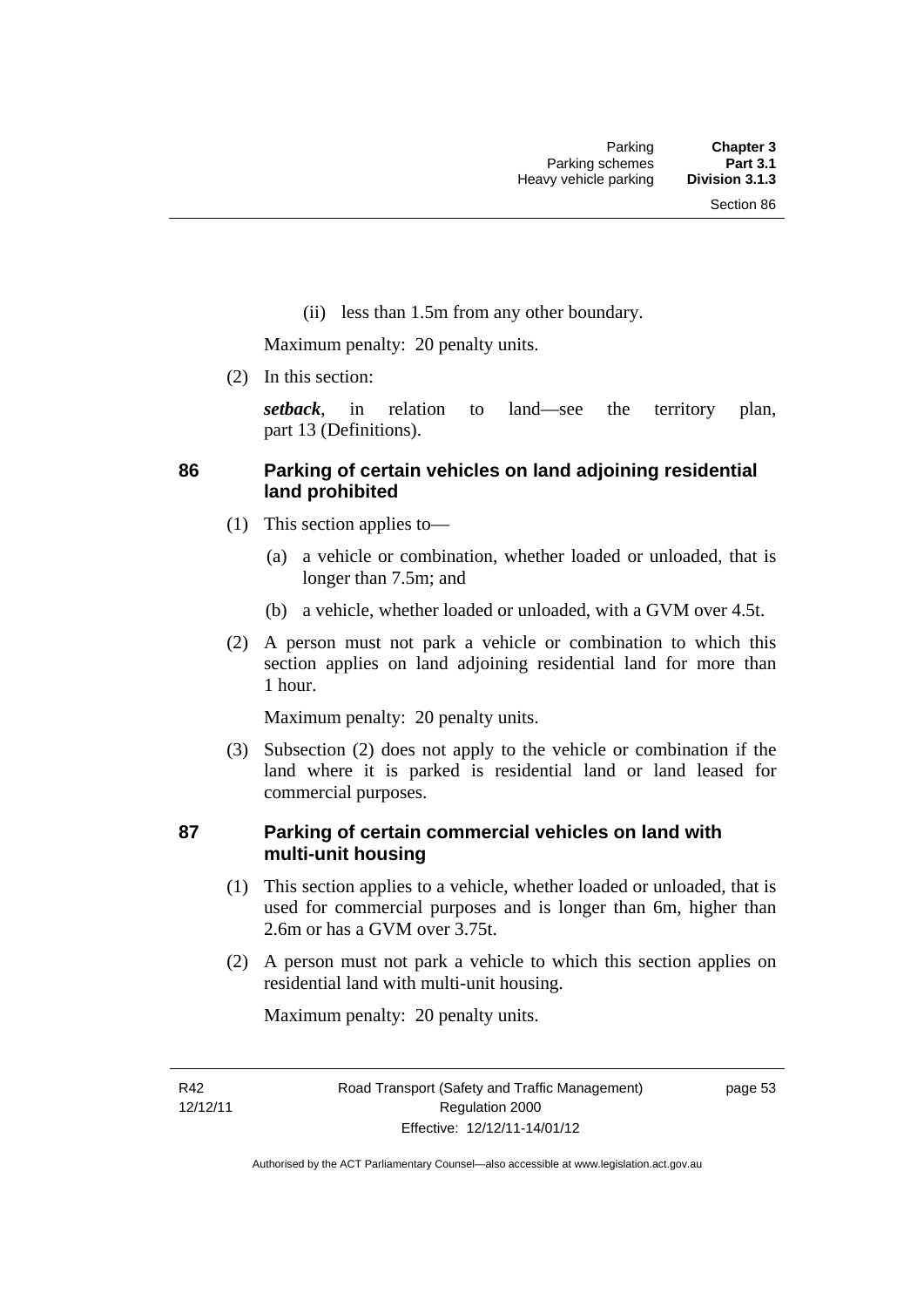(ii) less than 1.5m from any other boundary.

Maximum penalty: 20 penalty units.

(2) In this section:

***setback***, in relation to land—see the territory plan, part 13 (Definitions).

## 86 Parking of certain vehicles on land adjoining residential land prohibited

(1) This section applies to—

(a) a vehicle or combination, whether loaded or unloaded, that is longer than 7.5m; and

(b) a vehicle, whether loaded or unloaded, with a GVM over 4.5t.

(2) A person must not park a vehicle or combination to which this section applies on land adjoining residential land for more than 1 hour.

Maximum penalty: 20 penalty units.

(3) Subsection (2) does not apply to the vehicle or combination if the land where it is parked is residential land or land leased for commercial purposes.

## 87 Parking of certain commercial vehicles on land with multi-unit housing

(1) This section applies to a vehicle, whether loaded or unloaded, that is used for commercial purposes and is longer than 6m, higher than 2.6m or has a GVM over 3.75t.

(2) A person must not park a vehicle to which this section applies on residential land with multi-unit housing.

Maximum penalty: 20 penalty units.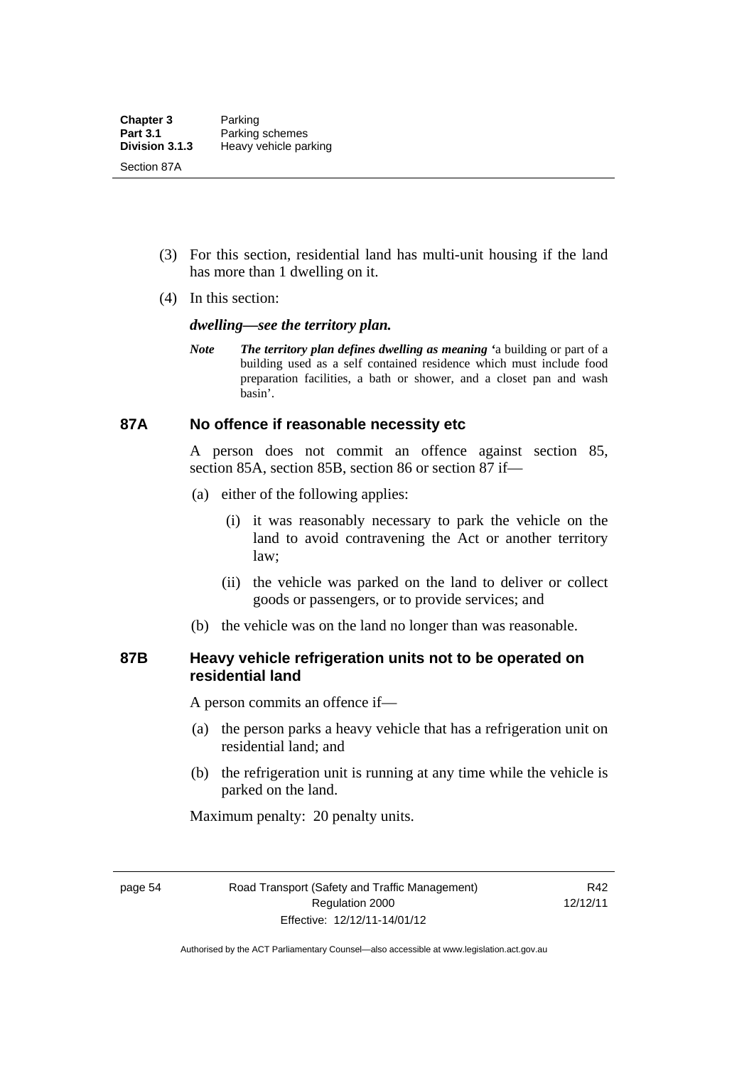(3) For this section, residential land has multi-unit housing if the land has more than 1 dwelling on it.

(4) In this section:

***dwelling—see the territory plan.***

*Note* ***The territory plan defines dwelling as meaning*** 'a building or part of a building used as a self contained residence which must include food preparation facilities, a bath or shower, and a closet pan and wash basin'.

### 87A No offence if reasonable necessity etc

A person does not commit an offence against section 85, section 85A, section 85B, section 86 or section 87 if—

(a) either of the following applies:

(i) it was reasonably necessary to park the vehicle on the land to avoid contravening the Act or another territory law;

(ii) the vehicle was parked on the land to deliver or collect goods or passengers, or to provide services; and

(b) the vehicle was on the land no longer than was reasonable.

### 87B Heavy vehicle refrigeration units not to be operated on residential land

A person commits an offence if—

(a) the person parks a heavy vehicle that has a refrigeration unit on residential land; and

(b) the refrigeration unit is running at any time while the vehicle is parked on the land.

Maximum penalty: 20 penalty units.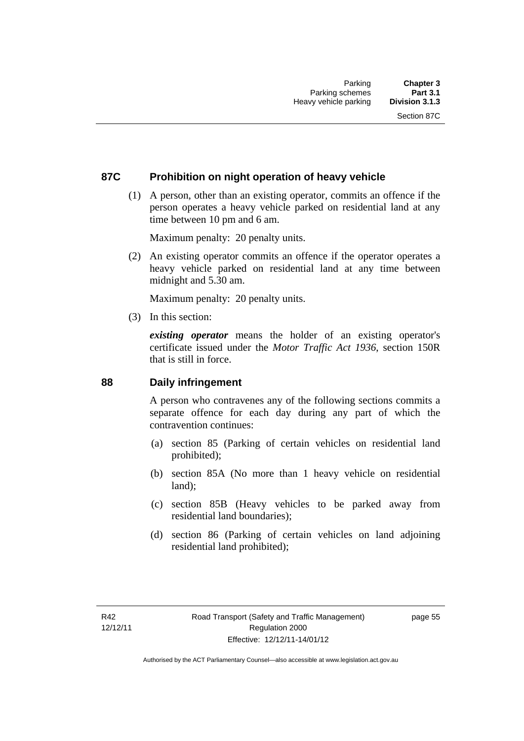## 87C Prohibition on night operation of heavy vehicle

(1) A person, other than an existing operator, commits an offence if the person operates a heavy vehicle parked on residential land at any time between 10 pm and 6 am.

Maximum penalty: 20 penalty units.

(2) An existing operator commits an offence if the operator operates a heavy vehicle parked on residential land at any time between midnight and 5.30 am.

Maximum penalty: 20 penalty units.

(3) In this section:

***existing operator*** means the holder of an existing operator's certificate issued under the *Motor Traffic Act 1936*, section 150R that is still in force.

## 88 Daily infringement

A person who contravenes any of the following sections commits a separate offence for each day during any part of which the contravention continues:

(a) section 85 (Parking of certain vehicles on residential land prohibited);

(b) section 85A (No more than 1 heavy vehicle on residential land);

(c) section 85B (Heavy vehicles to be parked away from residential land boundaries);

(d) section 86 (Parking of certain vehicles on land adjoining residential land prohibited);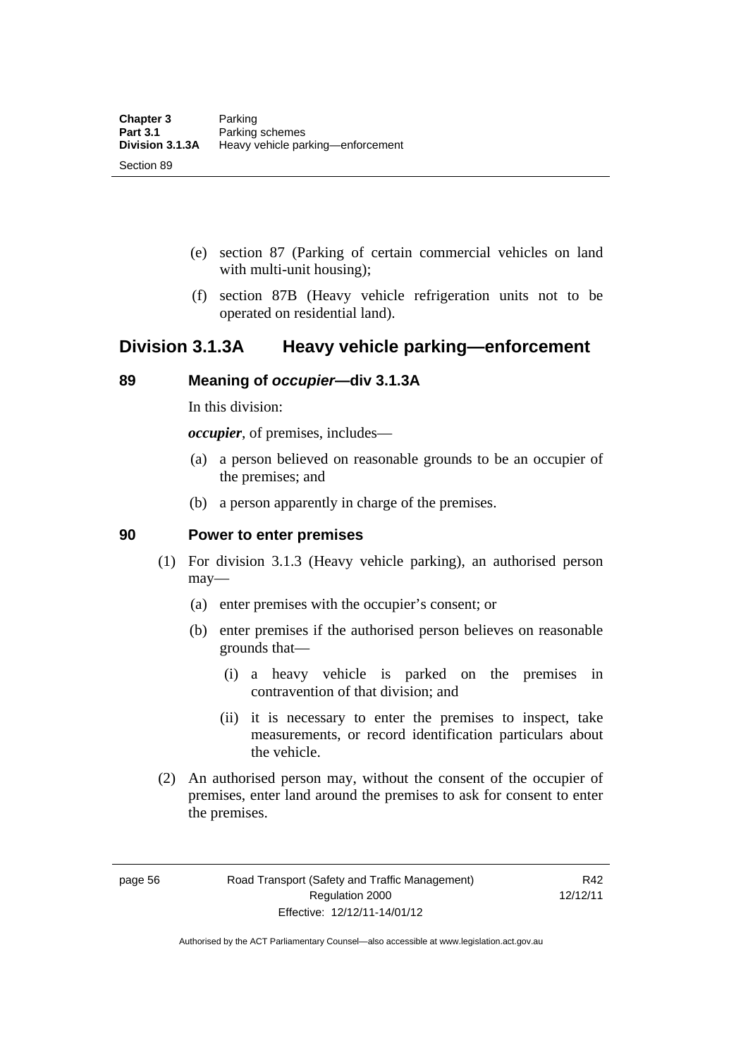(e) section 87 (Parking of certain commercial vehicles on land with multi-unit housing);

(f) section 87B (Heavy vehicle refrigeration units not to be operated on residential land).

## Division 3.1.3A Heavy vehicle parking—enforcement

### 89 Meaning of *occupier*—div 3.1.3A

In this division:

***occupier***, of premises, includes—

(a) a person believed on reasonable grounds to be an occupier of the premises; and

(b) a person apparently in charge of the premises.

### 90 Power to enter premises

(1) For division 3.1.3 (Heavy vehicle parking), an authorised person may—

(a) enter premises with the occupier's consent; or

(b) enter premises if the authorised person believes on reasonable grounds that—

(i) a heavy vehicle is parked on the premises in contravention of that division; and

(ii) it is necessary to enter the premises to inspect, take measurements, or record identification particulars about the vehicle.

(2) An authorised person may, without the consent of the occupier of premises, enter land around the premises to ask for consent to enter the premises.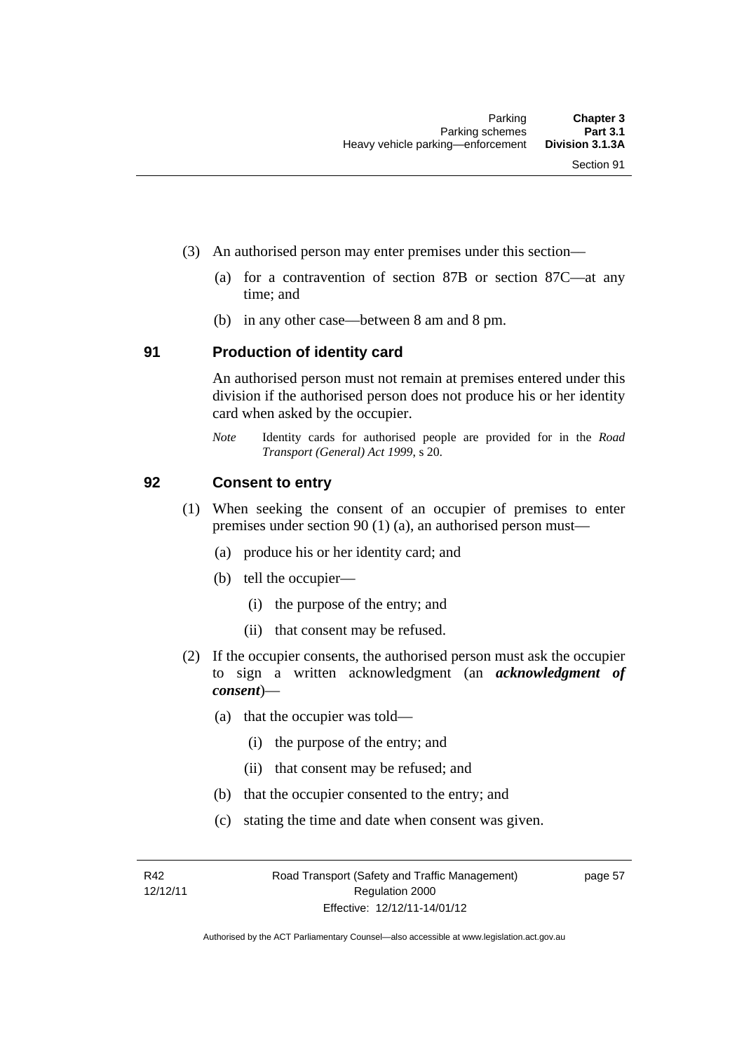(3) An authorised person may enter premises under this section—

(a) for a contravention of section 87B or section 87C—at any time; and

(b) in any other case—between 8 am and 8 pm.

## 91 Production of identity card

An authorised person must not remain at premises entered under this division if the authorised person does not produce his or her identity card when asked by the occupier.

*Note* Identity cards for authorised people are provided for in the *Road Transport (General) Act 1999*, s 20.

## 92 Consent to entry

(1) When seeking the consent of an occupier of premises to enter premises under section 90 (1) (a), an authorised person must—

(a) produce his or her identity card; and

(b) tell the occupier—

(i) the purpose of the entry; and

(ii) that consent may be refused.

(2) If the occupier consents, the authorised person must ask the occupier to sign a written acknowledgment (an ***acknowledgment of consent***)—

(a) that the occupier was told—

(i) the purpose of the entry; and

(ii) that consent may be refused; and

(b) that the occupier consented to the entry; and

(c) stating the time and date when consent was given.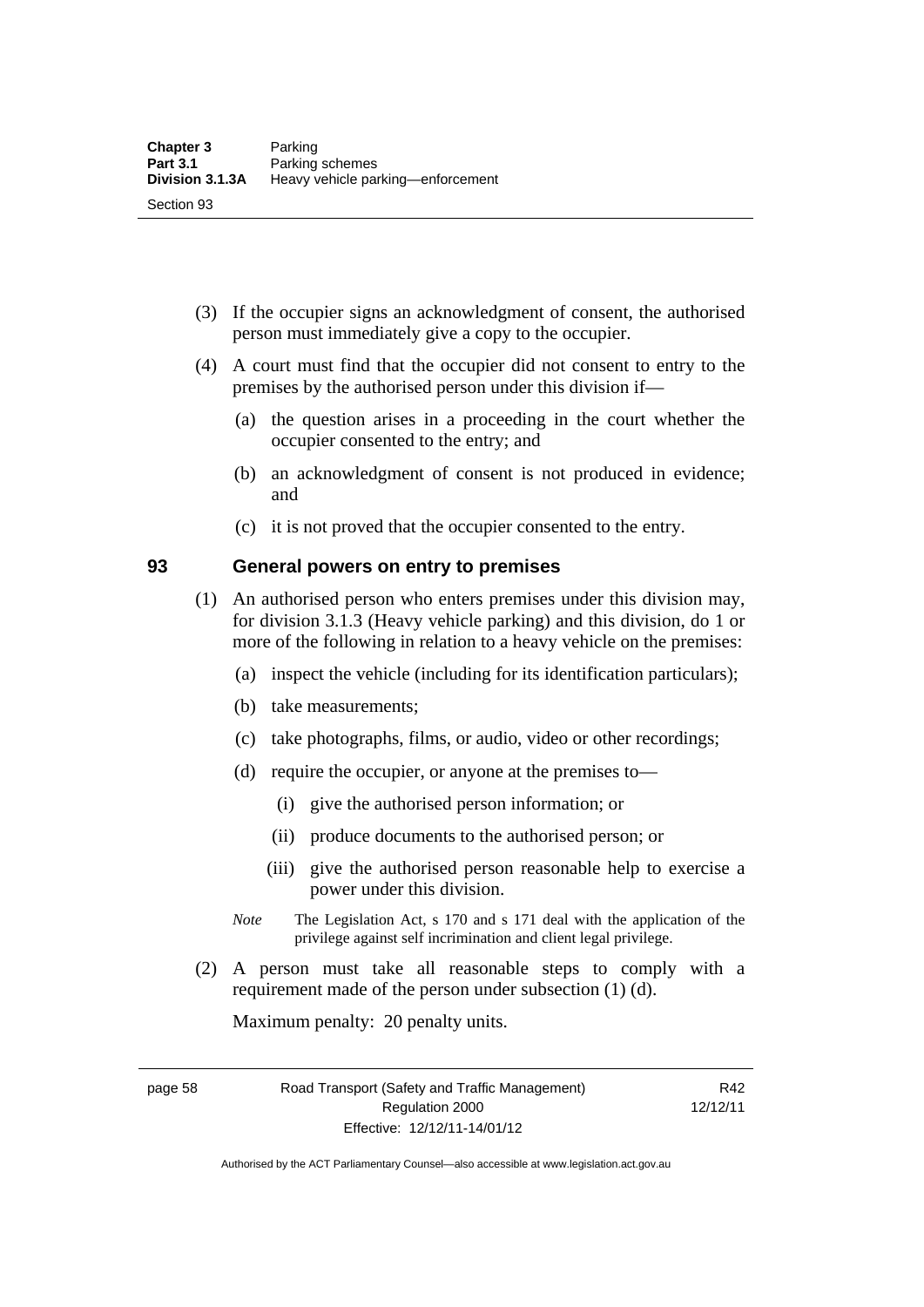(3) If the occupier signs an acknowledgment of consent, the authorised person must immediately give a copy to the occupier.

(4) A court must find that the occupier did not consent to entry to the premises by the authorised person under this division if—

  (a) the question arises in a proceeding in the court whether the occupier consented to the entry; and

  (b) an acknowledgment of consent is not produced in evidence; and

  (c) it is not proved that the occupier consented to the entry.

## 93 General powers on entry to premises

(1) An authorised person who enters premises under this division may, for division 3.1.3 (Heavy vehicle parking) and this division, do 1 or more of the following in relation to a heavy vehicle on the premises:

  (a) inspect the vehicle (including for its identification particulars);

  (b) take measurements;

  (c) take photographs, films, or audio, video or other recordings;

  (d) require the occupier, or anyone at the premises to—

    (i) give the authorised person information; or

    (ii) produce documents to the authorised person; or

    (iii) give the authorised person reasonable help to exercise a power under this division.

*Note* The Legislation Act, s 170 and s 171 deal with the application of the privilege against self incrimination and client legal privilege.

(2) A person must take all reasonable steps to comply with a requirement made of the person under subsection (1) (d).

Maximum penalty: 20 penalty units.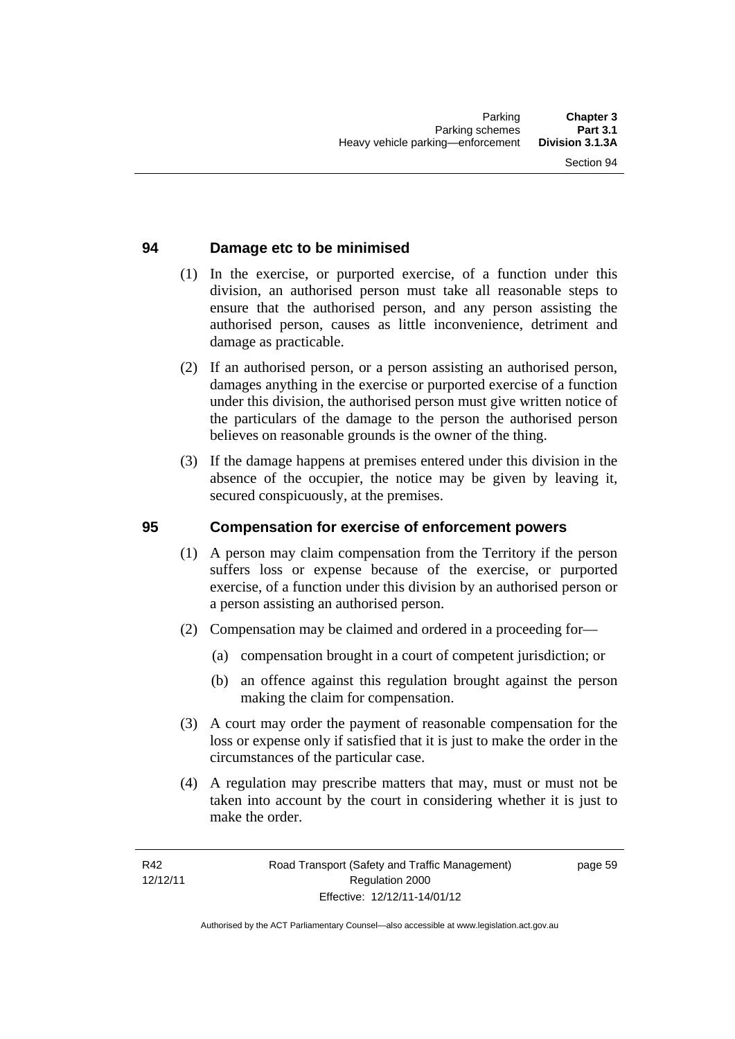## 94 Damage etc to be minimised

(1) In the exercise, or purported exercise, of a function under this division, an authorised person must take all reasonable steps to ensure that the authorised person, and any person assisting the authorised person, causes as little inconvenience, detriment and damage as practicable.

(2) If an authorised person, or a person assisting an authorised person, damages anything in the exercise or purported exercise of a function under this division, the authorised person must give written notice of the particulars of the damage to the person the authorised person believes on reasonable grounds is the owner of the thing.

(3) If the damage happens at premises entered under this division in the absence of the occupier, the notice may be given by leaving it, secured conspicuously, at the premises.

## 95 Compensation for exercise of enforcement powers

(1) A person may claim compensation from the Territory if the person suffers loss or expense because of the exercise, or purported exercise, of a function under this division by an authorised person or a person assisting an authorised person.

(2) Compensation may be claimed and ordered in a proceeding for—

- (a) compensation brought in a court of competent jurisdiction; or
- (b) an offence against this regulation brought against the person making the claim for compensation.

(3) A court may order the payment of reasonable compensation for the loss or expense only if satisfied that it is just to make the order in the circumstances of the particular case.

(4) A regulation may prescribe matters that may, must or must not be taken into account by the court in considering whether it is just to make the order.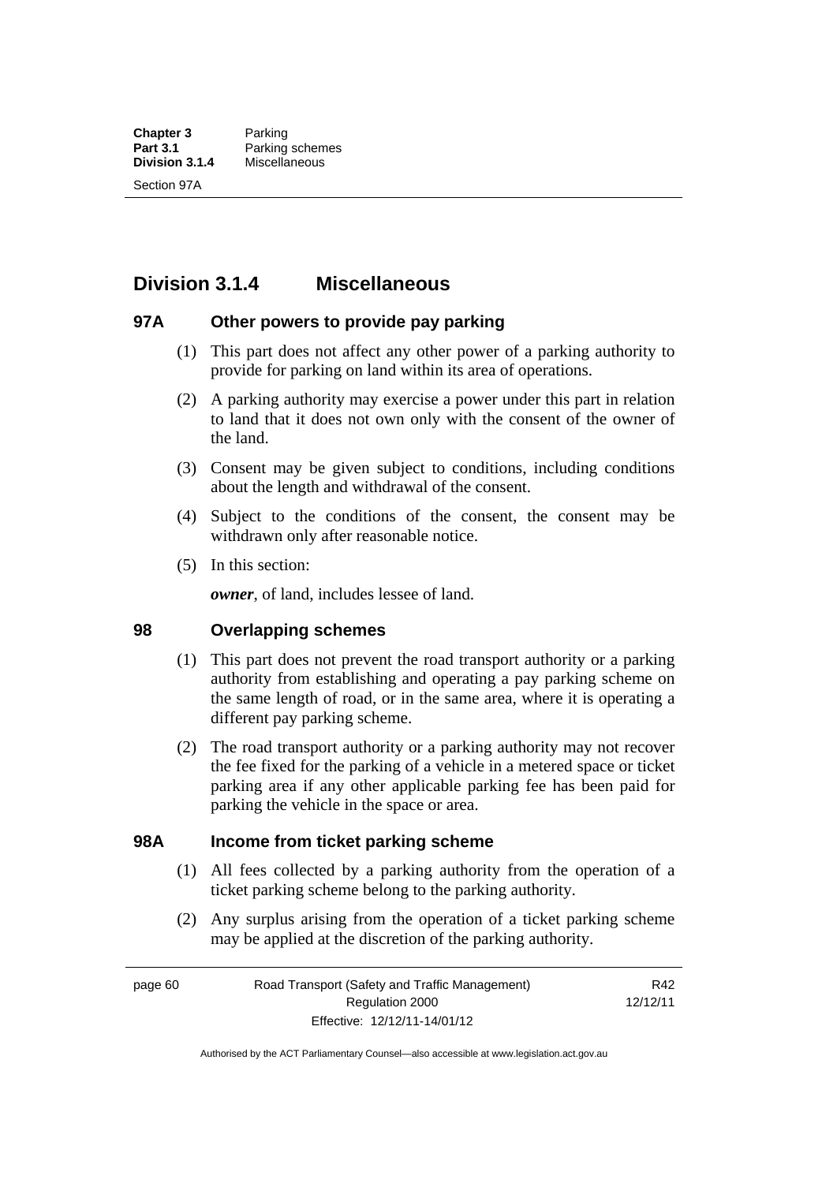## Division 3.1.4 Miscellaneous

### 97A Other powers to provide pay parking

(1) This part does not affect any other power of a parking authority to provide for parking on land within its area of operations.

(2) A parking authority may exercise a power under this part in relation to land that it does not own only with the consent of the owner of the land.

(3) Consent may be given subject to conditions, including conditions about the length and withdrawal of the consent.

(4) Subject to the conditions of the consent, the consent may be withdrawn only after reasonable notice.

(5) In this section:

***owner***, of land, includes lessee of land.

### 98 Overlapping schemes

(1) This part does not prevent the road transport authority or a parking authority from establishing and operating a pay parking scheme on the same length of road, or in the same area, where it is operating a different pay parking scheme.

(2) The road transport authority or a parking authority may not recover the fee fixed for the parking of a vehicle in a metered space or ticket parking area if any other applicable parking fee has been paid for parking the vehicle in the space or area.

### 98A Income from ticket parking scheme

(1) All fees collected by a parking authority from the operation of a ticket parking scheme belong to the parking authority.

(2) Any surplus arising from the operation of a ticket parking scheme may be applied at the discretion of the parking authority.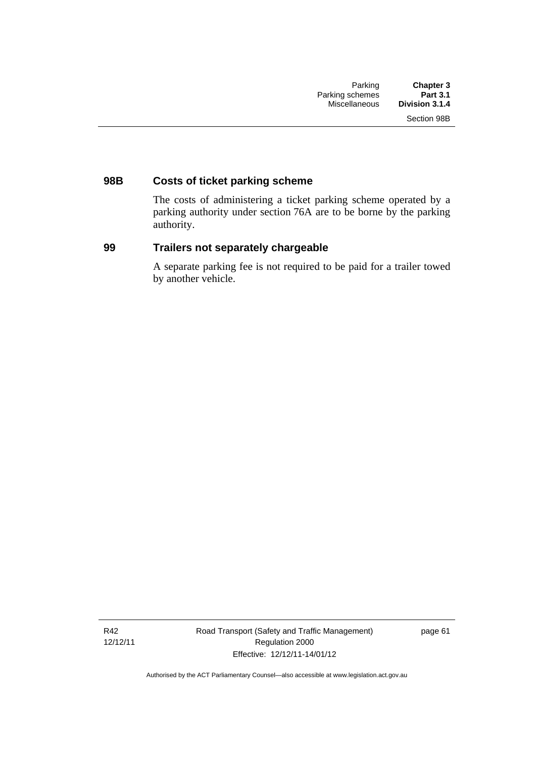## 98B Costs of ticket parking scheme

The costs of administering a ticket parking scheme operated by a parking authority under section 76A are to be borne by the parking authority.

## 99 Trailers not separately chargeable

A separate parking fee is not required to be paid for a trailer towed by another vehicle.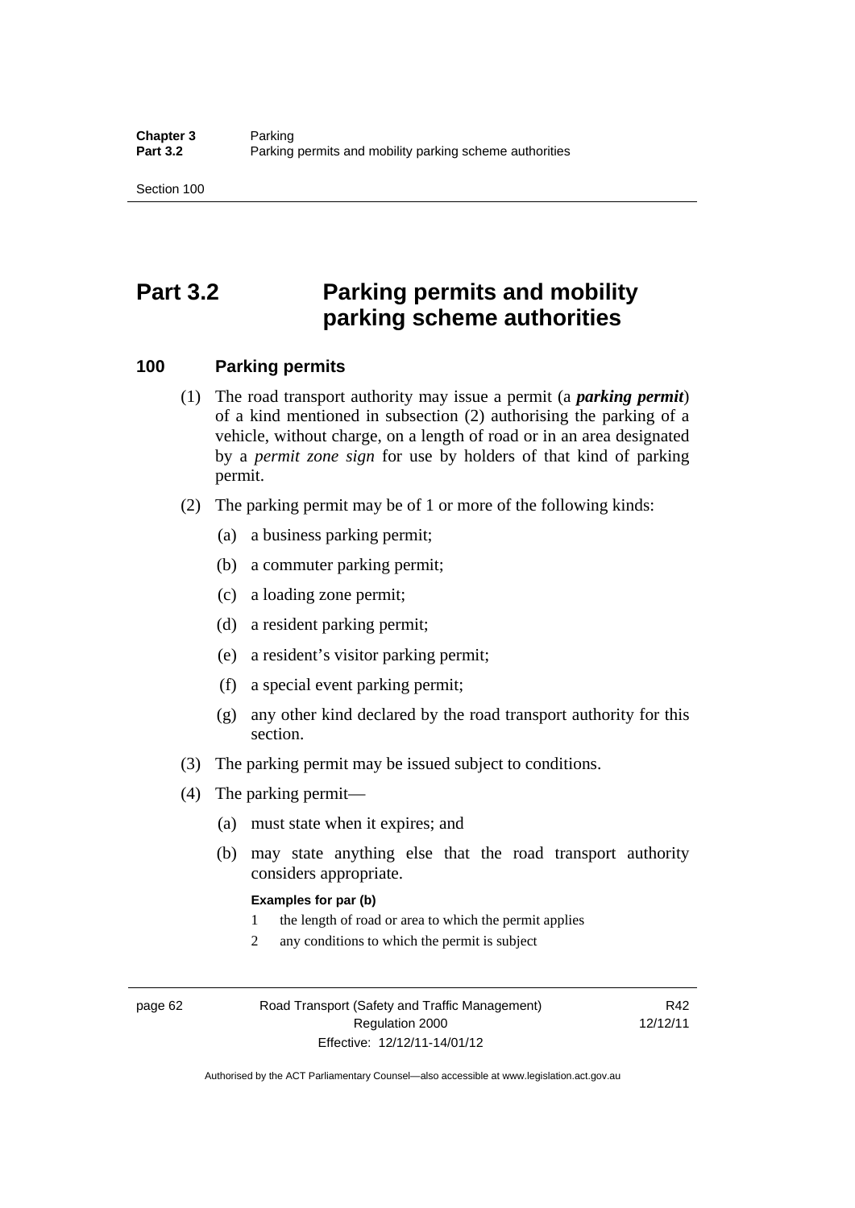# Part 3.2 Parking permits and mobility parking scheme authorities

## 100 Parking permits

(1) The road transport authority may issue a permit (a ***parking permit***) of a kind mentioned in subsection (2) authorising the parking of a vehicle, without charge, on a length of road or in an area designated by a *permit zone sign* for use by holders of that kind of parking permit.

(2) The parking permit may be of 1 or more of the following kinds:

(a) a business parking permit;

(b) a commuter parking permit;

(c) a loading zone permit;

(d) a resident parking permit;

(e) a resident's visitor parking permit;

(f) a special event parking permit;

(g) any other kind declared by the road transport authority for this section.

(3) The parking permit may be issued subject to conditions.

(4) The parking permit—

(a) must state when it expires; and

(b) may state anything else that the road transport authority considers appropriate.

**Examples for par (b)**

1 the length of road or area to which the permit applies

2 any conditions to which the permit is subject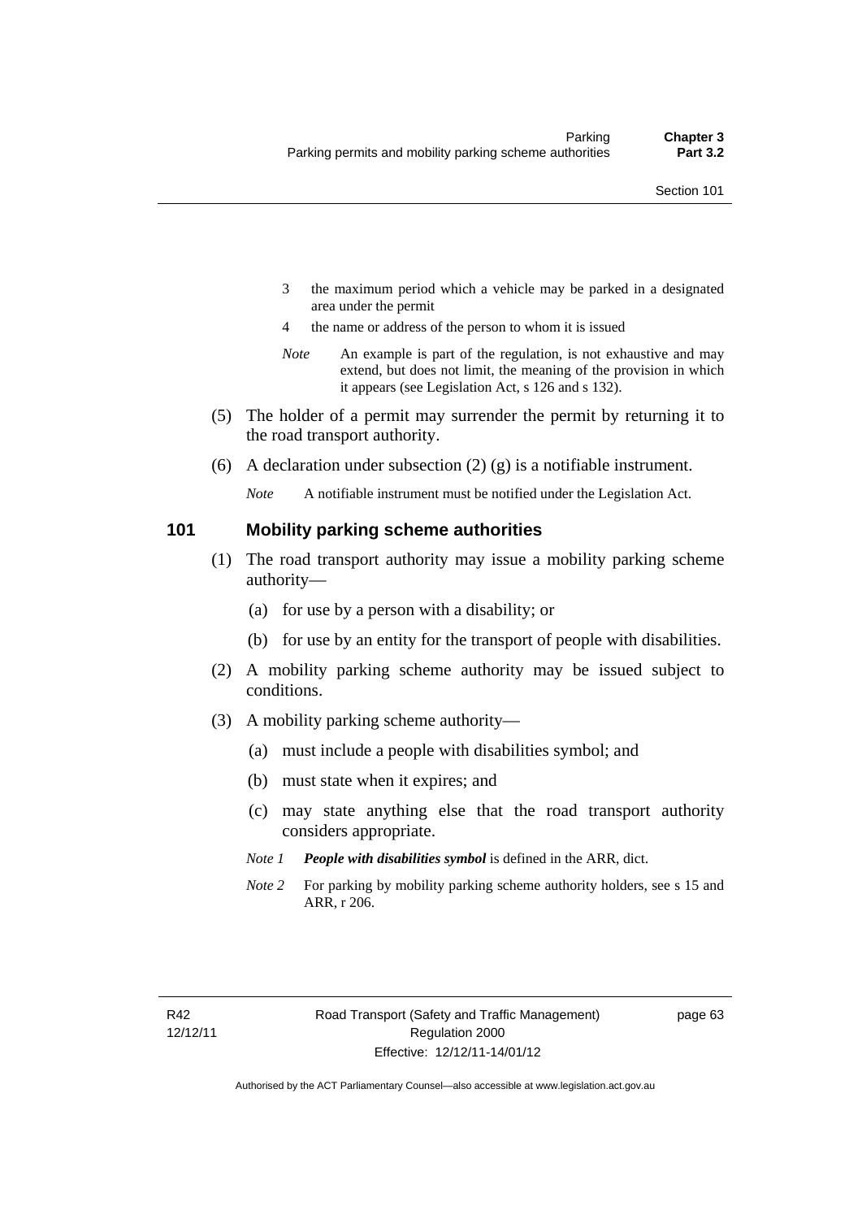3 the maximum period which a vehicle may be parked in a designated area under the permit

4 the name or address of the person to whom it is issued

*Note* An example is part of the regulation, is not exhaustive and may extend, but does not limit, the meaning of the provision in which it appears (see Legislation Act, s 126 and s 132).

(5) The holder of a permit may surrender the permit by returning it to the road transport authority.

(6) A declaration under subsection (2) (g) is a notifiable instrument.

*Note* A notifiable instrument must be notified under the Legislation Act.

## 101 Mobility parking scheme authorities

(1) The road transport authority may issue a mobility parking scheme authority—

(a) for use by a person with a disability; or

(b) for use by an entity for the transport of people with disabilities.

(2) A mobility parking scheme authority may be issued subject to conditions.

(3) A mobility parking scheme authority—

(a) must include a people with disabilities symbol; and

(b) must state when it expires; and

(c) may state anything else that the road transport authority considers appropriate.

*Note 1* ***People with disabilities symbol*** is defined in the ARR, dict.

*Note 2* For parking by mobility parking scheme authority holders, see s 15 and ARR, r 206.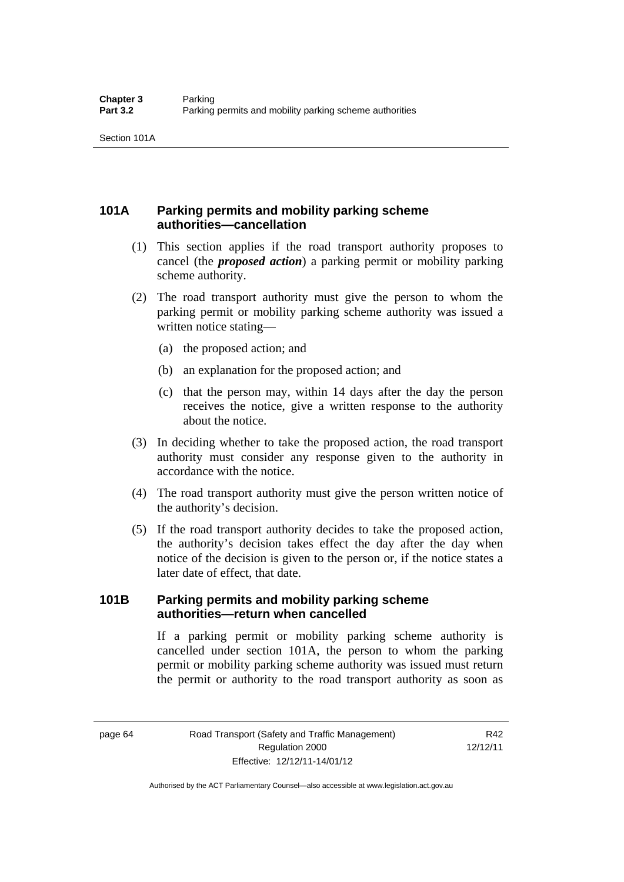## 101A Parking permits and mobility parking scheme authorities—cancellation

(1) This section applies if the road transport authority proposes to cancel (the ***proposed action***) a parking permit or mobility parking scheme authority.

(2) The road transport authority must give the person to whom the parking permit or mobility parking scheme authority was issued a written notice stating—

(a) the proposed action; and

(b) an explanation for the proposed action; and

(c) that the person may, within 14 days after the day the person receives the notice, give a written response to the authority about the notice.

(3) In deciding whether to take the proposed action, the road transport authority must consider any response given to the authority in accordance with the notice.

(4) The road transport authority must give the person written notice of the authority's decision.

(5) If the road transport authority decides to take the proposed action, the authority's decision takes effect the day after the day when notice of the decision is given to the person or, if the notice states a later date of effect, that date.

## 101B Parking permits and mobility parking scheme authorities—return when cancelled

If a parking permit or mobility parking scheme authority is cancelled under section 101A, the person to whom the parking permit or mobility parking scheme authority was issued must return the permit or authority to the road transport authority as soon as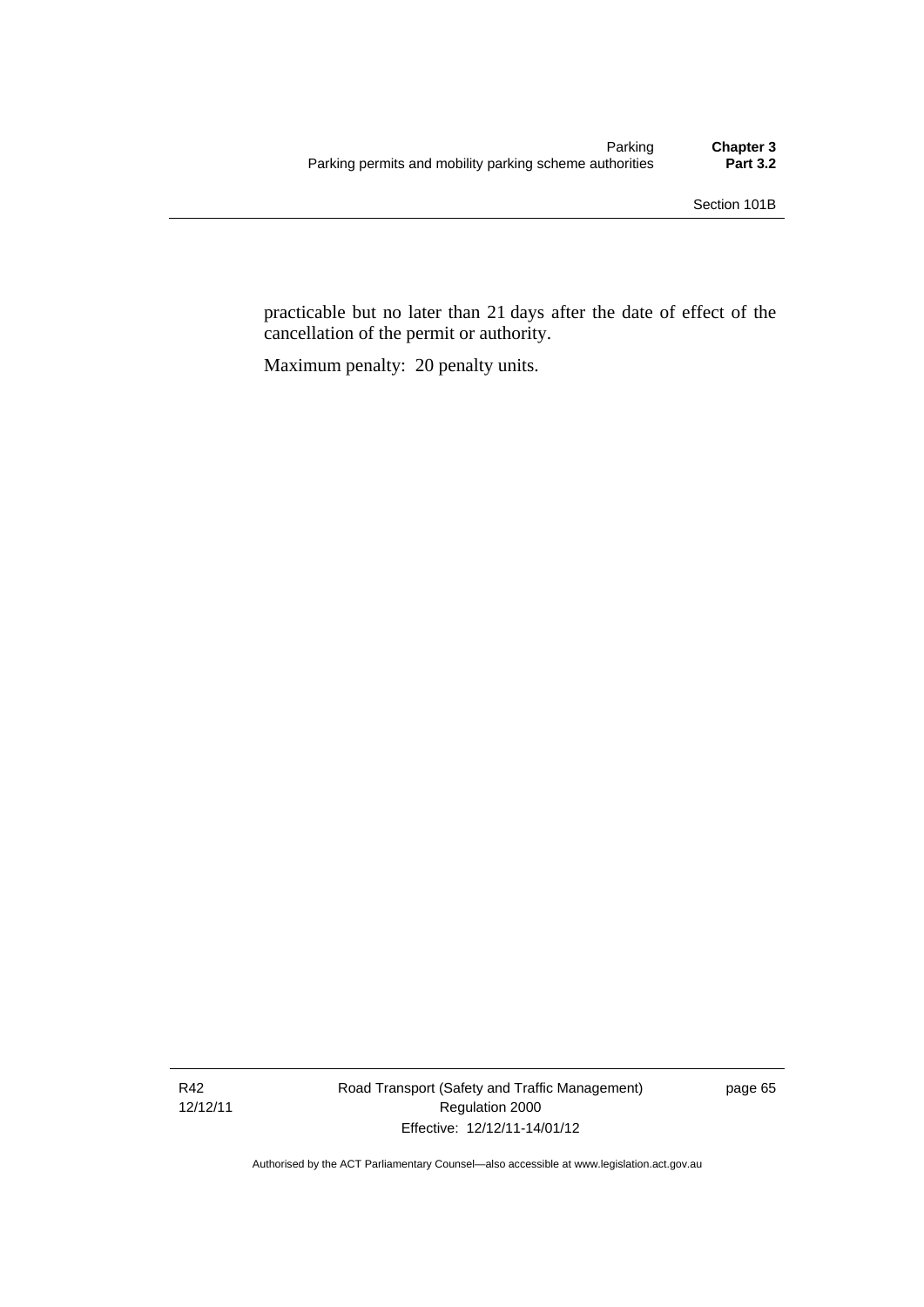practicable but no later than 21 days after the date of effect of the cancellation of the permit or authority.

Maximum penalty: 20 penalty units.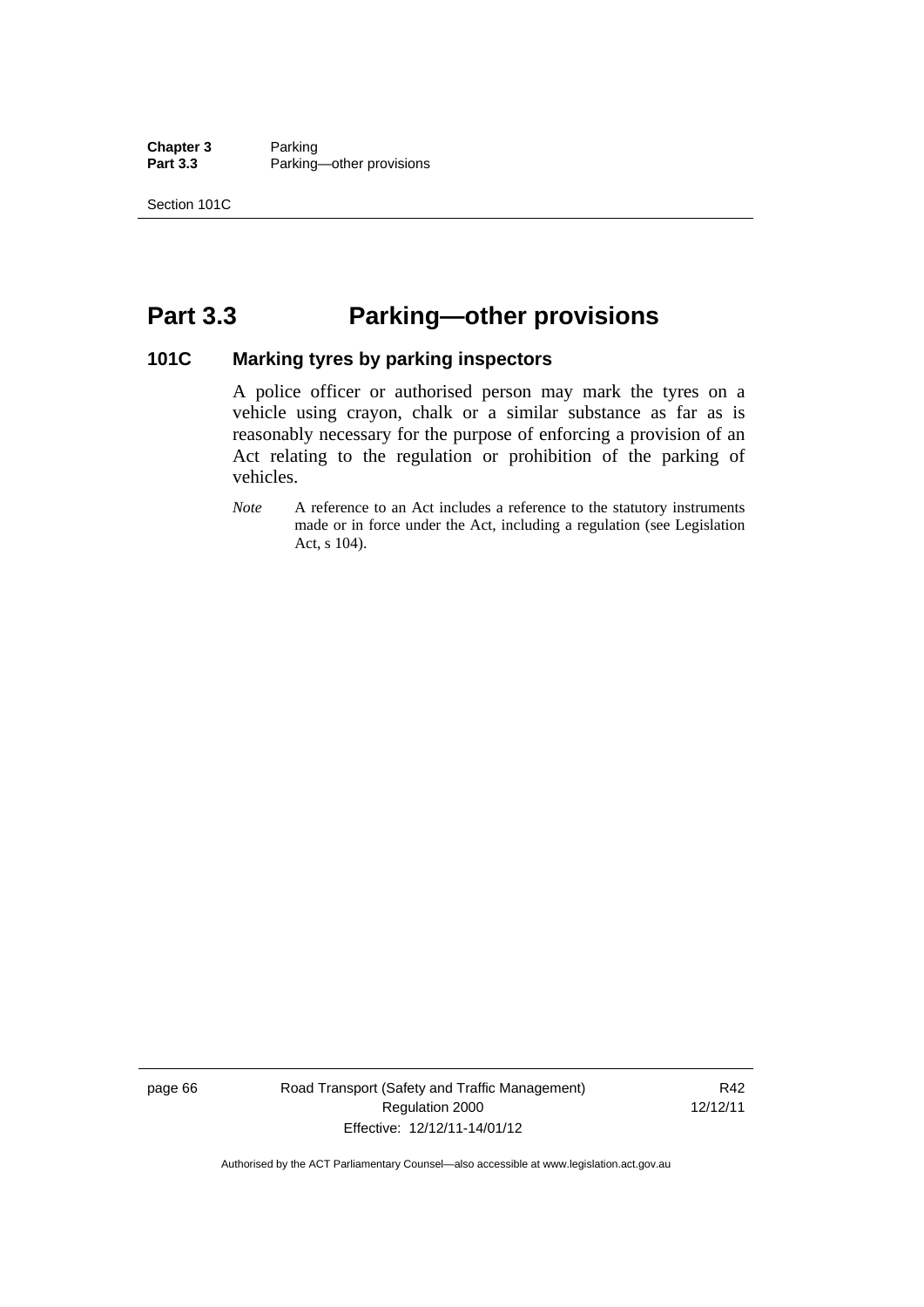# Part 3.3 Parking—other provisions

## 101C Marking tyres by parking inspectors

A police officer or authorised person may mark the tyres on a vehicle using crayon, chalk or a similar substance as far as is reasonably necessary for the purpose of enforcing a provision of an Act relating to the regulation or prohibition of the parking of vehicles.

*Note* A reference to an Act includes a reference to the statutory instruments made or in force under the Act, including a regulation (see Legislation Act, s 104).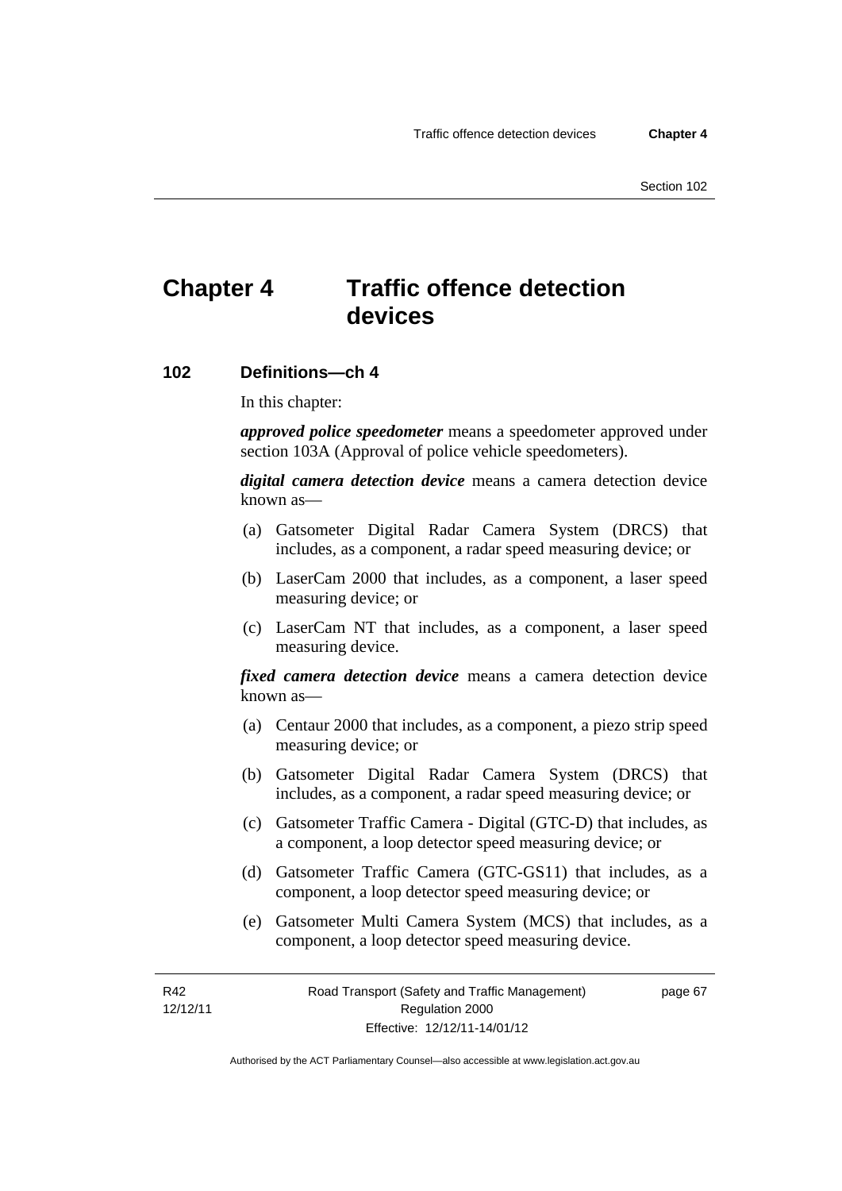# Chapter 4 Traffic offence detection devices

## 102 Definitions—ch 4

In this chapter:

***approved police speedometer*** means a speedometer approved under section 103A (Approval of police vehicle speedometers).

***digital camera detection device*** means a camera detection device known as—

(a) Gatsometer Digital Radar Camera System (DRCS) that includes, as a component, a radar speed measuring device; or

(b) LaserCam 2000 that includes, as a component, a laser speed measuring device; or

(c) LaserCam NT that includes, as a component, a laser speed measuring device.

***fixed camera detection device*** means a camera detection device known as—

(a) Centaur 2000 that includes, as a component, a piezo strip speed measuring device; or

(b) Gatsometer Digital Radar Camera System (DRCS) that includes, as a component, a radar speed measuring device; or

(c) Gatsometer Traffic Camera - Digital (GTC-D) that includes, as a component, a loop detector speed measuring device; or

(d) Gatsometer Traffic Camera (GTC-GS11) that includes, as a component, a loop detector speed measuring device; or

(e) Gatsometer Multi Camera System (MCS) that includes, as a component, a loop detector speed measuring device.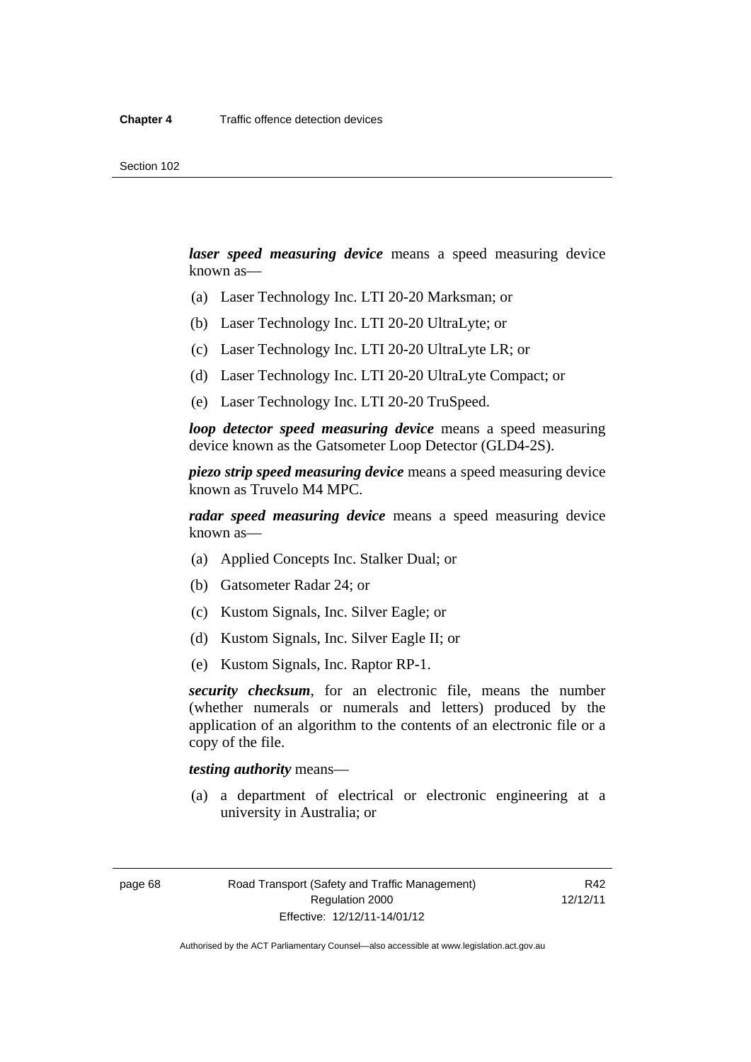***laser speed measuring device*** means a speed measuring device known as—

(a) Laser Technology Inc. LTI 20-20 Marksman; or

(b) Laser Technology Inc. LTI 20-20 UltraLyte; or

(c) Laser Technology Inc. LTI 20-20 UltraLyte LR; or

(d) Laser Technology Inc. LTI 20-20 UltraLyte Compact; or

(e) Laser Technology Inc. LTI 20-20 TruSpeed.

***loop detector speed measuring device*** means a speed measuring device known as the Gatsometer Loop Detector (GLD4-2S).

***piezo strip speed measuring device*** means a speed measuring device known as Truvelo M4 MPC.

***radar speed measuring device*** means a speed measuring device known as—

(a) Applied Concepts Inc. Stalker Dual; or

(b) Gatsometer Radar 24; or

(c) Kustom Signals, Inc. Silver Eagle; or

(d) Kustom Signals, Inc. Silver Eagle II; or

(e) Kustom Signals, Inc. Raptor RP-1.

***security checksum***, for an electronic file, means the number (whether numerals or numerals and letters) produced by the application of an algorithm to the contents of an electronic file or a copy of the file.

***testing authority*** means—

(a) a department of electrical or electronic engineering at a university in Australia; or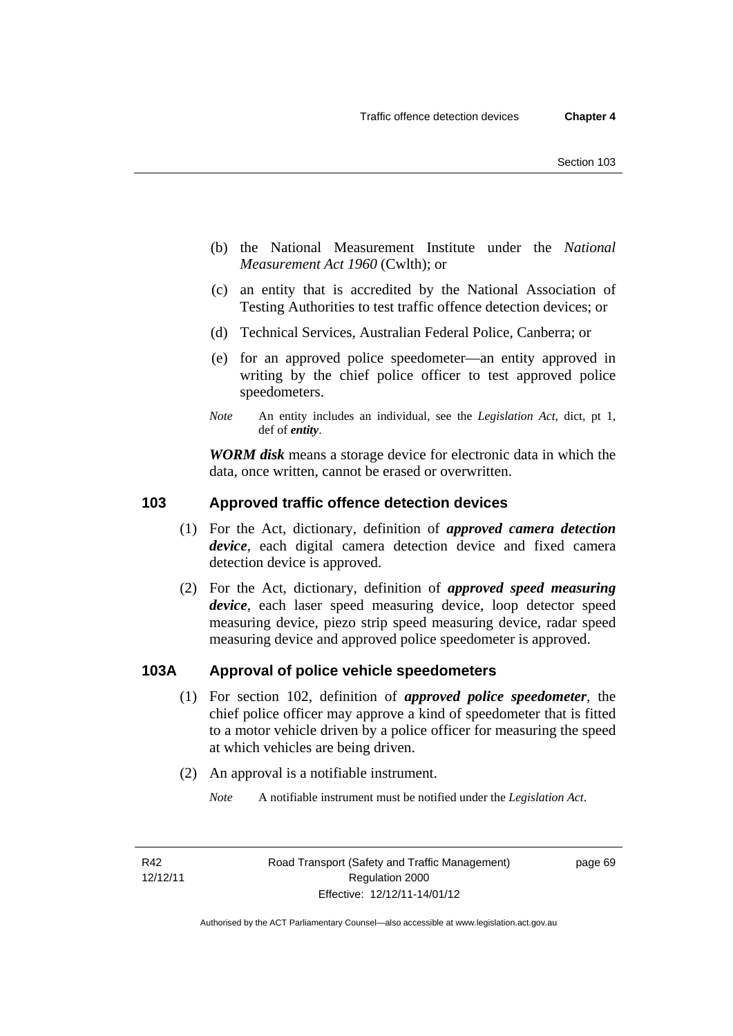(b) the National Measurement Institute under the *National Measurement Act 1960* (Cwlth); or

(c) an entity that is accredited by the National Association of Testing Authorities to test traffic offence detection devices; or

(d) Technical Services, Australian Federal Police, Canberra; or

(e) for an approved police speedometer—an entity approved in writing by the chief police officer to test approved police speedometers.

*Note* An entity includes an individual, see the *Legislation Act*, dict, pt 1, def of ***entity***.

***WORM disk*** means a storage device for electronic data in which the data, once written, cannot be erased or overwritten.

## 103 Approved traffic offence detection devices

(1) For the Act, dictionary, definition of ***approved camera detection device***, each digital camera detection device and fixed camera detection device is approved.

(2) For the Act, dictionary, definition of ***approved speed measuring device***, each laser speed measuring device, loop detector speed measuring device, piezo strip speed measuring device, radar speed measuring device and approved police speedometer is approved.

## 103A Approval of police vehicle speedometers

(1) For section 102, definition of ***approved police speedometer***, the chief police officer may approve a kind of speedometer that is fitted to a motor vehicle driven by a police officer for measuring the speed at which vehicles are being driven.

(2) An approval is a notifiable instrument.

*Note* A notifiable instrument must be notified under the *Legislation Act*.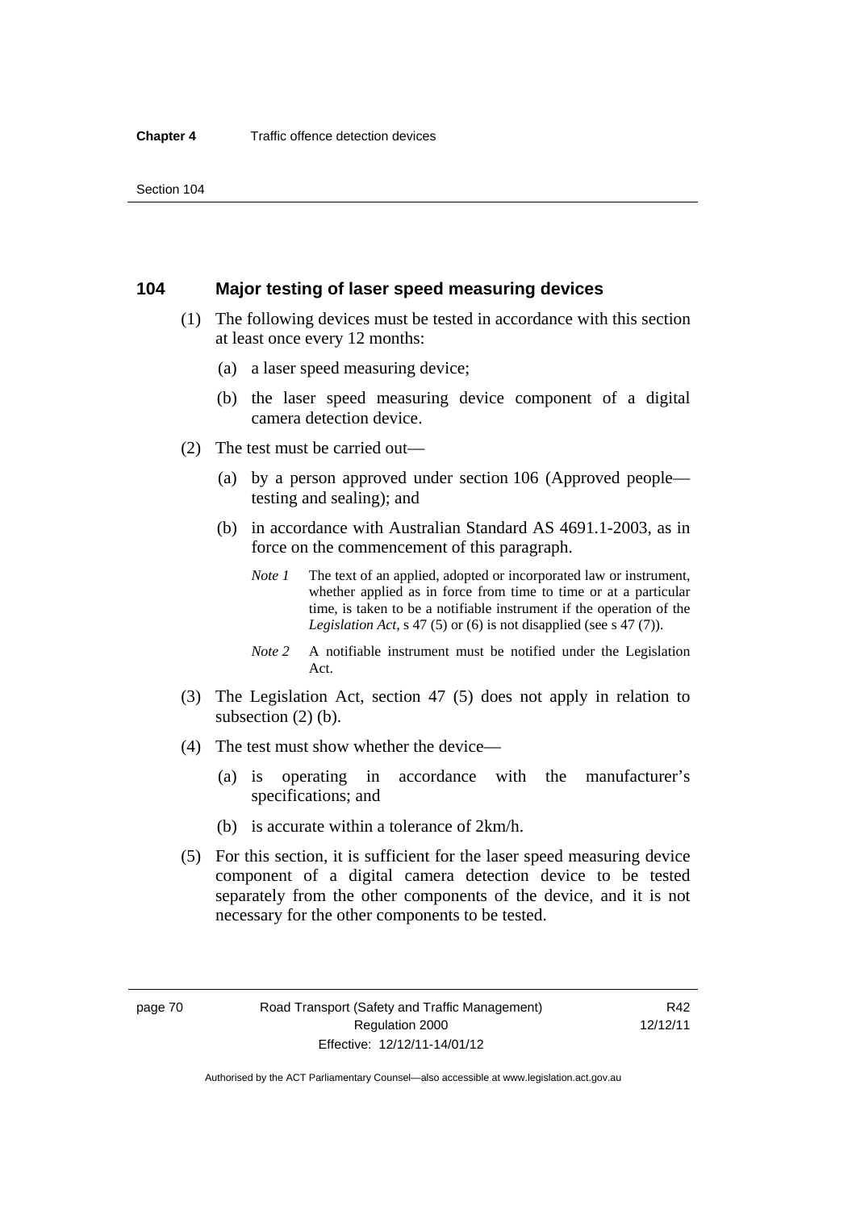## 104 Major testing of laser speed measuring devices

(1) The following devices must be tested in accordance with this section at least once every 12 months:

(a) a laser speed measuring device;

(b) the laser speed measuring device component of a digital camera detection device.

(2) The test must be carried out—

(a) by a person approved under section 106 (Approved people—testing and sealing); and

(b) in accordance with Australian Standard AS 4691.1-2003, as in force on the commencement of this paragraph.

*Note 1* The text of an applied, adopted or incorporated law or instrument, whether applied as in force from time to time or at a particular time, is taken to be a notifiable instrument if the operation of the *Legislation Act*, s 47 (5) or (6) is not disapplied (see s 47 (7)).

*Note 2* A notifiable instrument must be notified under the Legislation Act.

(3) The Legislation Act, section 47 (5) does not apply in relation to subsection (2) (b).

(4) The test must show whether the device—

(a) is operating in accordance with the manufacturer's specifications; and

(b) is accurate within a tolerance of 2km/h.

(5) For this section, it is sufficient for the laser speed measuring device component of a digital camera detection device to be tested separately from the other components of the device, and it is not necessary for the other components to be tested.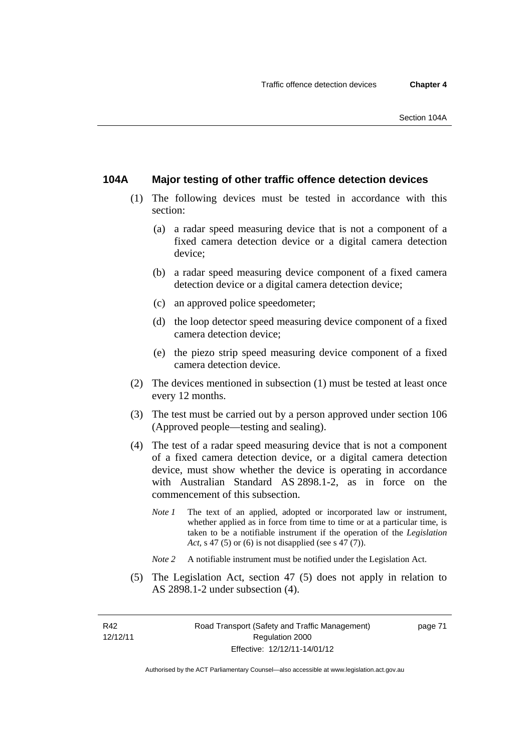## 104A Major testing of other traffic offence detection devices

(1) The following devices must be tested in accordance with this section:

(a) a radar speed measuring device that is not a component of a fixed camera detection device or a digital camera detection device;

(b) a radar speed measuring device component of a fixed camera detection device or a digital camera detection device;

(c) an approved police speedometer;

(d) the loop detector speed measuring device component of a fixed camera detection device;

(e) the piezo strip speed measuring device component of a fixed camera detection device.

(2) The devices mentioned in subsection (1) must be tested at least once every 12 months.

(3) The test must be carried out by a person approved under section 106 (Approved people—testing and sealing).

(4) The test of a radar speed measuring device that is not a component of a fixed camera detection device, or a digital camera detection device, must show whether the device is operating in accordance with Australian Standard AS 2898.1-2, as in force on the commencement of this subsection.

*Note 1* The text of an applied, adopted or incorporated law or instrument, whether applied as in force from time to time or at a particular time, is taken to be a notifiable instrument if the operation of the *Legislation Act*, s 47 (5) or (6) is not disapplied (see s 47 (7)).

*Note 2* A notifiable instrument must be notified under the Legislation Act.

(5) The Legislation Act, section 47 (5) does not apply in relation to AS 2898.1-2 under subsection (4).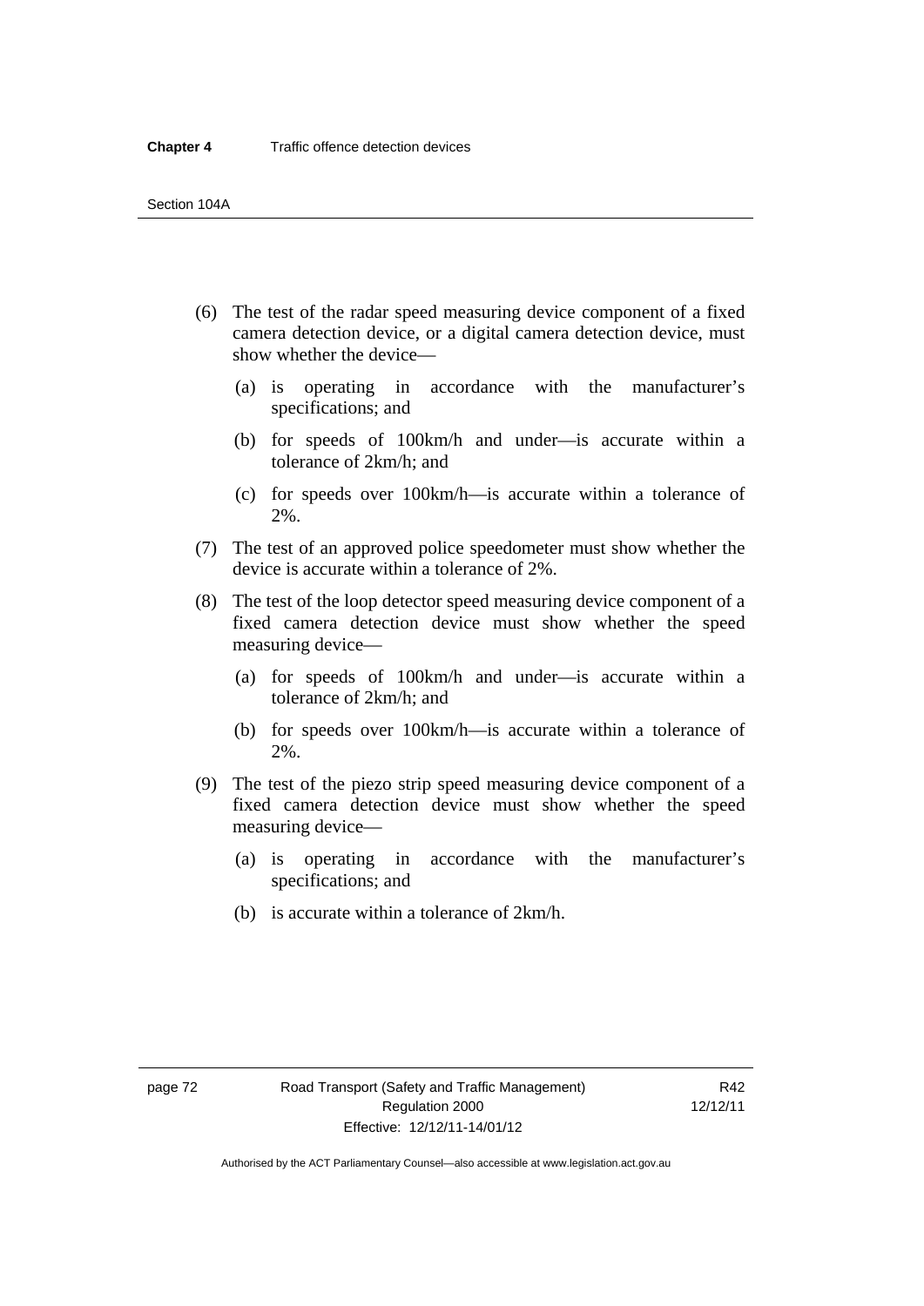(6) The test of the radar speed measuring device component of a fixed camera detection device, or a digital camera detection device, must show whether the device—

  (a) is operating in accordance with the manufacturer's specifications; and

  (b) for speeds of 100km/h and under—is accurate within a tolerance of 2km/h; and

  (c) for speeds over 100km/h—is accurate within a tolerance of 2%.

(7) The test of an approved police speedometer must show whether the device is accurate within a tolerance of 2%.

(8) The test of the loop detector speed measuring device component of a fixed camera detection device must show whether the speed measuring device—

  (a) for speeds of 100km/h and under—is accurate within a tolerance of 2km/h; and

  (b) for speeds over 100km/h—is accurate within a tolerance of 2%.

(9) The test of the piezo strip speed measuring device component of a fixed camera detection device must show whether the speed measuring device—

  (a) is operating in accordance with the manufacturer's specifications; and

  (b) is accurate within a tolerance of 2km/h.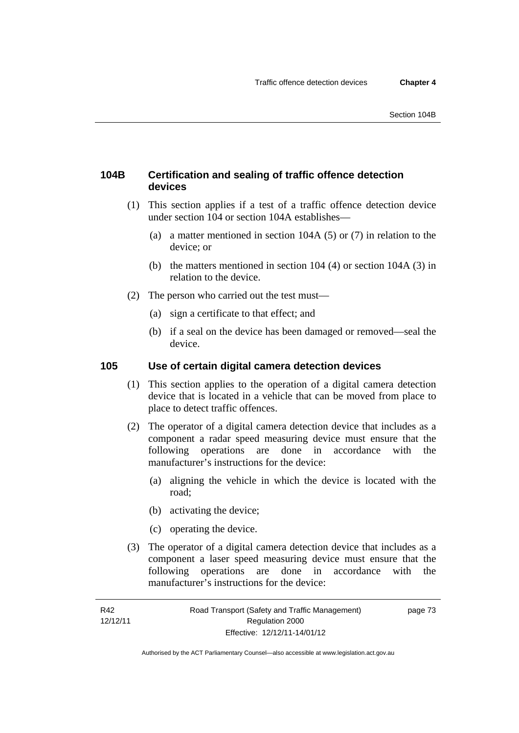### 104B Certification and sealing of traffic offence detection devices

(1) This section applies if a test of a traffic offence detection device under section 104 or section 104A establishes—

(a) a matter mentioned in section 104A (5) or (7) in relation to the device; or

(b) the matters mentioned in section 104 (4) or section 104A (3) in relation to the device.

(2) The person who carried out the test must—

(a) sign a certificate to that effect; and

(b) if a seal on the device has been damaged or removed—seal the device.

### 105 Use of certain digital camera detection devices

(1) This section applies to the operation of a digital camera detection device that is located in a vehicle that can be moved from place to place to detect traffic offences.

(2) The operator of a digital camera detection device that includes as a component a radar speed measuring device must ensure that the following operations are done in accordance with the manufacturer's instructions for the device:

(a) aligning the vehicle in which the device is located with the road;

(b) activating the device;

(c) operating the device.

(3) The operator of a digital camera detection device that includes as a component a laser speed measuring device must ensure that the following operations are done in accordance with the manufacturer's instructions for the device: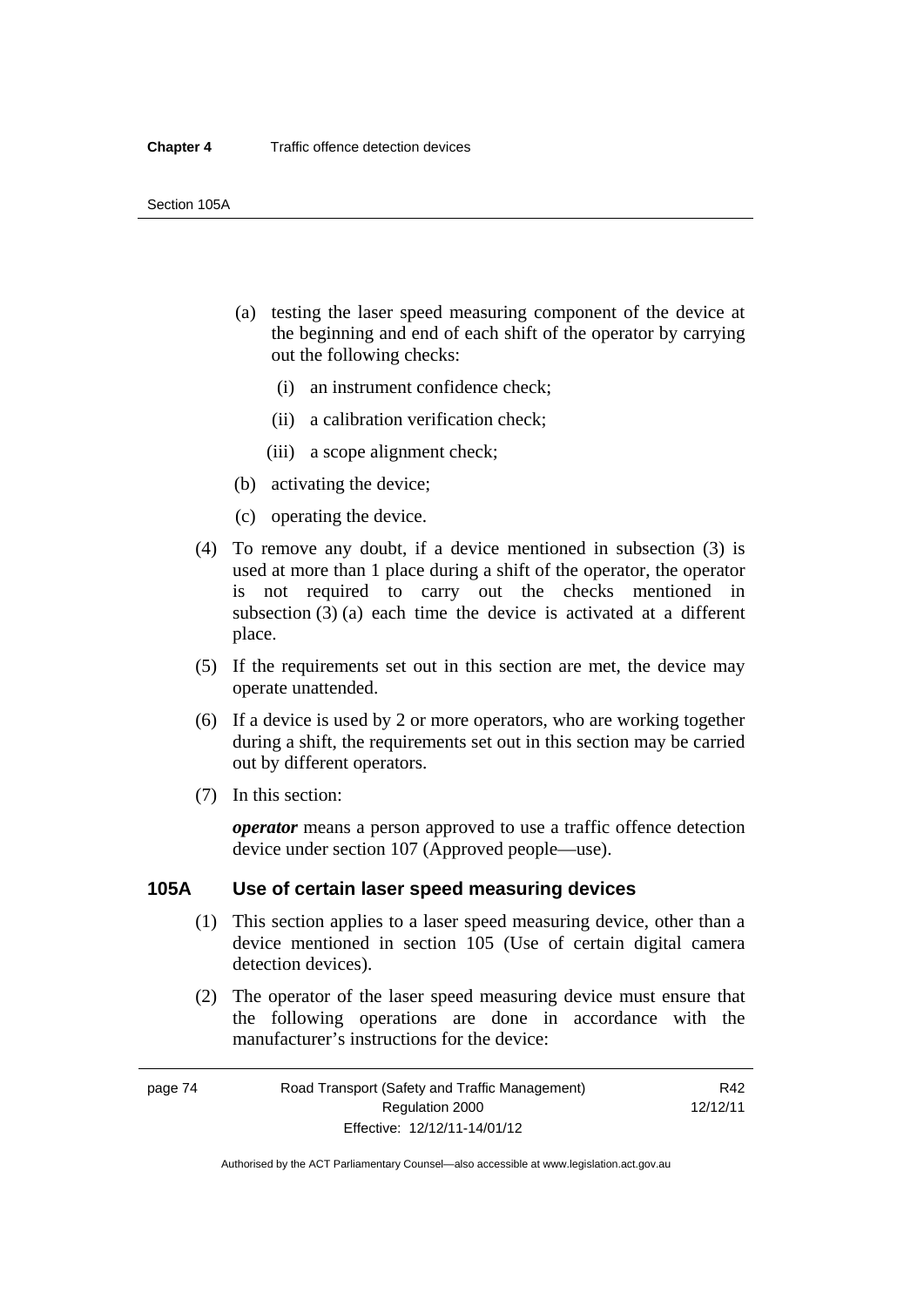(a) testing the laser speed measuring component of the device at the beginning and end of each shift of the operator by carrying out the following checks:

(i) an instrument confidence check;

(ii) a calibration verification check;

(iii) a scope alignment check;

(b) activating the device;

(c) operating the device.

(4) To remove any doubt, if a device mentioned in subsection (3) is used at more than 1 place during a shift of the operator, the operator is not required to carry out the checks mentioned in subsection (3) (a) each time the device is activated at a different place.

(5) If the requirements set out in this section are met, the device may operate unattended.

(6) If a device is used by 2 or more operators, who are working together during a shift, the requirements set out in this section may be carried out by different operators.

(7) In this section:

***operator*** means a person approved to use a traffic offence detection device under section 107 (Approved people—use).

## 105A Use of certain laser speed measuring devices

(1) This section applies to a laser speed measuring device, other than a device mentioned in section 105 (Use of certain digital camera detection devices).

(2) The operator of the laser speed measuring device must ensure that the following operations are done in accordance with the manufacturer's instructions for the device: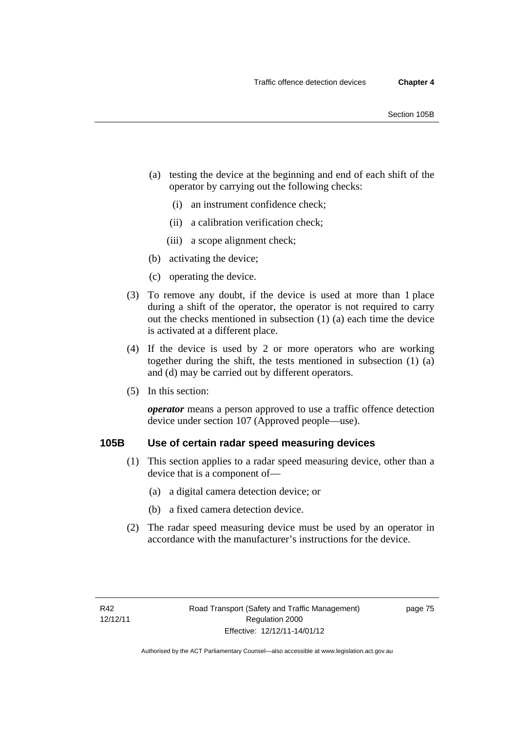(a) testing the device at the beginning and end of each shift of the operator by carrying out the following checks:

  (i) an instrument confidence check;

  (ii) a calibration verification check;

  (iii) a scope alignment check;

(b) activating the device;

(c) operating the device.

(3) To remove any doubt, if the device is used at more than 1 place during a shift of the operator, the operator is not required to carry out the checks mentioned in subsection (1) (a) each time the device is activated at a different place.

(4) If the device is used by 2 or more operators who are working together during the shift, the tests mentioned in subsection (1) (a) and (d) may be carried out by different operators.

(5) In this section:

***operator*** means a person approved to use a traffic offence detection device under section 107 (Approved people—use).

## 105B Use of certain radar speed measuring devices

(1) This section applies to a radar speed measuring device, other than a device that is a component of—

(a) a digital camera detection device; or

(b) a fixed camera detection device.

(2) The radar speed measuring device must be used by an operator in accordance with the manufacturer's instructions for the device.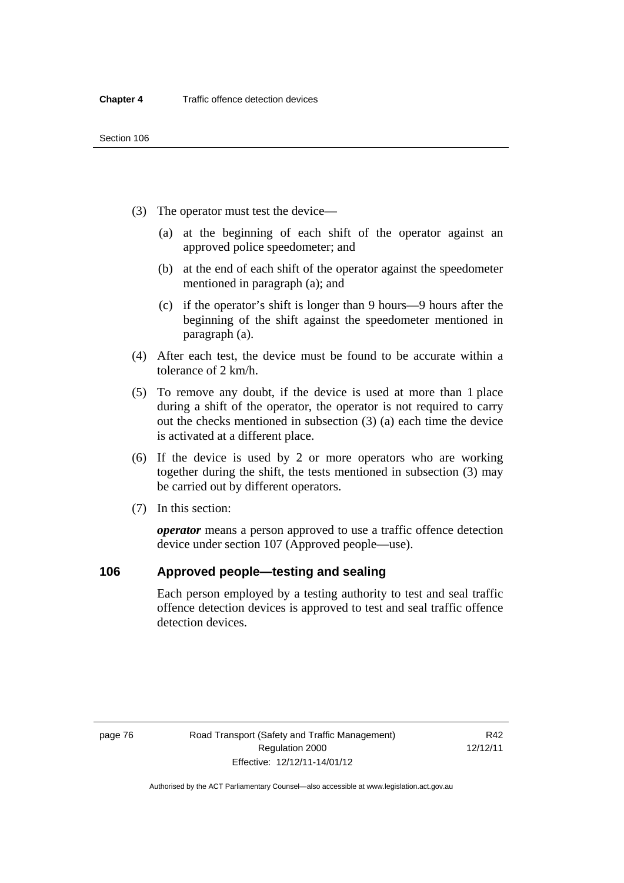(3) The operator must test the device—

(a) at the beginning of each shift of the operator against an approved police speedometer; and

(b) at the end of each shift of the operator against the speedometer mentioned in paragraph (a); and

(c) if the operator's shift is longer than 9 hours—9 hours after the beginning of the shift against the speedometer mentioned in paragraph (a).

(4) After each test, the device must be found to be accurate within a tolerance of 2 km/h.

(5) To remove any doubt, if the device is used at more than 1 place during a shift of the operator, the operator is not required to carry out the checks mentioned in subsection (3) (a) each time the device is activated at a different place.

(6) If the device is used by 2 or more operators who are working together during the shift, the tests mentioned in subsection (3) may be carried out by different operators.

(7) In this section:

***operator*** means a person approved to use a traffic offence detection device under section 107 (Approved people—use).

## 106 Approved people—testing and sealing

Each person employed by a testing authority to test and seal traffic offence detection devices is approved to test and seal traffic offence detection devices.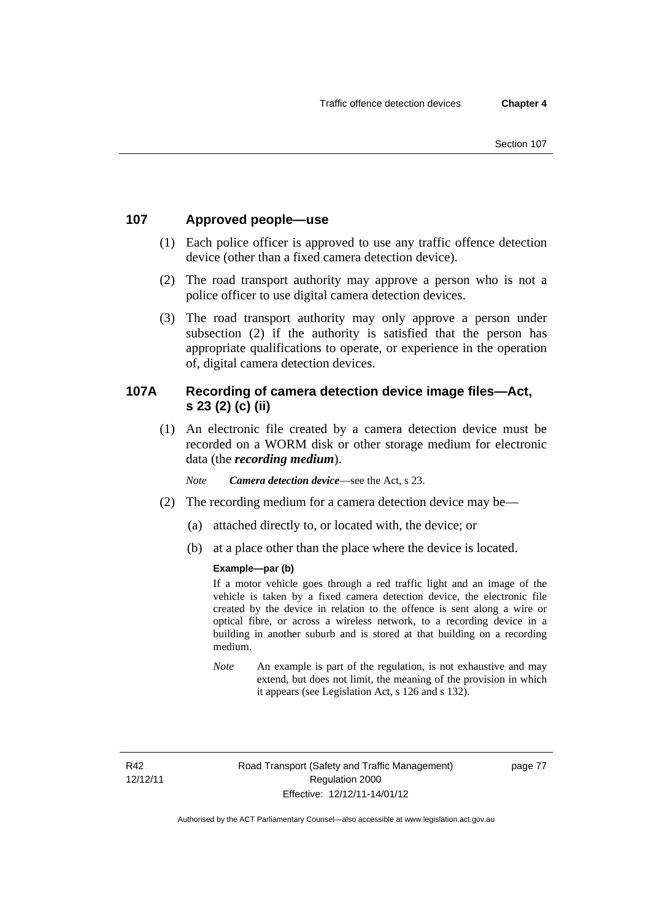## 107 Approved people—use

(1) Each police officer is approved to use any traffic offence detection device (other than a fixed camera detection device).

(2) The road transport authority may approve a person who is not a police officer to use digital camera detection devices.

(3) The road transport authority may only approve a person under subsection (2) if the authority is satisfied that the person has appropriate qualifications to operate, or experience in the operation of, digital camera detection devices.

## 107A Recording of camera detection device image files—Act, s 23 (2) (c) (ii)

(1) An electronic file created by a camera detection device must be recorded on a WORM disk or other storage medium for electronic data (the ***recording medium***).

*Note* ***Camera detection device***—see the Act, s 23.

(2) The recording medium for a camera detection device may be—

(a) attached directly to, or located with, the device; or

(b) at a place other than the place where the device is located.

**Example—par (b)**

If a motor vehicle goes through a red traffic light and an image of the vehicle is taken by a fixed camera detection device, the electronic file created by the device in relation to the offence is sent along a wire or optical fibre, or across a wireless network, to a recording device in a building in another suburb and is stored at that building on a recording medium.

*Note* An example is part of the regulation, is not exhaustive and may extend, but does not limit, the meaning of the provision in which it appears (see Legislation Act, s 126 and s 132).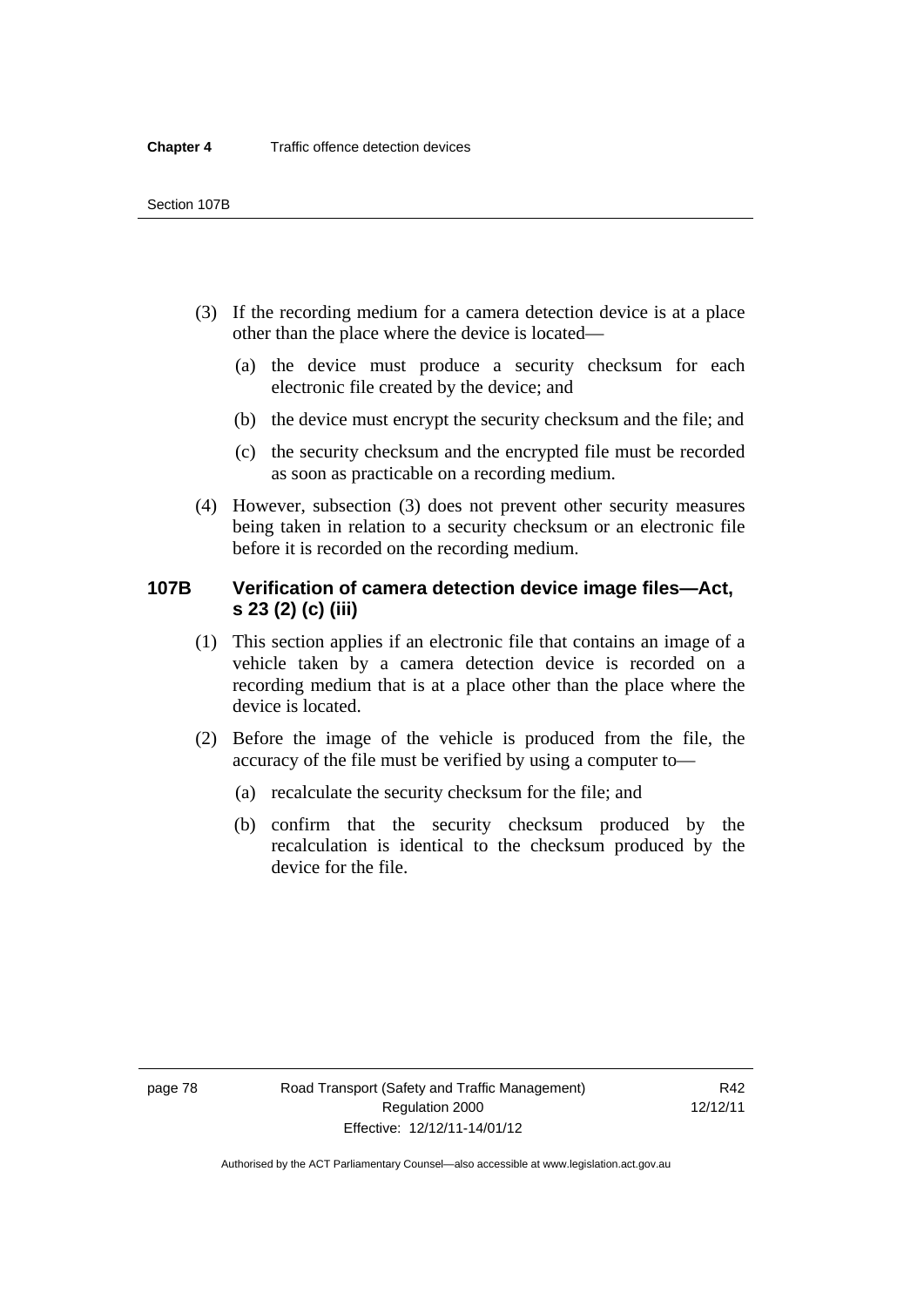(3) If the recording medium for a camera detection device is at a place other than the place where the device is located—

(a) the device must produce a security checksum for each electronic file created by the device; and

(b) the device must encrypt the security checksum and the file; and

(c) the security checksum and the encrypted file must be recorded as soon as practicable on a recording medium.

(4) However, subsection (3) does not prevent other security measures being taken in relation to a security checksum or an electronic file before it is recorded on the recording medium.

### 107B Verification of camera detection device image files—Act, s 23 (2) (c) (iii)

(1) This section applies if an electronic file that contains an image of a vehicle taken by a camera detection device is recorded on a recording medium that is at a place other than the place where the device is located.

(2) Before the image of the vehicle is produced from the file, the accuracy of the file must be verified by using a computer to—

(a) recalculate the security checksum for the file; and

(b) confirm that the security checksum produced by the recalculation is identical to the checksum produced by the device for the file.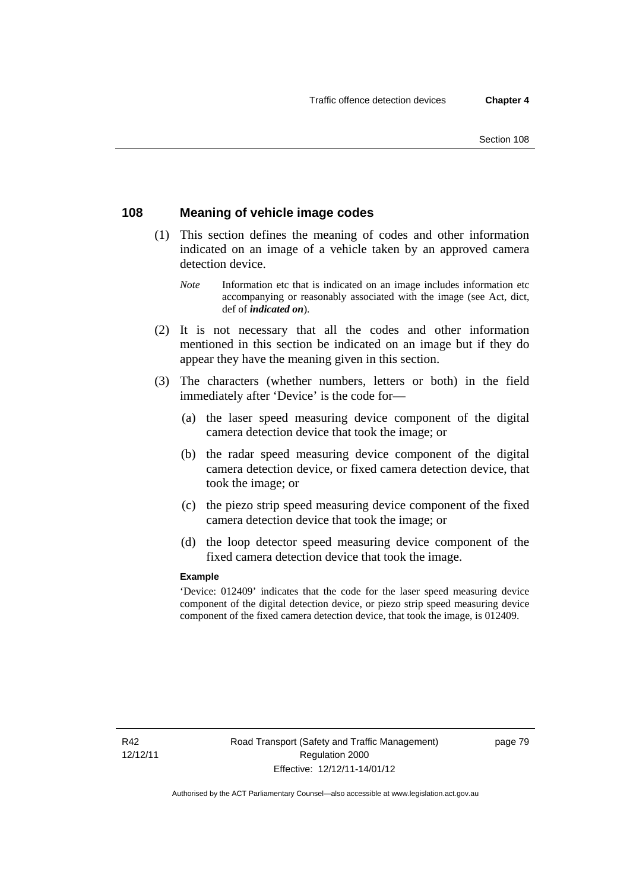## 108 Meaning of vehicle image codes

(1) This section defines the meaning of codes and other information indicated on an image of a vehicle taken by an approved camera detection device.

*Note* Information etc that is indicated on an image includes information etc accompanying or reasonably associated with the image (see Act, dict, def of ***indicated on***).

(2) It is not necessary that all the codes and other information mentioned in this section be indicated on an image but if they do appear they have the meaning given in this section.

(3) The characters (whether numbers, letters or both) in the field immediately after 'Device' is the code for—

(a) the laser speed measuring device component of the digital camera detection device that took the image; or

(b) the radar speed measuring device component of the digital camera detection device, or fixed camera detection device, that took the image; or

(c) the piezo strip speed measuring device component of the fixed camera detection device that took the image; or

(d) the loop detector speed measuring device component of the fixed camera detection device that took the image.

**Example**

'Device: 012409' indicates that the code for the laser speed measuring device component of the digital detection device, or piezo strip speed measuring device component of the fixed camera detection device, that took the image, is 012409.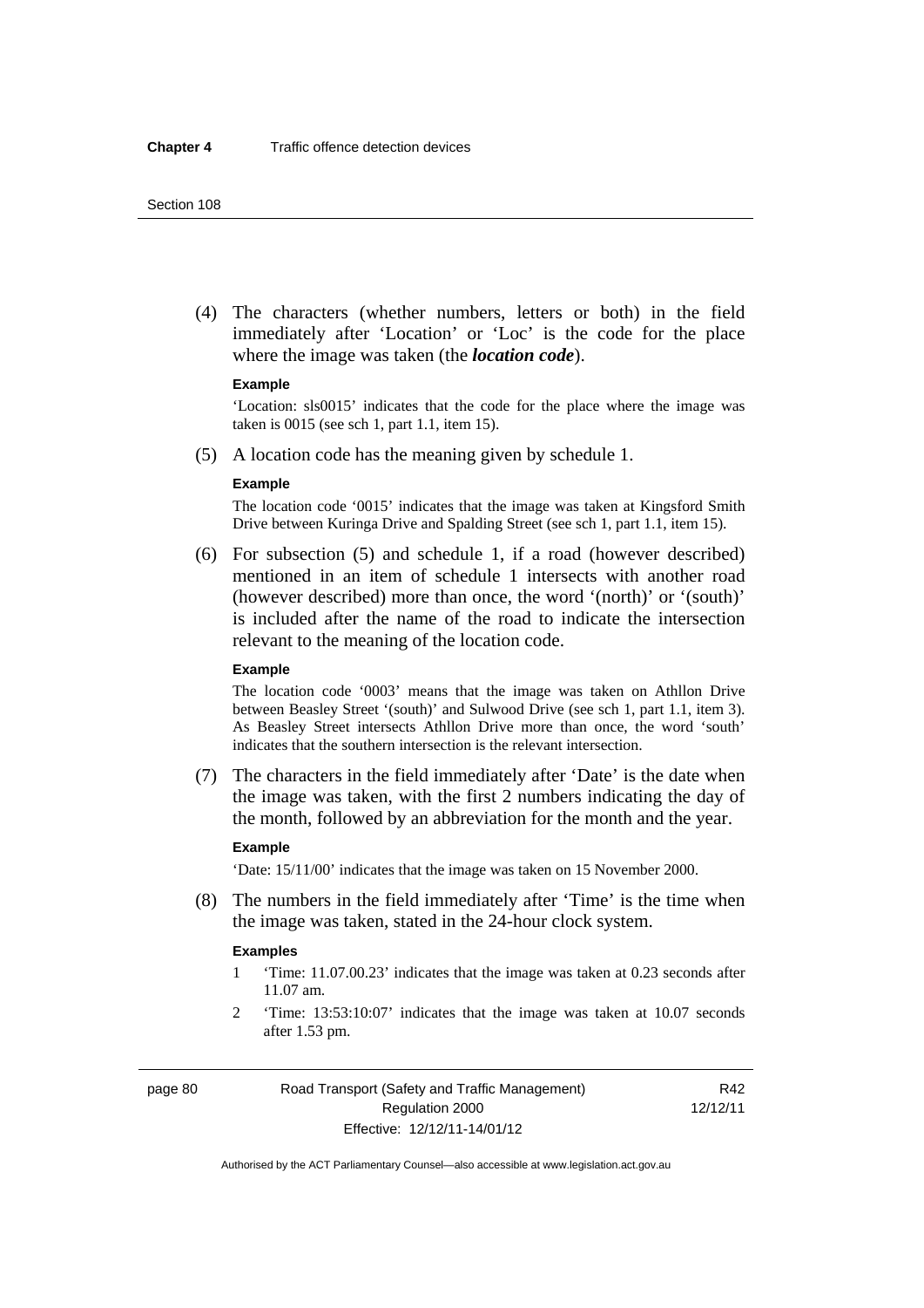(4) The characters (whether numbers, letters or both) in the field immediately after 'Location' or 'Loc' is the code for the place where the image was taken (the ***location code***).

**Example**

'Location: sls0015' indicates that the code for the place where the image was taken is 0015 (see sch 1, part 1.1, item 15).

(5) A location code has the meaning given by schedule 1.

**Example**

The location code '0015' indicates that the image was taken at Kingsford Smith Drive between Kuringa Drive and Spalding Street (see sch 1, part 1.1, item 15).

(6) For subsection (5) and schedule 1, if a road (however described) mentioned in an item of schedule 1 intersects with another road (however described) more than once, the word '(north)' or '(south)' is included after the name of the road to indicate the intersection relevant to the meaning of the location code.

**Example**

The location code '0003' means that the image was taken on Athllon Drive between Beasley Street '(south)' and Sulwood Drive (see sch 1, part 1.1, item 3). As Beasley Street intersects Athllon Drive more than once, the word 'south' indicates that the southern intersection is the relevant intersection.

(7) The characters in the field immediately after 'Date' is the date when the image was taken, with the first 2 numbers indicating the day of the month, followed by an abbreviation for the month and the year.

**Example**

'Date: 15/11/00' indicates that the image was taken on 15 November 2000.

(8) The numbers in the field immediately after 'Time' is the time when the image was taken, stated in the 24-hour clock system.

**Examples**

1 'Time: 11.07.00.23' indicates that the image was taken at 0.23 seconds after 11.07 am.

2 'Time: 13:53:10:07' indicates that the image was taken at 10.07 seconds after 1.53 pm.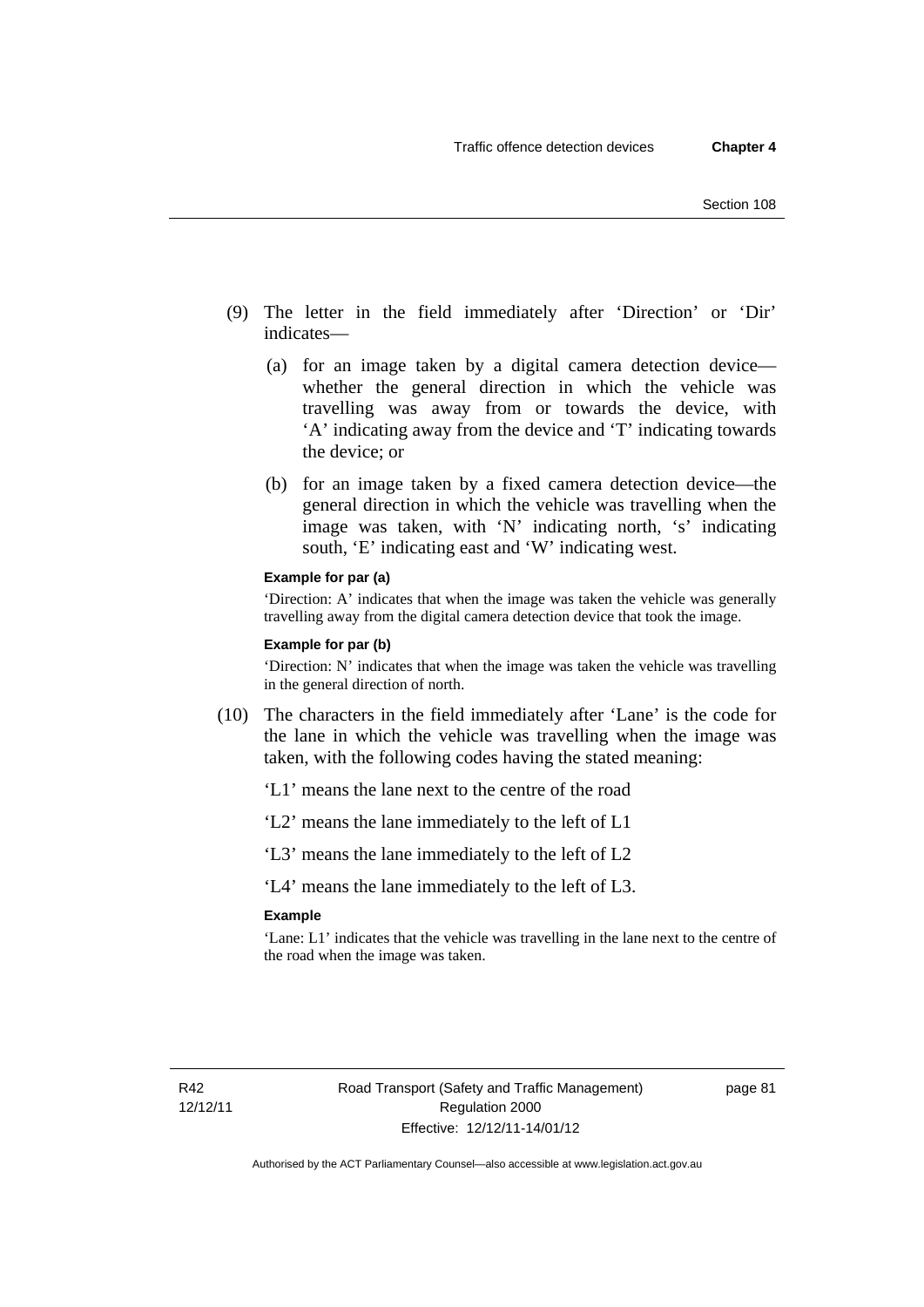(9) The letter in the field immediately after 'Direction' or 'Dir' indicates—

(a) for an image taken by a digital camera detection device—whether the general direction in which the vehicle was travelling was away from or towards the device, with 'A' indicating away from the device and 'T' indicating towards the device; or

(b) for an image taken by a fixed camera detection device—the general direction in which the vehicle was travelling when the image was taken, with 'N' indicating north, 's' indicating south, 'E' indicating east and 'W' indicating west.

**Example for par (a)**

'Direction: A' indicates that when the image was taken the vehicle was generally travelling away from the digital camera detection device that took the image.

**Example for par (b)**

'Direction: N' indicates that when the image was taken the vehicle was travelling in the general direction of north.

(10) The characters in the field immediately after 'Lane' is the code for the lane in which the vehicle was travelling when the image was taken, with the following codes having the stated meaning:

'L1' means the lane next to the centre of the road

'L2' means the lane immediately to the left of L1

'L3' means the lane immediately to the left of L2

'L4' means the lane immediately to the left of L3.

**Example**

'Lane: L1' indicates that the vehicle was travelling in the lane next to the centre of the road when the image was taken.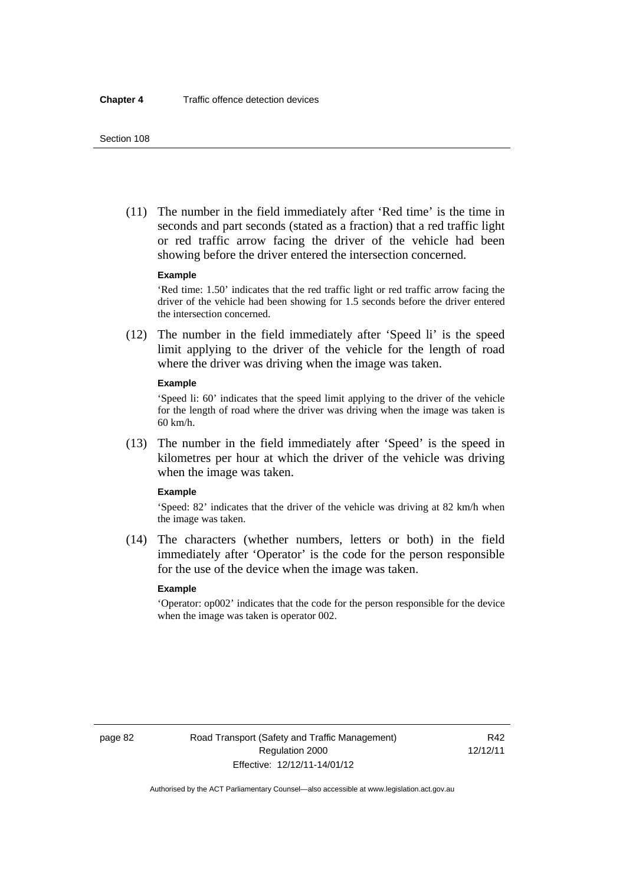(11) The number in the field immediately after 'Red time' is the time in seconds and part seconds (stated as a fraction) that a red traffic light or red traffic arrow facing the driver of the vehicle had been showing before the driver entered the intersection concerned.

**Example**

'Red time: 1.50' indicates that the red traffic light or red traffic arrow facing the driver of the vehicle had been showing for 1.5 seconds before the driver entered the intersection concerned.

(12) The number in the field immediately after 'Speed li' is the speed limit applying to the driver of the vehicle for the length of road where the driver was driving when the image was taken.

**Example**

'Speed li: 60' indicates that the speed limit applying to the driver of the vehicle for the length of road where the driver was driving when the image was taken is 60 km/h.

(13) The number in the field immediately after 'Speed' is the speed in kilometres per hour at which the driver of the vehicle was driving when the image was taken.

**Example**

'Speed: 82' indicates that the driver of the vehicle was driving at 82 km/h when the image was taken.

(14) The characters (whether numbers, letters or both) in the field immediately after 'Operator' is the code for the person responsible for the use of the device when the image was taken.

**Example**

'Operator: op002' indicates that the code for the person responsible for the device when the image was taken is operator 002.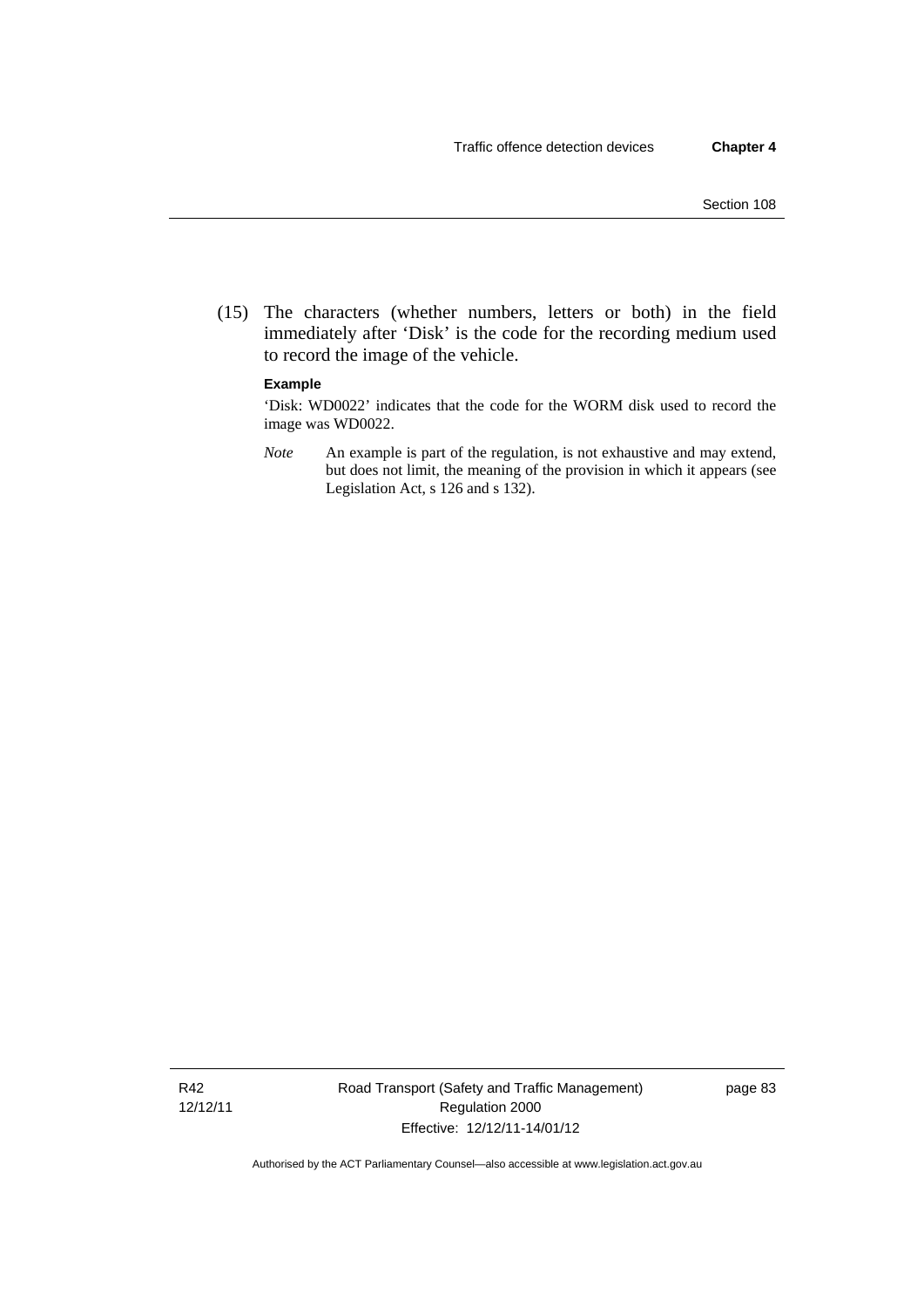(15) The characters (whether numbers, letters or both) in the field immediately after 'Disk' is the code for the recording medium used to record the image of the vehicle.

**Example**

'Disk: WD0022' indicates that the code for the WORM disk used to record the image was WD0022.

*Note* An example is part of the regulation, is not exhaustive and may extend, but does not limit, the meaning of the provision in which it appears (see Legislation Act, s 126 and s 132).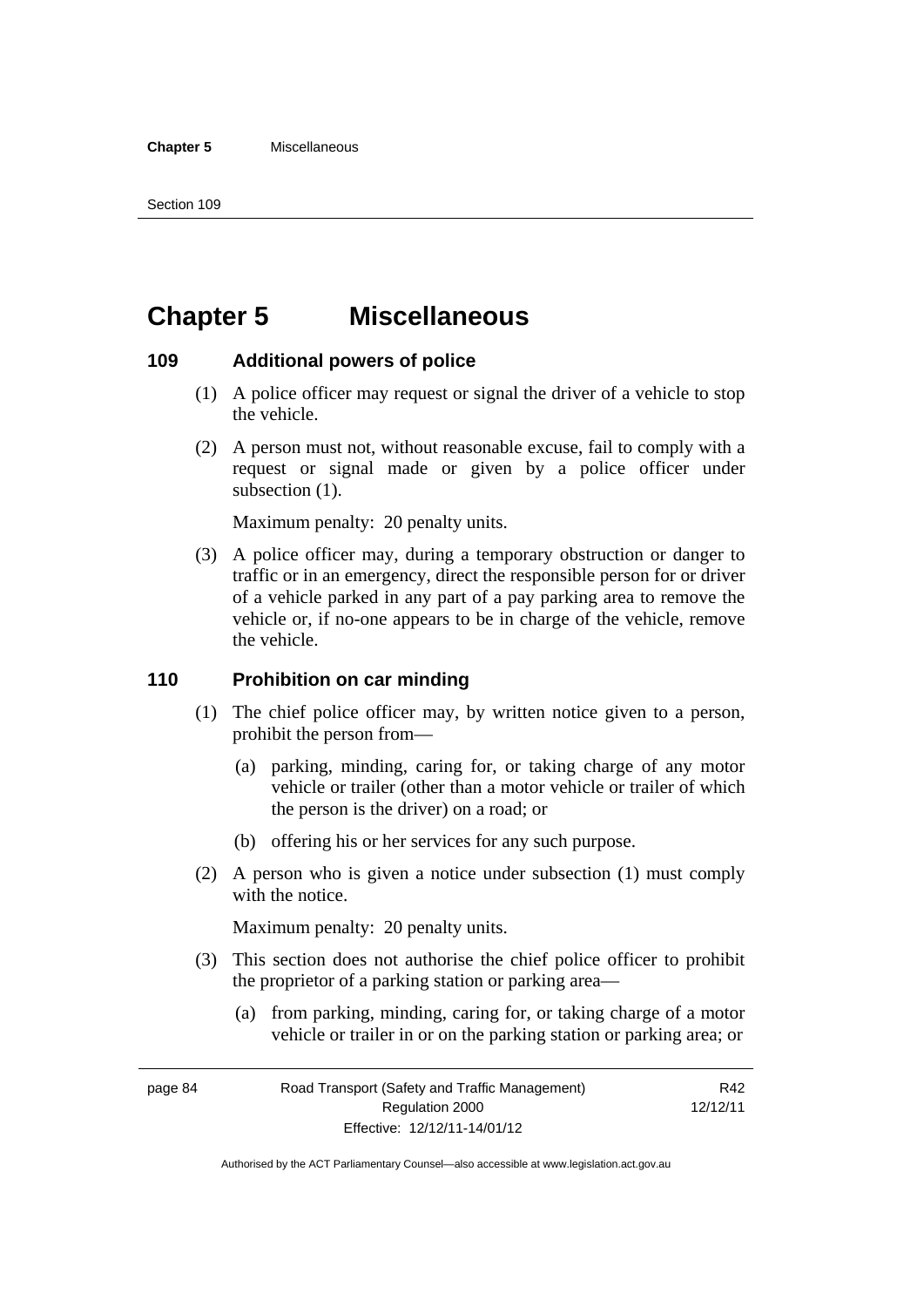# Chapter 5 Miscellaneous

## 109 Additional powers of police

(1) A police officer may request or signal the driver of a vehicle to stop the vehicle.

(2) A person must not, without reasonable excuse, fail to comply with a request or signal made or given by a police officer under subsection (1).

Maximum penalty: 20 penalty units.

(3) A police officer may, during a temporary obstruction or danger to traffic or in an emergency, direct the responsible person for or driver of a vehicle parked in any part of a pay parking area to remove the vehicle or, if no-one appears to be in charge of the vehicle, remove the vehicle.

## 110 Prohibition on car minding

(1) The chief police officer may, by written notice given to a person, prohibit the person from—

(a) parking, minding, caring for, or taking charge of any motor vehicle or trailer (other than a motor vehicle or trailer of which the person is the driver) on a road; or

(b) offering his or her services for any such purpose.

(2) A person who is given a notice under subsection (1) must comply with the notice.

Maximum penalty: 20 penalty units.

(3) This section does not authorise the chief police officer to prohibit the proprietor of a parking station or parking area—

(a) from parking, minding, caring for, or taking charge of a motor vehicle or trailer in or on the parking station or parking area; or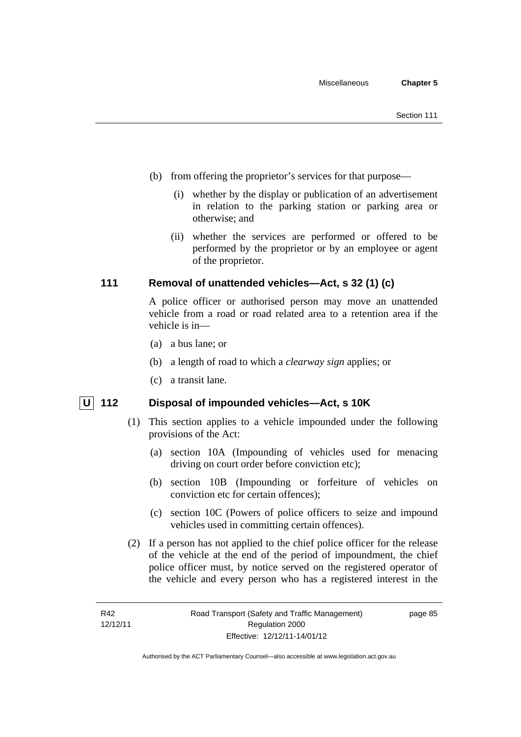(b) from offering the proprietor's services for that purpose—

  (i) whether by the display or publication of an advertisement in relation to the parking station or parking area or otherwise; and

  (ii) whether the services are performed or offered to be performed by the proprietor or by an employee or agent of the proprietor.

### 111 Removal of unattended vehicles—Act, s 32 (1) (c)

A police officer or authorised person may move an unattended vehicle from a road or road related area to a retention area if the vehicle is in—

(a) a bus lane; or

(b) a length of road to which a *clearway sign* applies; or

(c) a transit lane.

### U 112 Disposal of impounded vehicles—Act, s 10K

(1) This section applies to a vehicle impounded under the following provisions of the Act:

  (a) section 10A (Impounding of vehicles used for menacing driving on court order before conviction etc);

  (b) section 10B (Impounding or forfeiture of vehicles on conviction etc for certain offences);

  (c) section 10C (Powers of police officers to seize and impound vehicles used in committing certain offences).

(2) If a person has not applied to the chief police officer for the release of the vehicle at the end of the period of impoundment, the chief police officer must, by notice served on the registered operator of the vehicle and every person who has a registered interest in the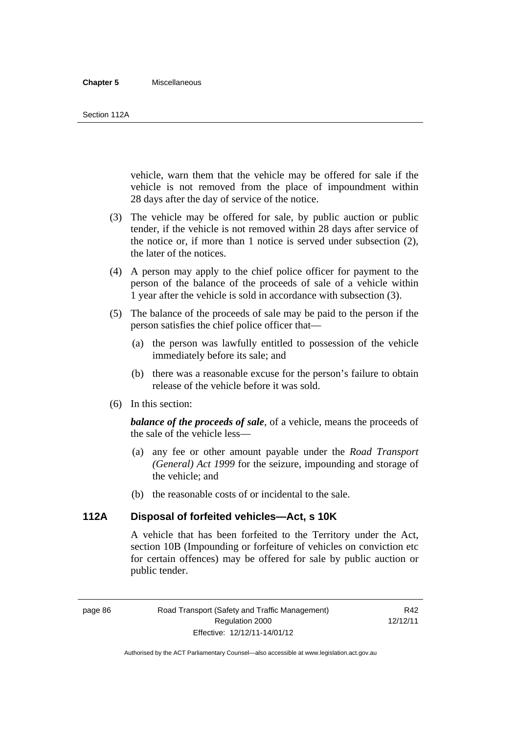vehicle, warn them that the vehicle may be offered for sale if the vehicle is not removed from the place of impoundment within 28 days after the day of service of the notice.

(3) The vehicle may be offered for sale, by public auction or public tender, if the vehicle is not removed within 28 days after service of the notice or, if more than 1 notice is served under subsection (2), the later of the notices.

(4) A person may apply to the chief police officer for payment to the person of the balance of the proceeds of sale of a vehicle within 1 year after the vehicle is sold in accordance with subsection (3).

(5) The balance of the proceeds of sale may be paid to the person if the person satisfies the chief police officer that—

(a) the person was lawfully entitled to possession of the vehicle immediately before its sale; and

(b) there was a reasonable excuse for the person's failure to obtain release of the vehicle before it was sold.

(6) In this section:

***balance of the proceeds of sale***, of a vehicle, means the proceeds of the sale of the vehicle less—

(a) any fee or other amount payable under the *Road Transport (General) Act 1999* for the seizure, impounding and storage of the vehicle; and

(b) the reasonable costs of or incidental to the sale.

### 112A Disposal of forfeited vehicles—Act, s 10K

A vehicle that has been forfeited to the Territory under the Act, section 10B (Impounding or forfeiture of vehicles on conviction etc for certain offences) may be offered for sale by public auction or public tender.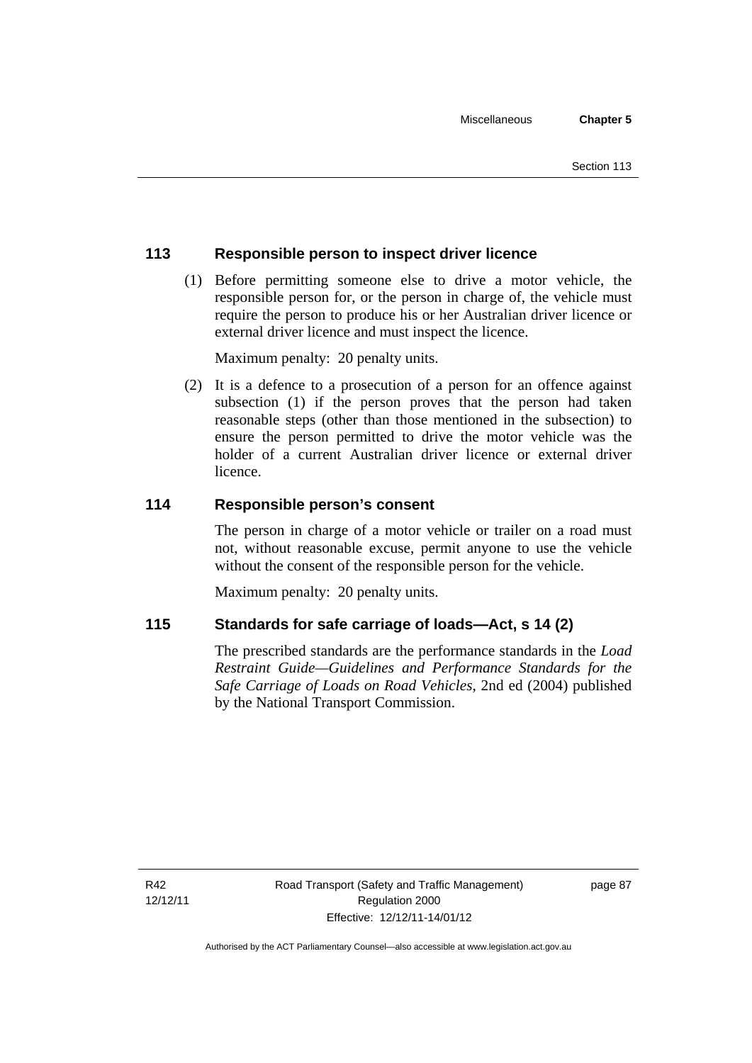## 113 Responsible person to inspect driver licence

(1) Before permitting someone else to drive a motor vehicle, the responsible person for, or the person in charge of, the vehicle must require the person to produce his or her Australian driver licence or external driver licence and must inspect the licence.

Maximum penalty: 20 penalty units.

(2) It is a defence to a prosecution of a person for an offence against subsection (1) if the person proves that the person had taken reasonable steps (other than those mentioned in the subsection) to ensure the person permitted to drive the motor vehicle was the holder of a current Australian driver licence or external driver licence.

## 114 Responsible person's consent

The person in charge of a motor vehicle or trailer on a road must not, without reasonable excuse, permit anyone to use the vehicle without the consent of the responsible person for the vehicle.

Maximum penalty: 20 penalty units.

## 115 Standards for safe carriage of loads—Act, s 14 (2)

The prescribed standards are the performance standards in the *Load Restraint Guide—Guidelines and Performance Standards for the Safe Carriage of Loads on Road Vehicles*, 2nd ed (2004) published by the National Transport Commission.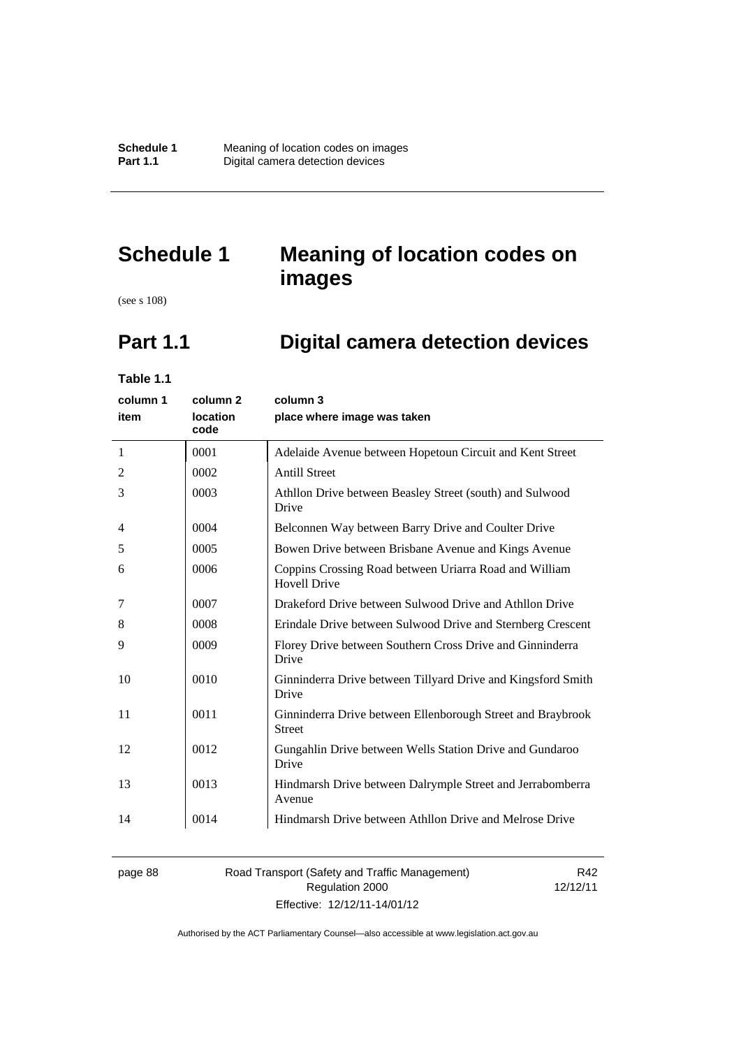# Schedule 1 Meaning of location codes on images

(see s 108)

## Part 1.1 Digital camera detection devices

**Table 1.1**

| column 1 item | column 2 location code | column 3 place where image was taken |
|---|---|---|
| 1 | 0001 | Adelaide Avenue between Hopetoun Circuit and Kent Street |
| 2 | 0002 | Antill Street |
| 3 | 0003 | Athllon Drive between Beasley Street (south) and Sulwood Drive |
| 4 | 0004 | Belconnen Way between Barry Drive and Coulter Drive |
| 5 | 0005 | Bowen Drive between Brisbane Avenue and Kings Avenue |
| 6 | 0006 | Coppins Crossing Road between Uriarra Road and William Hovell Drive |
| 7 | 0007 | Drakeford Drive between Sulwood Drive and Athllon Drive |
| 8 | 0008 | Erindale Drive between Sulwood Drive and Sternberg Crescent |
| 9 | 0009 | Florey Drive between Southern Cross Drive and Ginninderra Drive |
| 10 | 0010 | Ginninderra Drive between Tillyard Drive and Kingsford Smith Drive |
| 11 | 0011 | Ginninderra Drive between Ellenborough Street and Braybrook Street |
| 12 | 0012 | Gungahlin Drive between Wells Station Drive and Gundaroo Drive |
| 13 | 0013 | Hindmarsh Drive between Dalrymple Street and Jerrabomberra Avenue |
| 14 | 0014 | Hindmarsh Drive between Athllon Drive and Melrose Drive |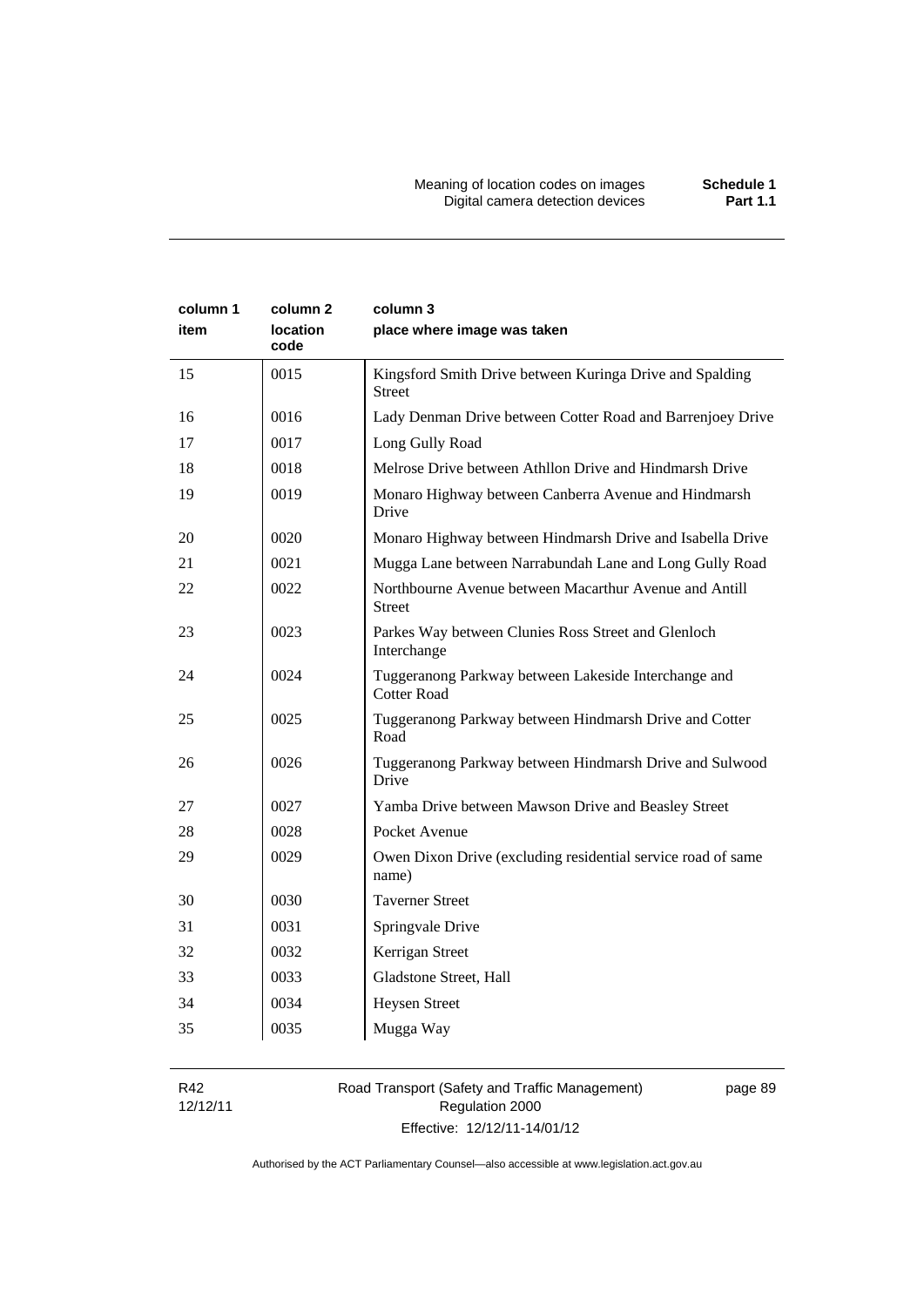| column 1 item | column 2 location code | column 3 place where image was taken |
|---|---|---|
| 15 | 0015 | Kingsford Smith Drive between Kuringa Drive and Spalding Street |
| 16 | 0016 | Lady Denman Drive between Cotter Road and Barrenjoey Drive |
| 17 | 0017 | Long Gully Road |
| 18 | 0018 | Melrose Drive between Athllon Drive and Hindmarsh Drive |
| 19 | 0019 | Monaro Highway between Canberra Avenue and Hindmarsh Drive |
| 20 | 0020 | Monaro Highway between Hindmarsh Drive and Isabella Drive |
| 21 | 0021 | Mugga Lane between Narrabundah Lane and Long Gully Road |
| 22 | 0022 | Northbourne Avenue between Macarthur Avenue and Antill Street |
| 23 | 0023 | Parkes Way between Clunies Ross Street and Glenloch Interchange |
| 24 | 0024 | Tuggeranong Parkway between Lakeside Interchange and Cotter Road |
| 25 | 0025 | Tuggeranong Parkway between Hindmarsh Drive and Cotter Road |
| 26 | 0026 | Tuggeranong Parkway between Hindmarsh Drive and Sulwood Drive |
| 27 | 0027 | Yamba Drive between Mawson Drive and Beasley Street |
| 28 | 0028 | Pocket Avenue |
| 29 | 0029 | Owen Dixon Drive (excluding residential service road of same name) |
| 30 | 0030 | Taverner Street |
| 31 | 0031 | Springvale Drive |
| 32 | 0032 | Kerrigan Street |
| 33 | 0033 | Gladstone Street, Hall |
| 34 | 0034 | Heysen Street |
| 35 | 0035 | Mugga Way |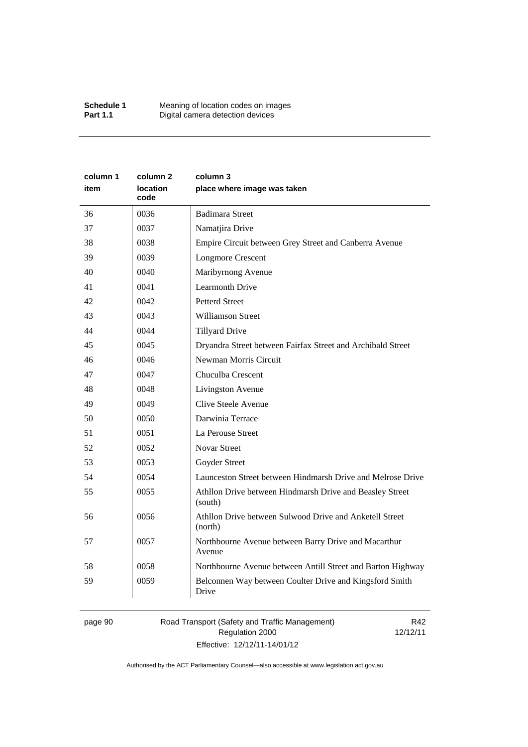| column 1 item | column 2 location code | column 3 place where image was taken |
|---|---|---|
| 36 | 0036 | Badimara Street |
| 37 | 0037 | Namatjira Drive |
| 38 | 0038 | Empire Circuit between Grey Street and Canberra Avenue |
| 39 | 0039 | Longmore Crescent |
| 40 | 0040 | Maribyrnong Avenue |
| 41 | 0041 | Learmonth Drive |
| 42 | 0042 | Petterd Street |
| 43 | 0043 | Williamson Street |
| 44 | 0044 | Tillyard Drive |
| 45 | 0045 | Dryandra Street between Fairfax Street and Archibald Street |
| 46 | 0046 | Newman Morris Circuit |
| 47 | 0047 | Chuculba Crescent |
| 48 | 0048 | Livingston Avenue |
| 49 | 0049 | Clive Steele Avenue |
| 50 | 0050 | Darwinia Terrace |
| 51 | 0051 | La Perouse Street |
| 52 | 0052 | Novar Street |
| 53 | 0053 | Goyder Street |
| 54 | 0054 | Launceston Street between Hindmarsh Drive and Melrose Drive |
| 55 | 0055 | Athllon Drive between Hindmarsh Drive and Beasley Street (south) |
| 56 | 0056 | Athllon Drive between Sulwood Drive and Anketell Street (north) |
| 57 | 0057 | Northbourne Avenue between Barry Drive and Macarthur Avenue |
| 58 | 0058 | Northbourne Avenue between Antill Street and Barton Highway |
| 59 | 0059 | Belconnen Way between Coulter Drive and Kingsford Smith Drive |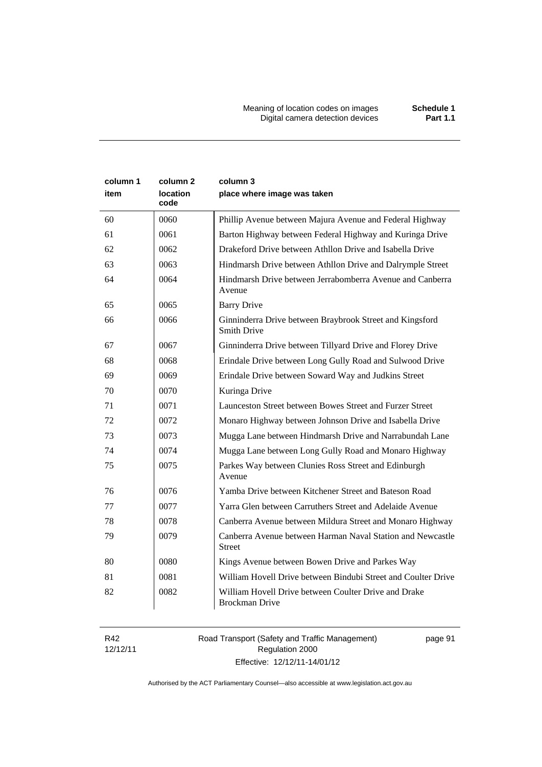| column 1 item | column 2 location code | column 3 place where image was taken |
|---|---|---|
| 60 | 0060 | Phillip Avenue between Majura Avenue and Federal Highway |
| 61 | 0061 | Barton Highway between Federal Highway and Kuringa Drive |
| 62 | 0062 | Drakeford Drive between Athllon Drive and Isabella Drive |
| 63 | 0063 | Hindmarsh Drive between Athllon Drive and Dalrymple Street |
| 64 | 0064 | Hindmarsh Drive between Jerrabomberra Avenue and Canberra Avenue |
| 65 | 0065 | Barry Drive |
| 66 | 0066 | Ginninderra Drive between Braybrook Street and Kingsford Smith Drive |
| 67 | 0067 | Ginninderra Drive between Tillyard Drive and Florey Drive |
| 68 | 0068 | Erindale Drive between Long Gully Road and Sulwood Drive |
| 69 | 0069 | Erindale Drive between Soward Way and Judkins Street |
| 70 | 0070 | Kuringa Drive |
| 71 | 0071 | Launceston Street between Bowes Street and Furzer Street |
| 72 | 0072 | Monaro Highway between Johnson Drive and Isabella Drive |
| 73 | 0073 | Mugga Lane between Hindmarsh Drive and Narrabundah Lane |
| 74 | 0074 | Mugga Lane between Long Gully Road and Monaro Highway |
| 75 | 0075 | Parkes Way between Clunies Ross Street and Edinburgh Avenue |
| 76 | 0076 | Yamba Drive between Kitchener Street and Bateson Road |
| 77 | 0077 | Yarra Glen between Carruthers Street and Adelaide Avenue |
| 78 | 0078 | Canberra Avenue between Mildura Street and Monaro Highway |
| 79 | 0079 | Canberra Avenue between Harman Naval Station and Newcastle Street |
| 80 | 0080 | Kings Avenue between Bowen Drive and Parkes Way |
| 81 | 0081 | William Hovell Drive between Bindubi Street and Coulter Drive |
| 82 | 0082 | William Hovell Drive between Coulter Drive and Drake Brockman Drive |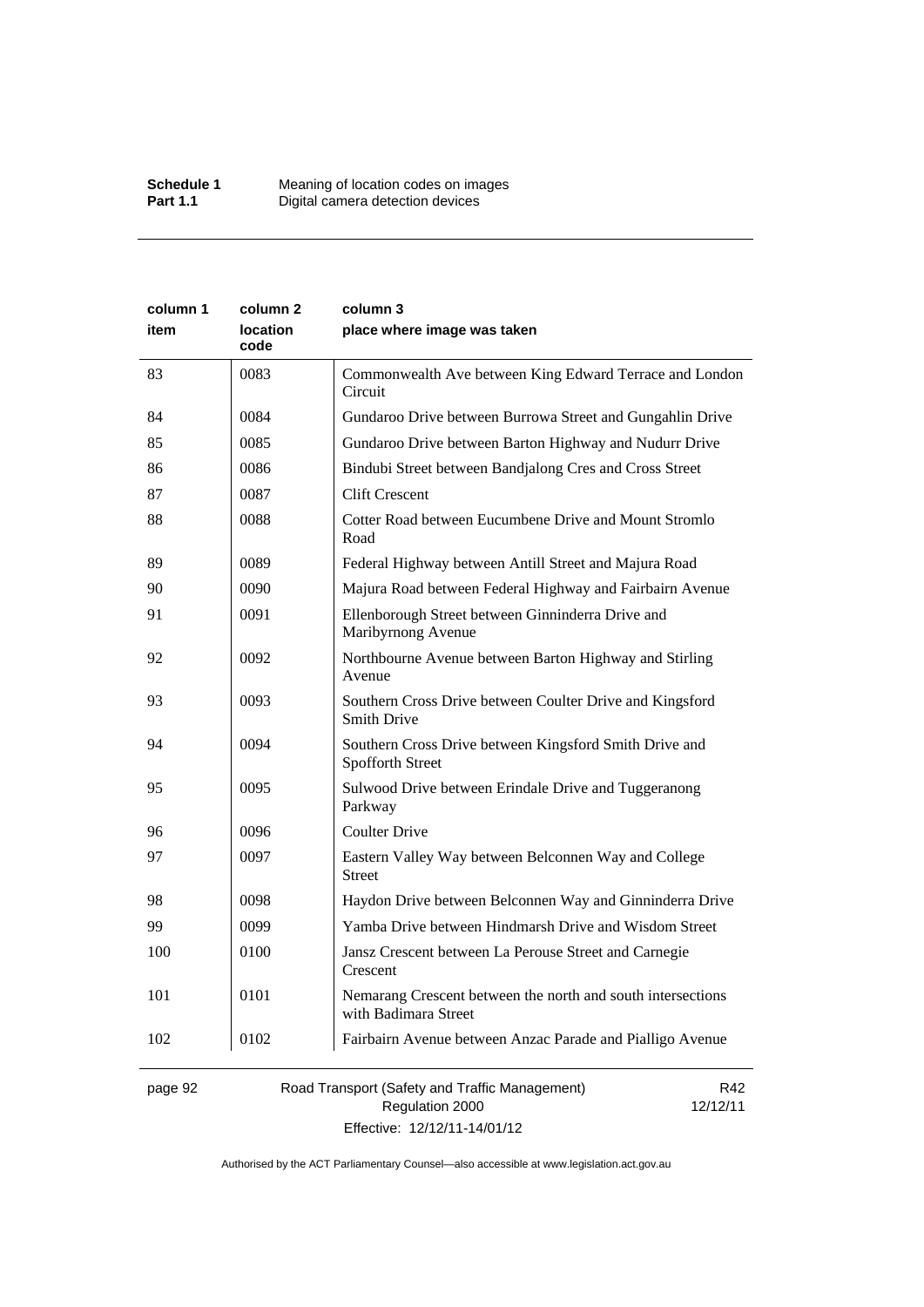| column 1 item | column 2 location code | column 3 place where image was taken |
|---|---|---|
| 83 | 0083 | Commonwealth Ave between King Edward Terrace and London Circuit |
| 84 | 0084 | Gundaroo Drive between Burrowa Street and Gungahlin Drive |
| 85 | 0085 | Gundaroo Drive between Barton Highway and Nudurr Drive |
| 86 | 0086 | Bindubi Street between Bandjalong Cres and Cross Street |
| 87 | 0087 | Clift Crescent |
| 88 | 0088 | Cotter Road between Eucumbene Drive and Mount Stromlo Road |
| 89 | 0089 | Federal Highway between Antill Street and Majura Road |
| 90 | 0090 | Majura Road between Federal Highway and Fairbairn Avenue |
| 91 | 0091 | Ellenborough Street between Ginninderra Drive and Maribyrnong Avenue |
| 92 | 0092 | Northbourne Avenue between Barton Highway and Stirling Avenue |
| 93 | 0093 | Southern Cross Drive between Coulter Drive and Kingsford Smith Drive |
| 94 | 0094 | Southern Cross Drive between Kingsford Smith Drive and Spofforth Street |
| 95 | 0095 | Sulwood Drive between Erindale Drive and Tuggeranong Parkway |
| 96 | 0096 | Coulter Drive |
| 97 | 0097 | Eastern Valley Way between Belconnen Way and College Street |
| 98 | 0098 | Haydon Drive between Belconnen Way and Ginninderra Drive |
| 99 | 0099 | Yamba Drive between Hindmarsh Drive and Wisdom Street |
| 100 | 0100 | Jansz Crescent between La Perouse Street and Carnegie Crescent |
| 101 | 0101 | Nemarang Crescent between the north and south intersections with Badimara Street |
| 102 | 0102 | Fairbairn Avenue between Anzac Parade and Pialligo Avenue |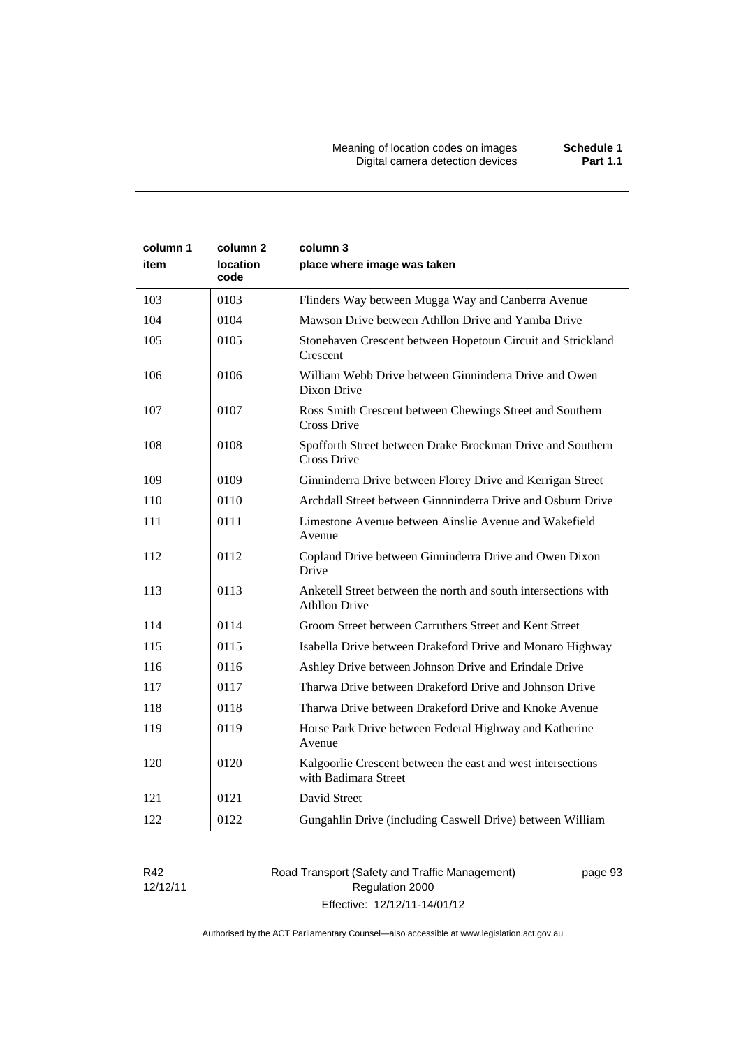| column 1 item | column 2 location code | column 3 place where image was taken |
|---|---|---|
| 103 | 0103 | Flinders Way between Mugga Way and Canberra Avenue |
| 104 | 0104 | Mawson Drive between Athllon Drive and Yamba Drive |
| 105 | 0105 | Stonehaven Crescent between Hopetoun Circuit and Strickland Crescent |
| 106 | 0106 | William Webb Drive between Ginninderra Drive and Owen Dixon Drive |
| 107 | 0107 | Ross Smith Crescent between Chewings Street and Southern Cross Drive |
| 108 | 0108 | Spofforth Street between Drake Brockman Drive and Southern Cross Drive |
| 109 | 0109 | Ginninderra Drive between Florey Drive and Kerrigan Street |
| 110 | 0110 | Archdall Street between Ginnninderra Drive and Osburn Drive |
| 111 | 0111 | Limestone Avenue between Ainslie Avenue and Wakefield Avenue |
| 112 | 0112 | Copland Drive between Ginninderra Drive and Owen Dixon Drive |
| 113 | 0113 | Anketell Street between the north and south intersections with Athllon Drive |
| 114 | 0114 | Groom Street between Carruthers Street and Kent Street |
| 115 | 0115 | Isabella Drive between Drakeford Drive and Monaro Highway |
| 116 | 0116 | Ashley Drive between Johnson Drive and Erindale Drive |
| 117 | 0117 | Tharwa Drive between Drakeford Drive and Johnson Drive |
| 118 | 0118 | Tharwa Drive between Drakeford Drive and Knoke Avenue |
| 119 | 0119 | Horse Park Drive between Federal Highway and Katherine Avenue |
| 120 | 0120 | Kalgoorlie Crescent between the east and west intersections with Badimara Street |
| 121 | 0121 | David Street |
| 122 | 0122 | Gungahlin Drive (including Caswell Drive) between William |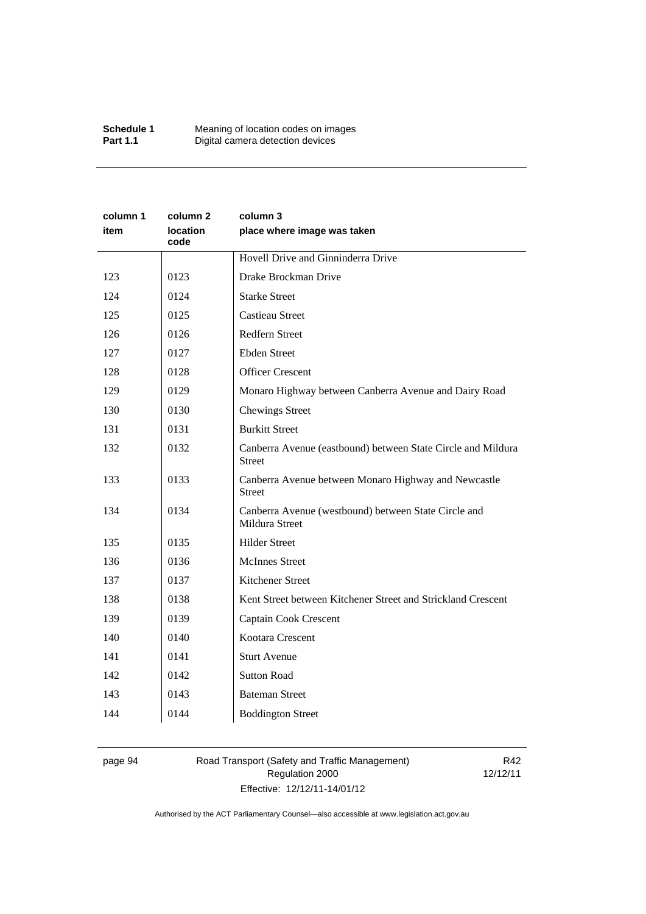| column 1 item | column 2 location code | column 3 place where image was taken |
|---|---|---|
| | | Hovell Drive and Ginninderra Drive |
| 123 | 0123 | Drake Brockman Drive |
| 124 | 0124 | Starke Street |
| 125 | 0125 | Castieau Street |
| 126 | 0126 | Redfern Street |
| 127 | 0127 | Ebden Street |
| 128 | 0128 | Officer Crescent |
| 129 | 0129 | Monaro Highway between Canberra Avenue and Dairy Road |
| 130 | 0130 | Chewings Street |
| 131 | 0131 | Burkitt Street |
| 132 | 0132 | Canberra Avenue (eastbound) between State Circle and Mildura Street |
| 133 | 0133 | Canberra Avenue between Monaro Highway and Newcastle Street |
| 134 | 0134 | Canberra Avenue (westbound) between State Circle and Mildura Street |
| 135 | 0135 | Hilder Street |
| 136 | 0136 | McInnes Street |
| 137 | 0137 | Kitchener Street |
| 138 | 0138 | Kent Street between Kitchener Street and Strickland Crescent |
| 139 | 0139 | Captain Cook Crescent |
| 140 | 0140 | Kootara Crescent |
| 141 | 0141 | Sturt Avenue |
| 142 | 0142 | Sutton Road |
| 143 | 0143 | Bateman Street |
| 144 | 0144 | Boddington Street |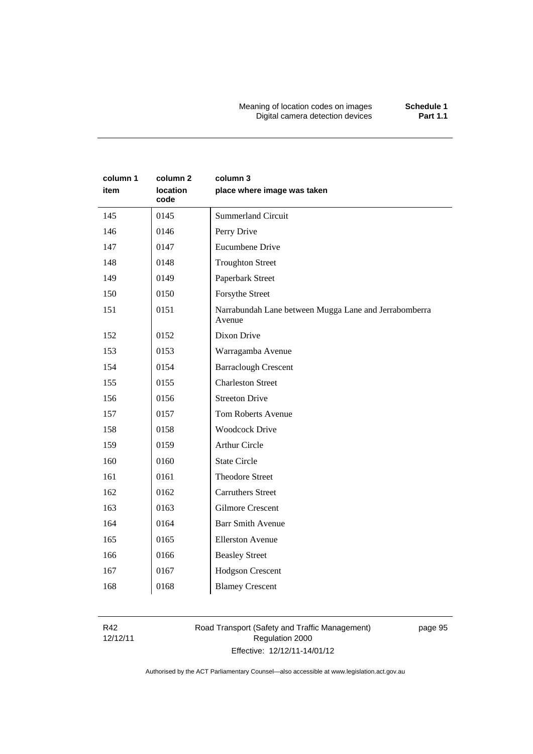| column 1 item | column 2 location code | column 3 place where image was taken |
|---|---|---|
| 145 | 0145 | Summerland Circuit |
| 146 | 0146 | Perry Drive |
| 147 | 0147 | Eucumbene Drive |
| 148 | 0148 | Troughton Street |
| 149 | 0149 | Paperbark Street |
| 150 | 0150 | Forsythe Street |
| 151 | 0151 | Narrabundah Lane between Mugga Lane and Jerrabomberra Avenue |
| 152 | 0152 | Dixon Drive |
| 153 | 0153 | Warragamba Avenue |
| 154 | 0154 | Barraclough Crescent |
| 155 | 0155 | Charleston Street |
| 156 | 0156 | Streeton Drive |
| 157 | 0157 | Tom Roberts Avenue |
| 158 | 0158 | Woodcock Drive |
| 159 | 0159 | Arthur Circle |
| 160 | 0160 | State Circle |
| 161 | 0161 | Theodore Street |
| 162 | 0162 | Carruthers Street |
| 163 | 0163 | Gilmore Crescent |
| 164 | 0164 | Barr Smith Avenue |
| 165 | 0165 | Ellerston Avenue |
| 166 | 0166 | Beasley Street |
| 167 | 0167 | Hodgson Crescent |
| 168 | 0168 | Blamey Crescent |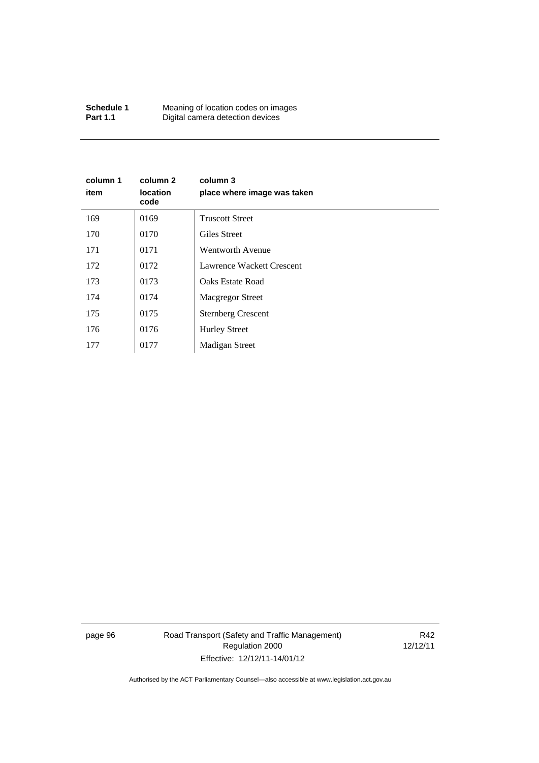| column 1 item | column 2 location code | column 3 place where image was taken |
| --- | --- | --- |
| 169 | 0169 | Truscott Street |
| 170 | 0170 | Giles Street |
| 171 | 0171 | Wentworth Avenue |
| 172 | 0172 | Lawrence Wackett Crescent |
| 173 | 0173 | Oaks Estate Road |
| 174 | 0174 | Macgregor Street |
| 175 | 0175 | Sternberg Crescent |
| 176 | 0176 | Hurley Street |
| 177 | 0177 | Madigan Street |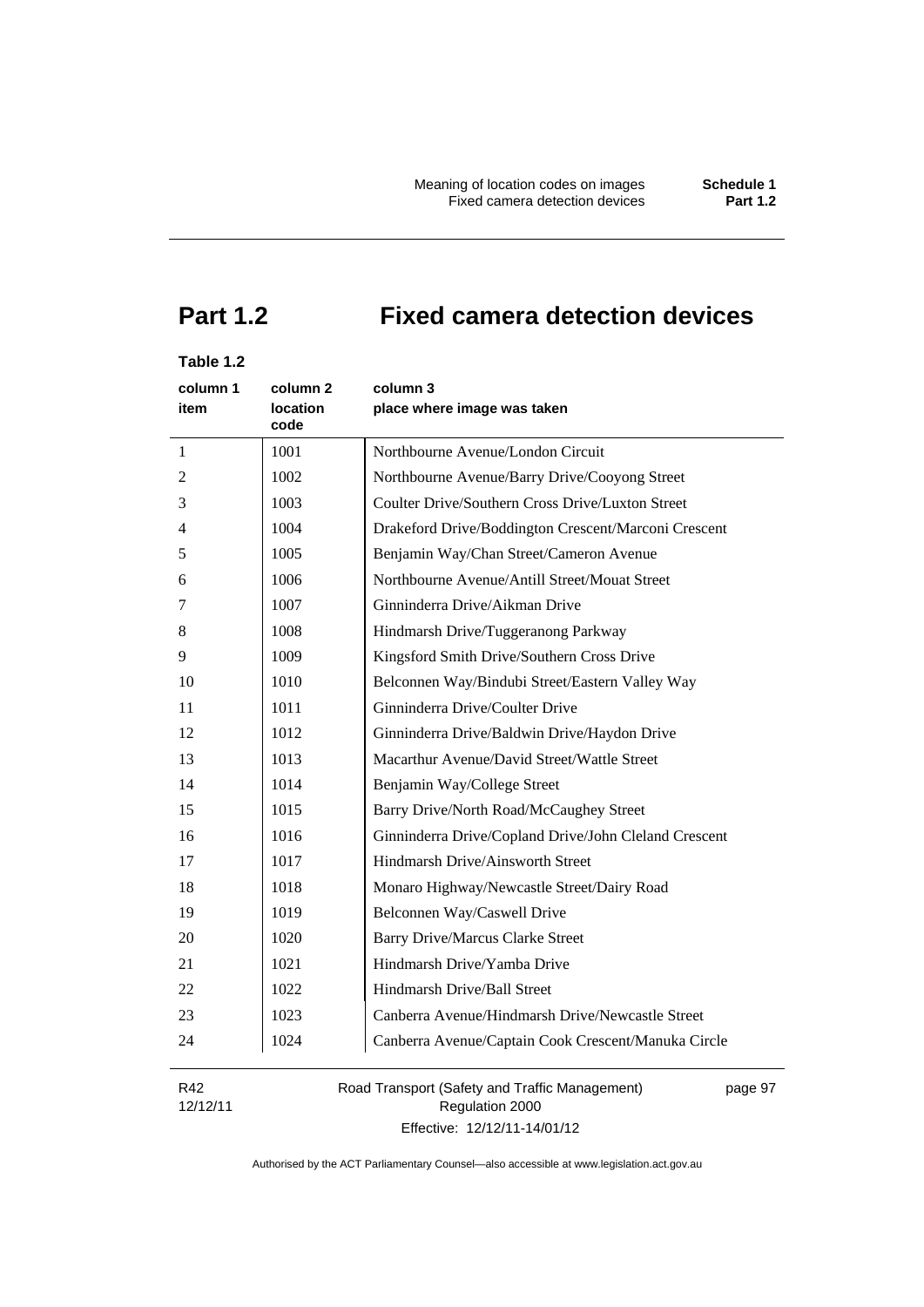# Part 1.2 Fixed camera detection devices

**Table 1.2**

| column 1<br>item | column 2<br>location code | column 3<br>place where image was taken |
|---|---|---|
| 1 | 1001 | Northbourne Avenue/London Circuit |
| 2 | 1002 | Northbourne Avenue/Barry Drive/Cooyong Street |
| 3 | 1003 | Coulter Drive/Southern Cross Drive/Luxton Street |
| 4 | 1004 | Drakeford Drive/Boddington Crescent/Marconi Crescent |
| 5 | 1005 | Benjamin Way/Chan Street/Cameron Avenue |
| 6 | 1006 | Northbourne Avenue/Antill Street/Mouat Street |
| 7 | 1007 | Ginninderra Drive/Aikman Drive |
| 8 | 1008 | Hindmarsh Drive/Tuggeranong Parkway |
| 9 | 1009 | Kingsford Smith Drive/Southern Cross Drive |
| 10 | 1010 | Belconnen Way/Bindubi Street/Eastern Valley Way |
| 11 | 1011 | Ginninderra Drive/Coulter Drive |
| 12 | 1012 | Ginninderra Drive/Baldwin Drive/Haydon Drive |
| 13 | 1013 | Macarthur Avenue/David Street/Wattle Street |
| 14 | 1014 | Benjamin Way/College Street |
| 15 | 1015 | Barry Drive/North Road/McCaughey Street |
| 16 | 1016 | Ginninderra Drive/Copland Drive/John Cleland Crescent |
| 17 | 1017 | Hindmarsh Drive/Ainsworth Street |
| 18 | 1018 | Monaro Highway/Newcastle Street/Dairy Road |
| 19 | 1019 | Belconnen Way/Caswell Drive |
| 20 | 1020 | Barry Drive/Marcus Clarke Street |
| 21 | 1021 | Hindmarsh Drive/Yamba Drive |
| 22 | 1022 | Hindmarsh Drive/Ball Street |
| 23 | 1023 | Canberra Avenue/Hindmarsh Drive/Newcastle Street |
| 24 | 1024 | Canberra Avenue/Captain Cook Crescent/Manuka Circle |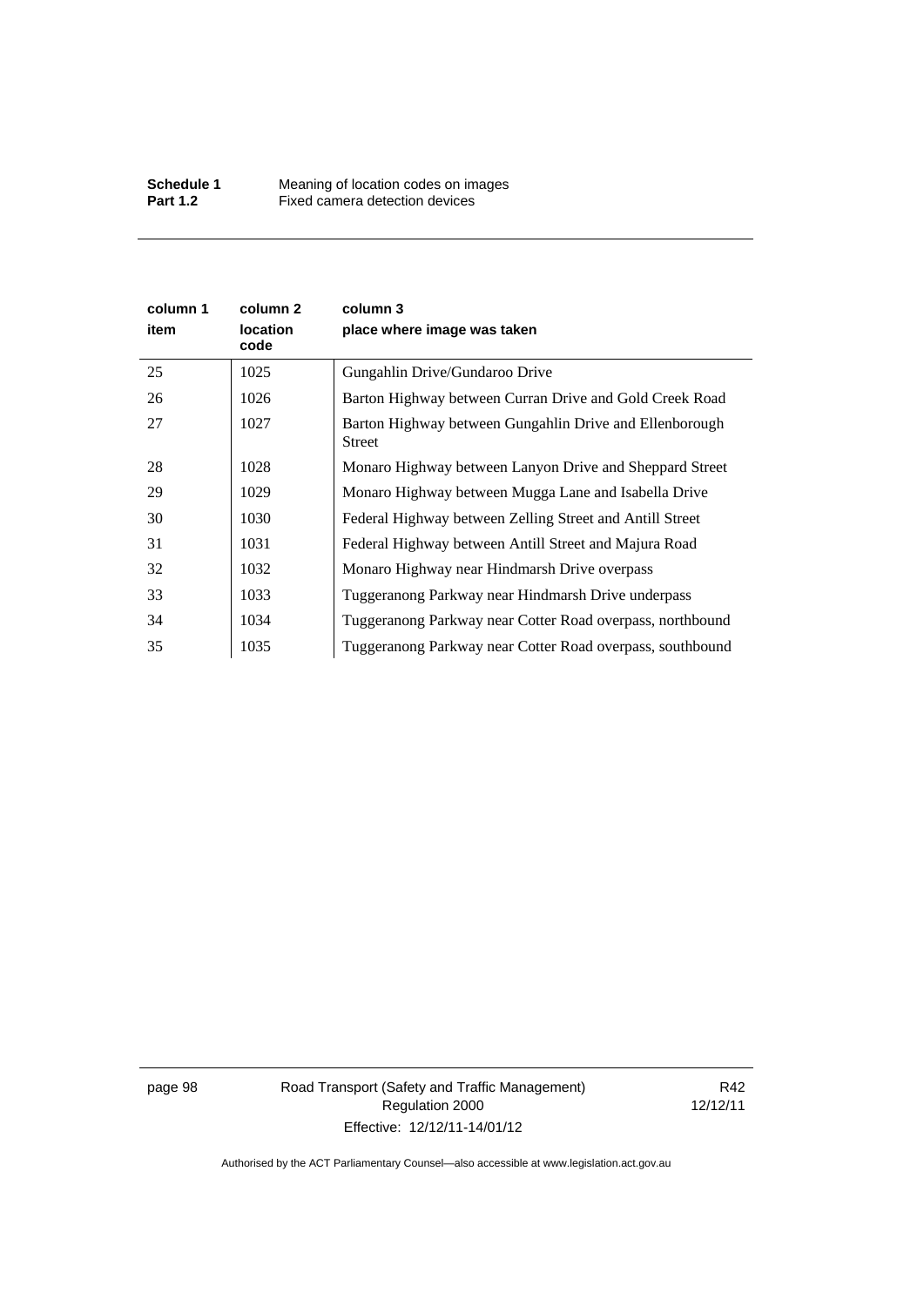| column 1 item | column 2 location code | column 3 place where image was taken |
|---|---|---|
| 25 | 1025 | Gungahlin Drive/Gundaroo Drive |
| 26 | 1026 | Barton Highway between Curran Drive and Gold Creek Road |
| 27 | 1027 | Barton Highway between Gungahlin Drive and Ellenborough Street |
| 28 | 1028 | Monaro Highway between Lanyon Drive and Sheppard Street |
| 29 | 1029 | Monaro Highway between Mugga Lane and Isabella Drive |
| 30 | 1030 | Federal Highway between Zelling Street and Antill Street |
| 31 | 1031 | Federal Highway between Antill Street and Majura Road |
| 32 | 1032 | Monaro Highway near Hindmarsh Drive overpass |
| 33 | 1033 | Tuggeranong Parkway near Hindmarsh Drive underpass |
| 34 | 1034 | Tuggeranong Parkway near Cotter Road overpass, northbound |
| 35 | 1035 | Tuggeranong Parkway near Cotter Road overpass, southbound |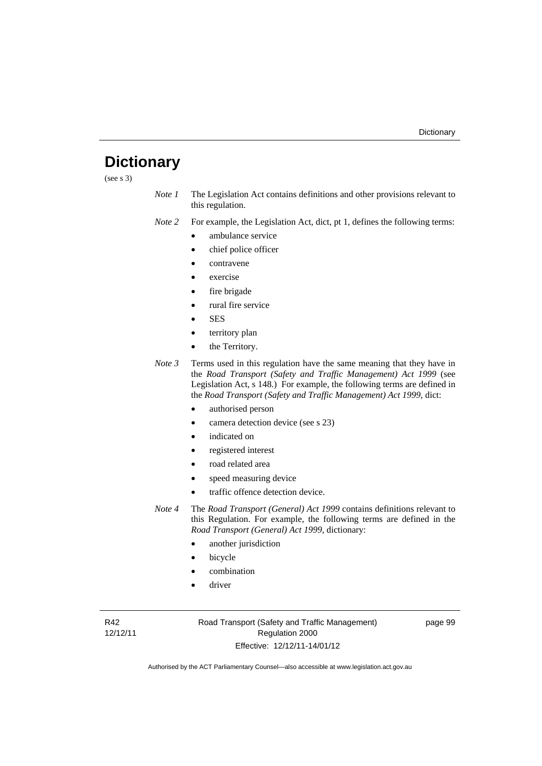# Dictionary

(see s 3)

*Note 1* The Legislation Act contains definitions and other provisions relevant to this regulation.

*Note 2* For example, the Legislation Act, dict, pt 1, defines the following terms:

- ambulance service
- chief police officer
- contravene
- exercise
- fire brigade
- rural fire service
- SES
- territory plan
- the Territory.

*Note 3* Terms used in this regulation have the same meaning that they have in the *Road Transport (Safety and Traffic Management) Act 1999* (see Legislation Act, s 148.) For example, the following terms are defined in the *Road Transport (Safety and Traffic Management) Act 1999*, dict:

- authorised person
- camera detection device (see s 23)
- indicated on
- registered interest
- road related area
- speed measuring device
- traffic offence detection device.

*Note 4* The *Road Transport (General) Act 1999* contains definitions relevant to this Regulation. For example, the following terms are defined in the *Road Transport (General) Act 1999*, dictionary:

- another jurisdiction
- bicycle
- combination
- driver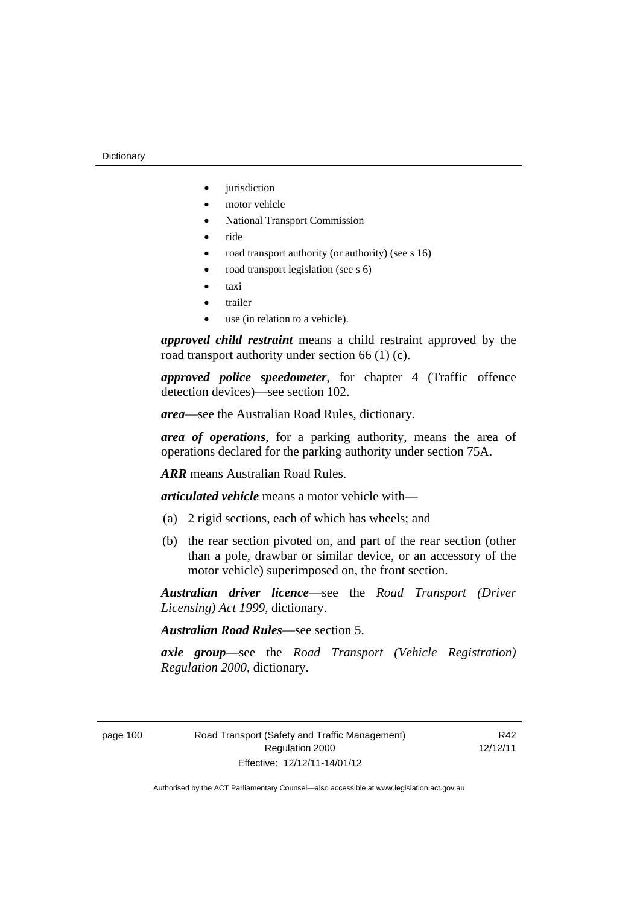- jurisdiction
- motor vehicle
- National Transport Commission
- ride
- road transport authority (or authority) (see s 16)
- road transport legislation (see s 6)
- taxi
- trailer
- use (in relation to a vehicle).

***approved child restraint*** means a child restraint approved by the road transport authority under section 66 (1) (c).

***approved police speedometer***, for chapter 4 (Traffic offence detection devices)—see section 102.

***area***—see the Australian Road Rules, dictionary.

***area of operations***, for a parking authority, means the area of operations declared for the parking authority under section 75A.

***ARR*** means Australian Road Rules.

***articulated vehicle*** means a motor vehicle with—

(a) 2 rigid sections, each of which has wheels; and

(b) the rear section pivoted on, and part of the rear section (other than a pole, drawbar or similar device, or an accessory of the motor vehicle) superimposed on, the front section.

***Australian driver licence***—see the *Road Transport (Driver Licensing) Act 1999*, dictionary.

***Australian Road Rules***—see section 5.

***axle group***—see the *Road Transport (Vehicle Registration) Regulation 2000*, dictionary.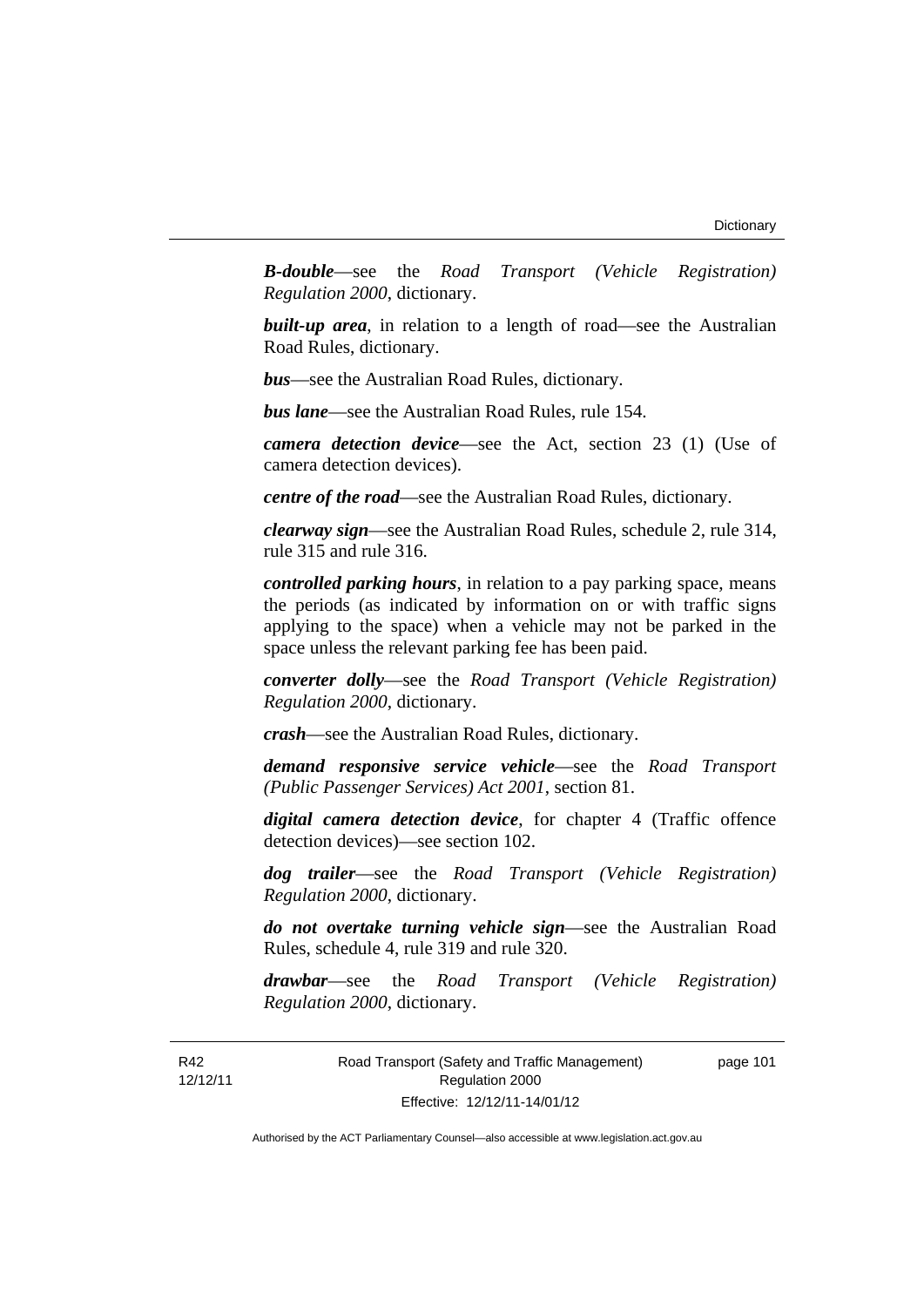***B-double***—see the *Road Transport (Vehicle Registration) Regulation 2000*, dictionary.

***built-up area***, in relation to a length of road—see the Australian Road Rules, dictionary.

***bus***—see the Australian Road Rules, dictionary.

***bus lane***—see the Australian Road Rules, rule 154.

***camera detection device***—see the Act, section 23 (1) (Use of camera detection devices).

***centre of the road***—see the Australian Road Rules, dictionary.

***clearway sign***—see the Australian Road Rules, schedule 2, rule 314, rule 315 and rule 316.

***controlled parking hours***, in relation to a pay parking space, means the periods (as indicated by information on or with traffic signs applying to the space) when a vehicle may not be parked in the space unless the relevant parking fee has been paid.

***converter dolly***—see the *Road Transport (Vehicle Registration) Regulation 2000*, dictionary.

***crash***—see the Australian Road Rules, dictionary.

***demand responsive service vehicle***—see the *Road Transport (Public Passenger Services) Act 2001*, section 81.

***digital camera detection device***, for chapter 4 (Traffic offence detection devices)—see section 102.

***dog trailer***—see the *Road Transport (Vehicle Registration) Regulation 2000*, dictionary.

***do not overtake turning vehicle sign***—see the Australian Road Rules, schedule 4, rule 319 and rule 320.

***drawbar***—see the *Road Transport (Vehicle Registration) Regulation 2000*, dictionary.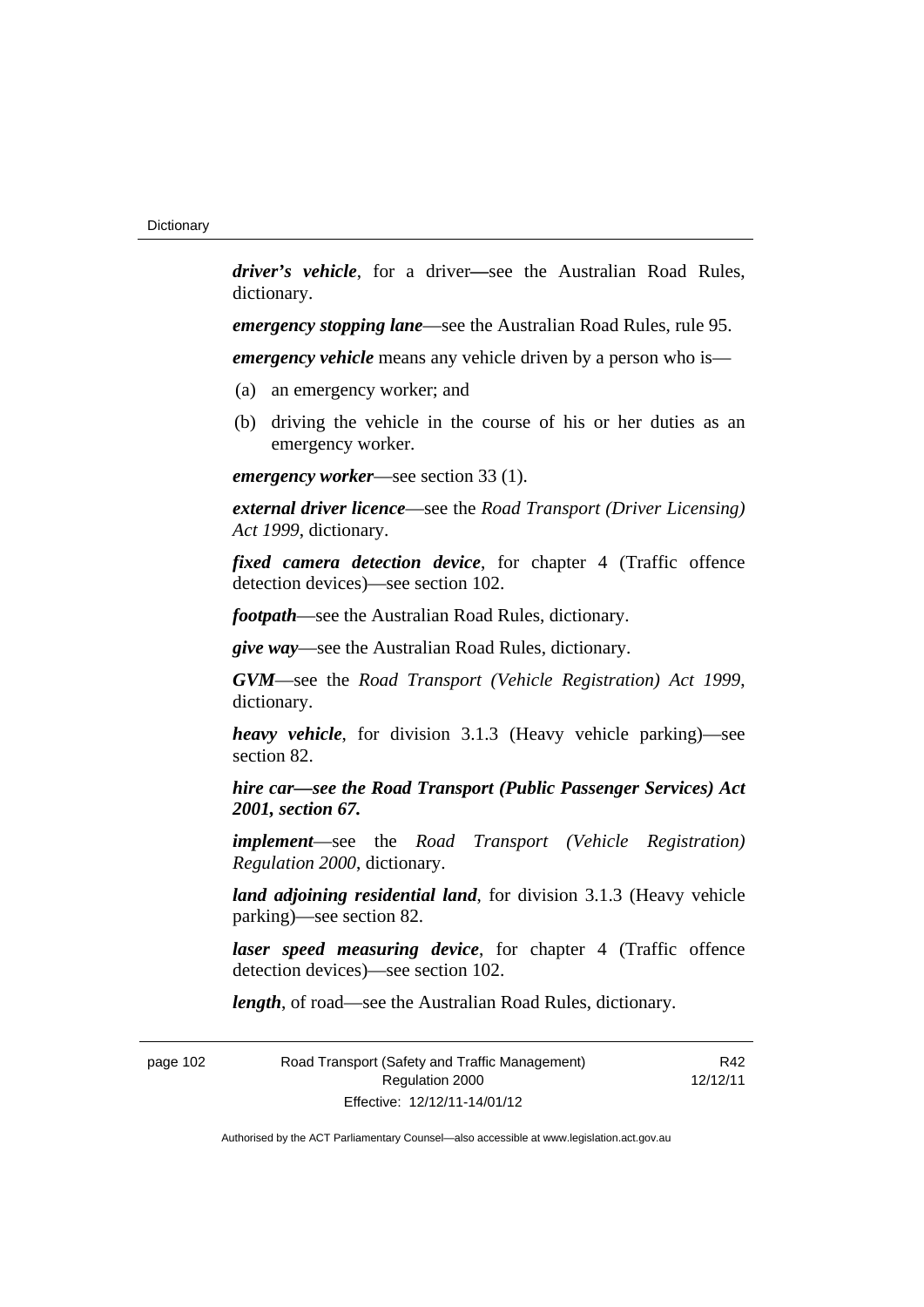***driver's vehicle***, for a driver—see the Australian Road Rules, dictionary.

***emergency stopping lane***—see the Australian Road Rules, rule 95.

***emergency vehicle*** means any vehicle driven by a person who is—

(a) an emergency worker; and

(b) driving the vehicle in the course of his or her duties as an emergency worker.

***emergency worker***—see section 33 (1).

***external driver licence***—see the *Road Transport (Driver Licensing) Act 1999*, dictionary.

***fixed camera detection device***, for chapter 4 (Traffic offence detection devices)—see section 102.

***footpath***—see the Australian Road Rules, dictionary.

***give way***—see the Australian Road Rules, dictionary.

***GVM***—see the *Road Transport (Vehicle Registration) Act 1999*, dictionary.

***heavy vehicle***, for division 3.1.3 (Heavy vehicle parking)—see section 82.

***hire car—see the Road Transport (Public Passenger Services) Act 2001, section 67.***

***implement***—see the *Road Transport (Vehicle Registration) Regulation 2000*, dictionary.

***land adjoining residential land***, for division 3.1.3 (Heavy vehicle parking)—see section 82.

***laser speed measuring device***, for chapter 4 (Traffic offence detection devices)—see section 102.

***length***, of road—see the Australian Road Rules, dictionary.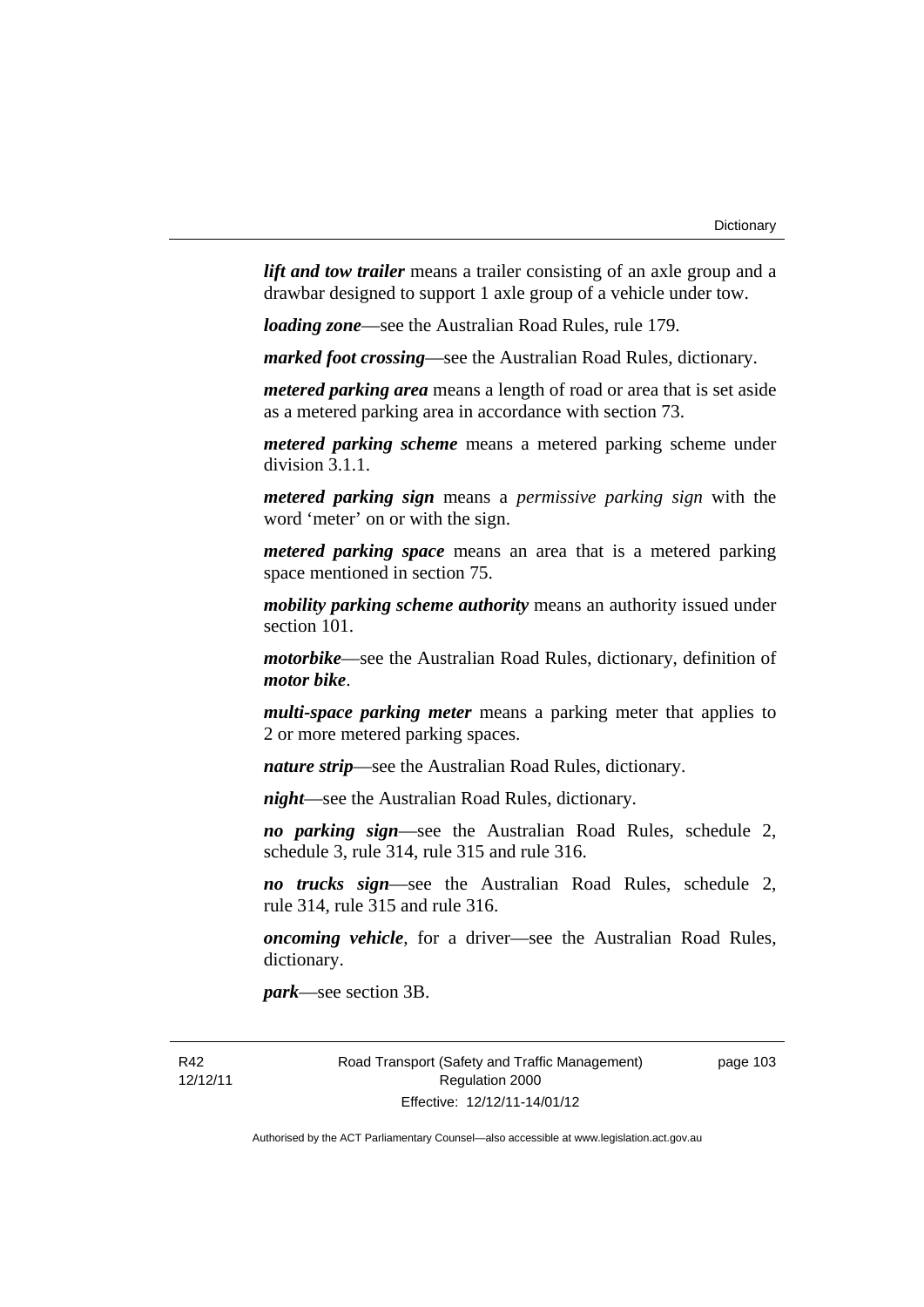***lift and tow trailer*** means a trailer consisting of an axle group and a drawbar designed to support 1 axle group of a vehicle under tow.

***loading zone***—see the Australian Road Rules, rule 179.

***marked foot crossing***—see the Australian Road Rules, dictionary.

***metered parking area*** means a length of road or area that is set aside as a metered parking area in accordance with section 73.

***metered parking scheme*** means a metered parking scheme under division 3.1.1.

***metered parking sign*** means a *permissive parking sign* with the word 'meter' on or with the sign.

***metered parking space*** means an area that is a metered parking space mentioned in section 75.

***mobility parking scheme authority*** means an authority issued under section 101.

***motorbike***—see the Australian Road Rules, dictionary, definition of ***motor bike***.

***multi-space parking meter*** means a parking meter that applies to 2 or more metered parking spaces.

***nature strip***—see the Australian Road Rules, dictionary.

***night***—see the Australian Road Rules, dictionary.

***no parking sign***—see the Australian Road Rules, schedule 2, schedule 3, rule 314, rule 315 and rule 316.

***no trucks sign***—see the Australian Road Rules, schedule 2, rule 314, rule 315 and rule 316.

***oncoming vehicle***, for a driver—see the Australian Road Rules, dictionary.

***park***—see section 3B.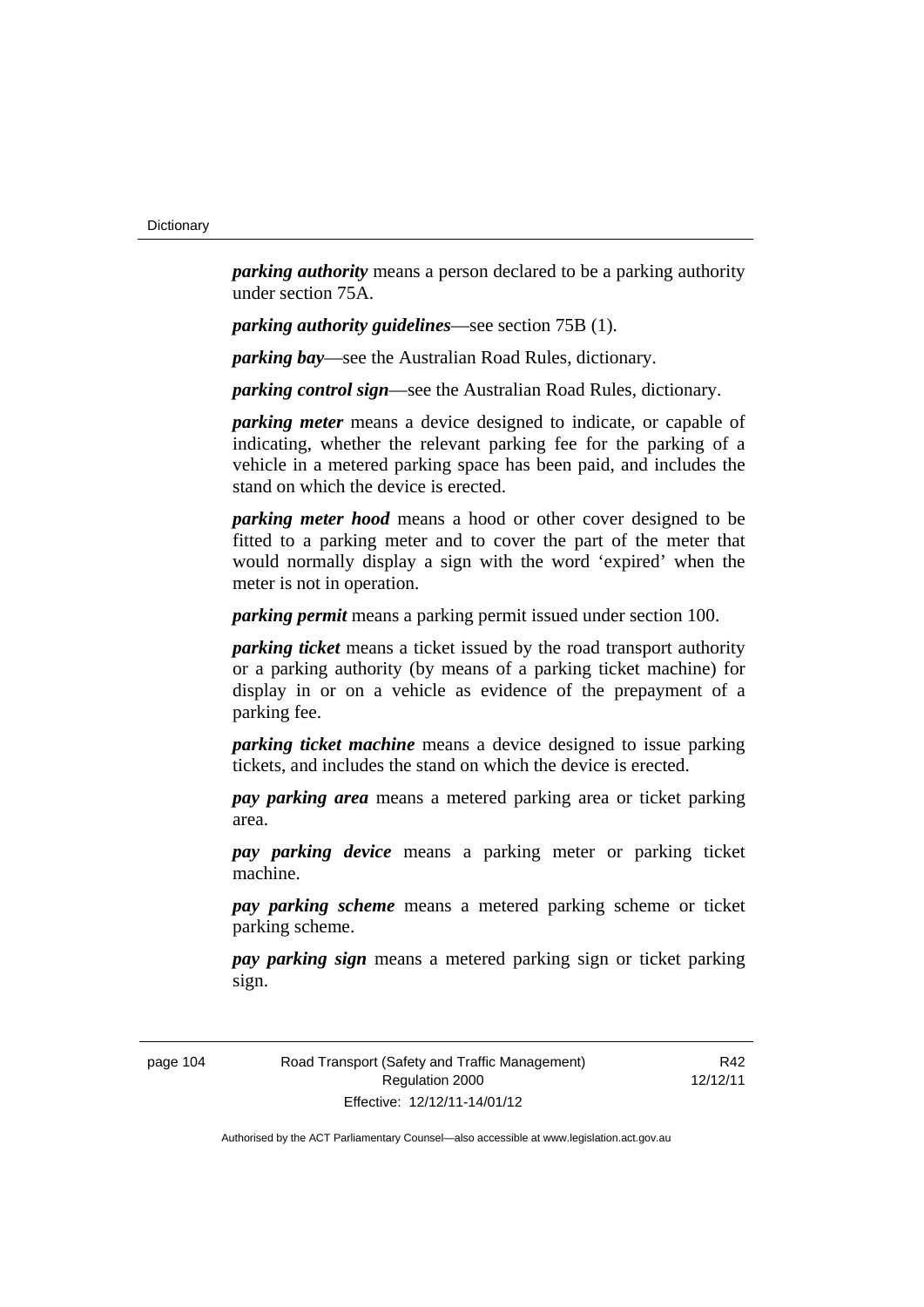***parking authority*** means a person declared to be a parking authority under section 75A.

***parking authority guidelines***—see section 75B (1).

***parking bay***—see the Australian Road Rules, dictionary.

***parking control sign***—see the Australian Road Rules, dictionary.

***parking meter*** means a device designed to indicate, or capable of indicating, whether the relevant parking fee for the parking of a vehicle in a metered parking space has been paid, and includes the stand on which the device is erected.

***parking meter hood*** means a hood or other cover designed to be fitted to a parking meter and to cover the part of the meter that would normally display a sign with the word 'expired' when the meter is not in operation.

***parking permit*** means a parking permit issued under section 100.

***parking ticket*** means a ticket issued by the road transport authority or a parking authority (by means of a parking ticket machine) for display in or on a vehicle as evidence of the prepayment of a parking fee.

***parking ticket machine*** means a device designed to issue parking tickets, and includes the stand on which the device is erected.

***pay parking area*** means a metered parking area or ticket parking area.

***pay parking device*** means a parking meter or parking ticket machine.

***pay parking scheme*** means a metered parking scheme or ticket parking scheme.

***pay parking sign*** means a metered parking sign or ticket parking sign.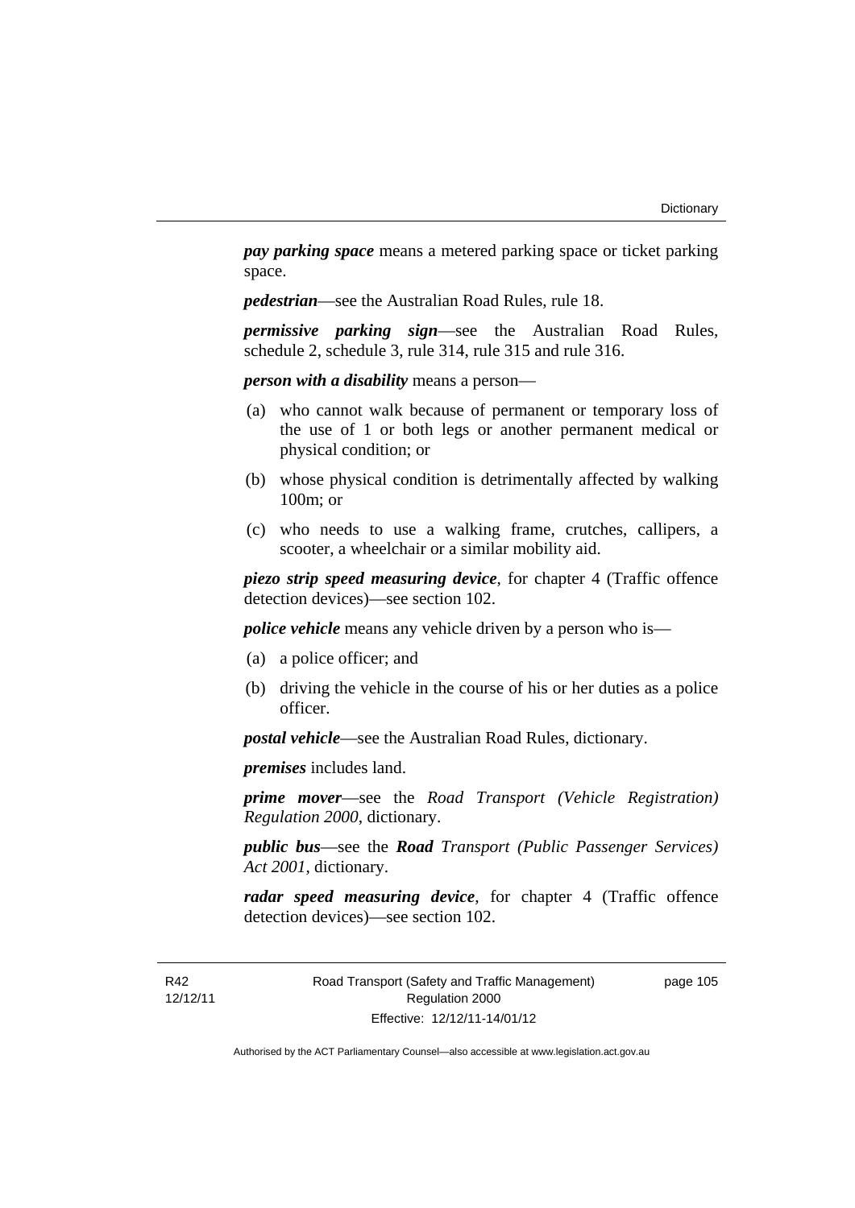***pay parking space*** means a metered parking space or ticket parking space.

***pedestrian***—see the Australian Road Rules, rule 18.

***permissive parking sign***—see the Australian Road Rules, schedule 2, schedule 3, rule 314, rule 315 and rule 316.

***person with a disability*** means a person—

(a) who cannot walk because of permanent or temporary loss of the use of 1 or both legs or another permanent medical or physical condition; or

(b) whose physical condition is detrimentally affected by walking 100m; or

(c) who needs to use a walking frame, crutches, callipers, a scooter, a wheelchair or a similar mobility aid.

***piezo strip speed measuring device***, for chapter 4 (Traffic offence detection devices)—see section 102.

***police vehicle*** means any vehicle driven by a person who is—

(a) a police officer; and

(b) driving the vehicle in the course of his or her duties as a police officer.

***postal vehicle***—see the Australian Road Rules, dictionary.

***premises*** includes land.

***prime mover***—see the *Road Transport (Vehicle Registration) Regulation 2000*, dictionary.

***public bus***—see the ***Road*** *Transport (Public Passenger Services) Act 2001*, dictionary.

***radar speed measuring device***, for chapter 4 (Traffic offence detection devices)—see section 102.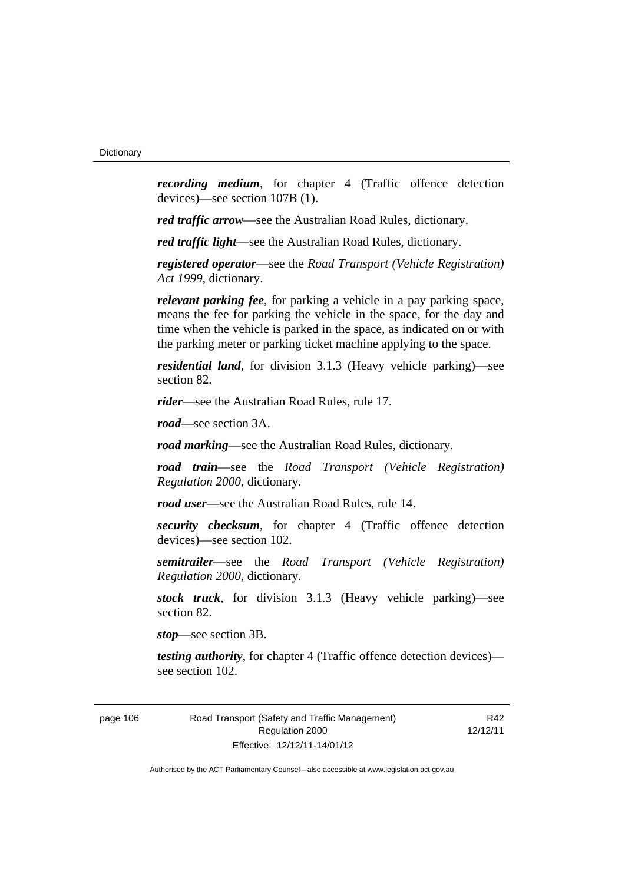***recording medium***, for chapter 4 (Traffic offence detection devices)—see section 107B (1).

***red traffic arrow***—see the Australian Road Rules, dictionary.

***red traffic light***—see the Australian Road Rules, dictionary.

***registered operator***—see the *Road Transport (Vehicle Registration) Act 1999*, dictionary.

***relevant parking fee***, for parking a vehicle in a pay parking space, means the fee for parking the vehicle in the space, for the day and time when the vehicle is parked in the space, as indicated on or with the parking meter or parking ticket machine applying to the space.

***residential land***, for division 3.1.3 (Heavy vehicle parking)—see section 82.

***rider***—see the Australian Road Rules, rule 17.

***road***—see section 3A.

***road marking***—see the Australian Road Rules, dictionary.

***road train***—see the *Road Transport (Vehicle Registration) Regulation 2000*, dictionary.

***road user***—see the Australian Road Rules, rule 14.

***security checksum***, for chapter 4 (Traffic offence detection devices)—see section 102.

***semitrailer***—see the *Road Transport (Vehicle Registration) Regulation 2000*, dictionary.

***stock truck***, for division 3.1.3 (Heavy vehicle parking)—see section 82.

***stop***—see section 3B.

***testing authority***, for chapter 4 (Traffic offence detection devices)—see section 102.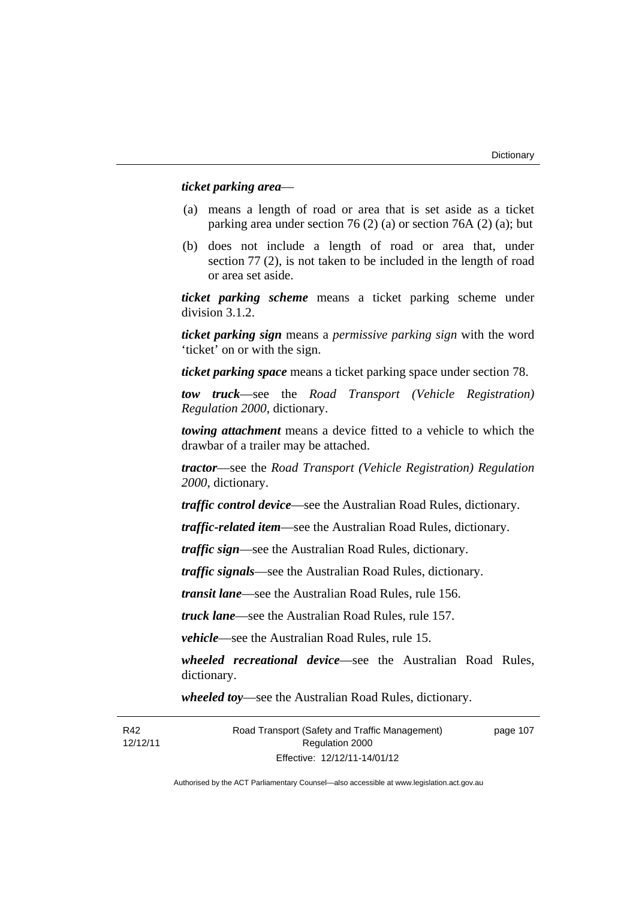***ticket parking area***—

(a) means a length of road or area that is set aside as a ticket parking area under section 76 (2) (a) or section 76A (2) (a); but

(b) does not include a length of road or area that, under section 77 (2), is not taken to be included in the length of road or area set aside.

***ticket parking scheme*** means a ticket parking scheme under division 3.1.2.

***ticket parking sign*** means a *permissive parking sign* with the word 'ticket' on or with the sign.

***ticket parking space*** means a ticket parking space under section 78.

***tow truck***—see the *Road Transport (Vehicle Registration) Regulation 2000*, dictionary.

***towing attachment*** means a device fitted to a vehicle to which the drawbar of a trailer may be attached.

***tractor***—see the *Road Transport (Vehicle Registration) Regulation 2000*, dictionary.

***traffic control device***—see the Australian Road Rules, dictionary.

***traffic-related item***—see the Australian Road Rules, dictionary.

***traffic sign***—see the Australian Road Rules, dictionary.

***traffic signals***—see the Australian Road Rules, dictionary.

***transit lane***—see the Australian Road Rules, rule 156.

***truck lane***—see the Australian Road Rules, rule 157.

***vehicle***—see the Australian Road Rules, rule 15.

***wheeled recreational device***—see the Australian Road Rules, dictionary.

***wheeled toy***—see the Australian Road Rules, dictionary.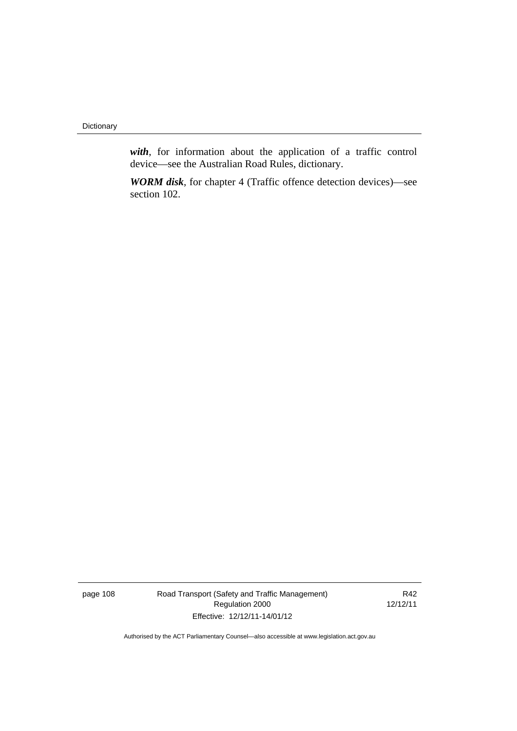***with***, for information about the application of a traffic control device—see the Australian Road Rules, dictionary.

***WORM disk***, for chapter 4 (Traffic offence detection devices)—see section 102.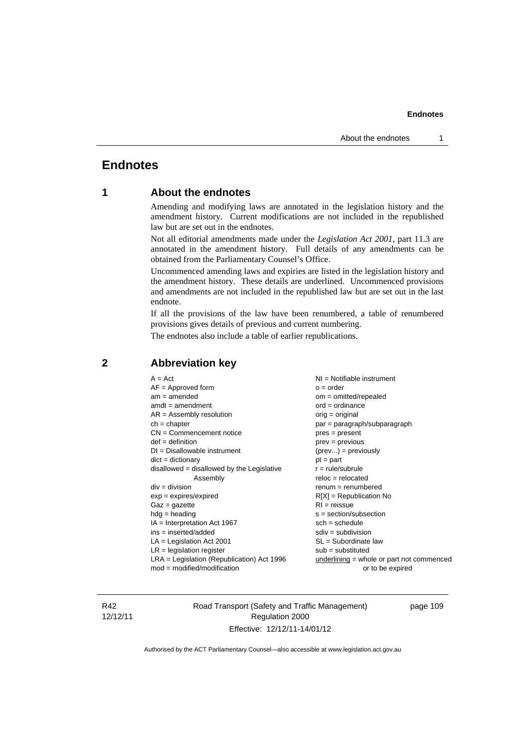# Endnotes

## 1 About the endnotes

Amending and modifying laws are annotated in the legislation history and the amendment history. Current modifications are not included in the republished law but are set out in the endnotes.

Not all editorial amendments made under the *Legislation Act 2001*, part 11.3 are annotated in the amendment history. Full details of any amendments can be obtained from the Parliamentary Counsel's Office.

Uncommenced amending laws and expiries are listed in the legislation history and the amendment history. These details are underlined. Uncommenced provisions and amendments are not included in the republished law but are set out in the last endnote.

If all the provisions of the law have been renumbered, a table of renumbered provisions gives details of previous and current numbering.

The endnotes also include a table of earlier republications.

## 2 Abbreviation key

A = Act
AF = Approved form
am = amended
amdt = amendment
AR = Assembly resolution
ch = chapter
CN = Commencement notice
def = definition
DI = Disallowable instrument
dict = dictionary
disallowed = disallowed by the Legislative Assembly
div = division
exp = expires/expired
Gaz = gazette
hdg = heading
IA = Interpretation Act 1967
ins = inserted/added
LA = Legislation Act 2001
LR = legislation register
LRA = Legislation (Republication) Act 1996
mod = modified/modification
NI = Notifiable instrument
o = order
om = omitted/repealed
ord = ordinance
orig = original
par = paragraph/subparagraph
pres = present
prev = previous
(prev...) = previously
pt = part
r = rule/subrule
reloc = relocated
renum = renumbered
R[X] = Republication No
RI = reissue
s = section/subsection
sch = schedule
sdiv = subdivision
SL = Subordinate law
sub = substituted
underlining = whole or part not commenced or to be expired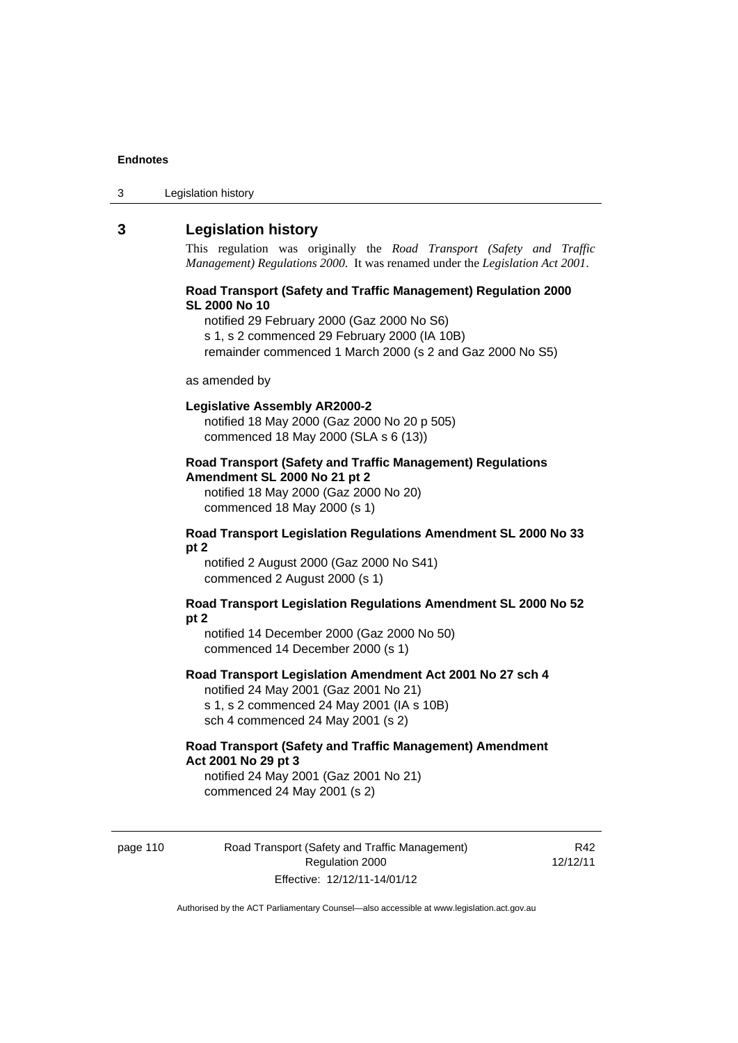## 3 Legislation history

This regulation was originally the *Road Transport (Safety and Traffic Management) Regulations 2000*. It was renamed under the *Legislation Act 2001*.

**Road Transport (Safety and Traffic Management) Regulation 2000 SL 2000 No 10**

notified 29 February 2000 (Gaz 2000 No S6)
s 1, s 2 commenced 29 February 2000 (IA 10B)
remainder commenced 1 March 2000 (s 2 and Gaz 2000 No S5)

as amended by

**Legislative Assembly AR2000-2**

notified 18 May 2000 (Gaz 2000 No 20 p 505)
commenced 18 May 2000 (SLA s 6 (13))

**Road Transport (Safety and Traffic Management) Regulations Amendment SL 2000 No 21 pt 2**

notified 18 May 2000 (Gaz 2000 No 20)
commenced 18 May 2000 (s 1)

**Road Transport Legislation Regulations Amendment SL 2000 No 33 pt 2**

notified 2 August 2000 (Gaz 2000 No S41)
commenced 2 August 2000 (s 1)

**Road Transport Legislation Regulations Amendment SL 2000 No 52 pt 2**

notified 14 December 2000 (Gaz 2000 No 50)
commenced 14 December 2000 (s 1)

**Road Transport Legislation Amendment Act 2001 No 27 sch 4**

notified 24 May 2001 (Gaz 2001 No 21)
s 1, s 2 commenced 24 May 2001 (IA s 10B)
sch 4 commenced 24 May 2001 (s 2)

**Road Transport (Safety and Traffic Management) Amendment Act 2001 No 29 pt 3**

notified 24 May 2001 (Gaz 2001 No 21)
commenced 24 May 2001 (s 2)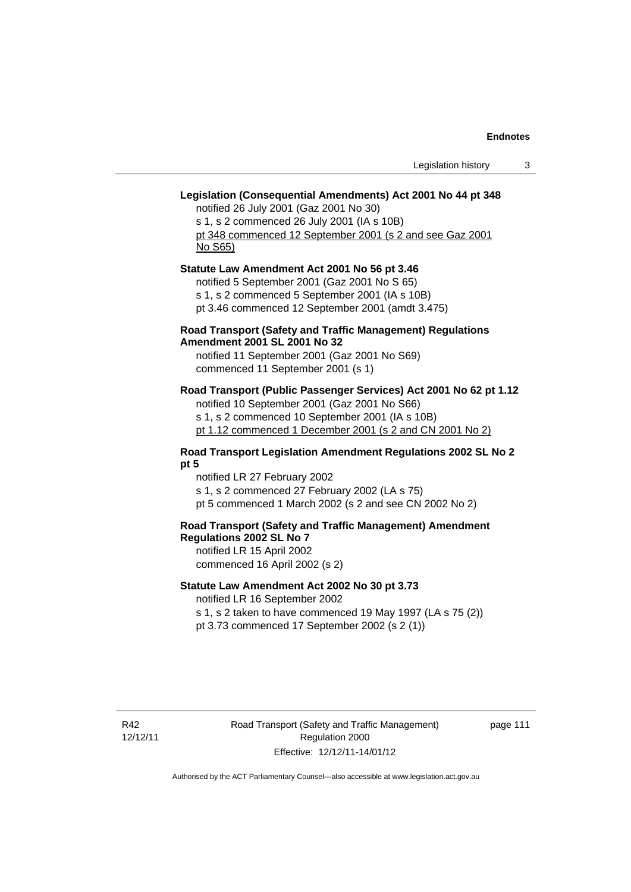**Legislation (Consequential Amendments) Act 2001 No 44 pt 348**

notified 26 July 2001 (Gaz 2001 No 30)
s 1, s 2 commenced 26 July 2001 (IA s 10B)
pt 348 commenced 12 September 2001 (s 2 and see Gaz 2001 No S65)

**Statute Law Amendment Act 2001 No 56 pt 3.46**

notified 5 September 2001 (Gaz 2001 No S 65)
s 1, s 2 commenced 5 September 2001 (IA s 10B)
pt 3.46 commenced 12 September 2001 (amdt 3.475)

**Road Transport (Safety and Traffic Management) Regulations Amendment 2001 SL 2001 No 32**

notified 11 September 2001 (Gaz 2001 No S69)
commenced 11 September 2001 (s 1)

**Road Transport (Public Passenger Services) Act 2001 No 62 pt 1.12**

notified 10 September 2001 (Gaz 2001 No S66)
s 1, s 2 commenced 10 September 2001 (IA s 10B)
pt 1.12 commenced 1 December 2001 (s 2 and CN 2001 No 2)

**Road Transport Legislation Amendment Regulations 2002 SL No 2 pt 5**

notified LR 27 February 2002
s 1, s 2 commenced 27 February 2002 (LA s 75)
pt 5 commenced 1 March 2002 (s 2 and see CN 2002 No 2)

**Road Transport (Safety and Traffic Management) Amendment Regulations 2002 SL No 7**

notified LR 15 April 2002
commenced 16 April 2002 (s 2)

**Statute Law Amendment Act 2002 No 30 pt 3.73**

notified LR 16 September 2002
s 1, s 2 taken to have commenced 19 May 1997 (LA s 75 (2))
pt 3.73 commenced 17 September 2002 (s 2 (1))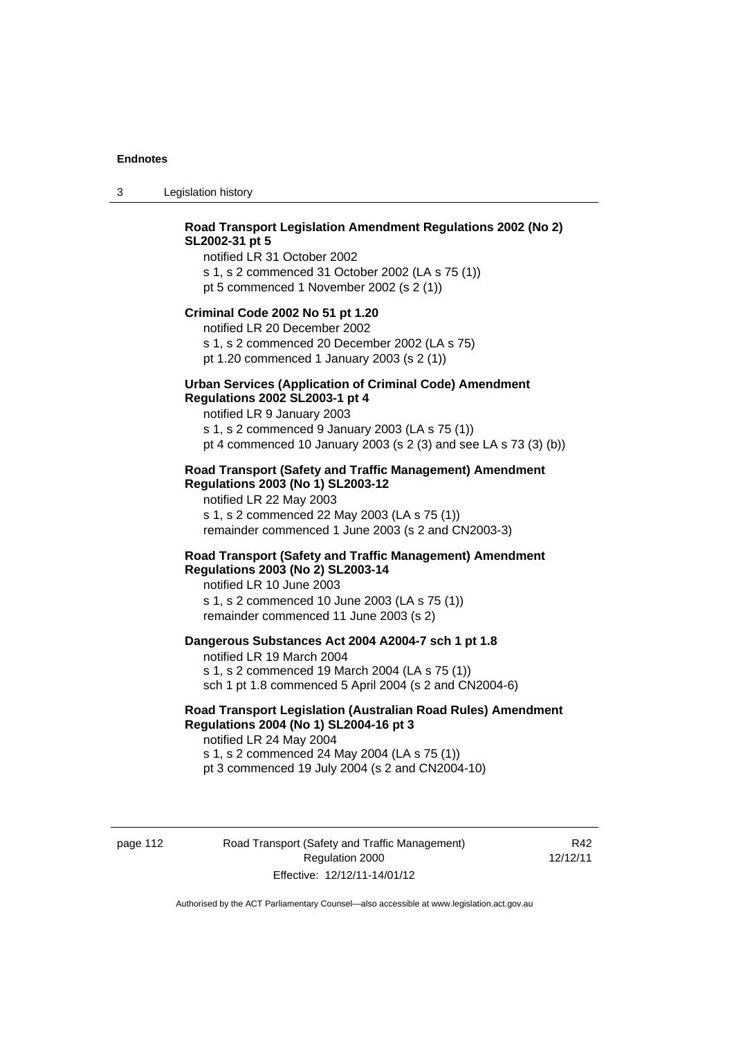**Road Transport Legislation Amendment Regulations 2002 (No 2) SL2002-31 pt 5**

notified LR 31 October 2002
s 1, s 2 commenced 31 October 2002 (LA s 75 (1))
pt 5 commenced 1 November 2002 (s 2 (1))

**Criminal Code 2002 No 51 pt 1.20**

notified LR 20 December 2002
s 1, s 2 commenced 20 December 2002 (LA s 75)
pt 1.20 commenced 1 January 2003 (s 2 (1))

**Urban Services (Application of Criminal Code) Amendment Regulations 2002 SL2003-1 pt 4**

notified LR 9 January 2003
s 1, s 2 commenced 9 January 2003 (LA s 75 (1))
pt 4 commenced 10 January 2003 (s 2 (3) and see LA s 73 (3) (b))

**Road Transport (Safety and Traffic Management) Amendment Regulations 2003 (No 1) SL2003-12**

notified LR 22 May 2003
s 1, s 2 commenced 22 May 2003 (LA s 75 (1))
remainder commenced 1 June 2003 (s 2 and CN2003-3)

**Road Transport (Safety and Traffic Management) Amendment Regulations 2003 (No 2) SL2003-14**

notified LR 10 June 2003
s 1, s 2 commenced 10 June 2003 (LA s 75 (1))
remainder commenced 11 June 2003 (s 2)

**Dangerous Substances Act 2004 A2004-7 sch 1 pt 1.8**

notified LR 19 March 2004
s 1, s 2 commenced 19 March 2004 (LA s 75 (1))
sch 1 pt 1.8 commenced 5 April 2004 (s 2 and CN2004-6)

**Road Transport Legislation (Australian Road Rules) Amendment Regulations 2004 (No 1) SL2004-16 pt 3**

notified LR 24 May 2004
s 1, s 2 commenced 24 May 2004 (LA s 75 (1))
pt 3 commenced 19 July 2004 (s 2 and CN2004-10)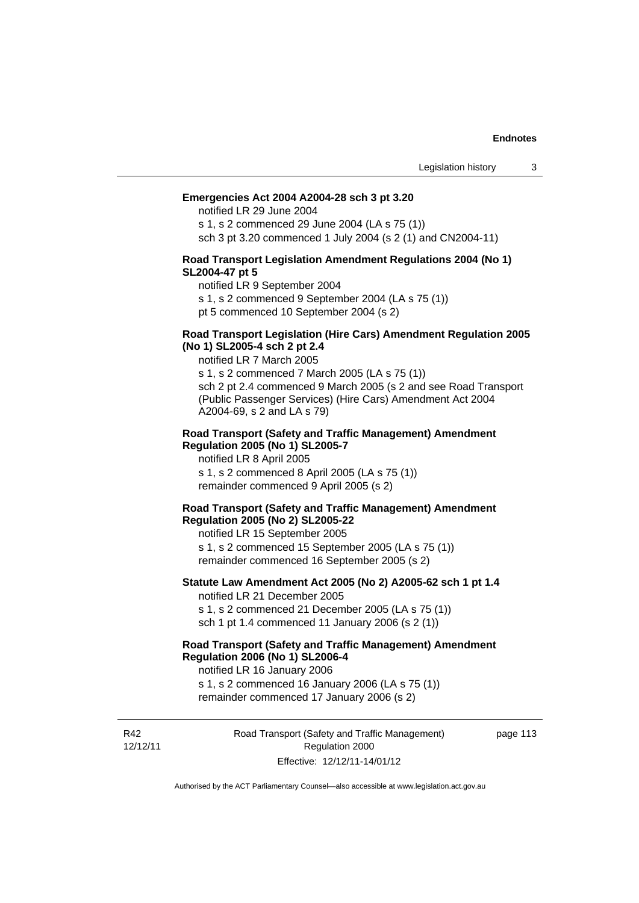**Emergencies Act 2004 A2004-28 sch 3 pt 3.20**

notified LR 29 June 2004

s 1, s 2 commenced 29 June 2004 (LA s 75 (1))

sch 3 pt 3.20 commenced 1 July 2004 (s 2 (1) and CN2004-11)

**Road Transport Legislation Amendment Regulations 2004 (No 1) SL2004-47 pt 5**

notified LR 9 September 2004

s 1, s 2 commenced 9 September 2004 (LA s 75 (1))

pt 5 commenced 10 September 2004 (s 2)

**Road Transport Legislation (Hire Cars) Amendment Regulation 2005 (No 1) SL2005-4 sch 2 pt 2.4**

notified LR 7 March 2005

s 1, s 2 commenced 7 March 2005 (LA s 75 (1))

sch 2 pt 2.4 commenced 9 March 2005 (s 2 and see Road Transport (Public Passenger Services) (Hire Cars) Amendment Act 2004 A2004-69, s 2 and LA s 79)

**Road Transport (Safety and Traffic Management) Amendment Regulation 2005 (No 1) SL2005-7**

notified LR 8 April 2005

s 1, s 2 commenced 8 April 2005 (LA s 75 (1))

remainder commenced 9 April 2005 (s 2)

**Road Transport (Safety and Traffic Management) Amendment Regulation 2005 (No 2) SL2005-22**

notified LR 15 September 2005

s 1, s 2 commenced 15 September 2005 (LA s 75 (1))

remainder commenced 16 September 2005 (s 2)

**Statute Law Amendment Act 2005 (No 2) A2005-62 sch 1 pt 1.4**

notified LR 21 December 2005

s 1, s 2 commenced 21 December 2005 (LA s 75 (1))

sch 1 pt 1.4 commenced 11 January 2006 (s 2 (1))

**Road Transport (Safety and Traffic Management) Amendment Regulation 2006 (No 1) SL2006-4**

notified LR 16 January 2006

s 1, s 2 commenced 16 January 2006 (LA s 75 (1))

remainder commenced 17 January 2006 (s 2)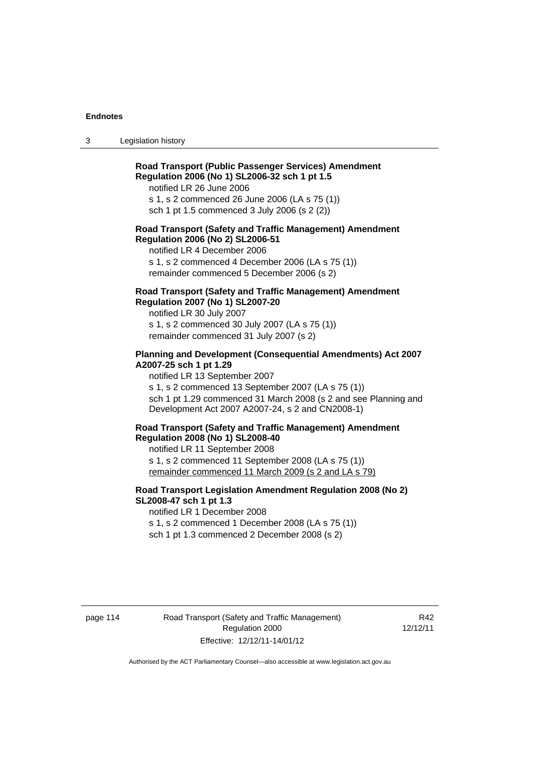**Road Transport (Public Passenger Services) Amendment Regulation 2006 (No 1) SL2006-32 sch 1 pt 1.5**

notified LR 26 June 2006

s 1, s 2 commenced 26 June 2006 (LA s 75 (1))

sch 1 pt 1.5 commenced 3 July 2006 (s 2 (2))

**Road Transport (Safety and Traffic Management) Amendment Regulation 2006 (No 2) SL2006-51**

notified LR 4 December 2006

s 1, s 2 commenced 4 December 2006 (LA s 75 (1))

remainder commenced 5 December 2006 (s 2)

**Road Transport (Safety and Traffic Management) Amendment Regulation 2007 (No 1) SL2007-20**

notified LR 30 July 2007

s 1, s 2 commenced 30 July 2007 (LA s 75 (1))

remainder commenced 31 July 2007 (s 2)

**Planning and Development (Consequential Amendments) Act 2007 A2007-25 sch 1 pt 1.29**

notified LR 13 September 2007

s 1, s 2 commenced 13 September 2007 (LA s 75 (1))

sch 1 pt 1.29 commenced 31 March 2008 (s 2 and see Planning and Development Act 2007 A2007-24, s 2 and CN2008-1)

**Road Transport (Safety and Traffic Management) Amendment Regulation 2008 (No 1) SL2008-40**

notified LR 11 September 2008

s 1, s 2 commenced 11 September 2008 (LA s 75 (1))

remainder commenced 11 March 2009 (s 2 and LA s 79)

**Road Transport Legislation Amendment Regulation 2008 (No 2) SL2008-47 sch 1 pt 1.3**

notified LR 1 December 2008

s 1, s 2 commenced 1 December 2008 (LA s 75 (1))

sch 1 pt 1.3 commenced 2 December 2008 (s 2)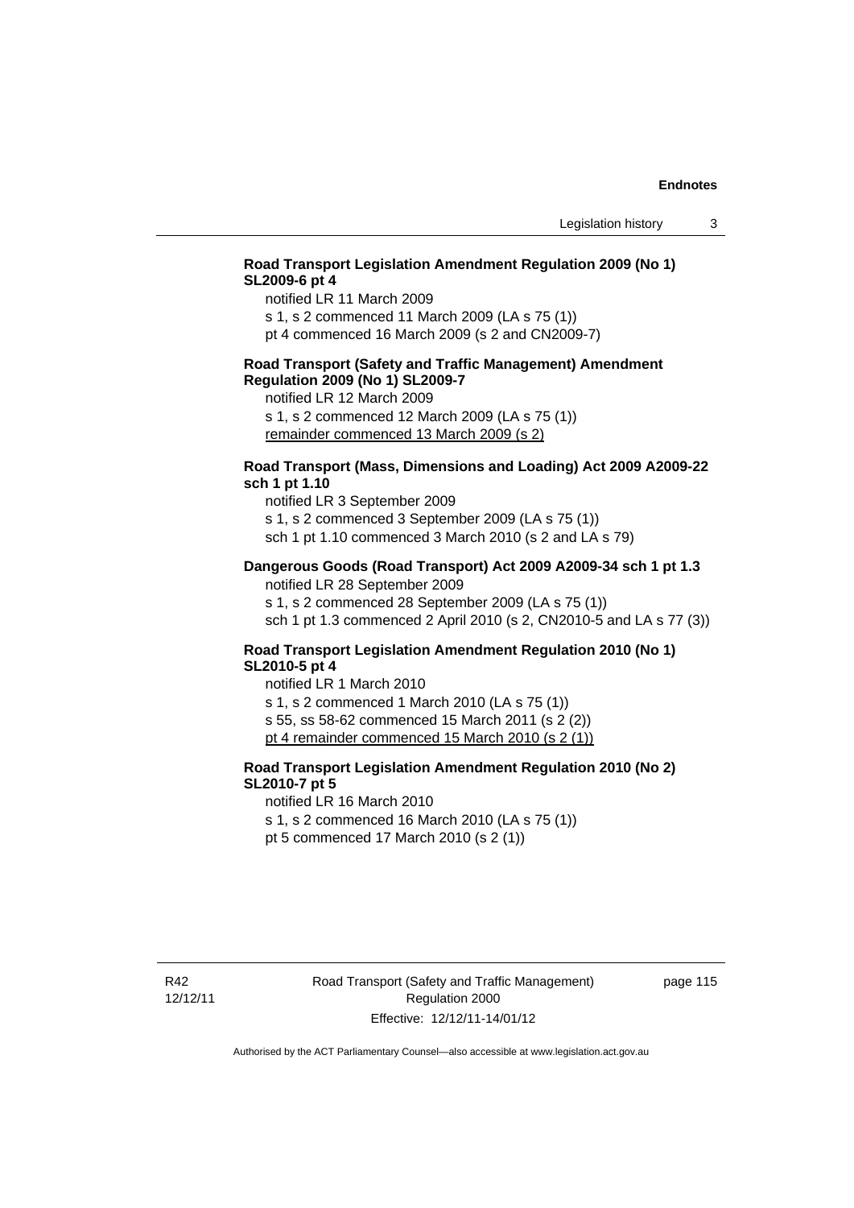**Road Transport Legislation Amendment Regulation 2009 (No 1) SL2009-6 pt 4**

notified LR 11 March 2009

s 1, s 2 commenced 11 March 2009 (LA s 75 (1))

pt 4 commenced 16 March 2009 (s 2 and CN2009-7)

**Road Transport (Safety and Traffic Management) Amendment Regulation 2009 (No 1) SL2009-7**

notified LR 12 March 2009

s 1, s 2 commenced 12 March 2009 (LA s 75 (1))

remainder commenced 13 March 2009 (s 2)

**Road Transport (Mass, Dimensions and Loading) Act 2009 A2009-22 sch 1 pt 1.10**

notified LR 3 September 2009

s 1, s 2 commenced 3 September 2009 (LA s 75 (1))

sch 1 pt 1.10 commenced 3 March 2010 (s 2 and LA s 79)

**Dangerous Goods (Road Transport) Act 2009 A2009-34 sch 1 pt 1.3**

notified LR 28 September 2009

s 1, s 2 commenced 28 September 2009 (LA s 75 (1))

sch 1 pt 1.3 commenced 2 April 2010 (s 2, CN2010-5 and LA s 77 (3))

**Road Transport Legislation Amendment Regulation 2010 (No 1) SL2010-5 pt 4**

notified LR 1 March 2010

s 1, s 2 commenced 1 March 2010 (LA s 75 (1))

s 55, ss 58-62 commenced 15 March 2011 (s 2 (2))

pt 4 remainder commenced 15 March 2010 (s 2 (1))

**Road Transport Legislation Amendment Regulation 2010 (No 2) SL2010-7 pt 5**

notified LR 16 March 2010

s 1, s 2 commenced 16 March 2010 (LA s 75 (1))

pt 5 commenced 17 March 2010 (s 2 (1))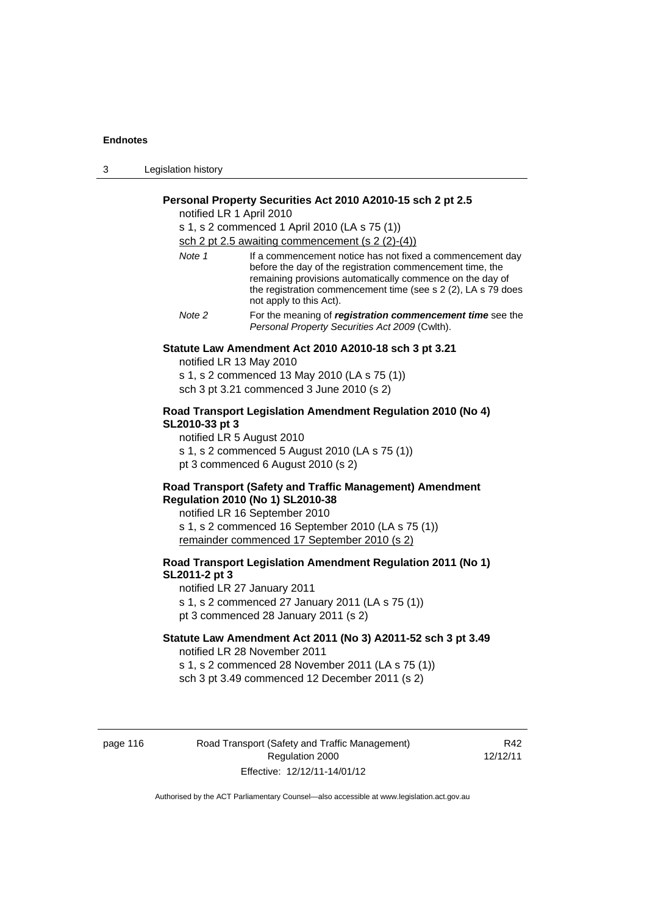**Personal Property Securities Act 2010 A2010-15 sch 2 pt 2.5**

notified LR 1 April 2010

s 1, s 2 commenced 1 April 2010 (LA s 75 (1))

sch 2 pt 2.5 awaiting commencement (s 2 (2)-(4))

*Note 1* If a commencement notice has not fixed a commencement day before the day of the registration commencement time, the remaining provisions automatically commence on the day of the registration commencement time (see s 2 (2), LA s 79 does not apply to this Act).

*Note 2* For the meaning of ***registration commencement time*** see the *Personal Property Securities Act 2009* (Cwlth).

**Statute Law Amendment Act 2010 A2010-18 sch 3 pt 3.21**

notified LR 13 May 2010

s 1, s 2 commenced 13 May 2010 (LA s 75 (1))

sch 3 pt 3.21 commenced 3 June 2010 (s 2)

**Road Transport Legislation Amendment Regulation 2010 (No 4) SL2010-33 pt 3**

notified LR 5 August 2010

s 1, s 2 commenced 5 August 2010 (LA s 75 (1))

pt 3 commenced 6 August 2010 (s 2)

**Road Transport (Safety and Traffic Management) Amendment Regulation 2010 (No 1) SL2010-38**

notified LR 16 September 2010

s 1, s 2 commenced 16 September 2010 (LA s 75 (1))

remainder commenced 17 September 2010 (s 2)

**Road Transport Legislation Amendment Regulation 2011 (No 1) SL2011-2 pt 3**

notified LR 27 January 2011

s 1, s 2 commenced 27 January 2011 (LA s 75 (1))

pt 3 commenced 28 January 2011 (s 2)

**Statute Law Amendment Act 2011 (No 3) A2011-52 sch 3 pt 3.49**

notified LR 28 November 2011

s 1, s 2 commenced 28 November 2011 (LA s 75 (1))

sch 3 pt 3.49 commenced 12 December 2011 (s 2)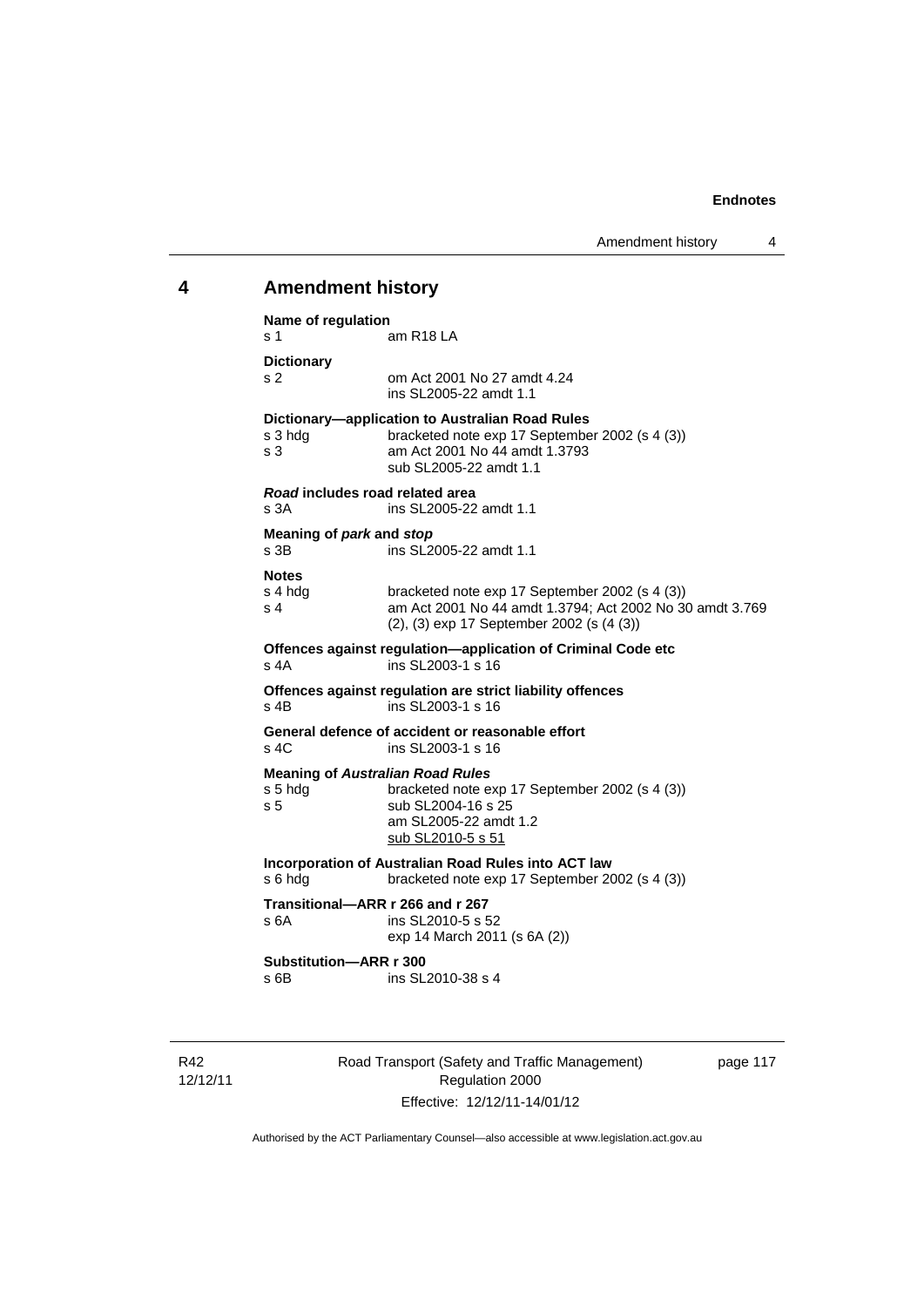## 4 Amendment history

**Name of regulation**
s 1 am R18 LA

**Dictionary**
s 2 om Act 2001 No 27 amdt 4.24
ins SL2005-22 amdt 1.1

**Dictionary—application to Australian Road Rules**
s 3 hdg bracketed note exp 17 September 2002 (s 4 (3))
s 3 am Act 2001 No 44 amdt 1.3793
sub SL2005-22 amdt 1.1

***Road* includes road related area**
s 3A ins SL2005-22 amdt 1.1

**Meaning of *park* and *stop***
s 3B ins SL2005-22 amdt 1.1

**Notes**
s 4 hdg bracketed note exp 17 September 2002 (s 4 (3))
s 4 am Act 2001 No 44 amdt 1.3794; Act 2002 No 30 amdt 3.769
(2), (3) exp 17 September 2002 (s (4 (3))

**Offences against regulation—application of Criminal Code etc**
s 4A ins SL2003-1 s 16

**Offences against regulation are strict liability offences**
s 4B ins SL2003-1 s 16

**General defence of accident or reasonable effort**
s 4C ins SL2003-1 s 16

**Meaning of *Australian Road Rules***
s 5 hdg bracketed note exp 17 September 2002 (s 4 (3))
s 5 sub SL2004-16 s 25
am SL2005-22 amdt 1.2
sub SL2010-5 s 51

**Incorporation of Australian Road Rules into ACT law**
s 6 hdg bracketed note exp 17 September 2002 (s 4 (3))

**Transitional—ARR r 266 and r 267**
s 6A ins SL2010-5 s 52
exp 14 March 2011 (s 6A (2))

**Substitution—ARR r 300**
s 6B ins SL2010-38 s 4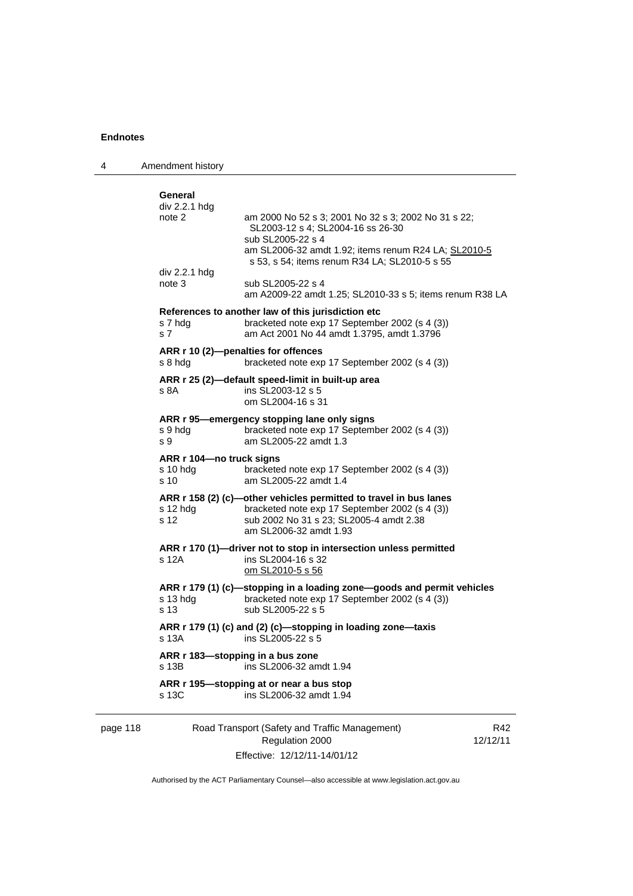**General**

| | |
|---|---|
| div 2.2.1 hdg note 2 | am 2000 No 52 s 3; 2001 No 32 s 3; 2002 No 31 s 22; SL2003-12 s 4; SL2004-16 ss 26-30 |
| | sub SL2005-22 s 4 |
| | am SL2006-32 amdt 1.92; items renum R24 LA; SL2010-5 s 53, s 54; items renum R34 LA; SL2010-5 s 55 |
| div 2.2.1 hdg note 3 | sub SL2005-22 s 4 |
| | am A2009-22 amdt 1.25; SL2010-33 s 5; items renum R38 LA |

**References to another law of this jurisdiction etc**

| | |
|---|---|
| s 7 hdg | bracketed note exp 17 September 2002 (s 4 (3)) |
| s 7 | am Act 2001 No 44 amdt 1.3795, amdt 1.3796 |

**ARR r 10 (2)—penalties for offences**

| | |
|---|---|
| s 8 hdg | bracketed note exp 17 September 2002 (s 4 (3)) |

**ARR r 25 (2)—default speed-limit in built-up area**

| | |
|---|---|
| s 8A | ins SL2003-12 s 5 |
| | om SL2004-16 s 31 |

**ARR r 95—emergency stopping lane only signs**

| | |
|---|---|
| s 9 hdg | bracketed note exp 17 September 2002 (s 4 (3)) |
| s 9 | am SL2005-22 amdt 1.3 |

**ARR r 104—no truck signs**

| | |
|---|---|
| s 10 hdg | bracketed note exp 17 September 2002 (s 4 (3)) |
| s 10 | am SL2005-22 amdt 1.4 |

**ARR r 158 (2) (c)—other vehicles permitted to travel in bus lanes**

| | |
|---|---|
| s 12 hdg | bracketed note exp 17 September 2002 (s 4 (3)) |
| s 12 | sub 2002 No 31 s 23; SL2005-4 amdt 2.38 |
| | am SL2006-32 amdt 1.93 |

**ARR r 170 (1)—driver not to stop in intersection unless permitted**

| | |
|---|---|
| s 12A | ins SL2004-16 s 32 |
| | om SL2010-5 s 56 |

**ARR r 179 (1) (c)—stopping in a loading zone—goods and permit vehicles**

| | |
|---|---|
| s 13 hdg | bracketed note exp 17 September 2002 (s 4 (3)) |
| s 13 | sub SL2005-22 s 5 |

**ARR r 179 (1) (c) and (2) (c)—stopping in loading zone—taxis**

| | |
|---|---|
| s 13A | ins SL2005-22 s 5 |

**ARR r 183—stopping in a bus zone**

| | |
|---|---|
| s 13B | ins SL2006-32 amdt 1.94 |

**ARR r 195—stopping at or near a bus stop**

| | |
|---|---|
| s 13C | ins SL2006-32 amdt 1.94 |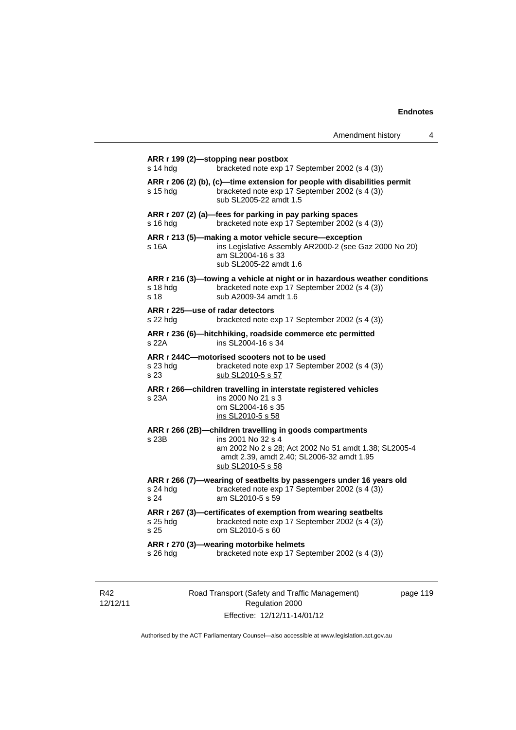**ARR r 199 (2)—stopping near postbox**

s 14 hdg bracketed note exp 17 September 2002 (s 4 (3))

**ARR r 206 (2) (b), (c)—time extension for people with disabilities permit**

s 15 hdg bracketed note exp 17 September 2002 (s 4 (3))
sub SL2005-22 amdt 1.5

**ARR r 207 (2) (a)—fees for parking in pay parking spaces**

s 16 hdg bracketed note exp 17 September 2002 (s 4 (3))

**ARR r 213 (5)—making a motor vehicle secure—exception**

s 16A ins Legislative Assembly AR2000-2 (see Gaz 2000 No 20)
am SL2004-16 s 33
sub SL2005-22 amdt 1.6

**ARR r 216 (3)—towing a vehicle at night or in hazardous weather conditions**

s 18 hdg bracketed note exp 17 September 2002 (s 4 (3))
s 18 sub A2009-34 amdt 1.6

**ARR r 225—use of radar detectors**

s 22 hdg bracketed note exp 17 September 2002 (s 4 (3))

**ARR r 236 (6)—hitchhiking, roadside commerce etc permitted**

s 22A ins SL2004-16 s 34

**ARR r 244C—motorised scooters not to be used**

s 23 hdg bracketed note exp 17 September 2002 (s 4 (3))
s 23 sub SL2010-5 s 57

**ARR r 266—children travelling in interstate registered vehicles**

s 23A ins 2000 No 21 s 3
om SL2004-16 s 35
ins SL2010-5 s 58

**ARR r 266 (2B)—children travelling in goods compartments**

s 23B ins 2001 No 32 s 4
am 2002 No 2 s 28; Act 2002 No 51 amdt 1.38; SL2005-4 amdt 2.39, amdt 2.40; SL2006-32 amdt 1.95
sub SL2010-5 s 58

**ARR r 266 (7)—wearing of seatbelts by passengers under 16 years old**

s 24 hdg bracketed note exp 17 September 2002 (s 4 (3))
s 24 am SL2010-5 s 59

**ARR r 267 (3)—certificates of exemption from wearing seatbelts**

s 25 hdg bracketed note exp 17 September 2002 (s 4 (3))
s 25 om SL2010-5 s 60

**ARR r 270 (3)—wearing motorbike helmets**

s 26 hdg bracketed note exp 17 September 2002 (s 4 (3))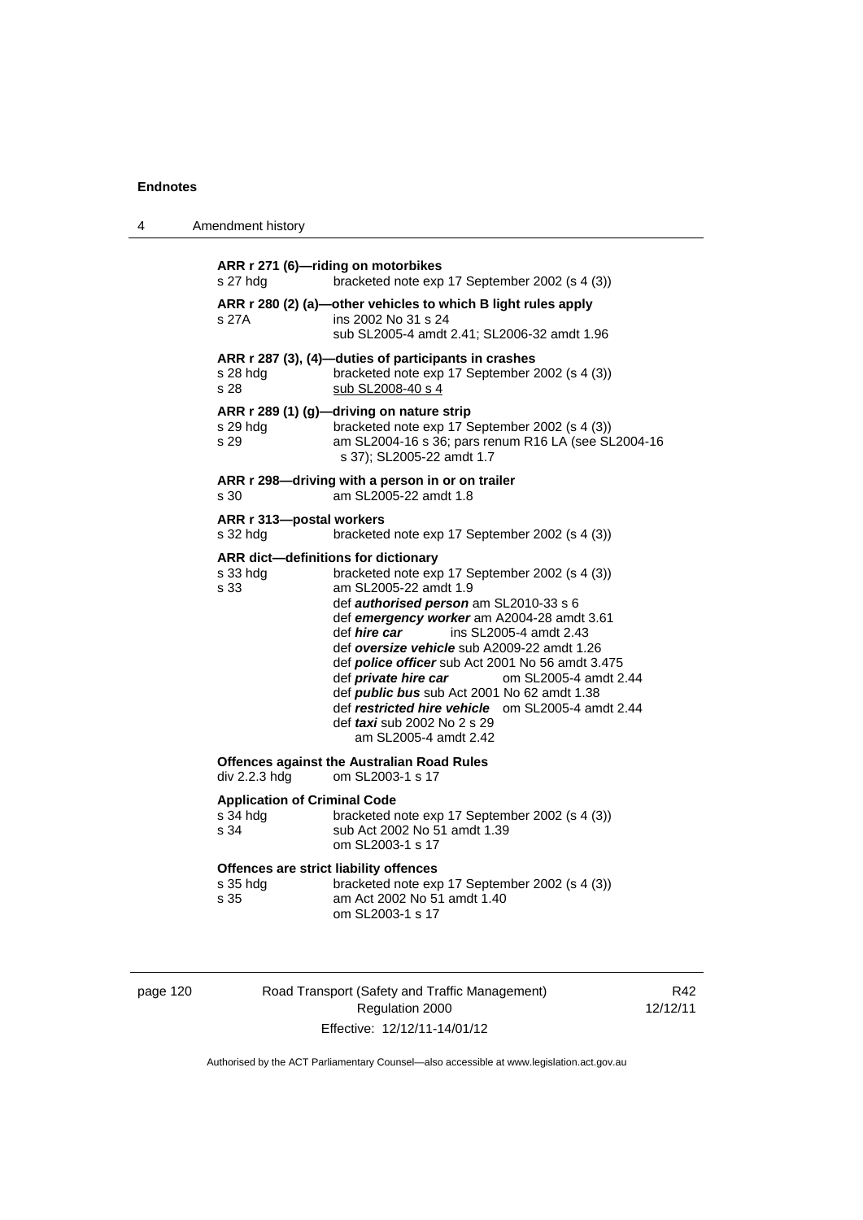**ARR r 271 (6)—riding on motorbikes**

s 27 hdg bracketed note exp 17 September 2002 (s 4 (3))

**ARR r 280 (2) (a)—other vehicles to which B light rules apply**

s 27A ins 2002 No 31 s 24
sub SL2005-4 amdt 2.41; SL2006-32 amdt 1.96

**ARR r 287 (3), (4)—duties of participants in crashes**

s 28 hdg bracketed note exp 17 September 2002 (s 4 (3))
s 28 sub SL2008-40 s 4

**ARR r 289 (1) (g)—driving on nature strip**

s 29 hdg bracketed note exp 17 September 2002 (s 4 (3))
s 29 am SL2004-16 s 36; pars renum R16 LA (see SL2004-16 s 37); SL2005-22 amdt 1.7

**ARR r 298—driving with a person in or on trailer**

s 30 am SL2005-22 amdt 1.8

**ARR r 313—postal workers**

s 32 hdg bracketed note exp 17 September 2002 (s 4 (3))

**ARR dict—definitions for dictionary**

s 33 hdg bracketed note exp 17 September 2002 (s 4 (3))
s 33 am SL2005-22 amdt 1.9
def ***authorised person*** am SL2010-33 s 6
def ***emergency worker*** am A2004-28 amdt 3.61
def ***hire car*** ins SL2005-4 amdt 2.43
def ***oversize vehicle*** sub A2009-22 amdt 1.26
def ***police officer*** sub Act 2001 No 56 amdt 3.475
def ***private hire car*** om SL2005-4 amdt 2.44
def ***public bus*** sub Act 2001 No 62 amdt 1.38
def ***restricted hire vehicle*** om SL2005-4 amdt 2.44
def ***taxi*** sub 2002 No 2 s 29
am SL2005-4 amdt 2.42

**Offences against the Australian Road Rules**

div 2.2.3 hdg om SL2003-1 s 17

**Application of Criminal Code**

s 34 hdg bracketed note exp 17 September 2002 (s 4 (3))
s 34 sub Act 2002 No 51 amdt 1.39
om SL2003-1 s 17

**Offences are strict liability offences**

s 35 hdg bracketed note exp 17 September 2002 (s 4 (3))
s 35 am Act 2002 No 51 amdt 1.40
om SL2003-1 s 17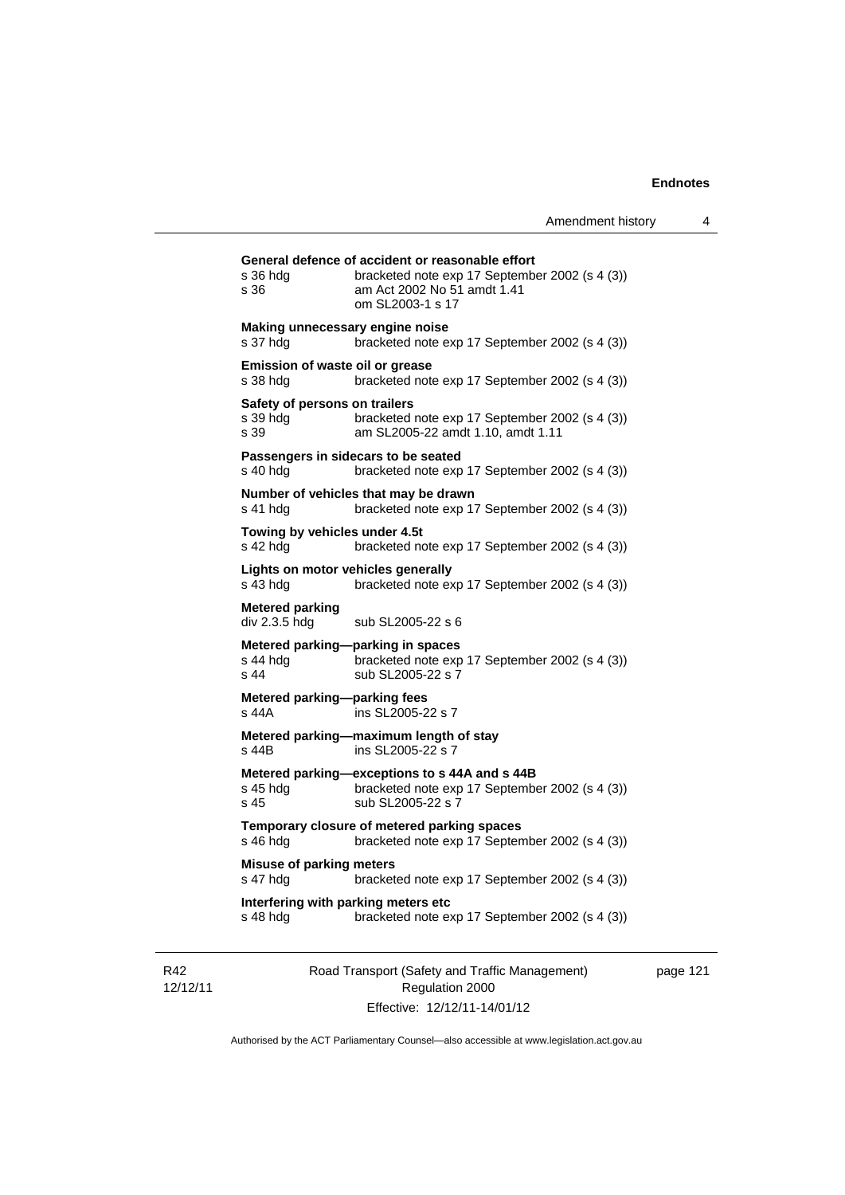**General defence of accident or reasonable effort**

s 36 hdg bracketed note exp 17 September 2002 (s 4 (3))
s 36 am Act 2002 No 51 amdt 1.41
om SL2003-1 s 17

**Making unnecessary engine noise**

s 37 hdg bracketed note exp 17 September 2002 (s 4 (3))

**Emission of waste oil or grease**

s 38 hdg bracketed note exp 17 September 2002 (s 4 (3))

**Safety of persons on trailers**

s 39 hdg bracketed note exp 17 September 2002 (s 4 (3))
s 39 am SL2005-22 amdt 1.10, amdt 1.11

**Passengers in sidecars to be seated**

s 40 hdg bracketed note exp 17 September 2002 (s 4 (3))

**Number of vehicles that may be drawn**

s 41 hdg bracketed note exp 17 September 2002 (s 4 (3))

**Towing by vehicles under 4.5t**

s 42 hdg bracketed note exp 17 September 2002 (s 4 (3))

**Lights on motor vehicles generally**

s 43 hdg bracketed note exp 17 September 2002 (s 4 (3))

**Metered parking**

div 2.3.5 hdg sub SL2005-22 s 6

**Metered parking—parking in spaces**

s 44 hdg bracketed note exp 17 September 2002 (s 4 (3))
s 44 sub SL2005-22 s 7

**Metered parking—parking fees**

s 44A ins SL2005-22 s 7

**Metered parking—maximum length of stay**

s 44B ins SL2005-22 s 7

**Metered parking—exceptions to s 44A and s 44B**

s 45 hdg bracketed note exp 17 September 2002 (s 4 (3))
s 45 sub SL2005-22 s 7

**Temporary closure of metered parking spaces**

s 46 hdg bracketed note exp 17 September 2002 (s 4 (3))

**Misuse of parking meters**

s 47 hdg bracketed note exp 17 September 2002 (s 4 (3))

**Interfering with parking meters etc**

s 48 hdg bracketed note exp 17 September 2002 (s 4 (3))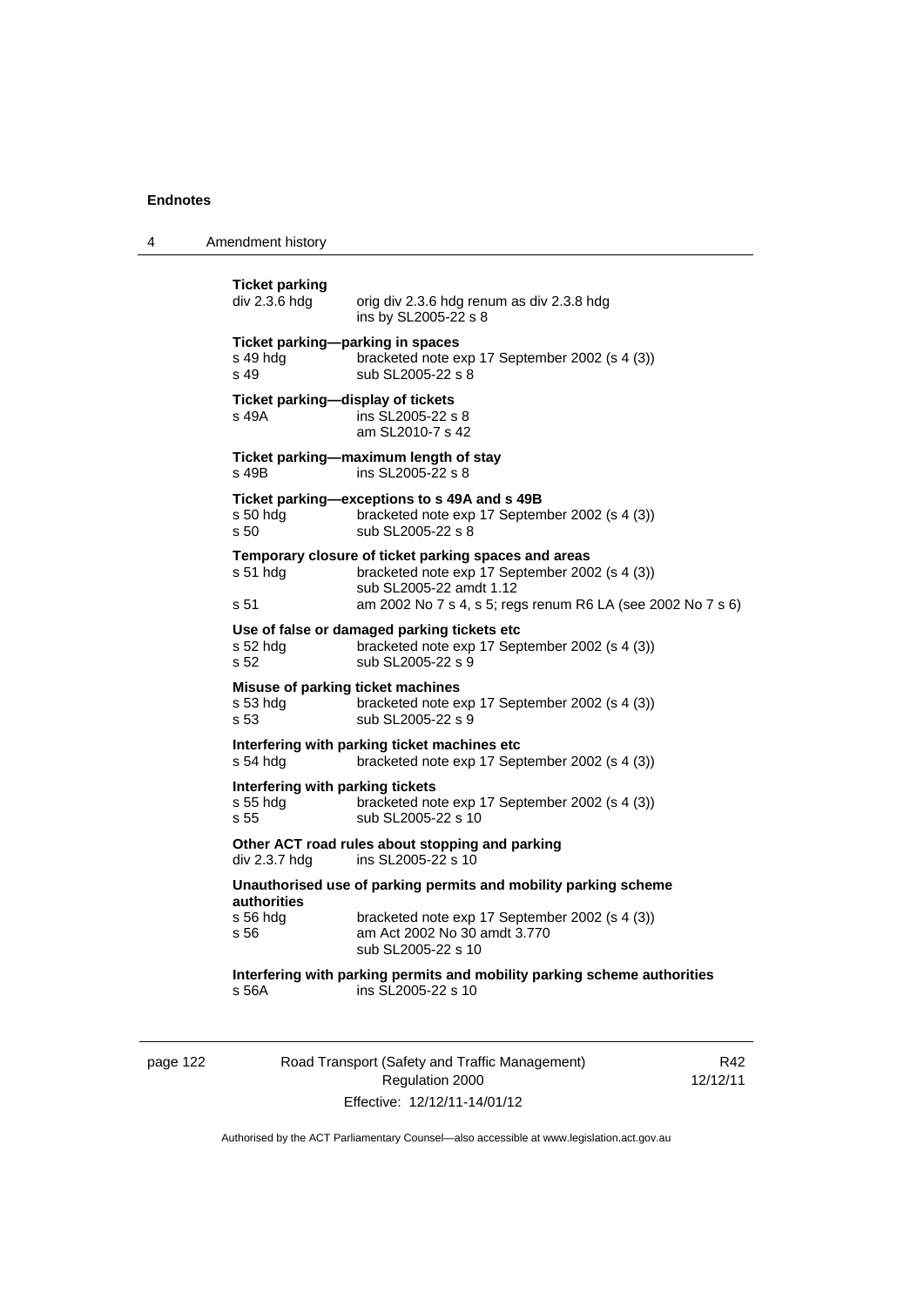**Ticket parking**

div 2.3.6 hdg — orig div 2.3.6 hdg renum as div 2.3.8 hdg
ins by SL2005-22 s 8

**Ticket parking—parking in spaces**

s 49 hdg — bracketed note exp 17 September 2002 (s 4 (3))
s 49 — sub SL2005-22 s 8

**Ticket parking—display of tickets**

s 49A — ins SL2005-22 s 8
am SL2010-7 s 42

**Ticket parking—maximum length of stay**

s 49B — ins SL2005-22 s 8

**Ticket parking—exceptions to s 49A and s 49B**

s 50 hdg — bracketed note exp 17 September 2002 (s 4 (3))
s 50 — sub SL2005-22 s 8

**Temporary closure of ticket parking spaces and areas**

s 51 hdg — bracketed note exp 17 September 2002 (s 4 (3))
sub SL2005-22 amdt 1.12
s 51 — am 2002 No 7 s 4, s 5; regs renum R6 LA (see 2002 No 7 s 6)

**Use of false or damaged parking tickets etc**

s 52 hdg — bracketed note exp 17 September 2002 (s 4 (3))
s 52 — sub SL2005-22 s 9

**Misuse of parking ticket machines**

s 53 hdg — bracketed note exp 17 September 2002 (s 4 (3))
s 53 — sub SL2005-22 s 9

**Interfering with parking ticket machines etc**

s 54 hdg — bracketed note exp 17 September 2002 (s 4 (3))

**Interfering with parking tickets**

s 55 hdg — bracketed note exp 17 September 2002 (s 4 (3))
s 55 — sub SL2005-22 s 10

**Other ACT road rules about stopping and parking**

div 2.3.7 hdg — ins SL2005-22 s 10

**Unauthorised use of parking permits and mobility parking scheme authorities**

s 56 hdg — bracketed note exp 17 September 2002 (s 4 (3))
s 56 — am Act 2002 No 30 amdt 3.770
sub SL2005-22 s 10

**Interfering with parking permits and mobility parking scheme authorities**

s 56A — ins SL2005-22 s 10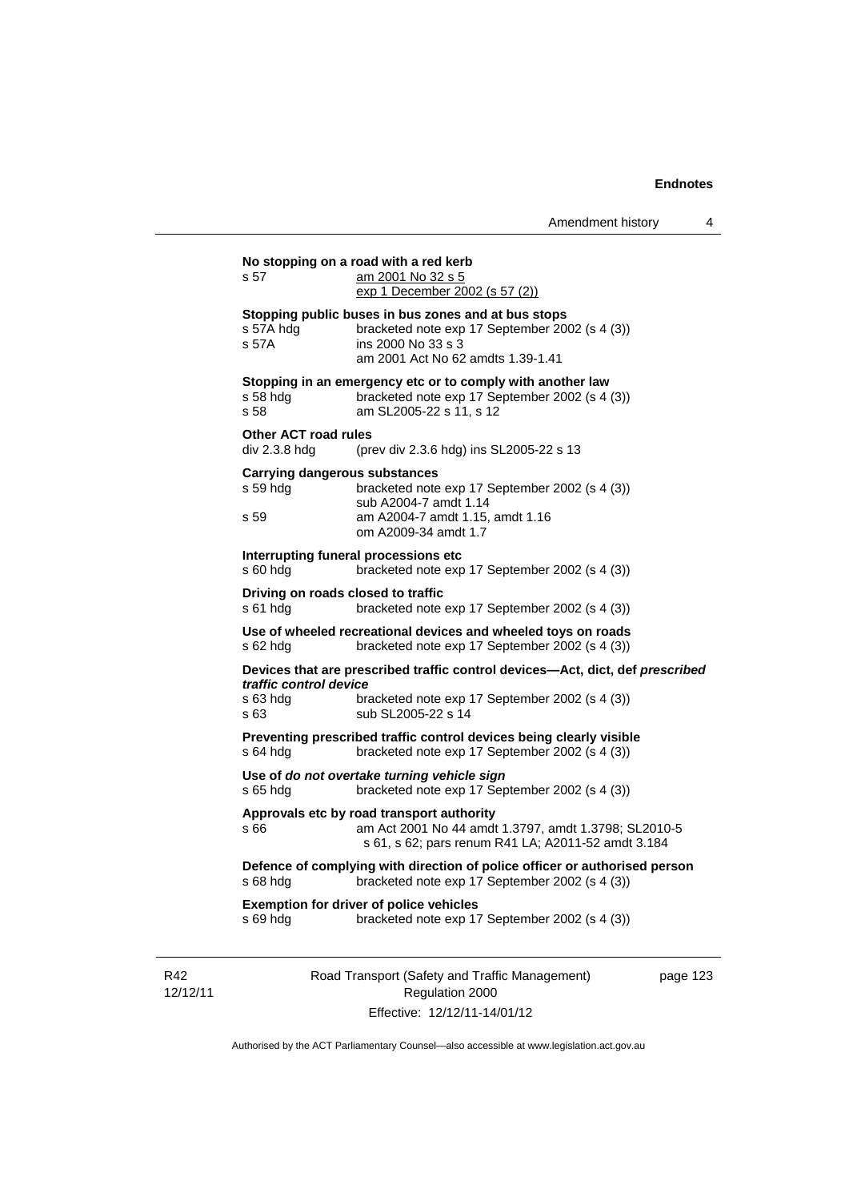**No stopping on a road with a red kerb**

s 57 am 2001 No 32 s 5
exp 1 December 2002 (s 57 (2))

**Stopping public buses in bus zones and at bus stops**

s 57A hdg bracketed note exp 17 September 2002 (s 4 (3))
s 57A ins 2000 No 33 s 3
am 2001 Act No 62 amdts 1.39-1.41

**Stopping in an emergency etc or to comply with another law**

s 58 hdg bracketed note exp 17 September 2002 (s 4 (3))
s 58 am SL2005-22 s 11, s 12

**Other ACT road rules**

div 2.3.8 hdg (prev div 2.3.6 hdg) ins SL2005-22 s 13

**Carrying dangerous substances**

s 59 hdg bracketed note exp 17 September 2002 (s 4 (3))
sub A2004-7 amdt 1.14
s 59 am A2004-7 amdt 1.15, amdt 1.16
om A2009-34 amdt 1.7

**Interrupting funeral processions etc**

s 60 hdg bracketed note exp 17 September 2002 (s 4 (3))

**Driving on roads closed to traffic**

s 61 hdg bracketed note exp 17 September 2002 (s 4 (3))

**Use of wheeled recreational devices and wheeled toys on roads**

s 62 hdg bracketed note exp 17 September 2002 (s 4 (3))

**Devices that are prescribed traffic control devices—Act, dict, def *prescribed traffic control device***

s 63 hdg bracketed note exp 17 September 2002 (s 4 (3))
s 63 sub SL2005-22 s 14

**Preventing prescribed traffic control devices being clearly visible**

s 64 hdg bracketed note exp 17 September 2002 (s 4 (3))

**Use of *do not overtake turning vehicle sign***

s 65 hdg bracketed note exp 17 September 2002 (s 4 (3))

**Approvals etc by road transport authority**

s 66 am Act 2001 No 44 amdt 1.3797, amdt 1.3798; SL2010-5 s 61, s 62; pars renum R41 LA; A2011-52 amdt 3.184

**Defence of complying with direction of police officer or authorised person**

s 68 hdg bracketed note exp 17 September 2002 (s 4 (3))

**Exemption for driver of police vehicles**

s 69 hdg bracketed note exp 17 September 2002 (s 4 (3))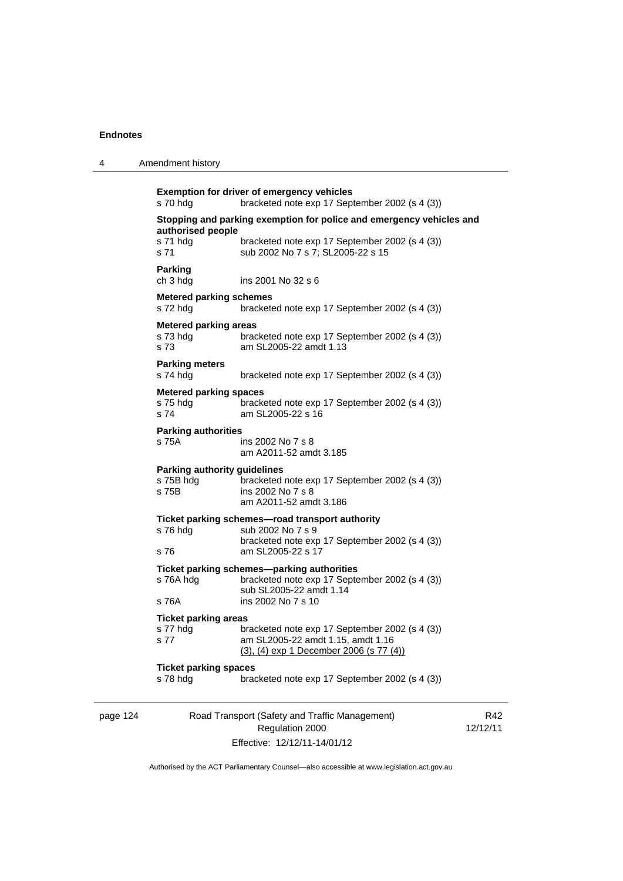**Exemption for driver of emergency vehicles**

s 70 hdg bracketed note exp 17 September 2002 (s 4 (3))

**Stopping and parking exemption for police and emergency vehicles and authorised people**

s 71 hdg bracketed note exp 17 September 2002 (s 4 (3))
s 71 sub 2002 No 7 s 7; SL2005-22 s 15

**Parking**

ch 3 hdg ins 2001 No 32 s 6

**Metered parking schemes**

s 72 hdg bracketed note exp 17 September 2002 (s 4 (3))

**Metered parking areas**

s 73 hdg bracketed note exp 17 September 2002 (s 4 (3))
s 73 am SL2005-22 amdt 1.13

**Parking meters**

s 74 hdg bracketed note exp 17 September 2002 (s 4 (3))

**Metered parking spaces**

s 75 hdg bracketed note exp 17 September 2002 (s 4 (3))
s 74 am SL2005-22 s 16

**Parking authorities**

s 75A ins 2002 No 7 s 8
am A2011-52 amdt 3.185

**Parking authority guidelines**

s 75B hdg bracketed note exp 17 September 2002 (s 4 (3))
s 75B ins 2002 No 7 s 8
am A2011-52 amdt 3.186

**Ticket parking schemes—road transport authority**

s 76 hdg sub 2002 No 7 s 9
bracketed note exp 17 September 2002 (s 4 (3))
s 76 am SL2005-22 s 17

**Ticket parking schemes—parking authorities**

s 76A hdg bracketed note exp 17 September 2002 (s 4 (3))
sub SL2005-22 amdt 1.14
s 76A ins 2002 No 7 s 10

**Ticket parking areas**

s 77 hdg bracketed note exp 17 September 2002 (s 4 (3))
s 77 am SL2005-22 amdt 1.15, amdt 1.16
(3), (4) exp 1 December 2006 (s 77 (4))

**Ticket parking spaces**

s 78 hdg bracketed note exp 17 September 2002 (s 4 (3))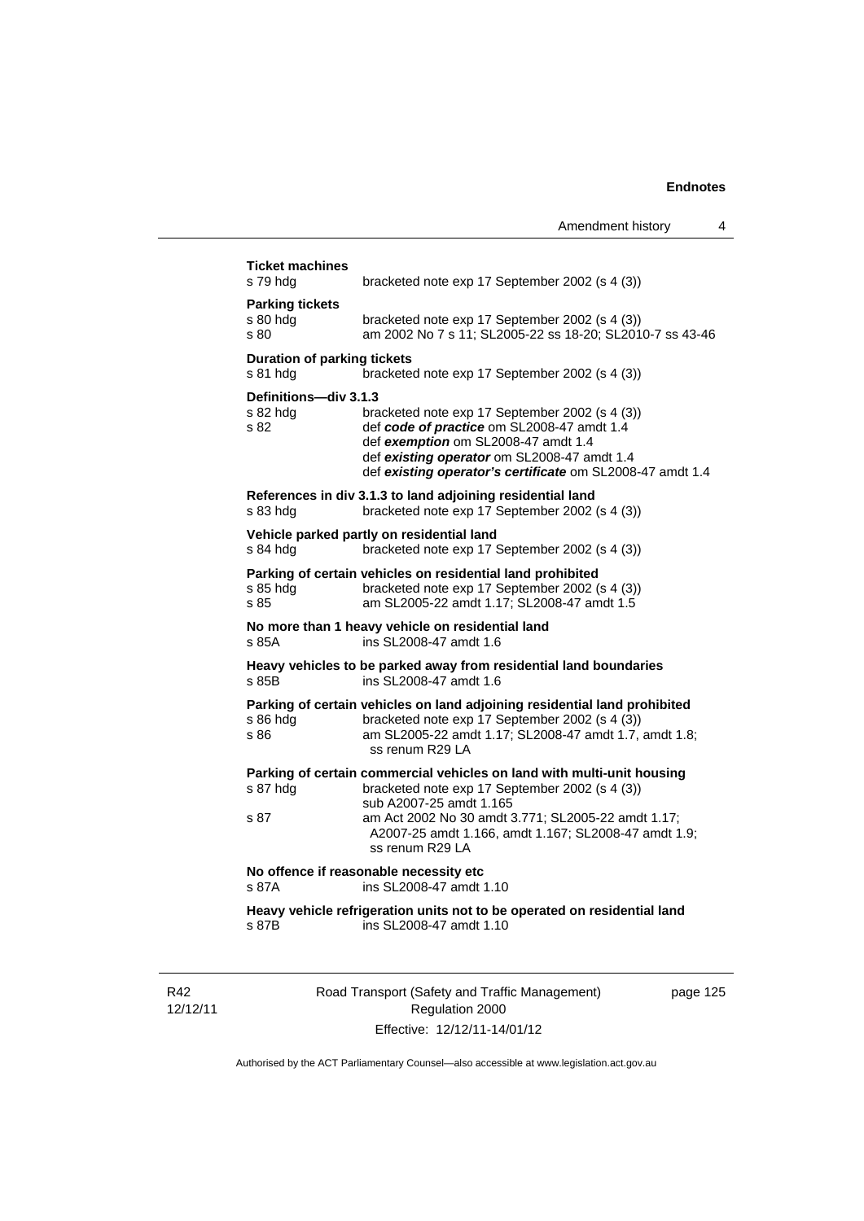**Ticket machines**

s 79 hdg  bracketed note exp 17 September 2002 (s 4 (3))

**Parking tickets**

s 80 hdg  bracketed note exp 17 September 2002 (s 4 (3))
s 80  am 2002 No 7 s 11; SL2005-22 ss 18-20; SL2010-7 ss 43-46

**Duration of parking tickets**

s 81 hdg  bracketed note exp 17 September 2002 (s 4 (3))

**Definitions—div 3.1.3**

s 82 hdg  bracketed note exp 17 September 2002 (s 4 (3))
s 82  def ***code of practice*** om SL2008-47 amdt 1.4
def ***exemption*** om SL2008-47 amdt 1.4
def ***existing operator*** om SL2008-47 amdt 1.4
def ***existing operator's certificate*** om SL2008-47 amdt 1.4

**References in div 3.1.3 to land adjoining residential land**

s 83 hdg  bracketed note exp 17 September 2002 (s 4 (3))

**Vehicle parked partly on residential land**

s 84 hdg  bracketed note exp 17 September 2002 (s 4 (3))

**Parking of certain vehicles on residential land prohibited**

s 85 hdg  bracketed note exp 17 September 2002 (s 4 (3))
s 85  am SL2005-22 amdt 1.17; SL2008-47 amdt 1.5

**No more than 1 heavy vehicle on residential land**

s 85A  ins SL2008-47 amdt 1.6

**Heavy vehicles to be parked away from residential land boundaries**

s 85B  ins SL2008-47 amdt 1.6

**Parking of certain vehicles on land adjoining residential land prohibited**

s 86 hdg  bracketed note exp 17 September 2002 (s 4 (3))
s 86  am SL2005-22 amdt 1.17; SL2008-47 amdt 1.7, amdt 1.8; ss renum R29 LA

**Parking of certain commercial vehicles on land with multi-unit housing**

s 87 hdg  bracketed note exp 17 September 2002 (s 4 (3))
sub A2007-25 amdt 1.165
s 87  am Act 2002 No 30 amdt 3.771; SL2005-22 amdt 1.17; A2007-25 amdt 1.166, amdt 1.167; SL2008-47 amdt 1.9; ss renum R29 LA

**No offence if reasonable necessity etc**

s 87A  ins SL2008-47 amdt 1.10

**Heavy vehicle refrigeration units not to be operated on residential land**

s 87B  ins SL2008-47 amdt 1.10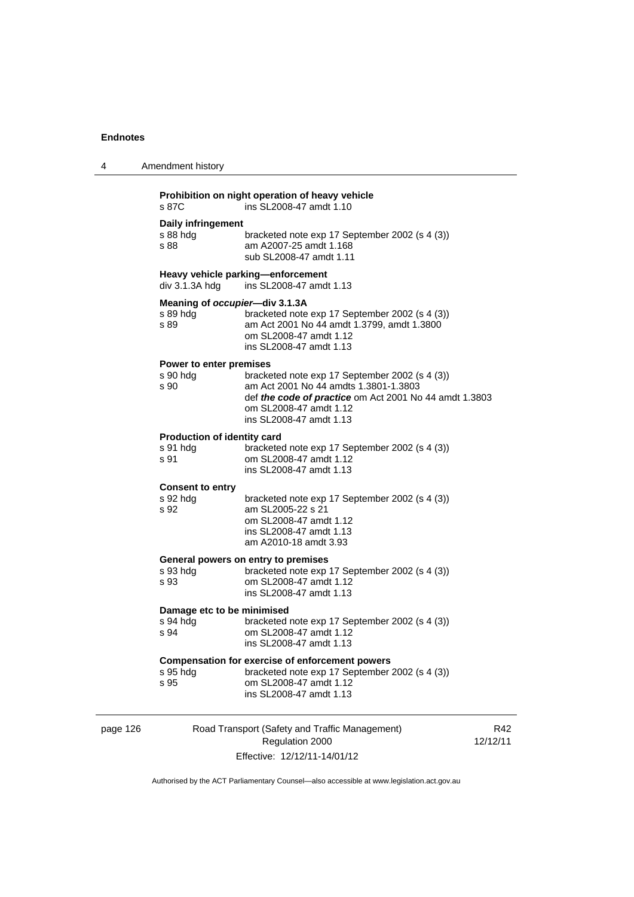**Prohibition on night operation of heavy vehicle**

s 87C ins SL2008-47 amdt 1.10

**Daily infringement**

s 88 hdg bracketed note exp 17 September 2002 (s 4 (3))
s 88 am A2007-25 amdt 1.168
sub SL2008-47 amdt 1.11

**Heavy vehicle parking—enforcement**

div 3.1.3A hdg ins SL2008-47 amdt 1.13

**Meaning of *occupier*—div 3.1.3A**

s 89 hdg bracketed note exp 17 September 2002 (s 4 (3))
s 89 am Act 2001 No 44 amdt 1.3799, amdt 1.3800
om SL2008-47 amdt 1.12
ins SL2008-47 amdt 1.13

**Power to enter premises**

s 90 hdg bracketed note exp 17 September 2002 (s 4 (3))
s 90 am Act 2001 No 44 amdts 1.3801-1.3803
def ***the code of practice*** om Act 2001 No 44 amdt 1.3803
om SL2008-47 amdt 1.12
ins SL2008-47 amdt 1.13

**Production of identity card**

s 91 hdg bracketed note exp 17 September 2002 (s 4 (3))
s 91 om SL2008-47 amdt 1.12
ins SL2008-47 amdt 1.13

**Consent to entry**

s 92 hdg bracketed note exp 17 September 2002 (s 4 (3))
s 92 am SL2005-22 s 21
om SL2008-47 amdt 1.12
ins SL2008-47 amdt 1.13
am A2010-18 amdt 3.93

**General powers on entry to premises**

s 93 hdg bracketed note exp 17 September 2002 (s 4 (3))
s 93 om SL2008-47 amdt 1.12
ins SL2008-47 amdt 1.13

**Damage etc to be minimised**

s 94 hdg bracketed note exp 17 September 2002 (s 4 (3))
s 94 om SL2008-47 amdt 1.12
ins SL2008-47 amdt 1.13

**Compensation for exercise of enforcement powers**

s 95 hdg bracketed note exp 17 September 2002 (s 4 (3))
s 95 om SL2008-47 amdt 1.12
ins SL2008-47 amdt 1.13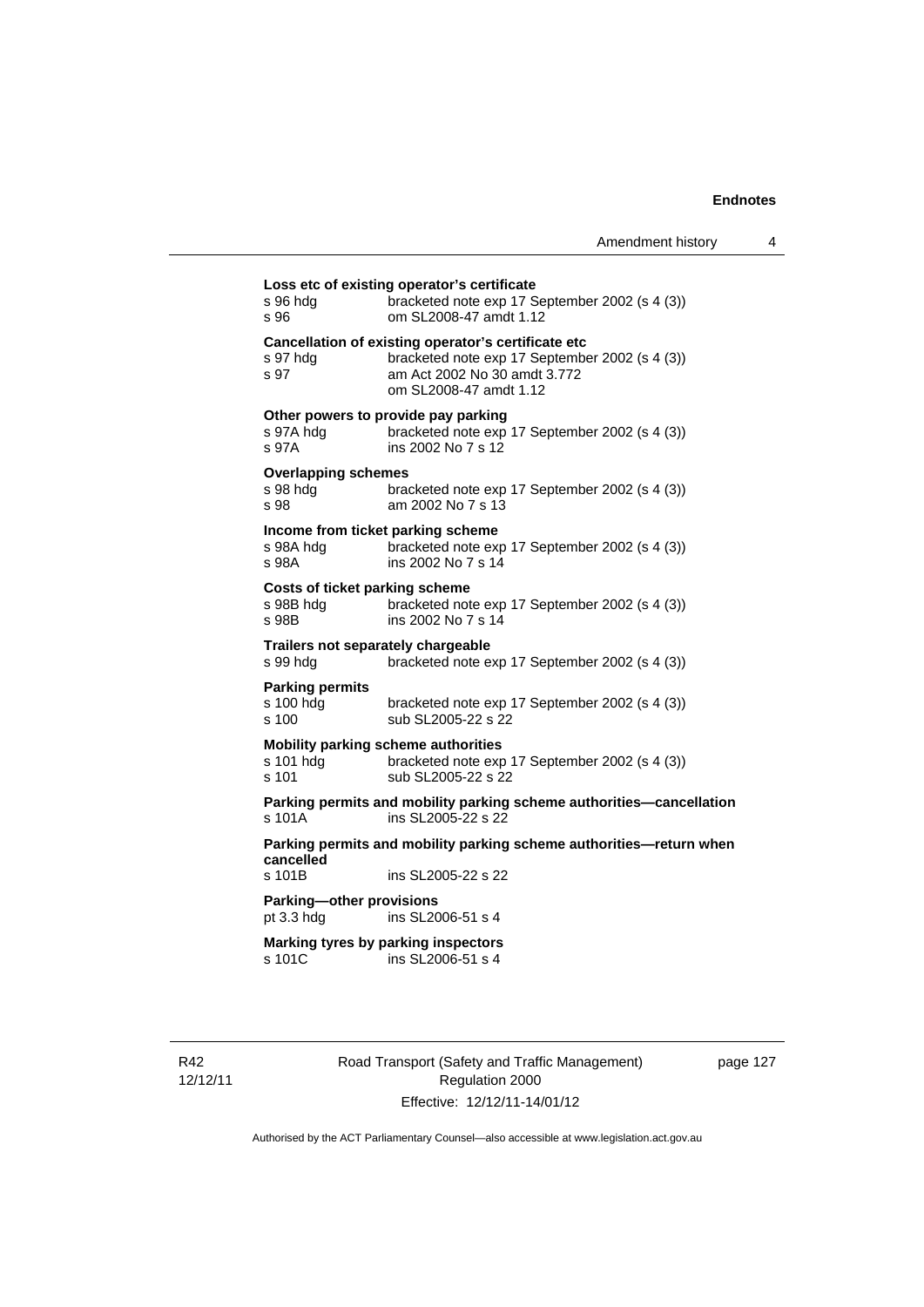**Loss etc of existing operator's certificate**

s 96 hdg bracketed note exp 17 September 2002 (s 4 (3))
s 96 om SL2008-47 amdt 1.12

**Cancellation of existing operator's certificate etc**

s 97 hdg bracketed note exp 17 September 2002 (s 4 (3))
s 97 am Act 2002 No 30 amdt 3.772
om SL2008-47 amdt 1.12

**Other powers to provide pay parking**

s 97A hdg bracketed note exp 17 September 2002 (s 4 (3))
s 97A ins 2002 No 7 s 12

**Overlapping schemes**

s 98 hdg bracketed note exp 17 September 2002 (s 4 (3))
s 98 am 2002 No 7 s 13

**Income from ticket parking scheme**

s 98A hdg bracketed note exp 17 September 2002 (s 4 (3))
s 98A ins 2002 No 7 s 14

**Costs of ticket parking scheme**

s 98B hdg bracketed note exp 17 September 2002 (s 4 (3))
s 98B ins 2002 No 7 s 14

**Trailers not separately chargeable**

s 99 hdg bracketed note exp 17 September 2002 (s 4 (3))

**Parking permits**

s 100 hdg bracketed note exp 17 September 2002 (s 4 (3))
s 100 sub SL2005-22 s 22

**Mobility parking scheme authorities**

s 101 hdg bracketed note exp 17 September 2002 (s 4 (3))
s 101 sub SL2005-22 s 22

**Parking permits and mobility parking scheme authorities—cancellation**

s 101A ins SL2005-22 s 22

**Parking permits and mobility parking scheme authorities—return when cancelled**

s 101B ins SL2005-22 s 22

**Parking—other provisions**

pt 3.3 hdg ins SL2006-51 s 4

**Marking tyres by parking inspectors**

s 101C ins SL2006-51 s 4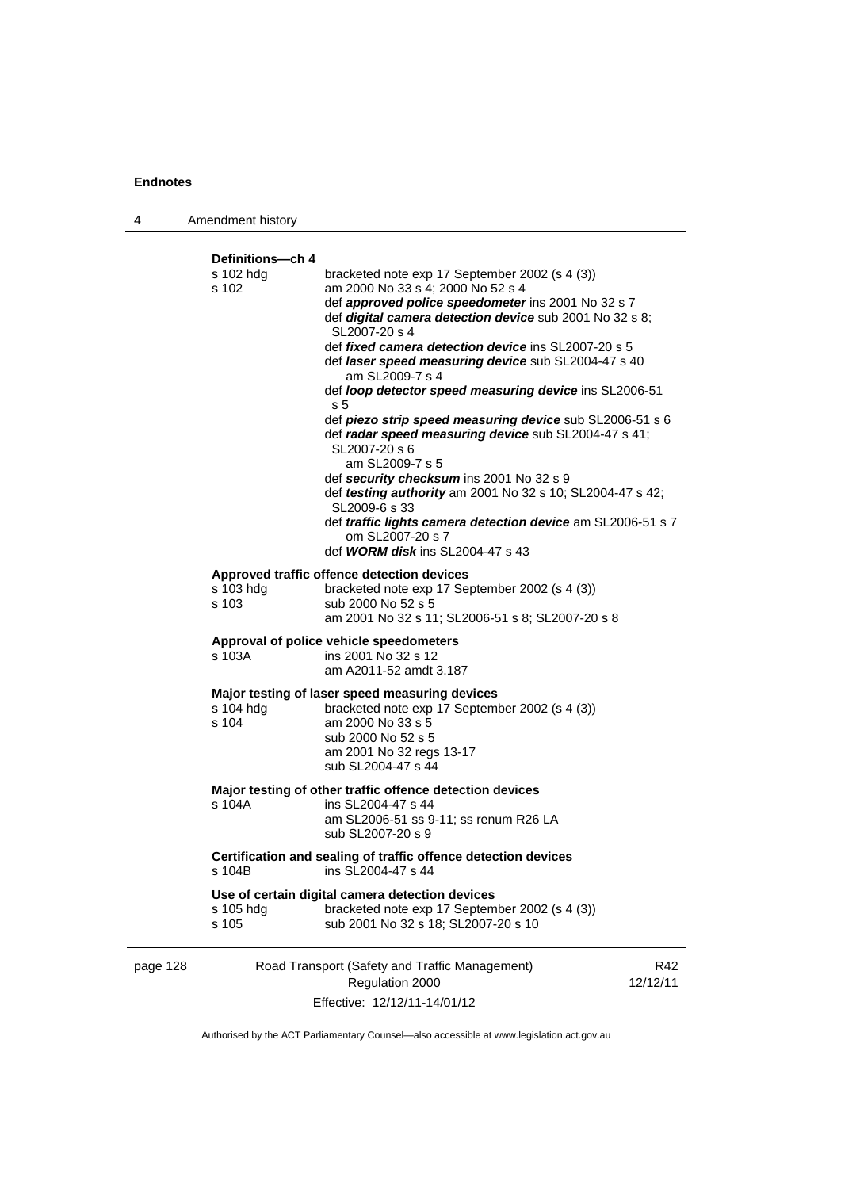**Definitions—ch 4**

s 102 hdg — bracketed note exp 17 September 2002 (s 4 (3))

s 102 — am 2000 No 33 s 4; 2000 No 52 s 4

def ***approved police speedometer*** ins 2001 No 32 s 7

def ***digital camera detection device*** sub 2001 No 32 s 8; SL2007-20 s 4

def ***fixed camera detection device*** ins SL2007-20 s 5

def ***laser speed measuring device*** sub SL2004-47 s 40
am SL2009-7 s 4

def ***loop detector speed measuring device*** ins SL2006-51 s 5

def ***piezo strip speed measuring device*** sub SL2006-51 s 6

def ***radar speed measuring device*** sub SL2004-47 s 41; SL2007-20 s 6
am SL2009-7 s 5

def ***security checksum*** ins 2001 No 32 s 9

def ***testing authority*** am 2001 No 32 s 10; SL2004-47 s 42; SL2009-6 s 33

def ***traffic lights camera detection device*** am SL2006-51 s 7
om SL2007-20 s 7

def ***WORM disk*** ins SL2004-47 s 43

**Approved traffic offence detection devices**

s 103 hdg — bracketed note exp 17 September 2002 (s 4 (3))

s 103 — sub 2000 No 52 s 5
am 2001 No 32 s 11; SL2006-51 s 8; SL2007-20 s 8

**Approval of police vehicle speedometers**

s 103A — ins 2001 No 32 s 12
am A2011-52 amdt 3.187

**Major testing of laser speed measuring devices**

s 104 hdg — bracketed note exp 17 September 2002 (s 4 (3))

s 104 — am 2000 No 33 s 5
sub 2000 No 52 s 5
am 2001 No 32 regs 13-17
sub SL2004-47 s 44

**Major testing of other traffic offence detection devices**

s 104A — ins SL2004-47 s 44
am SL2006-51 ss 9-11; ss renum R26 LA
sub SL2007-20 s 9

**Certification and sealing of traffic offence detection devices**

s 104B — ins SL2004-47 s 44

**Use of certain digital camera detection devices**

s 105 hdg — bracketed note exp 17 September 2002 (s 4 (3))

s 105 — sub 2001 No 32 s 18; SL2007-20 s 10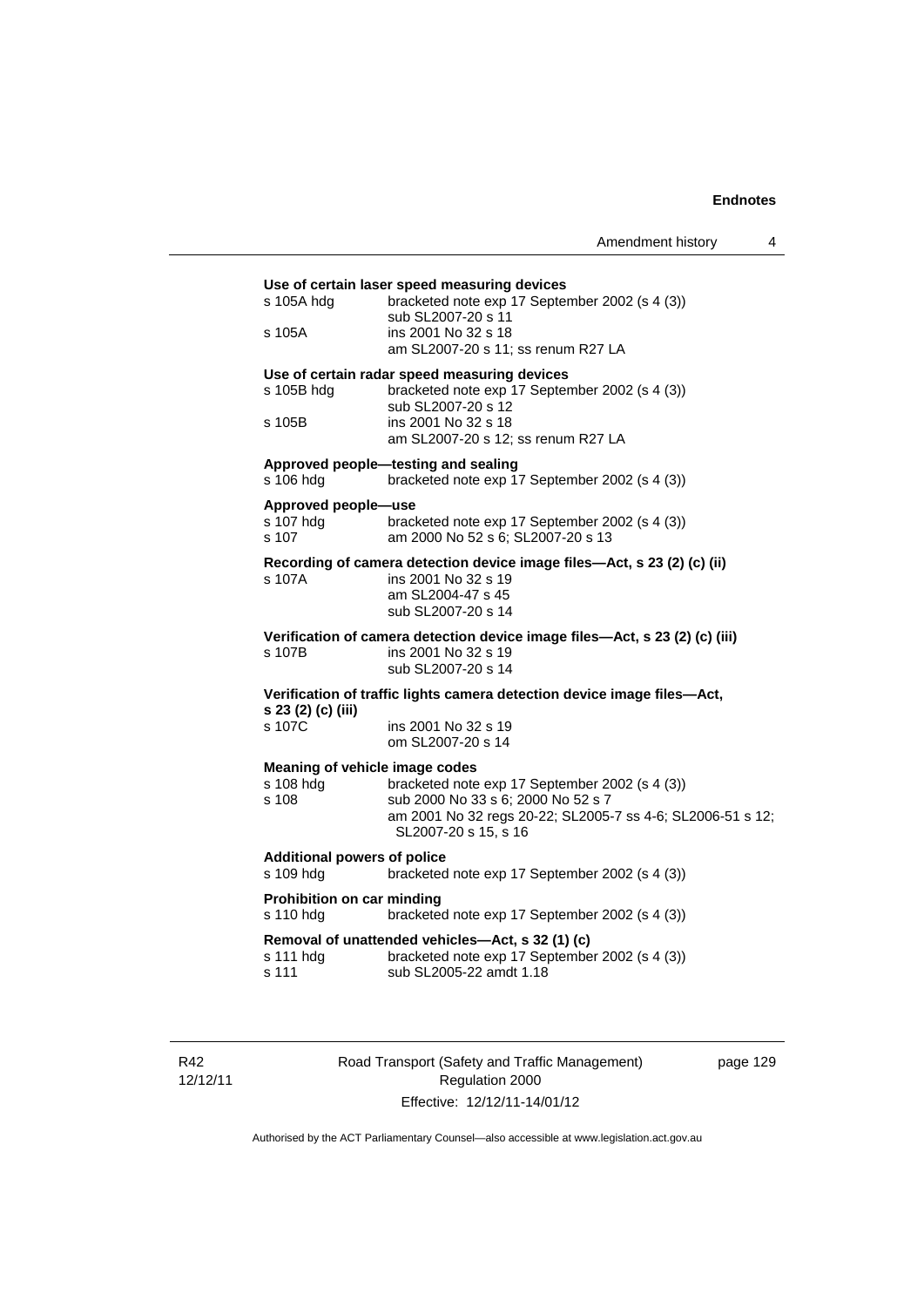**Use of certain laser speed measuring devices**

s 105A hdg bracketed note exp 17 September 2002 (s 4 (3))
sub SL2007-20 s 11

s 105A ins 2001 No 32 s 18
am SL2007-20 s 11; ss renum R27 LA

**Use of certain radar speed measuring devices**

s 105B hdg bracketed note exp 17 September 2002 (s 4 (3))
sub SL2007-20 s 12

s 105B ins 2001 No 32 s 18
am SL2007-20 s 12; ss renum R27 LA

**Approved people—testing and sealing**

s 106 hdg bracketed note exp 17 September 2002 (s 4 (3))

**Approved people—use**

s 107 hdg bracketed note exp 17 September 2002 (s 4 (3))

s 107 am 2000 No 52 s 6; SL2007-20 s 13

**Recording of camera detection device image files—Act, s 23 (2) (c) (ii)**

s 107A ins 2001 No 32 s 19
am SL2004-47 s 45
sub SL2007-20 s 14

**Verification of camera detection device image files—Act, s 23 (2) (c) (iii)**

s 107B ins 2001 No 32 s 19
sub SL2007-20 s 14

**Verification of traffic lights camera detection device image files—Act, s 23 (2) (c) (iii)**

s 107C ins 2001 No 32 s 19
om SL2007-20 s 14

**Meaning of vehicle image codes**

s 108 hdg bracketed note exp 17 September 2002 (s 4 (3))

s 108 sub 2000 No 33 s 6; 2000 No 52 s 7
am 2001 No 32 regs 20-22; SL2005-7 ss 4-6; SL2006-51 s 12; SL2007-20 s 15, s 16

**Additional powers of police**

s 109 hdg bracketed note exp 17 September 2002 (s 4 (3))

**Prohibition on car minding**

s 110 hdg bracketed note exp 17 September 2002 (s 4 (3))

**Removal of unattended vehicles—Act, s 32 (1) (c)**

s 111 hdg bracketed note exp 17 September 2002 (s 4 (3))

s 111 sub SL2005-22 amdt 1.18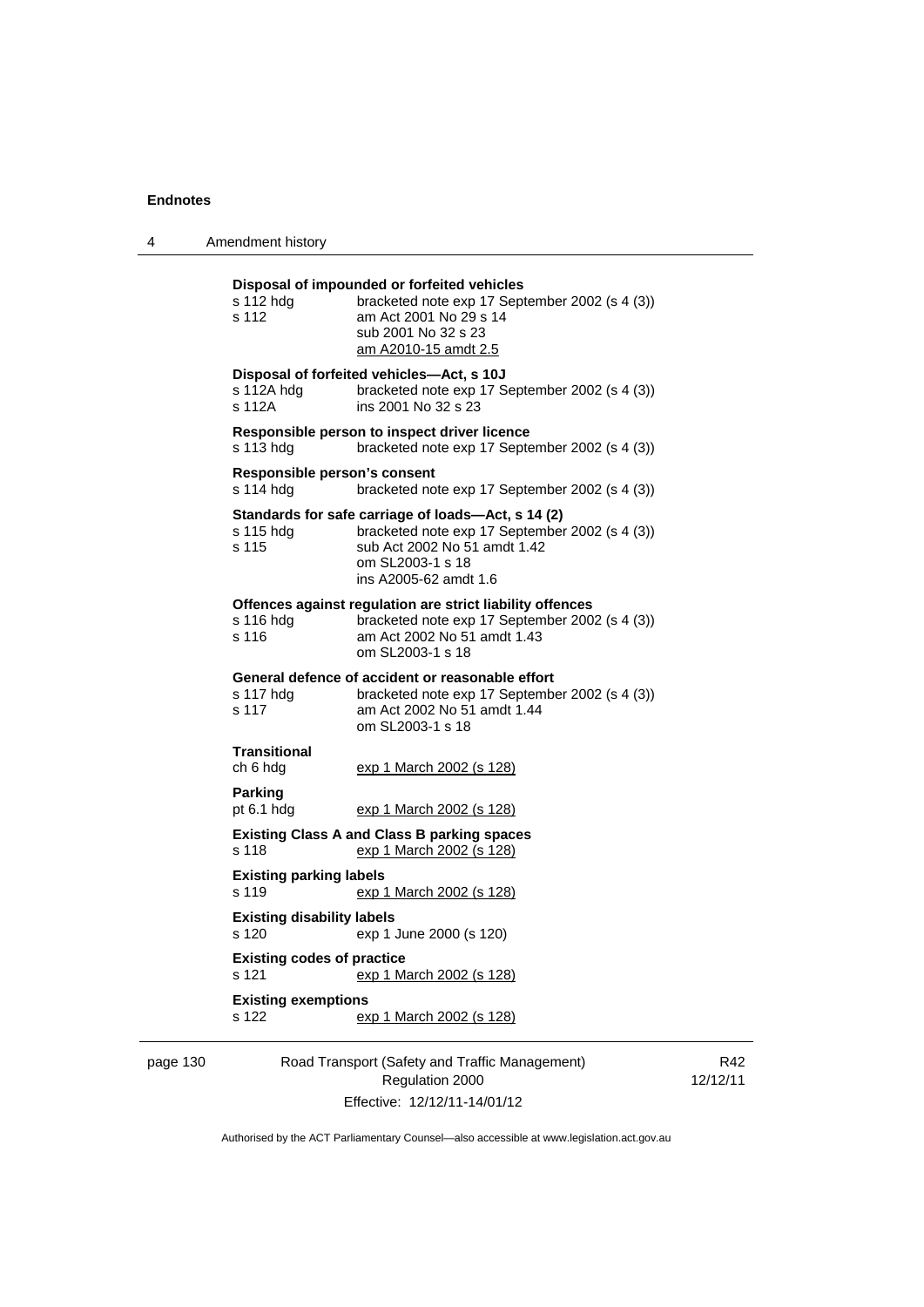**Disposal of impounded or forfeited vehicles**

s 112 hdg bracketed note exp 17 September 2002 (s 4 (3))
s 112 am Act 2001 No 29 s 14
sub 2001 No 32 s 23
am A2010-15 amdt 2.5

**Disposal of forfeited vehicles—Act, s 10J**

s 112A hdg bracketed note exp 17 September 2002 (s 4 (3))
s 112A ins 2001 No 32 s 23

**Responsible person to inspect driver licence**

s 113 hdg bracketed note exp 17 September 2002 (s 4 (3))

**Responsible person's consent**

s 114 hdg bracketed note exp 17 September 2002 (s 4 (3))

**Standards for safe carriage of loads—Act, s 14 (2)**

s 115 hdg bracketed note exp 17 September 2002 (s 4 (3))
s 115 sub Act 2002 No 51 amdt 1.42
om SL2003-1 s 18
ins A2005-62 amdt 1.6

**Offences against regulation are strict liability offences**

s 116 hdg bracketed note exp 17 September 2002 (s 4 (3))
s 116 am Act 2002 No 51 amdt 1.43
om SL2003-1 s 18

**General defence of accident or reasonable effort**

s 117 hdg bracketed note exp 17 September 2002 (s 4 (3))
s 117 am Act 2002 No 51 amdt 1.44
om SL2003-1 s 18

**Transitional**

ch 6 hdg exp 1 March 2002 (s 128)

**Parking**

pt 6.1 hdg exp 1 March 2002 (s 128)

**Existing Class A and Class B parking spaces**

s 118 exp 1 March 2002 (s 128)

**Existing parking labels**

s 119 exp 1 March 2002 (s 128)

**Existing disability labels**

s 120 exp 1 June 2000 (s 120)

**Existing codes of practice**

s 121 exp 1 March 2002 (s 128)

**Existing exemptions**

s 122 exp 1 March 2002 (s 128)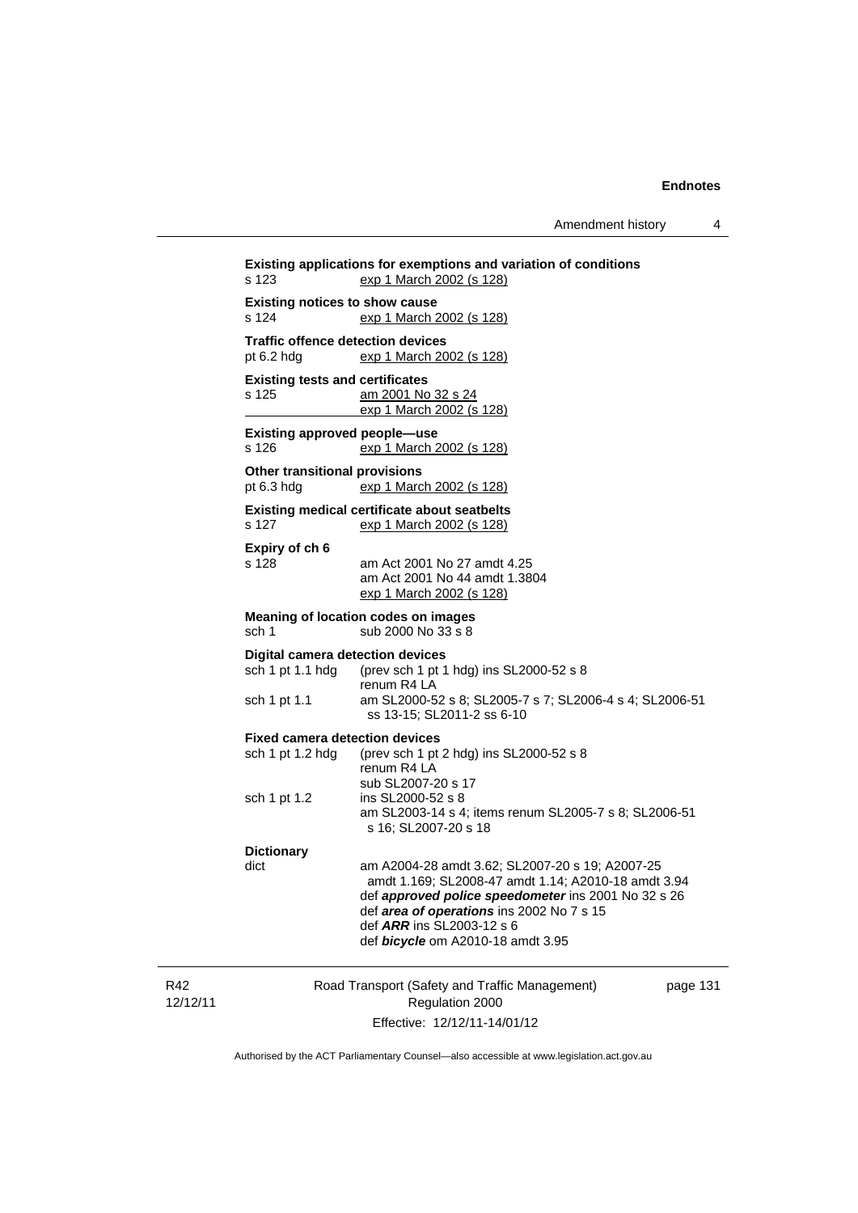**Existing applications for exemptions and variation of conditions**
s 123 exp 1 March 2002 (s 128)

**Existing notices to show cause**
s 124 exp 1 March 2002 (s 128)

**Traffic offence detection devices**
pt 6.2 hdg exp 1 March 2002 (s 128)

**Existing tests and certificates**
s 125 am 2001 No 32 s 24
exp 1 March 2002 (s 128)

**Existing approved people—use**
s 126 exp 1 March 2002 (s 128)

**Other transitional provisions**
pt 6.3 hdg exp 1 March 2002 (s 128)

**Existing medical certificate about seatbelts**
s 127 exp 1 March 2002 (s 128)

**Expiry of ch 6**
s 128 am Act 2001 No 27 amdt 4.25
am Act 2001 No 44 amdt 1.3804
exp 1 March 2002 (s 128)

**Meaning of location codes on images**
sch 1 sub 2000 No 33 s 8

**Digital camera detection devices**
sch 1 pt 1.1 hdg (prev sch 1 pt 1 hdg) ins SL2000-52 s 8
renum R4 LA
sch 1 pt 1.1 am SL2000-52 s 8; SL2005-7 s 7; SL2006-4 s 4; SL2006-51 ss 13-15; SL2011-2 ss 6-10

**Fixed camera detection devices**
sch 1 pt 1.2 hdg (prev sch 1 pt 2 hdg) ins SL2000-52 s 8
renum R4 LA
sub SL2007-20 s 17
sch 1 pt 1.2 ins SL2000-52 s 8
am SL2003-14 s 4; items renum SL2005-7 s 8; SL2006-51 s 16; SL2007-20 s 18

**Dictionary**
dict am A2004-28 amdt 3.62; SL2007-20 s 19; A2007-25 amdt 1.169; SL2008-47 amdt 1.14; A2010-18 amdt 3.94
def ***approved police speedometer*** ins 2001 No 32 s 26
def ***area of operations*** ins 2002 No 7 s 15
def ***ARR*** ins SL2003-12 s 6
def ***bicycle*** om A2010-18 amdt 3.95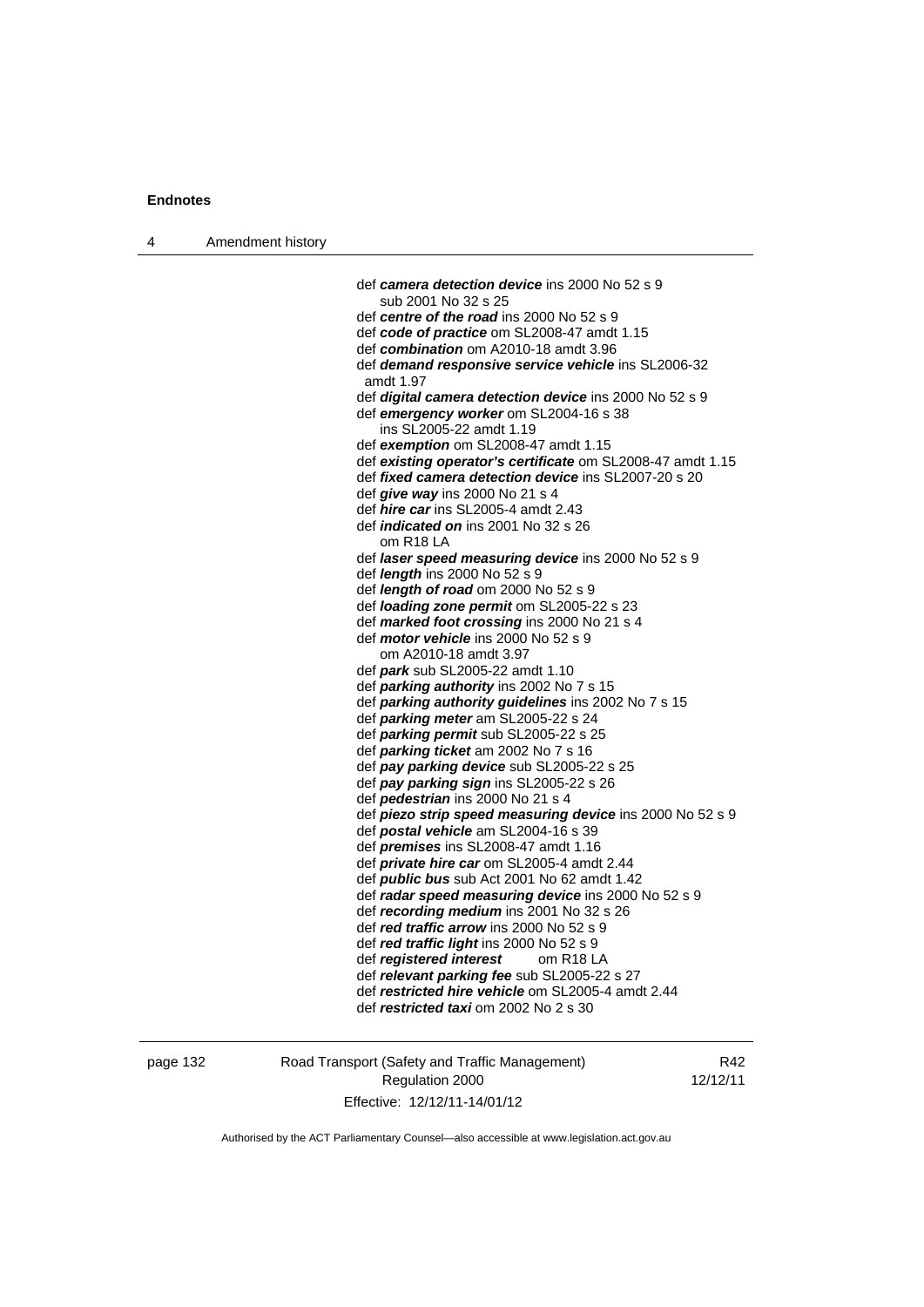def ***camera detection device*** ins 2000 No 52 s 9
sub 2001 No 32 s 25
def ***centre of the road*** ins 2000 No 52 s 9
def ***code of practice*** om SL2008-47 amdt 1.15
def ***combination*** om A2010-18 amdt 3.96
def ***demand responsive service vehicle*** ins SL2006-32 amdt 1.97
def ***digital camera detection device*** ins 2000 No 52 s 9
def ***emergency worker*** om SL2004-16 s 38
ins SL2005-22 amdt 1.19
def ***exemption*** om SL2008-47 amdt 1.15
def ***existing operator's certificate*** om SL2008-47 amdt 1.15
def ***fixed camera detection device*** ins SL2007-20 s 20
def ***give way*** ins 2000 No 21 s 4
def ***hire car*** ins SL2005-4 amdt 2.43
def ***indicated on*** ins 2001 No 32 s 26
om R18 LA
def ***laser speed measuring device*** ins 2000 No 52 s 9
def ***length*** ins 2000 No 52 s 9
def ***length of road*** om 2000 No 52 s 9
def ***loading zone permit*** om SL2005-22 s 23
def ***marked foot crossing*** ins 2000 No 21 s 4
def ***motor vehicle*** ins 2000 No 52 s 9
om A2010-18 amdt 3.97
def ***park*** sub SL2005-22 amdt 1.10
def ***parking authority*** ins 2002 No 7 s 15
def ***parking authority guidelines*** ins 2002 No 7 s 15
def ***parking meter*** am SL2005-22 s 24
def ***parking permit*** sub SL2005-22 s 25
def ***parking ticket*** am 2002 No 7 s 16
def ***pay parking device*** sub SL2005-22 s 25
def ***pay parking sign*** ins SL2005-22 s 26
def ***pedestrian*** ins 2000 No 21 s 4
def ***piezo strip speed measuring device*** ins 2000 No 52 s 9
def ***postal vehicle*** am SL2004-16 s 39
def ***premises*** ins SL2008-47 amdt 1.16
def ***private hire car*** om SL2005-4 amdt 2.44
def ***public bus*** sub Act 2001 No 62 amdt 1.42
def ***radar speed measuring device*** ins 2000 No 52 s 9
def ***recording medium*** ins 2001 No 32 s 26
def ***red traffic arrow*** ins 2000 No 52 s 9
def ***red traffic light*** ins 2000 No 52 s 9
def ***registered interest*** om R18 LA
def ***relevant parking fee*** sub SL2005-22 s 27
def ***restricted hire vehicle*** om SL2005-4 amdt 2.44
def ***restricted taxi*** om 2002 No 2 s 30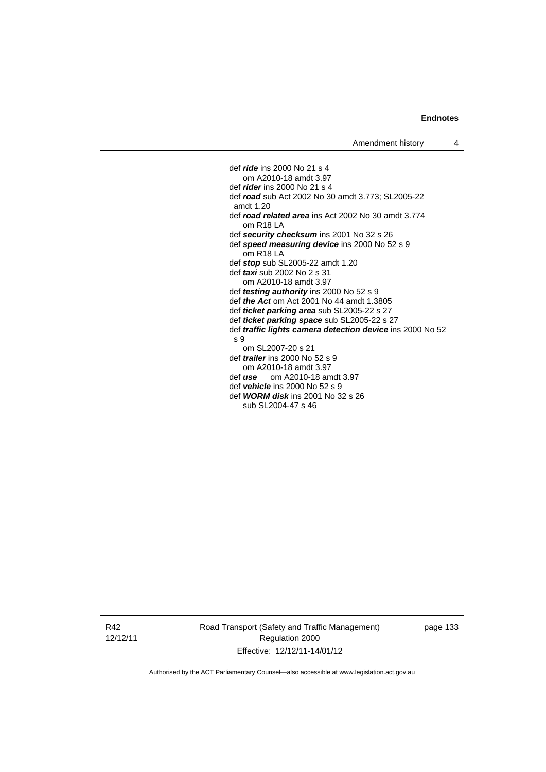def ***ride*** ins 2000 No 21 s 4
om A2010-18 amdt 3.97

def ***rider*** ins 2000 No 21 s 4

def ***road*** sub Act 2002 No 30 amdt 3.773; SL2005-22 amdt 1.20

def ***road related area*** ins Act 2002 No 30 amdt 3.774
om R18 LA

def ***security checksum*** ins 2001 No 32 s 26

def ***speed measuring device*** ins 2000 No 52 s 9
om R18 LA

def ***stop*** sub SL2005-22 amdt 1.20

def ***taxi*** sub 2002 No 2 s 31
om A2010-18 amdt 3.97

def ***testing authority*** ins 2000 No 52 s 9

def ***the Act*** om Act 2001 No 44 amdt 1.3805

def ***ticket parking area*** sub SL2005-22 s 27

def ***ticket parking space*** sub SL2005-22 s 27

def ***traffic lights camera detection device*** ins 2000 No 52 s 9
om SL2007-20 s 21

def ***trailer*** ins 2000 No 52 s 9
om A2010-18 amdt 3.97

def ***use*** om A2010-18 amdt 3.97

def ***vehicle*** ins 2000 No 52 s 9

def ***WORM disk*** ins 2001 No 32 s 26
sub SL2004-47 s 46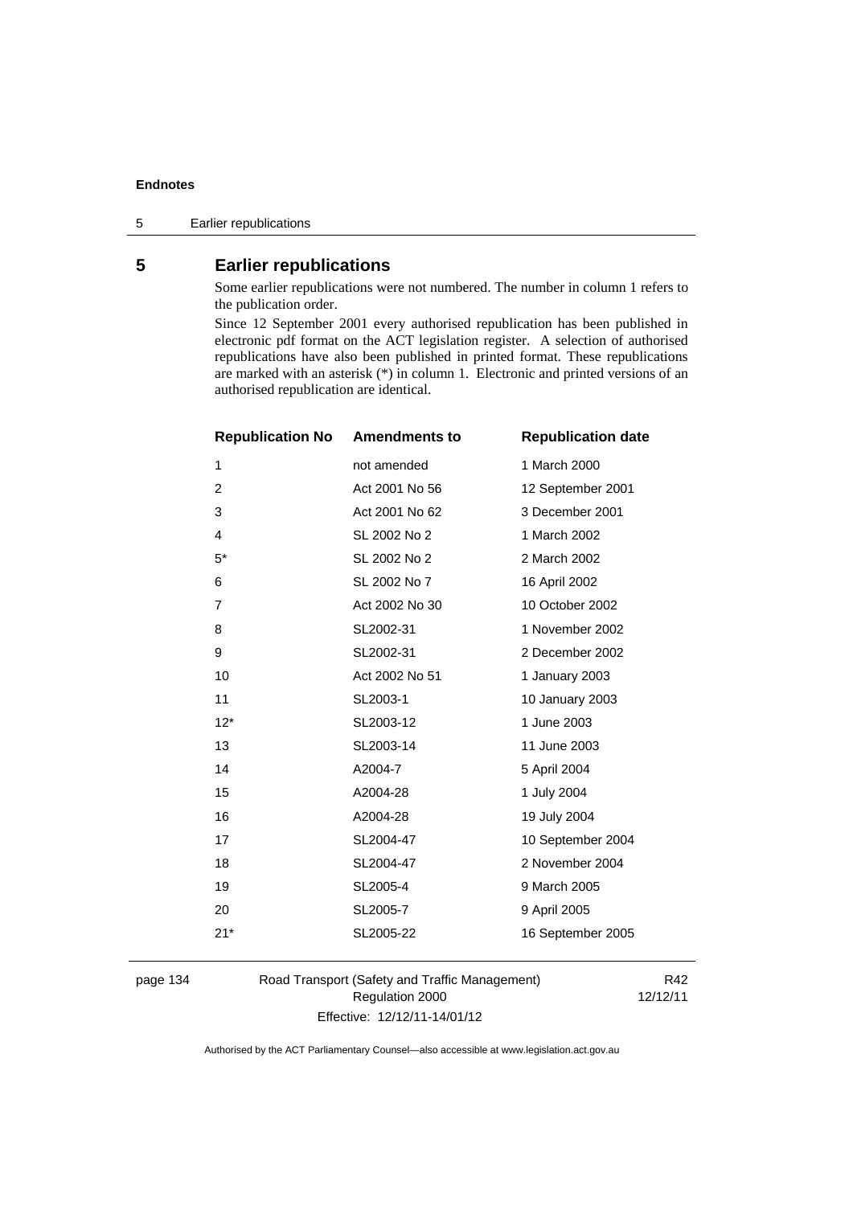## 5 Earlier republications

Some earlier republications were not numbered. The number in column 1 refers to the publication order.

Since 12 September 2001 every authorised republication has been published in electronic pdf format on the ACT legislation register. A selection of authorised republications have also been published in printed format. These republications are marked with an asterisk (*) in column 1. Electronic and printed versions of an authorised republication are identical.

| Republication No | Amendments to | Republication date |
|---|---|---|
| 1 | not amended | 1 March 2000 |
| 2 | Act 2001 No 56 | 12 September 2001 |
| 3 | Act 2001 No 62 | 3 December 2001 |
| 4 | SL 2002 No 2 | 1 March 2002 |
| 5* | SL 2002 No 2 | 2 March 2002 |
| 6 | SL 2002 No 7 | 16 April 2002 |
| 7 | Act 2002 No 30 | 10 October 2002 |
| 8 | SL2002-31 | 1 November 2002 |
| 9 | SL2002-31 | 2 December 2002 |
| 10 | Act 2002 No 51 | 1 January 2003 |
| 11 | SL2003-1 | 10 January 2003 |
| 12* | SL2003-12 | 1 June 2003 |
| 13 | SL2003-14 | 11 June 2003 |
| 14 | A2004-7 | 5 April 2004 |
| 15 | A2004-28 | 1 July 2004 |
| 16 | A2004-28 | 19 July 2004 |
| 17 | SL2004-47 | 10 September 2004 |
| 18 | SL2004-47 | 2 November 2004 |
| 19 | SL2005-4 | 9 March 2005 |
| 20 | SL2005-7 | 9 April 2005 |
| 21* | SL2005-22 | 16 September 2005 |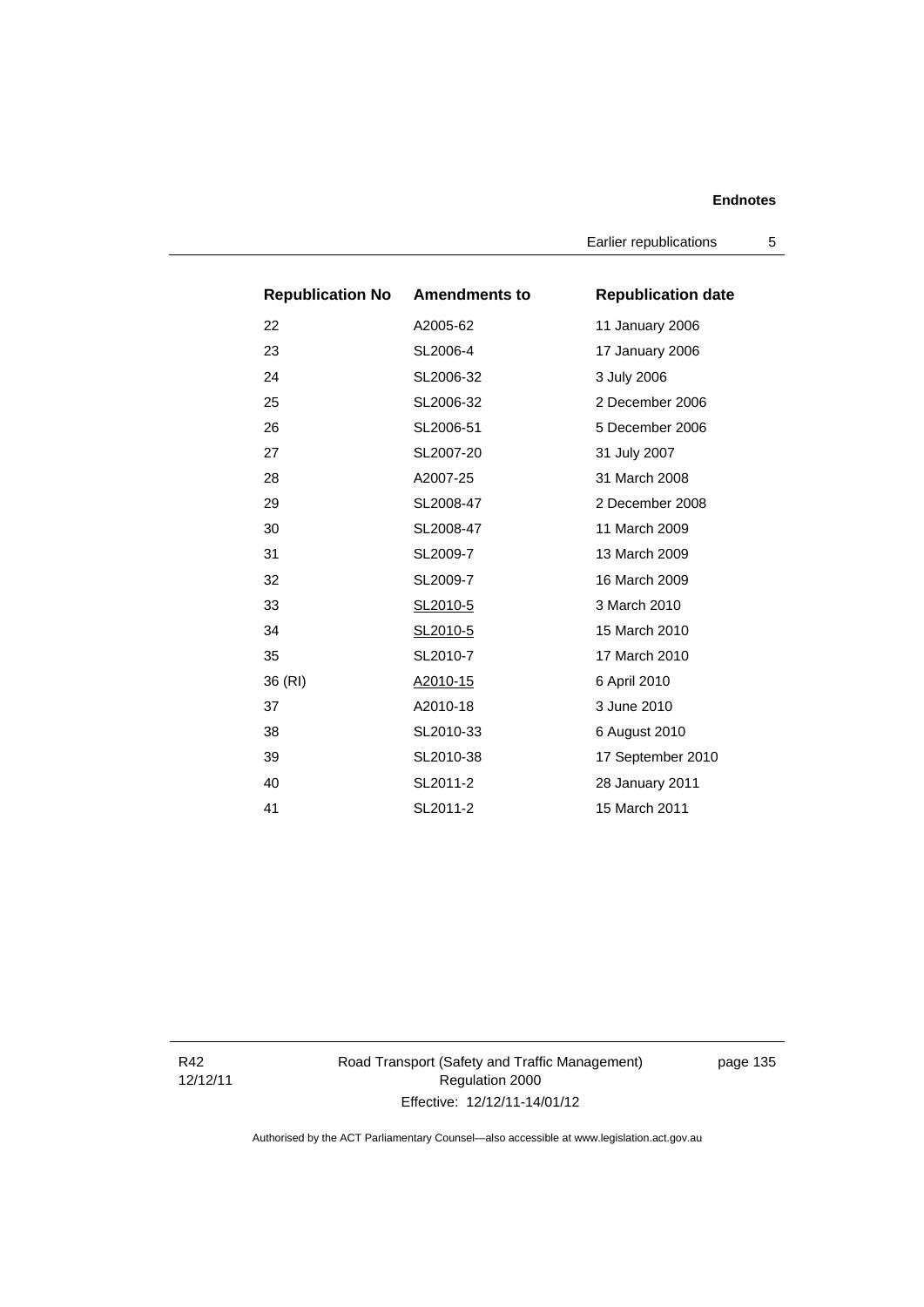| Republication No | Amendments to | Republication date |
| --- | --- | --- |
| 22 | A2005-62 | 11 January 2006 |
| 23 | SL2006-4 | 17 January 2006 |
| 24 | SL2006-32 | 3 July 2006 |
| 25 | SL2006-32 | 2 December 2006 |
| 26 | SL2006-51 | 5 December 2006 |
| 27 | SL2007-20 | 31 July 2007 |
| 28 | A2007-25 | 31 March 2008 |
| 29 | SL2008-47 | 2 December 2008 |
| 30 | SL2008-47 | 11 March 2009 |
| 31 | SL2009-7 | 13 March 2009 |
| 32 | SL2009-7 | 16 March 2009 |
| 33 | SL2010-5 | 3 March 2010 |
| 34 | SL2010-5 | 15 March 2010 |
| 35 | SL2010-7 | 17 March 2010 |
| 36 (RI) | A2010-15 | 6 April 2010 |
| 37 | A2010-18 | 3 June 2010 |
| 38 | SL2010-33 | 6 August 2010 |
| 39 | SL2010-38 | 17 September 2010 |
| 40 | SL2011-2 | 28 January 2011 |
| 41 | SL2011-2 | 15 March 2011 |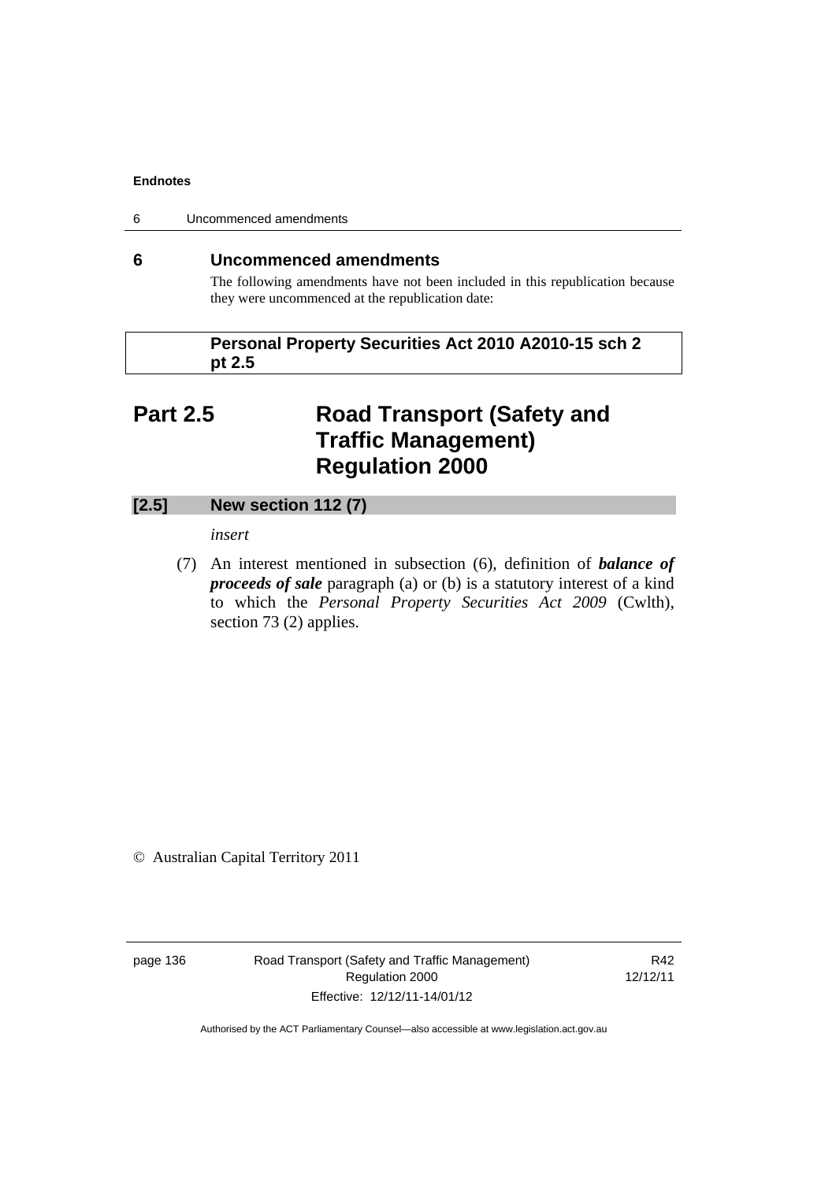## 6 Uncommenced amendments

The following amendments have not been included in this republication because they were uncommenced at the republication date:

**Personal Property Securities Act 2010 A2010-15 sch 2 pt 2.5**

# Part 2.5 Road Transport (Safety and Traffic Management) Regulation 2000

### [2.5] New section 112 (7)

*insert*

(7) An interest mentioned in subsection (6), definition of ***balance of proceeds of sale*** paragraph (a) or (b) is a statutory interest of a kind to which the *Personal Property Securities Act 2009* (Cwlth), section 73 (2) applies.

© Australian Capital Territory 2011